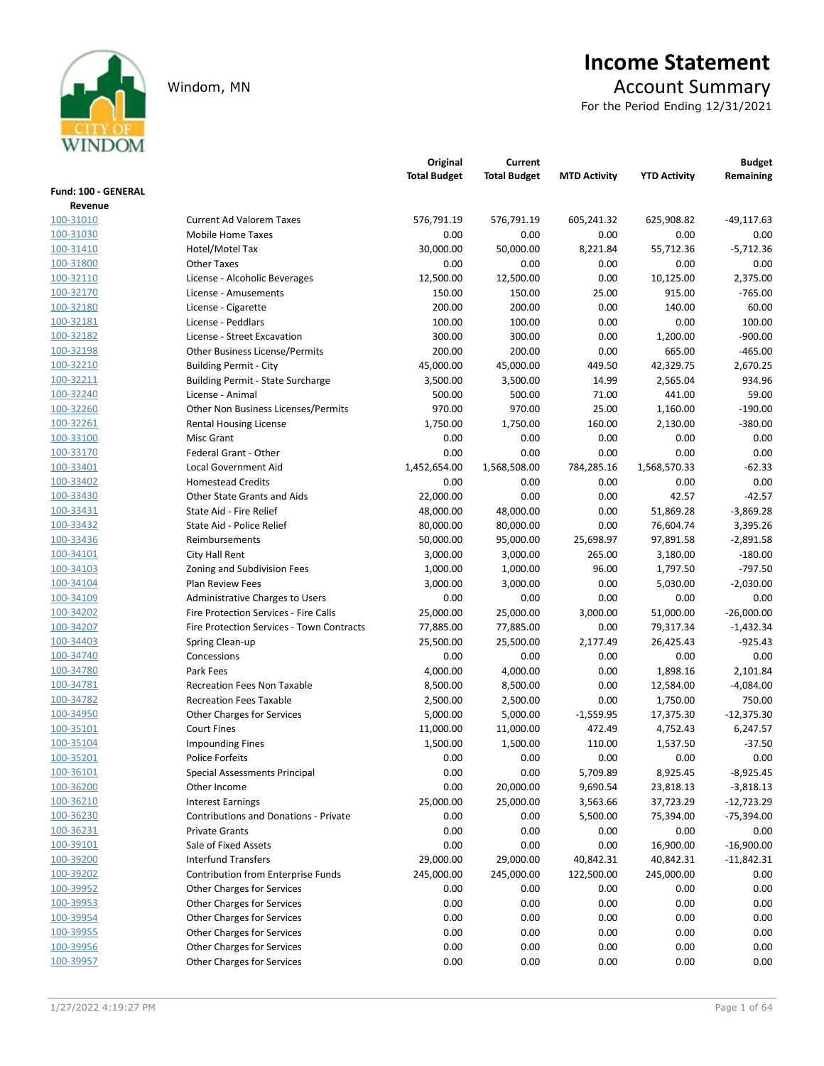# Income Statement

## Account Summary

Windom, MN

For the Period Ending 12/31/2021

| | | Original Total Budget | Current Total Budget | MTD Activity | YTD Activity | Budget Remaining |
|---|---|---|---|---|---|---|
| **Fund: 100 - GENERAL** | | | | | | |
| **Revenue** | | | | | | |
| 100-31010 | Current Ad Valorem Taxes | 576,791.19 | 576,791.19 | 605,241.32 | 625,908.82 | -49,117.63 |
| 100-31030 | Mobile Home Taxes | 0.00 | 0.00 | 0.00 | 0.00 | 0.00 |
| 100-31410 | Hotel/Motel Tax | 30,000.00 | 50,000.00 | 8,221.84 | 55,712.36 | -5,712.36 |
| 100-31800 | Other Taxes | 0.00 | 0.00 | 0.00 | 0.00 | 0.00 |
| 100-32110 | License - Alcoholic Beverages | 12,500.00 | 12,500.00 | 0.00 | 10,125.00 | 2,375.00 |
| 100-32170 | License - Amusements | 150.00 | 150.00 | 25.00 | 915.00 | -765.00 |
| 100-32180 | License - Cigarette | 200.00 | 200.00 | 0.00 | 140.00 | 60.00 |
| 100-32181 | License - Peddlars | 100.00 | 100.00 | 0.00 | 0.00 | 100.00 |
| 100-32182 | License - Street Excavation | 300.00 | 300.00 | 0.00 | 1,200.00 | -900.00 |
| 100-32198 | Other Business License/Permits | 200.00 | 200.00 | 0.00 | 665.00 | -465.00 |
| 100-32210 | Building Permit - City | 45,000.00 | 45,000.00 | 449.50 | 42,329.75 | 2,670.25 |
| 100-32211 | Building Permit - State Surcharge | 3,500.00 | 3,500.00 | 14.99 | 2,565.04 | 934.96 |
| 100-32240 | License - Animal | 500.00 | 500.00 | 71.00 | 441.00 | 59.00 |
| 100-32260 | Other Non Business Licenses/Permits | 970.00 | 970.00 | 25.00 | 1,160.00 | -190.00 |
| 100-32261 | Rental Housing License | 1,750.00 | 1,750.00 | 160.00 | 2,130.00 | -380.00 |
| 100-33100 | Misc Grant | 0.00 | 0.00 | 0.00 | 0.00 | 0.00 |
| 100-33170 | Federal Grant - Other | 0.00 | 0.00 | 0.00 | 0.00 | 0.00 |
| 100-33401 | Local Government Aid | 1,452,654.00 | 1,568,508.00 | 784,285.16 | 1,568,570.33 | -62.33 |
| 100-33402 | Homestead Credits | 0.00 | 0.00 | 0.00 | 0.00 | 0.00 |
| 100-33430 | Other State Grants and Aids | 22,000.00 | 0.00 | 0.00 | 42.57 | -42.57 |
| 100-33431 | State Aid - Fire Relief | 48,000.00 | 48,000.00 | 0.00 | 51,869.28 | -3,869.28 |
| 100-33432 | State Aid - Police Relief | 80,000.00 | 80,000.00 | 0.00 | 76,604.74 | 3,395.26 |
| 100-33436 | Reimbursements | 50,000.00 | 95,000.00 | 25,698.97 | 97,891.58 | -2,891.58 |
| 100-34101 | City Hall Rent | 3,000.00 | 3,000.00 | 265.00 | 3,180.00 | -180.00 |
| 100-34103 | Zoning and Subdivision Fees | 1,000.00 | 1,000.00 | 96.00 | 1,797.50 | -797.50 |
| 100-34104 | Plan Review Fees | 3,000.00 | 3,000.00 | 0.00 | 5,030.00 | -2,030.00 |
| 100-34109 | Administrative Charges to Users | 0.00 | 0.00 | 0.00 | 0.00 | 0.00 |
| 100-34202 | Fire Protection Services - Fire Calls | 25,000.00 | 25,000.00 | 3,000.00 | 51,000.00 | -26,000.00 |
| 100-34207 | Fire Protection Services - Town Contracts | 77,885.00 | 77,885.00 | 0.00 | 79,317.34 | -1,432.34 |
| 100-34403 | Spring Clean-up | 25,500.00 | 25,500.00 | 2,177.49 | 26,425.43 | -925.43 |
| 100-34740 | Concessions | 0.00 | 0.00 | 0.00 | 0.00 | 0.00 |
| 100-34780 | Park Fees | 4,000.00 | 4,000.00 | 0.00 | 1,898.16 | 2,101.84 |
| 100-34781 | Recreation Fees Non Taxable | 8,500.00 | 8,500.00 | 0.00 | 12,584.00 | -4,084.00 |
| 100-34782 | Recreation Fees Taxable | 2,500.00 | 2,500.00 | 0.00 | 1,750.00 | 750.00 |
| 100-34950 | Other Charges for Services | 5,000.00 | 5,000.00 | -1,559.95 | 17,375.30 | -12,375.30 |
| 100-35101 | Court Fines | 11,000.00 | 11,000.00 | 472.49 | 4,752.43 | 6,247.57 |
| 100-35104 | Impounding Fines | 1,500.00 | 1,500.00 | 110.00 | 1,537.50 | -37.50 |
| 100-35201 | Police Forfeits | 0.00 | 0.00 | 0.00 | 0.00 | 0.00 |
| 100-36101 | Special Assessments Principal | 0.00 | 0.00 | 5,709.89 | 8,925.45 | -8,925.45 |
| 100-36200 | Other Income | 0.00 | 20,000.00 | 9,690.54 | 23,818.13 | -3,818.13 |
| 100-36210 | Interest Earnings | 25,000.00 | 25,000.00 | 3,563.66 | 37,723.29 | -12,723.29 |
| 100-36230 | Contributions and Donations - Private | 0.00 | 0.00 | 5,500.00 | 75,394.00 | -75,394.00 |
| 100-36231 | Private Grants | 0.00 | 0.00 | 0.00 | 0.00 | 0.00 |
| 100-39101 | Sale of Fixed Assets | 0.00 | 0.00 | 0.00 | 16,900.00 | -16,900.00 |
| 100-39200 | Interfund Transfers | 29,000.00 | 29,000.00 | 40,842.31 | 40,842.31 | -11,842.31 |
| 100-39202 | Contribution from Enterprise Funds | 245,000.00 | 245,000.00 | 122,500.00 | 245,000.00 | 0.00 |
| 100-39952 | Other Charges for Services | 0.00 | 0.00 | 0.00 | 0.00 | 0.00 |
| 100-39953 | Other Charges for Services | 0.00 | 0.00 | 0.00 | 0.00 | 0.00 |
| 100-39954 | Other Charges for Services | 0.00 | 0.00 | 0.00 | 0.00 | 0.00 |
| 100-39955 | Other Charges for Services | 0.00 | 0.00 | 0.00 | 0.00 | 0.00 |
| 100-39956 | Other Charges for Services | 0.00 | 0.00 | 0.00 | 0.00 | 0.00 |
| 100-39957 | Other Charges for Services | 0.00 | 0.00 | 0.00 | 0.00 | 0.00 |

1/27/2022 4:19:27 PM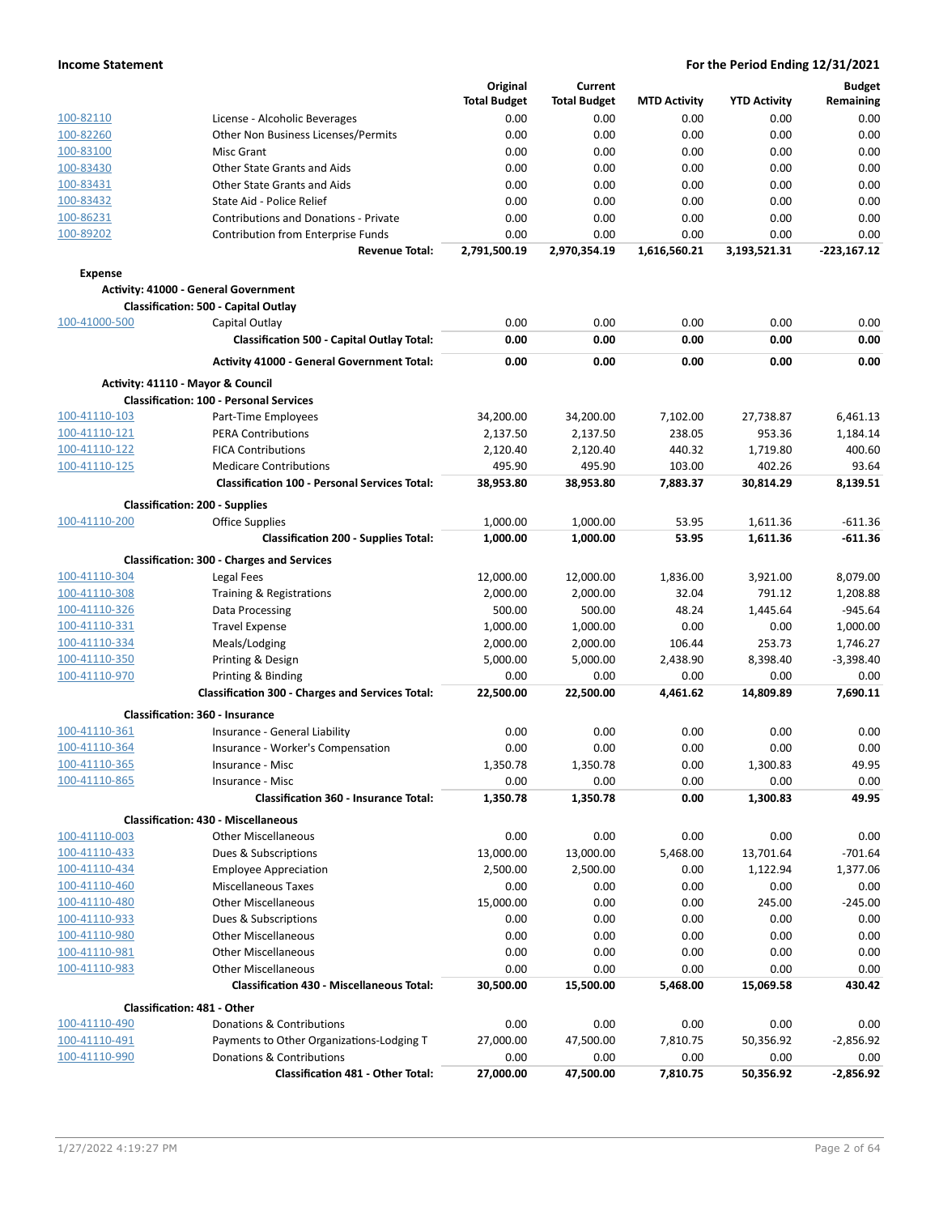**Income Statement** — **For the Period Ending 12/31/2021**

| | | Original Total Budget | Current Total Budget | MTD Activity | YTD Activity | Budget Remaining |
|---|---|---|---|---|---|---|
| 100-82110 | License - Alcoholic Beverages | 0.00 | 0.00 | 0.00 | 0.00 | 0.00 |
| 100-82260 | Other Non Business Licenses/Permits | 0.00 | 0.00 | 0.00 | 0.00 | 0.00 |
| 100-83100 | Misc Grant | 0.00 | 0.00 | 0.00 | 0.00 | 0.00 |
| 100-83430 | Other State Grants and Aids | 0.00 | 0.00 | 0.00 | 0.00 | 0.00 |
| 100-83431 | Other State Grants and Aids | 0.00 | 0.00 | 0.00 | 0.00 | 0.00 |
| 100-83432 | State Aid - Police Relief | 0.00 | 0.00 | 0.00 | 0.00 | 0.00 |
| 100-86231 | Contributions and Donations - Private | 0.00 | 0.00 | 0.00 | 0.00 | 0.00 |
| 100-89202 | Contribution from Enterprise Funds | 0.00 | 0.00 | 0.00 | 0.00 | 0.00 |
| | **Revenue Total:** | **2,791,500.19** | **2,970,354.19** | **1,616,560.21** | **3,193,521.31** | **-223,167.12** |
| **Expense** | | | | | | |
| **Activity: 41000 - General Government** | | | | | | |
| **Classification: 500 - Capital Outlay** | | | | | | |
| 100-41000-500 | Capital Outlay | 0.00 | 0.00 | 0.00 | 0.00 | 0.00 |
| | **Classification 500 - Capital Outlay Total:** | **0.00** | **0.00** | **0.00** | **0.00** | **0.00** |
| | **Activity 41000 - General Government Total:** | **0.00** | **0.00** | **0.00** | **0.00** | **0.00** |
| **Activity: 41110 - Mayor & Council** | | | | | | |
| **Classification: 100 - Personal Services** | | | | | | |
| 100-41110-103 | Part-Time Employees | 34,200.00 | 34,200.00 | 7,102.00 | 27,738.87 | 6,461.13 |
| 100-41110-121 | PERA Contributions | 2,137.50 | 2,137.50 | 238.05 | 953.36 | 1,184.14 |
| 100-41110-122 | FICA Contributions | 2,120.40 | 2,120.40 | 440.32 | 1,719.80 | 400.60 |
| 100-41110-125 | Medicare Contributions | 495.90 | 495.90 | 103.00 | 402.26 | 93.64 |
| | **Classification 100 - Personal Services Total:** | **38,953.80** | **38,953.80** | **7,883.37** | **30,814.29** | **8,139.51** |
| **Classification: 200 - Supplies** | | | | | | |
| 100-41110-200 | Office Supplies | 1,000.00 | 1,000.00 | 53.95 | 1,611.36 | -611.36 |
| | **Classification 200 - Supplies Total:** | **1,000.00** | **1,000.00** | **53.95** | **1,611.36** | **-611.36** |
| **Classification: 300 - Charges and Services** | | | | | | |
| 100-41110-304 | Legal Fees | 12,000.00 | 12,000.00 | 1,836.00 | 3,921.00 | 8,079.00 |
| 100-41110-308 | Training & Registrations | 2,000.00 | 2,000.00 | 32.04 | 791.12 | 1,208.88 |
| 100-41110-326 | Data Processing | 500.00 | 500.00 | 48.24 | 1,445.64 | -945.64 |
| 100-41110-331 | Travel Expense | 1,000.00 | 1,000.00 | 0.00 | 0.00 | 1,000.00 |
| 100-41110-334 | Meals/Lodging | 2,000.00 | 2,000.00 | 106.44 | 253.73 | 1,746.27 |
| 100-41110-350 | Printing & Design | 5,000.00 | 5,000.00 | 2,438.90 | 8,398.40 | -3,398.40 |
| 100-41110-970 | Printing & Binding | 0.00 | 0.00 | 0.00 | 0.00 | 0.00 |
| | **Classification 300 - Charges and Services Total:** | **22,500.00** | **22,500.00** | **4,461.62** | **14,809.89** | **7,690.11** |
| **Classification: 360 - Insurance** | | | | | | |
| 100-41110-361 | Insurance - General Liability | 0.00 | 0.00 | 0.00 | 0.00 | 0.00 |
| 100-41110-364 | Insurance - Worker's Compensation | 0.00 | 0.00 | 0.00 | 0.00 | 0.00 |
| 100-41110-365 | Insurance - Misc | 1,350.78 | 1,350.78 | 0.00 | 1,300.83 | 49.95 |
| 100-41110-865 | Insurance - Misc | 0.00 | 0.00 | 0.00 | 0.00 | 0.00 |
| | **Classification 360 - Insurance Total:** | **1,350.78** | **1,350.78** | **0.00** | **1,300.83** | **49.95** |
| **Classification: 430 - Miscellaneous** | | | | | | |
| 100-41110-003 | Other Miscellaneous | 0.00 | 0.00 | 0.00 | 0.00 | 0.00 |
| 100-41110-433 | Dues & Subscriptions | 13,000.00 | 13,000.00 | 5,468.00 | 13,701.64 | -701.64 |
| 100-41110-434 | Employee Appreciation | 2,500.00 | 2,500.00 | 0.00 | 1,122.94 | 1,377.06 |
| 100-41110-460 | Miscellaneous Taxes | 0.00 | 0.00 | 0.00 | 0.00 | 0.00 |
| 100-41110-480 | Other Miscellaneous | 15,000.00 | 0.00 | 0.00 | 245.00 | -245.00 |
| 100-41110-933 | Dues & Subscriptions | 0.00 | 0.00 | 0.00 | 0.00 | 0.00 |
| 100-41110-980 | Other Miscellaneous | 0.00 | 0.00 | 0.00 | 0.00 | 0.00 |
| 100-41110-981 | Other Miscellaneous | 0.00 | 0.00 | 0.00 | 0.00 | 0.00 |
| 100-41110-983 | Other Miscellaneous | 0.00 | 0.00 | 0.00 | 0.00 | 0.00 |
| | **Classification 430 - Miscellaneous Total:** | **30,500.00** | **15,500.00** | **5,468.00** | **15,069.58** | **430.42** |
| **Classification: 481 - Other** | | | | | | |
| 100-41110-490 | Donations & Contributions | 0.00 | 0.00 | 0.00 | 0.00 | 0.00 |
| 100-41110-491 | Payments to Other Organizations-Lodging T | 27,000.00 | 47,500.00 | 7,810.75 | 50,356.92 | -2,856.92 |
| 100-41110-990 | Donations & Contributions | 0.00 | 0.00 | 0.00 | 0.00 | 0.00 |
| | **Classification 481 - Other Total:** | **27,000.00** | **47,500.00** | **7,810.75** | **50,356.92** | **-2,856.92** |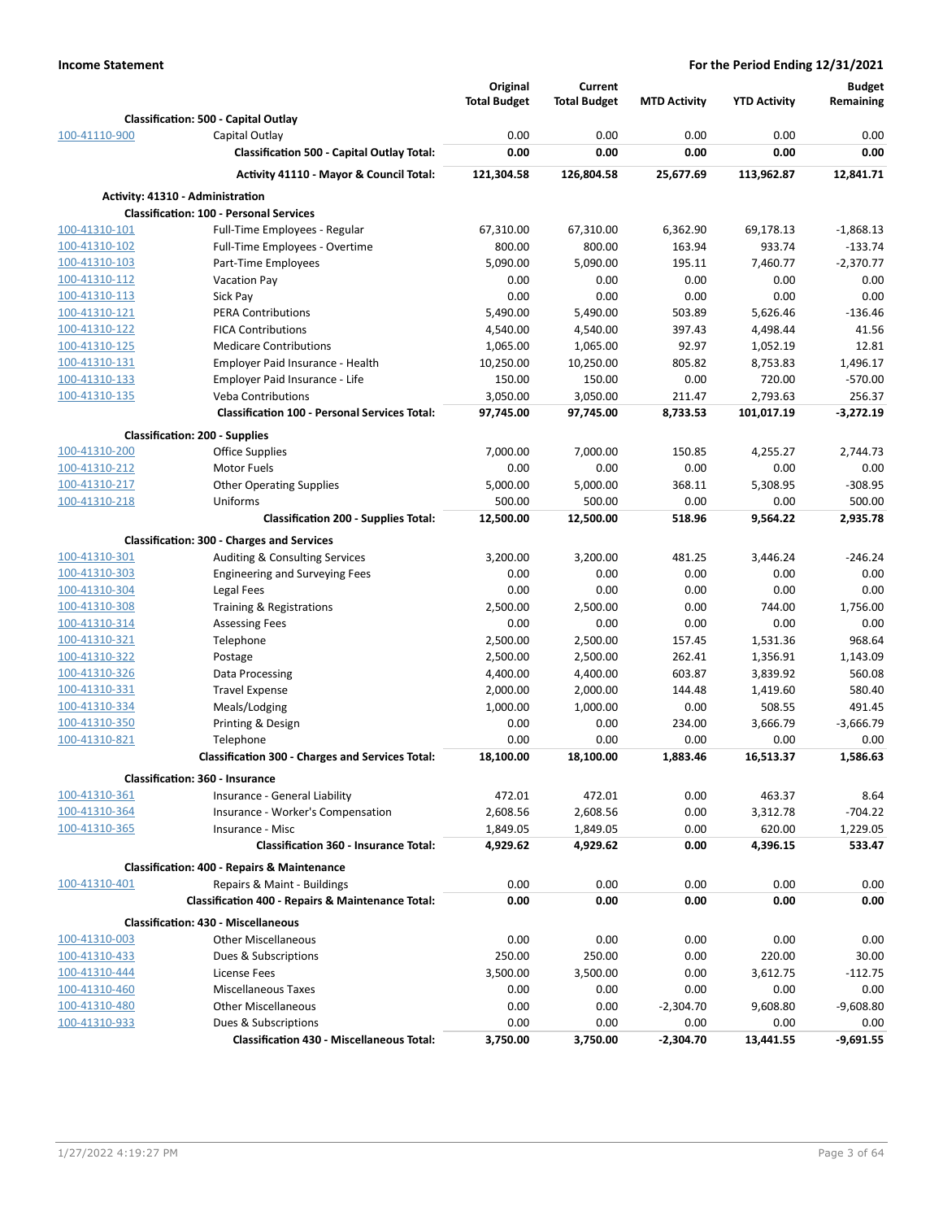**Income Statement** — For the Period Ending 12/31/2021

| | | Original Total Budget | Current Total Budget | MTD Activity | YTD Activity | Budget Remaining |
|---|---|---|---|---|---|---|
| **Classification: 500 - Capital Outlay** | | | | | | |
| 100-41110-900 | Capital Outlay | 0.00 | 0.00 | 0.00 | 0.00 | 0.00 |
| | **Classification 500 - Capital Outlay Total:** | **0.00** | **0.00** | **0.00** | **0.00** | **0.00** |
| | **Activity 41110 - Mayor & Council Total:** | **121,304.58** | **126,804.58** | **25,677.69** | **113,962.87** | **12,841.71** |
| **Activity: 41310 - Administration** | | | | | | |
| **Classification: 100 - Personal Services** | | | | | | |
| 100-41310-101 | Full-Time Employees - Regular | 67,310.00 | 67,310.00 | 6,362.90 | 69,178.13 | -1,868.13 |
| 100-41310-102 | Full-Time Employees - Overtime | 800.00 | 800.00 | 163.94 | 933.74 | -133.74 |
| 100-41310-103 | Part-Time Employees | 5,090.00 | 5,090.00 | 195.11 | 7,460.77 | -2,370.77 |
| 100-41310-112 | Vacation Pay | 0.00 | 0.00 | 0.00 | 0.00 | 0.00 |
| 100-41310-113 | Sick Pay | 0.00 | 0.00 | 0.00 | 0.00 | 0.00 |
| 100-41310-121 | PERA Contributions | 5,490.00 | 5,490.00 | 503.89 | 5,626.46 | -136.46 |
| 100-41310-122 | FICA Contributions | 4,540.00 | 4,540.00 | 397.43 | 4,498.44 | 41.56 |
| 100-41310-125 | Medicare Contributions | 1,065.00 | 1,065.00 | 92.97 | 1,052.19 | 12.81 |
| 100-41310-131 | Employer Paid Insurance - Health | 10,250.00 | 10,250.00 | 805.82 | 8,753.83 | 1,496.17 |
| 100-41310-133 | Employer Paid Insurance - Life | 150.00 | 150.00 | 0.00 | 720.00 | -570.00 |
| 100-41310-135 | Veba Contributions | 3,050.00 | 3,050.00 | 211.47 | 2,793.63 | 256.37 |
| | **Classification 100 - Personal Services Total:** | **97,745.00** | **97,745.00** | **8,733.53** | **101,017.19** | **-3,272.19** |
| **Classification: 200 - Supplies** | | | | | | |
| 100-41310-200 | Office Supplies | 7,000.00 | 7,000.00 | 150.85 | 4,255.27 | 2,744.73 |
| 100-41310-212 | Motor Fuels | 0.00 | 0.00 | 0.00 | 0.00 | 0.00 |
| 100-41310-217 | Other Operating Supplies | 5,000.00 | 5,000.00 | 368.11 | 5,308.95 | -308.95 |
| 100-41310-218 | Uniforms | 500.00 | 500.00 | 0.00 | 0.00 | 500.00 |
| | **Classification 200 - Supplies Total:** | **12,500.00** | **12,500.00** | **518.96** | **9,564.22** | **2,935.78** |
| **Classification: 300 - Charges and Services** | | | | | | |
| 100-41310-301 | Auditing & Consulting Services | 3,200.00 | 3,200.00 | 481.25 | 3,446.24 | -246.24 |
| 100-41310-303 | Engineering and Surveying Fees | 0.00 | 0.00 | 0.00 | 0.00 | 0.00 |
| 100-41310-304 | Legal Fees | 0.00 | 0.00 | 0.00 | 0.00 | 0.00 |
| 100-41310-308 | Training & Registrations | 2,500.00 | 2,500.00 | 0.00 | 744.00 | 1,756.00 |
| 100-41310-314 | Assessing Fees | 0.00 | 0.00 | 0.00 | 0.00 | 0.00 |
| 100-41310-321 | Telephone | 2,500.00 | 2,500.00 | 157.45 | 1,531.36 | 968.64 |
| 100-41310-322 | Postage | 2,500.00 | 2,500.00 | 262.41 | 1,356.91 | 1,143.09 |
| 100-41310-326 | Data Processing | 4,400.00 | 4,400.00 | 603.87 | 3,839.92 | 560.08 |
| 100-41310-331 | Travel Expense | 2,000.00 | 2,000.00 | 144.48 | 1,419.60 | 580.40 |
| 100-41310-334 | Meals/Lodging | 1,000.00 | 1,000.00 | 0.00 | 508.55 | 491.45 |
| 100-41310-350 | Printing & Design | 0.00 | 0.00 | 234.00 | 3,666.79 | -3,666.79 |
| 100-41310-821 | Telephone | 0.00 | 0.00 | 0.00 | 0.00 | 0.00 |
| | **Classification 300 - Charges and Services Total:** | **18,100.00** | **18,100.00** | **1,883.46** | **16,513.37** | **1,586.63** |
| **Classification: 360 - Insurance** | | | | | | |
| 100-41310-361 | Insurance - General Liability | 472.01 | 472.01 | 0.00 | 463.37 | 8.64 |
| 100-41310-364 | Insurance - Worker's Compensation | 2,608.56 | 2,608.56 | 0.00 | 3,312.78 | -704.22 |
| 100-41310-365 | Insurance - Misc | 1,849.05 | 1,849.05 | 0.00 | 620.00 | 1,229.05 |
| | **Classification 360 - Insurance Total:** | **4,929.62** | **4,929.62** | **0.00** | **4,396.15** | **533.47** |
| **Classification: 400 - Repairs & Maintenance** | | | | | | |
| 100-41310-401 | Repairs & Maint - Buildings | 0.00 | 0.00 | 0.00 | 0.00 | 0.00 |
| | **Classification 400 - Repairs & Maintenance Total:** | **0.00** | **0.00** | **0.00** | **0.00** | **0.00** |
| **Classification: 430 - Miscellaneous** | | | | | | |
| 100-41310-003 | Other Miscellaneous | 0.00 | 0.00 | 0.00 | 0.00 | 0.00 |
| 100-41310-433 | Dues & Subscriptions | 250.00 | 250.00 | 0.00 | 220.00 | 30.00 |
| 100-41310-444 | License Fees | 3,500.00 | 3,500.00 | 0.00 | 3,612.75 | -112.75 |
| 100-41310-460 | Miscellaneous Taxes | 0.00 | 0.00 | 0.00 | 0.00 | 0.00 |
| 100-41310-480 | Other Miscellaneous | 0.00 | 0.00 | -2,304.70 | 9,608.80 | -9,608.80 |
| 100-41310-933 | Dues & Subscriptions | 0.00 | 0.00 | 0.00 | 0.00 | 0.00 |
| | **Classification 430 - Miscellaneous Total:** | **3,750.00** | **3,750.00** | **-2,304.70** | **13,441.55** | **-9,691.55** |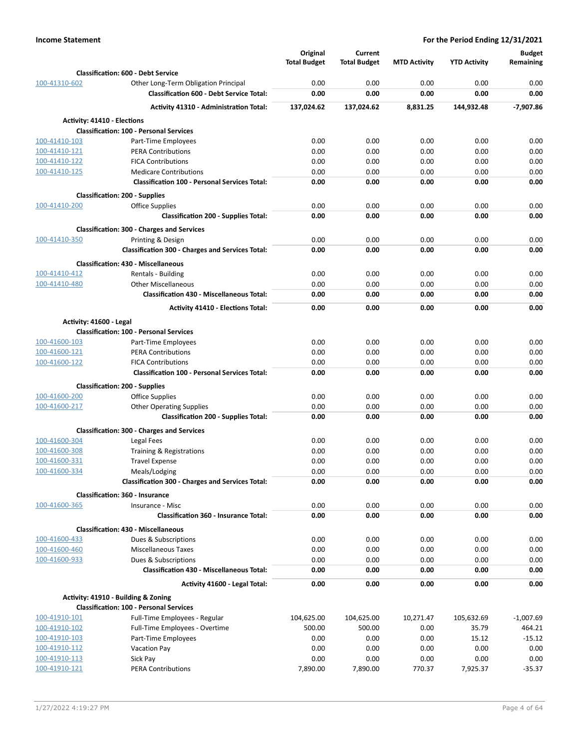**Income Statement** — **For the Period Ending 12/31/2021**

| | | Original Total Budget | Current Total Budget | MTD Activity | YTD Activity | Budget Remaining |
|---|---|---|---|---|---|---|
| | **Classification: 600 - Debt Service** | | | | | |
| 100-41310-602 | Other Long-Term Obligation Principal | 0.00 | 0.00 | 0.00 | 0.00 | 0.00 |
| | **Classification 600 - Debt Service Total:** | **0.00** | **0.00** | **0.00** | **0.00** | **0.00** |
| | **Activity 41310 - Administration Total:** | **137,024.62** | **137,024.62** | **8,831.25** | **144,932.48** | **-7,907.86** |
| **Activity: 41410 - Elections** | | | | | | |
| | **Classification: 100 - Personal Services** | | | | | |
| 100-41410-103 | Part-Time Employees | 0.00 | 0.00 | 0.00 | 0.00 | 0.00 |
| 100-41410-121 | PERA Contributions | 0.00 | 0.00 | 0.00 | 0.00 | 0.00 |
| 100-41410-122 | FICA Contributions | 0.00 | 0.00 | 0.00 | 0.00 | 0.00 |
| 100-41410-125 | Medicare Contributions | 0.00 | 0.00 | 0.00 | 0.00 | 0.00 |
| | **Classification 100 - Personal Services Total:** | **0.00** | **0.00** | **0.00** | **0.00** | **0.00** |
| | **Classification: 200 - Supplies** | | | | | |
| 100-41410-200 | Office Supplies | 0.00 | 0.00 | 0.00 | 0.00 | 0.00 |
| | **Classification 200 - Supplies Total:** | **0.00** | **0.00** | **0.00** | **0.00** | **0.00** |
| | **Classification: 300 - Charges and Services** | | | | | |
| 100-41410-350 | Printing & Design | 0.00 | 0.00 | 0.00 | 0.00 | 0.00 |
| | **Classification 300 - Charges and Services Total:** | **0.00** | **0.00** | **0.00** | **0.00** | **0.00** |
| | **Classification: 430 - Miscellaneous** | | | | | |
| 100-41410-412 | Rentals - Building | 0.00 | 0.00 | 0.00 | 0.00 | 0.00 |
| 100-41410-480 | Other Miscellaneous | 0.00 | 0.00 | 0.00 | 0.00 | 0.00 |
| | **Classification 430 - Miscellaneous Total:** | **0.00** | **0.00** | **0.00** | **0.00** | **0.00** |
| | **Activity 41410 - Elections Total:** | **0.00** | **0.00** | **0.00** | **0.00** | **0.00** |
| **Activity: 41600 - Legal** | | | | | | |
| | **Classification: 100 - Personal Services** | | | | | |
| 100-41600-103 | Part-Time Employees | 0.00 | 0.00 | 0.00 | 0.00 | 0.00 |
| 100-41600-121 | PERA Contributions | 0.00 | 0.00 | 0.00 | 0.00 | 0.00 |
| 100-41600-122 | FICA Contributions | 0.00 | 0.00 | 0.00 | 0.00 | 0.00 |
| | **Classification 100 - Personal Services Total:** | **0.00** | **0.00** | **0.00** | **0.00** | **0.00** |
| | **Classification: 200 - Supplies** | | | | | |
| 100-41600-200 | Office Supplies | 0.00 | 0.00 | 0.00 | 0.00 | 0.00 |
| 100-41600-217 | Other Operating Supplies | 0.00 | 0.00 | 0.00 | 0.00 | 0.00 |
| | **Classification 200 - Supplies Total:** | **0.00** | **0.00** | **0.00** | **0.00** | **0.00** |
| | **Classification: 300 - Charges and Services** | | | | | |
| 100-41600-304 | Legal Fees | 0.00 | 0.00 | 0.00 | 0.00 | 0.00 |
| 100-41600-308 | Training & Registrations | 0.00 | 0.00 | 0.00 | 0.00 | 0.00 |
| 100-41600-331 | Travel Expense | 0.00 | 0.00 | 0.00 | 0.00 | 0.00 |
| 100-41600-334 | Meals/Lodging | 0.00 | 0.00 | 0.00 | 0.00 | 0.00 |
| | **Classification 300 - Charges and Services Total:** | **0.00** | **0.00** | **0.00** | **0.00** | **0.00** |
| | **Classification: 360 - Insurance** | | | | | |
| 100-41600-365 | Insurance - Misc | 0.00 | 0.00 | 0.00 | 0.00 | 0.00 |
| | **Classification 360 - Insurance Total:** | **0.00** | **0.00** | **0.00** | **0.00** | **0.00** |
| | **Classification: 430 - Miscellaneous** | | | | | |
| 100-41600-433 | Dues & Subscriptions | 0.00 | 0.00 | 0.00 | 0.00 | 0.00 |
| 100-41600-460 | Miscellaneous Taxes | 0.00 | 0.00 | 0.00 | 0.00 | 0.00 |
| 100-41600-933 | Dues & Subscriptions | 0.00 | 0.00 | 0.00 | 0.00 | 0.00 |
| | **Classification 430 - Miscellaneous Total:** | **0.00** | **0.00** | **0.00** | **0.00** | **0.00** |
| | **Activity 41600 - Legal Total:** | **0.00** | **0.00** | **0.00** | **0.00** | **0.00** |
| **Activity: 41910 - Building & Zoning** | | | | | | |
| | **Classification: 100 - Personal Services** | | | | | |
| 100-41910-101 | Full-Time Employees - Regular | 104,625.00 | 104,625.00 | 10,271.47 | 105,632.69 | -1,007.69 |
| 100-41910-102 | Full-Time Employees - Overtime | 500.00 | 500.00 | 0.00 | 35.79 | 464.21 |
| 100-41910-103 | Part-Time Employees | 0.00 | 0.00 | 0.00 | 15.12 | -15.12 |
| 100-41910-112 | Vacation Pay | 0.00 | 0.00 | 0.00 | 0.00 | 0.00 |
| 100-41910-113 | Sick Pay | 0.00 | 0.00 | 0.00 | 0.00 | 0.00 |
| 100-41910-121 | PERA Contributions | 7,890.00 | 7,890.00 | 770.37 | 7,925.37 | -35.37 |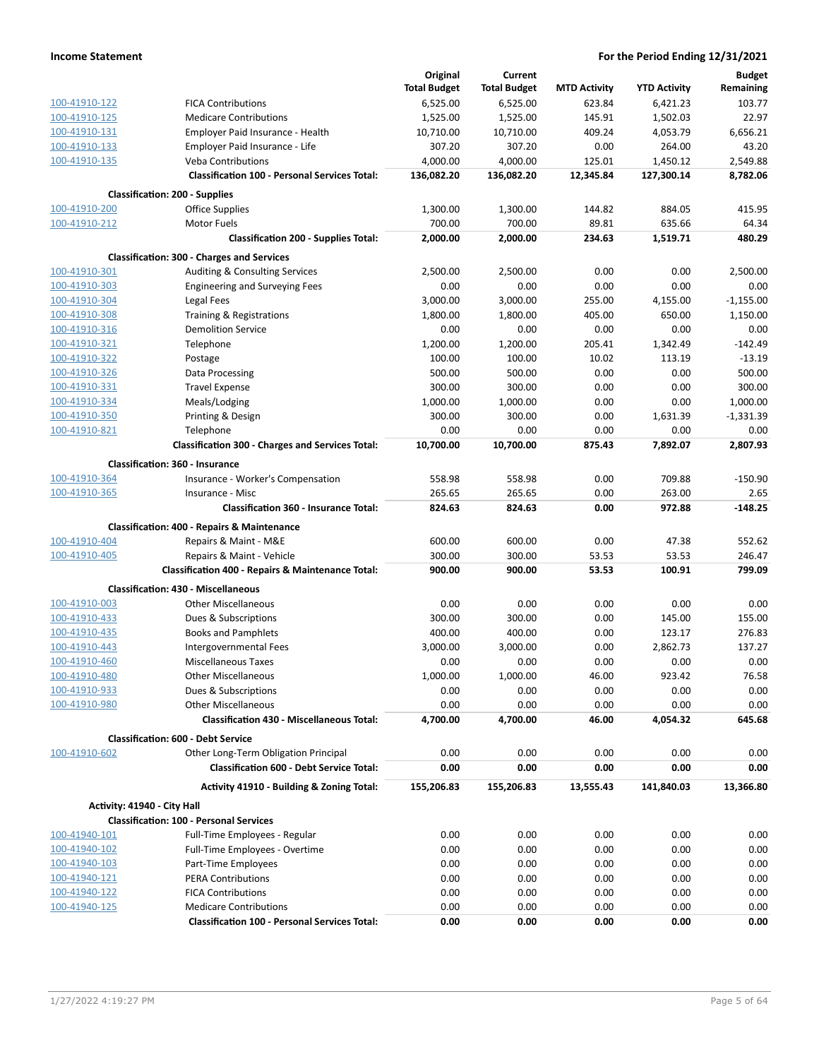**Income Statement** — **For the Period Ending 12/31/2021**

| | | Original Total Budget | Current Total Budget | MTD Activity | YTD Activity | Budget Remaining |
|---|---|---|---|---|---|---|
| 100-41910-122 | FICA Contributions | 6,525.00 | 6,525.00 | 623.84 | 6,421.23 | 103.77 |
| 100-41910-125 | Medicare Contributions | 1,525.00 | 1,525.00 | 145.91 | 1,502.03 | 22.97 |
| 100-41910-131 | Employer Paid Insurance - Health | 10,710.00 | 10,710.00 | 409.24 | 4,053.79 | 6,656.21 |
| 100-41910-133 | Employer Paid Insurance - Life | 307.20 | 307.20 | 0.00 | 264.00 | 43.20 |
| 100-41910-135 | Veba Contributions | 4,000.00 | 4,000.00 | 125.01 | 1,450.12 | 2,549.88 |
| | **Classification 100 - Personal Services Total:** | **136,082.20** | **136,082.20** | **12,345.84** | **127,300.14** | **8,782.06** |
| **Classification: 200 - Supplies** | | | | | | |
| 100-41910-200 | Office Supplies | 1,300.00 | 1,300.00 | 144.82 | 884.05 | 415.95 |
| 100-41910-212 | Motor Fuels | 700.00 | 700.00 | 89.81 | 635.66 | 64.34 |
| | **Classification 200 - Supplies Total:** | **2,000.00** | **2,000.00** | **234.63** | **1,519.71** | **480.29** |
| **Classification: 300 - Charges and Services** | | | | | | |
| 100-41910-301 | Auditing & Consulting Services | 2,500.00 | 2,500.00 | 0.00 | 0.00 | 2,500.00 |
| 100-41910-303 | Engineering and Surveying Fees | 0.00 | 0.00 | 0.00 | 0.00 | 0.00 |
| 100-41910-304 | Legal Fees | 3,000.00 | 3,000.00 | 255.00 | 4,155.00 | -1,155.00 |
| 100-41910-308 | Training & Registrations | 1,800.00 | 1,800.00 | 405.00 | 650.00 | 1,150.00 |
| 100-41910-316 | Demolition Service | 0.00 | 0.00 | 0.00 | 0.00 | 0.00 |
| 100-41910-321 | Telephone | 1,200.00 | 1,200.00 | 205.41 | 1,342.49 | -142.49 |
| 100-41910-322 | Postage | 100.00 | 100.00 | 10.02 | 113.19 | -13.19 |
| 100-41910-326 | Data Processing | 500.00 | 500.00 | 0.00 | 0.00 | 500.00 |
| 100-41910-331 | Travel Expense | 300.00 | 300.00 | 0.00 | 0.00 | 300.00 |
| 100-41910-334 | Meals/Lodging | 1,000.00 | 1,000.00 | 0.00 | 0.00 | 1,000.00 |
| 100-41910-350 | Printing & Design | 300.00 | 300.00 | 0.00 | 1,631.39 | -1,331.39 |
| 100-41910-821 | Telephone | 0.00 | 0.00 | 0.00 | 0.00 | 0.00 |
| | **Classification 300 - Charges and Services Total:** | **10,700.00** | **10,700.00** | **875.43** | **7,892.07** | **2,807.93** |
| **Classification: 360 - Insurance** | | | | | | |
| 100-41910-364 | Insurance - Worker's Compensation | 558.98 | 558.98 | 0.00 | 709.88 | -150.90 |
| 100-41910-365 | Insurance - Misc | 265.65 | 265.65 | 0.00 | 263.00 | 2.65 |
| | **Classification 360 - Insurance Total:** | **824.63** | **824.63** | **0.00** | **972.88** | **-148.25** |
| **Classification: 400 - Repairs & Maintenance** | | | | | | |
| 100-41910-404 | Repairs & Maint - M&E | 600.00 | 600.00 | 0.00 | 47.38 | 552.62 |
| 100-41910-405 | Repairs & Maint - Vehicle | 300.00 | 300.00 | 53.53 | 53.53 | 246.47 |
| | **Classification 400 - Repairs & Maintenance Total:** | **900.00** | **900.00** | **53.53** | **100.91** | **799.09** |
| **Classification: 430 - Miscellaneous** | | | | | | |
| 100-41910-003 | Other Miscellaneous | 0.00 | 0.00 | 0.00 | 0.00 | 0.00 |
| 100-41910-433 | Dues & Subscriptions | 300.00 | 300.00 | 0.00 | 145.00 | 155.00 |
| 100-41910-435 | Books and Pamphlets | 400.00 | 400.00 | 0.00 | 123.17 | 276.83 |
| 100-41910-443 | Intergovernmental Fees | 3,000.00 | 3,000.00 | 0.00 | 2,862.73 | 137.27 |
| 100-41910-460 | Miscellaneous Taxes | 0.00 | 0.00 | 0.00 | 0.00 | 0.00 |
| 100-41910-480 | Other Miscellaneous | 1,000.00 | 1,000.00 | 46.00 | 923.42 | 76.58 |
| 100-41910-933 | Dues & Subscriptions | 0.00 | 0.00 | 0.00 | 0.00 | 0.00 |
| 100-41910-980 | Other Miscellaneous | 0.00 | 0.00 | 0.00 | 0.00 | 0.00 |
| | **Classification 430 - Miscellaneous Total:** | **4,700.00** | **4,700.00** | **46.00** | **4,054.32** | **645.68** |
| **Classification: 600 - Debt Service** | | | | | | |
| 100-41910-602 | Other Long-Term Obligation Principal | 0.00 | 0.00 | 0.00 | 0.00 | 0.00 |
| | **Classification 600 - Debt Service Total:** | **0.00** | **0.00** | **0.00** | **0.00** | **0.00** |
| | **Activity 41910 - Building & Zoning Total:** | **155,206.83** | **155,206.83** | **13,555.43** | **141,840.03** | **13,366.80** |
| **Activity: 41940 - City Hall** | | | | | | |
| **Classification: 100 - Personal Services** | | | | | | |
| 100-41940-101 | Full-Time Employees - Regular | 0.00 | 0.00 | 0.00 | 0.00 | 0.00 |
| 100-41940-102 | Full-Time Employees - Overtime | 0.00 | 0.00 | 0.00 | 0.00 | 0.00 |
| 100-41940-103 | Part-Time Employees | 0.00 | 0.00 | 0.00 | 0.00 | 0.00 |
| 100-41940-121 | PERA Contributions | 0.00 | 0.00 | 0.00 | 0.00 | 0.00 |
| 100-41940-122 | FICA Contributions | 0.00 | 0.00 | 0.00 | 0.00 | 0.00 |
| 100-41940-125 | Medicare Contributions | 0.00 | 0.00 | 0.00 | 0.00 | 0.00 |
| | **Classification 100 - Personal Services Total:** | **0.00** | **0.00** | **0.00** | **0.00** | **0.00** |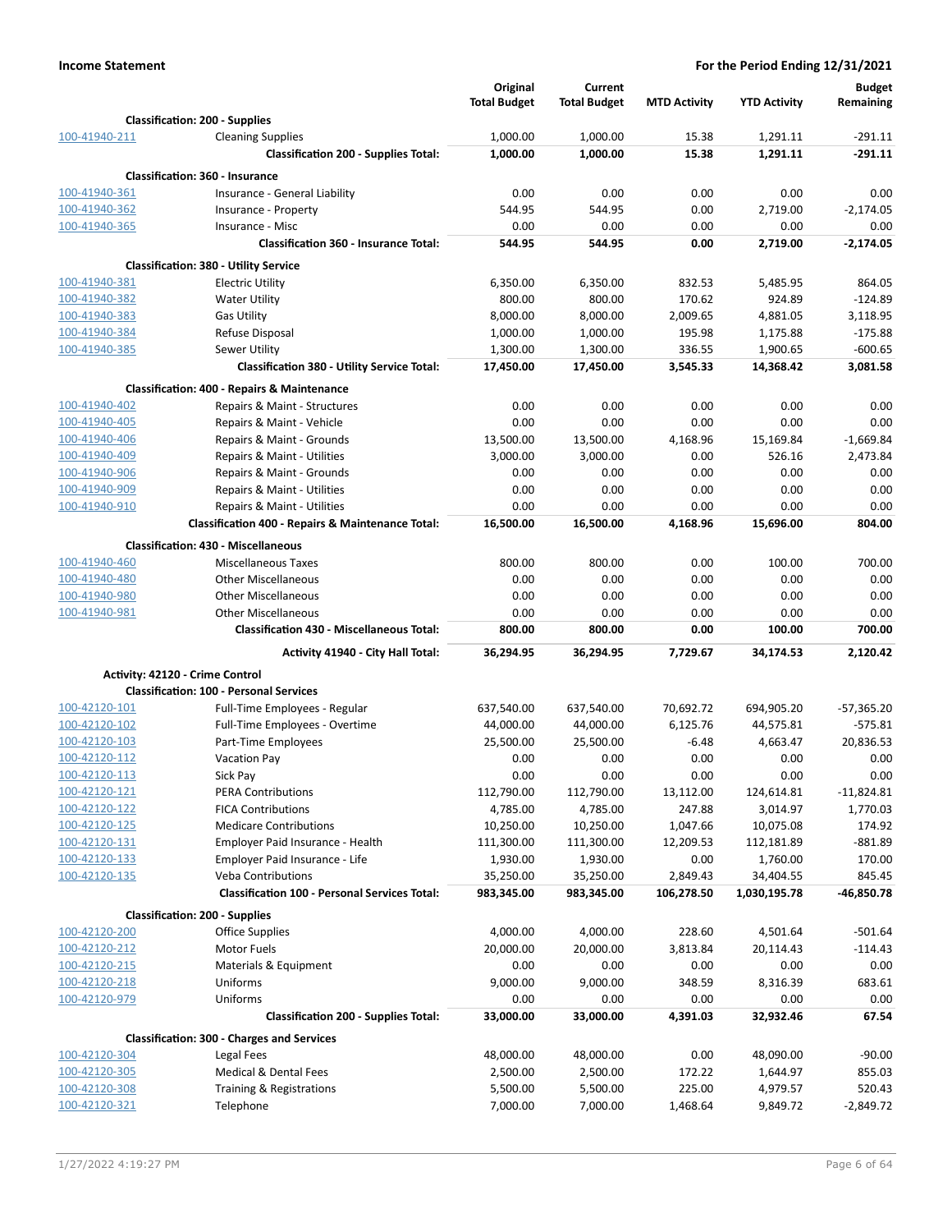**Income Statement** — **For the Period Ending 12/31/2021**

| | | Original Total Budget | Current Total Budget | MTD Activity | YTD Activity | Budget Remaining |
|---|---|---|---|---|---|---|
| **Classification: 200 - Supplies** | | | | | | |
| 100-41940-211 | Cleaning Supplies | 1,000.00 | 1,000.00 | 15.38 | 1,291.11 | -291.11 |
| | **Classification 200 - Supplies Total:** | **1,000.00** | **1,000.00** | **15.38** | **1,291.11** | **-291.11** |
| **Classification: 360 - Insurance** | | | | | | |
| 100-41940-361 | Insurance - General Liability | 0.00 | 0.00 | 0.00 | 0.00 | 0.00 |
| 100-41940-362 | Insurance - Property | 544.95 | 544.95 | 0.00 | 2,719.00 | -2,174.05 |
| 100-41940-365 | Insurance - Misc | 0.00 | 0.00 | 0.00 | 0.00 | 0.00 |
| | **Classification 360 - Insurance Total:** | **544.95** | **544.95** | **0.00** | **2,719.00** | **-2,174.05** |
| **Classification: 380 - Utility Service** | | | | | | |
| 100-41940-381 | Electric Utility | 6,350.00 | 6,350.00 | 832.53 | 5,485.95 | 864.05 |
| 100-41940-382 | Water Utility | 800.00 | 800.00 | 170.62 | 924.89 | -124.89 |
| 100-41940-383 | Gas Utility | 8,000.00 | 8,000.00 | 2,009.65 | 4,881.05 | 3,118.95 |
| 100-41940-384 | Refuse Disposal | 1,000.00 | 1,000.00 | 195.98 | 1,175.88 | -175.88 |
| 100-41940-385 | Sewer Utility | 1,300.00 | 1,300.00 | 336.55 | 1,900.65 | -600.65 |
| | **Classification 380 - Utility Service Total:** | **17,450.00** | **17,450.00** | **3,545.33** | **14,368.42** | **3,081.58** |
| **Classification: 400 - Repairs & Maintenance** | | | | | | |
| 100-41940-402 | Repairs & Maint - Structures | 0.00 | 0.00 | 0.00 | 0.00 | 0.00 |
| 100-41940-405 | Repairs & Maint - Vehicle | 0.00 | 0.00 | 0.00 | 0.00 | 0.00 |
| 100-41940-406 | Repairs & Maint - Grounds | 13,500.00 | 13,500.00 | 4,168.96 | 15,169.84 | -1,669.84 |
| 100-41940-409 | Repairs & Maint - Utilities | 3,000.00 | 3,000.00 | 0.00 | 526.16 | 2,473.84 |
| 100-41940-906 | Repairs & Maint - Grounds | 0.00 | 0.00 | 0.00 | 0.00 | 0.00 |
| 100-41940-909 | Repairs & Maint - Utilities | 0.00 | 0.00 | 0.00 | 0.00 | 0.00 |
| 100-41940-910 | Repairs & Maint - Utilities | 0.00 | 0.00 | 0.00 | 0.00 | 0.00 |
| | **Classification 400 - Repairs & Maintenance Total:** | **16,500.00** | **16,500.00** | **4,168.96** | **15,696.00** | **804.00** |
| **Classification: 430 - Miscellaneous** | | | | | | |
| 100-41940-460 | Miscellaneous Taxes | 800.00 | 800.00 | 0.00 | 100.00 | 700.00 |
| 100-41940-480 | Other Miscellaneous | 0.00 | 0.00 | 0.00 | 0.00 | 0.00 |
| 100-41940-980 | Other Miscellaneous | 0.00 | 0.00 | 0.00 | 0.00 | 0.00 |
| 100-41940-981 | Other Miscellaneous | 0.00 | 0.00 | 0.00 | 0.00 | 0.00 |
| | **Classification 430 - Miscellaneous Total:** | **800.00** | **800.00** | **0.00** | **100.00** | **700.00** |
| | **Activity 41940 - City Hall Total:** | **36,294.95** | **36,294.95** | **7,729.67** | **34,174.53** | **2,120.42** |
| **Activity: 42120 - Crime Control** | | | | | | |
| **Classification: 100 - Personal Services** | | | | | | |
| 100-42120-101 | Full-Time Employees - Regular | 637,540.00 | 637,540.00 | 70,692.72 | 694,905.20 | -57,365.20 |
| 100-42120-102 | Full-Time Employees - Overtime | 44,000.00 | 44,000.00 | 6,125.76 | 44,575.81 | -575.81 |
| 100-42120-103 | Part-Time Employees | 25,500.00 | 25,500.00 | -6.48 | 4,663.47 | 20,836.53 |
| 100-42120-112 | Vacation Pay | 0.00 | 0.00 | 0.00 | 0.00 | 0.00 |
| 100-42120-113 | Sick Pay | 0.00 | 0.00 | 0.00 | 0.00 | 0.00 |
| 100-42120-121 | PERA Contributions | 112,790.00 | 112,790.00 | 13,112.00 | 124,614.81 | -11,824.81 |
| 100-42120-122 | FICA Contributions | 4,785.00 | 4,785.00 | 247.88 | 3,014.97 | 1,770.03 |
| 100-42120-125 | Medicare Contributions | 10,250.00 | 10,250.00 | 1,047.66 | 10,075.08 | 174.92 |
| 100-42120-131 | Employer Paid Insurance - Health | 111,300.00 | 111,300.00 | 12,209.53 | 112,181.89 | -881.89 |
| 100-42120-133 | Employer Paid Insurance - Life | 1,930.00 | 1,930.00 | 0.00 | 1,760.00 | 170.00 |
| 100-42120-135 | Veba Contributions | 35,250.00 | 35,250.00 | 2,849.43 | 34,404.55 | 845.45 |
| | **Classification 100 - Personal Services Total:** | **983,345.00** | **983,345.00** | **106,278.50** | **1,030,195.78** | **-46,850.78** |
| **Classification: 200 - Supplies** | | | | | | |
| 100-42120-200 | Office Supplies | 4,000.00 | 4,000.00 | 228.60 | 4,501.64 | -501.64 |
| 100-42120-212 | Motor Fuels | 20,000.00 | 20,000.00 | 3,813.84 | 20,114.43 | -114.43 |
| 100-42120-215 | Materials & Equipment | 0.00 | 0.00 | 0.00 | 0.00 | 0.00 |
| 100-42120-218 | Uniforms | 9,000.00 | 9,000.00 | 348.59 | 8,316.39 | 683.61 |
| 100-42120-979 | Uniforms | 0.00 | 0.00 | 0.00 | 0.00 | 0.00 |
| | **Classification 200 - Supplies Total:** | **33,000.00** | **33,000.00** | **4,391.03** | **32,932.46** | **67.54** |
| **Classification: 300 - Charges and Services** | | | | | | |
| 100-42120-304 | Legal Fees | 48,000.00 | 48,000.00 | 0.00 | 48,090.00 | -90.00 |
| 100-42120-305 | Medical & Dental Fees | 2,500.00 | 2,500.00 | 172.22 | 1,644.97 | 855.03 |
| 100-42120-308 | Training & Registrations | 5,500.00 | 5,500.00 | 225.00 | 4,979.57 | 520.43 |
| 100-42120-321 | Telephone | 7,000.00 | 7,000.00 | 1,468.64 | 9,849.72 | -2,849.72 |

1/27/2022 4:19:27 PM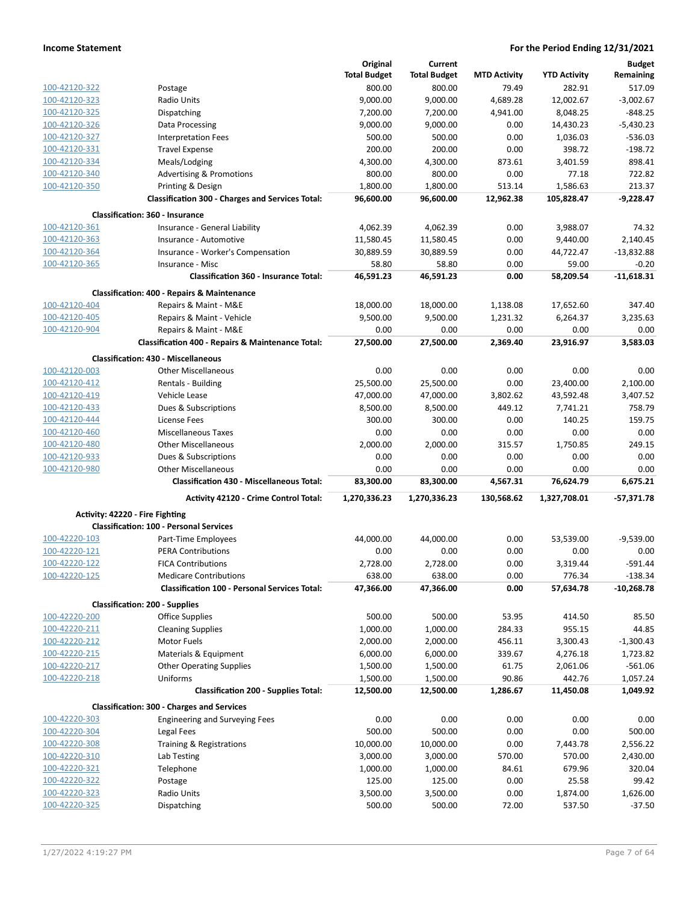**Income Statement** — For the Period Ending 12/31/2021

| | | Original Total Budget | Current Total Budget | MTD Activity | YTD Activity | Budget Remaining |
|---|---|---|---|---|---|---|
| 100-42120-322 | Postage | 800.00 | 800.00 | 79.49 | 282.91 | 517.09 |
| 100-42120-323 | Radio Units | 9,000.00 | 9,000.00 | 4,689.28 | 12,002.67 | -3,002.67 |
| 100-42120-325 | Dispatching | 7,200.00 | 7,200.00 | 4,941.00 | 8,048.25 | -848.25 |
| 100-42120-326 | Data Processing | 9,000.00 | 9,000.00 | 0.00 | 14,430.23 | -5,430.23 |
| 100-42120-327 | Interpretation Fees | 500.00 | 500.00 | 0.00 | 1,036.03 | -536.03 |
| 100-42120-331 | Travel Expense | 200.00 | 200.00 | 0.00 | 398.72 | -198.72 |
| 100-42120-334 | Meals/Lodging | 4,300.00 | 4,300.00 | 873.61 | 3,401.59 | 898.41 |
| 100-42120-340 | Advertising & Promotions | 800.00 | 800.00 | 0.00 | 77.18 | 722.82 |
| 100-42120-350 | Printing & Design | 1,800.00 | 1,800.00 | 513.14 | 1,586.63 | 213.37 |
| | **Classification 300 - Charges and Services Total:** | **96,600.00** | **96,600.00** | **12,962.38** | **105,828.47** | **-9,228.47** |
| **Classification: 360 - Insurance** | | | | | | |
| 100-42120-361 | Insurance - General Liability | 4,062.39 | 4,062.39 | 0.00 | 3,988.07 | 74.32 |
| 100-42120-363 | Insurance - Automotive | 11,580.45 | 11,580.45 | 0.00 | 9,440.00 | 2,140.45 |
| 100-42120-364 | Insurance - Worker's Compensation | 30,889.59 | 30,889.59 | 0.00 | 44,722.47 | -13,832.88 |
| 100-42120-365 | Insurance - Misc | 58.80 | 58.80 | 0.00 | 59.00 | -0.20 |
| | **Classification 360 - Insurance Total:** | **46,591.23** | **46,591.23** | **0.00** | **58,209.54** | **-11,618.31** |
| **Classification: 400 - Repairs & Maintenance** | | | | | | |
| 100-42120-404 | Repairs & Maint - M&E | 18,000.00 | 18,000.00 | 1,138.08 | 17,652.60 | 347.40 |
| 100-42120-405 | Repairs & Maint - Vehicle | 9,500.00 | 9,500.00 | 1,231.32 | 6,264.37 | 3,235.63 |
| 100-42120-904 | Repairs & Maint - M&E | 0.00 | 0.00 | 0.00 | 0.00 | 0.00 |
| | **Classification 400 - Repairs & Maintenance Total:** | **27,500.00** | **27,500.00** | **2,369.40** | **23,916.97** | **3,583.03** |
| **Classification: 430 - Miscellaneous** | | | | | | |
| 100-42120-003 | Other Miscellaneous | 0.00 | 0.00 | 0.00 | 0.00 | 0.00 |
| 100-42120-412 | Rentals - Building | 25,500.00 | 25,500.00 | 0.00 | 23,400.00 | 2,100.00 |
| 100-42120-419 | Vehicle Lease | 47,000.00 | 47,000.00 | 3,802.62 | 43,592.48 | 3,407.52 |
| 100-42120-433 | Dues & Subscriptions | 8,500.00 | 8,500.00 | 449.12 | 7,741.21 | 758.79 |
| 100-42120-444 | License Fees | 300.00 | 300.00 | 0.00 | 140.25 | 159.75 |
| 100-42120-460 | Miscellaneous Taxes | 0.00 | 0.00 | 0.00 | 0.00 | 0.00 |
| 100-42120-480 | Other Miscellaneous | 2,000.00 | 2,000.00 | 315.57 | 1,750.85 | 249.15 |
| 100-42120-933 | Dues & Subscriptions | 0.00 | 0.00 | 0.00 | 0.00 | 0.00 |
| 100-42120-980 | Other Miscellaneous | 0.00 | 0.00 | 0.00 | 0.00 | 0.00 |
| | **Classification 430 - Miscellaneous Total:** | **83,300.00** | **83,300.00** | **4,567.31** | **76,624.79** | **6,675.21** |
| | **Activity 42120 - Crime Control Total:** | **1,270,336.23** | **1,270,336.23** | **130,568.62** | **1,327,708.01** | **-57,371.78** |
| **Activity: 42220 - Fire Fighting** | | | | | | |
| **Classification: 100 - Personal Services** | | | | | | |
| 100-42220-103 | Part-Time Employees | 44,000.00 | 44,000.00 | 0.00 | 53,539.00 | -9,539.00 |
| 100-42220-121 | PERA Contributions | 0.00 | 0.00 | 0.00 | 0.00 | 0.00 |
| 100-42220-122 | FICA Contributions | 2,728.00 | 2,728.00 | 0.00 | 3,319.44 | -591.44 |
| 100-42220-125 | Medicare Contributions | 638.00 | 638.00 | 0.00 | 776.34 | -138.34 |
| | **Classification 100 - Personal Services Total:** | **47,366.00** | **47,366.00** | **0.00** | **57,634.78** | **-10,268.78** |
| **Classification: 200 - Supplies** | | | | | | |
| 100-42220-200 | Office Supplies | 500.00 | 500.00 | 53.95 | 414.50 | 85.50 |
| 100-42220-211 | Cleaning Supplies | 1,000.00 | 1,000.00 | 284.33 | 955.15 | 44.85 |
| 100-42220-212 | Motor Fuels | 2,000.00 | 2,000.00 | 456.11 | 3,300.43 | -1,300.43 |
| 100-42220-215 | Materials & Equipment | 6,000.00 | 6,000.00 | 339.67 | 4,276.18 | 1,723.82 |
| 100-42220-217 | Other Operating Supplies | 1,500.00 | 1,500.00 | 61.75 | 2,061.06 | -561.06 |
| 100-42220-218 | Uniforms | 1,500.00 | 1,500.00 | 90.86 | 442.76 | 1,057.24 |
| | **Classification 200 - Supplies Total:** | **12,500.00** | **12,500.00** | **1,286.67** | **11,450.08** | **1,049.92** |
| **Classification: 300 - Charges and Services** | | | | | | |
| 100-42220-303 | Engineering and Surveying Fees | 0.00 | 0.00 | 0.00 | 0.00 | 0.00 |
| 100-42220-304 | Legal Fees | 500.00 | 500.00 | 0.00 | 0.00 | 500.00 |
| 100-42220-308 | Training & Registrations | 10,000.00 | 10,000.00 | 0.00 | 7,443.78 | 2,556.22 |
| 100-42220-310 | Lab Testing | 3,000.00 | 3,000.00 | 570.00 | 570.00 | 2,430.00 |
| 100-42220-321 | Telephone | 1,000.00 | 1,000.00 | 84.61 | 679.96 | 320.04 |
| 100-42220-322 | Postage | 125.00 | 125.00 | 0.00 | 25.58 | 99.42 |
| 100-42220-323 | Radio Units | 3,500.00 | 3,500.00 | 0.00 | 1,874.00 | 1,626.00 |
| 100-42220-325 | Dispatching | 500.00 | 500.00 | 72.00 | 537.50 | -37.50 |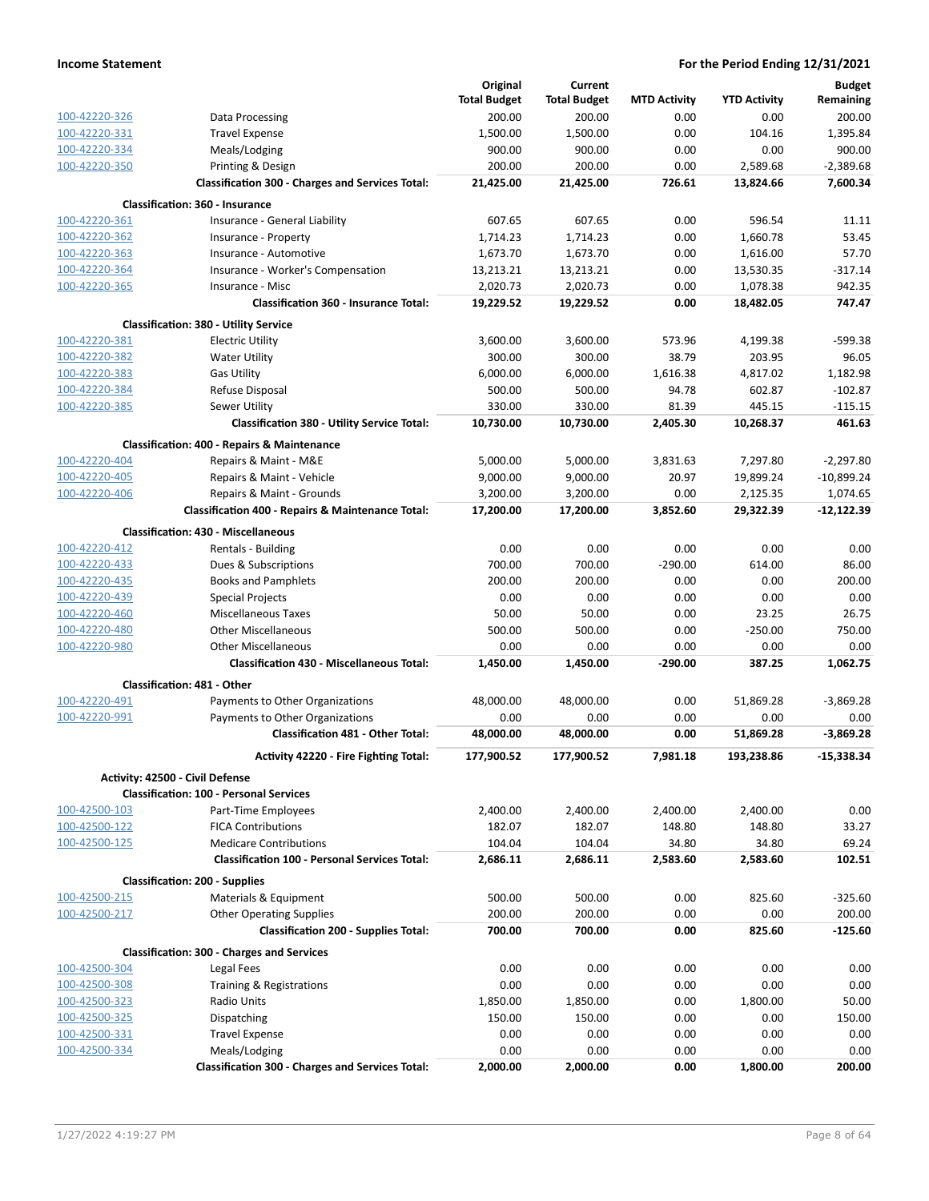**Income Statement** — For the Period Ending 12/31/2021

| | | Original Total Budget | Current Total Budget | MTD Activity | YTD Activity | Budget Remaining |
|---|---|---|---|---|---|---|
| 100-42220-326 | Data Processing | 200.00 | 200.00 | 0.00 | 0.00 | 200.00 |
| 100-42220-331 | Travel Expense | 1,500.00 | 1,500.00 | 0.00 | 104.16 | 1,395.84 |
| 100-42220-334 | Meals/Lodging | 900.00 | 900.00 | 0.00 | 0.00 | 900.00 |
| 100-42220-350 | Printing & Design | 200.00 | 200.00 | 0.00 | 2,589.68 | -2,389.68 |
| | **Classification 300 - Charges and Services Total:** | **21,425.00** | **21,425.00** | **726.61** | **13,824.66** | **7,600.34** |
| **Classification: 360 - Insurance** | | | | | | |
| 100-42220-361 | Insurance - General Liability | 607.65 | 607.65 | 0.00 | 596.54 | 11.11 |
| 100-42220-362 | Insurance - Property | 1,714.23 | 1,714.23 | 0.00 | 1,660.78 | 53.45 |
| 100-42220-363 | Insurance - Automotive | 1,673.70 | 1,673.70 | 0.00 | 1,616.00 | 57.70 |
| 100-42220-364 | Insurance - Worker's Compensation | 13,213.21 | 13,213.21 | 0.00 | 13,530.35 | -317.14 |
| 100-42220-365 | Insurance - Misc | 2,020.73 | 2,020.73 | 0.00 | 1,078.38 | 942.35 |
| | **Classification 360 - Insurance Total:** | **19,229.52** | **19,229.52** | **0.00** | **18,482.05** | **747.47** |
| **Classification: 380 - Utility Service** | | | | | | |
| 100-42220-381 | Electric Utility | 3,600.00 | 3,600.00 | 573.96 | 4,199.38 | -599.38 |
| 100-42220-382 | Water Utility | 300.00 | 300.00 | 38.79 | 203.95 | 96.05 |
| 100-42220-383 | Gas Utility | 6,000.00 | 6,000.00 | 1,616.38 | 4,817.02 | 1,182.98 |
| 100-42220-384 | Refuse Disposal | 500.00 | 500.00 | 94.78 | 602.87 | -102.87 |
| 100-42220-385 | Sewer Utility | 330.00 | 330.00 | 81.39 | 445.15 | -115.15 |
| | **Classification 380 - Utility Service Total:** | **10,730.00** | **10,730.00** | **2,405.30** | **10,268.37** | **461.63** |
| **Classification: 400 - Repairs & Maintenance** | | | | | | |
| 100-42220-404 | Repairs & Maint - M&E | 5,000.00 | 5,000.00 | 3,831.63 | 7,297.80 | -2,297.80 |
| 100-42220-405 | Repairs & Maint - Vehicle | 9,000.00 | 9,000.00 | 20.97 | 19,899.24 | -10,899.24 |
| 100-42220-406 | Repairs & Maint - Grounds | 3,200.00 | 3,200.00 | 0.00 | 2,125.35 | 1,074.65 |
| | **Classification 400 - Repairs & Maintenance Total:** | **17,200.00** | **17,200.00** | **3,852.60** | **29,322.39** | **-12,122.39** |
| **Classification: 430 - Miscellaneous** | | | | | | |
| 100-42220-412 | Rentals - Building | 0.00 | 0.00 | 0.00 | 0.00 | 0.00 |
| 100-42220-433 | Dues & Subscriptions | 700.00 | 700.00 | -290.00 | 614.00 | 86.00 |
| 100-42220-435 | Books and Pamphlets | 200.00 | 200.00 | 0.00 | 0.00 | 200.00 |
| 100-42220-439 | Special Projects | 0.00 | 0.00 | 0.00 | 0.00 | 0.00 |
| 100-42220-460 | Miscellaneous Taxes | 50.00 | 50.00 | 0.00 | 23.25 | 26.75 |
| 100-42220-480 | Other Miscellaneous | 500.00 | 500.00 | 0.00 | -250.00 | 750.00 |
| 100-42220-980 | Other Miscellaneous | 0.00 | 0.00 | 0.00 | 0.00 | 0.00 |
| | **Classification 430 - Miscellaneous Total:** | **1,450.00** | **1,450.00** | **-290.00** | **387.25** | **1,062.75** |
| **Classification: 481 - Other** | | | | | | |
| 100-42220-491 | Payments to Other Organizations | 48,000.00 | 48,000.00 | 0.00 | 51,869.28 | -3,869.28 |
| 100-42220-991 | Payments to Other Organizations | 0.00 | 0.00 | 0.00 | 0.00 | 0.00 |
| | **Classification 481 - Other Total:** | **48,000.00** | **48,000.00** | **0.00** | **51,869.28** | **-3,869.28** |
| | **Activity 42220 - Fire Fighting Total:** | **177,900.52** | **177,900.52** | **7,981.18** | **193,238.86** | **-15,338.34** |
| **Activity: 42500 - Civil Defense** | | | | | | |
| **Classification: 100 - Personal Services** | | | | | | |
| 100-42500-103 | Part-Time Employees | 2,400.00 | 2,400.00 | 2,400.00 | 2,400.00 | 0.00 |
| 100-42500-122 | FICA Contributions | 182.07 | 182.07 | 148.80 | 148.80 | 33.27 |
| 100-42500-125 | Medicare Contributions | 104.04 | 104.04 | 34.80 | 34.80 | 69.24 |
| | **Classification 100 - Personal Services Total:** | **2,686.11** | **2,686.11** | **2,583.60** | **2,583.60** | **102.51** |
| **Classification: 200 - Supplies** | | | | | | |
| 100-42500-215 | Materials & Equipment | 500.00 | 500.00 | 0.00 | 825.60 | -325.60 |
| 100-42500-217 | Other Operating Supplies | 200.00 | 200.00 | 0.00 | 0.00 | 200.00 |
| | **Classification 200 - Supplies Total:** | **700.00** | **700.00** | **0.00** | **825.60** | **-125.60** |
| **Classification: 300 - Charges and Services** | | | | | | |
| 100-42500-304 | Legal Fees | 0.00 | 0.00 | 0.00 | 0.00 | 0.00 |
| 100-42500-308 | Training & Registrations | 0.00 | 0.00 | 0.00 | 0.00 | 0.00 |
| 100-42500-323 | Radio Units | 1,850.00 | 1,850.00 | 0.00 | 1,800.00 | 50.00 |
| 100-42500-325 | Dispatching | 150.00 | 150.00 | 0.00 | 0.00 | 150.00 |
| 100-42500-331 | Travel Expense | 0.00 | 0.00 | 0.00 | 0.00 | 0.00 |
| 100-42500-334 | Meals/Lodging | 0.00 | 0.00 | 0.00 | 0.00 | 0.00 |
| | **Classification 300 - Charges and Services Total:** | **2,000.00** | **2,000.00** | **0.00** | **1,800.00** | **200.00** |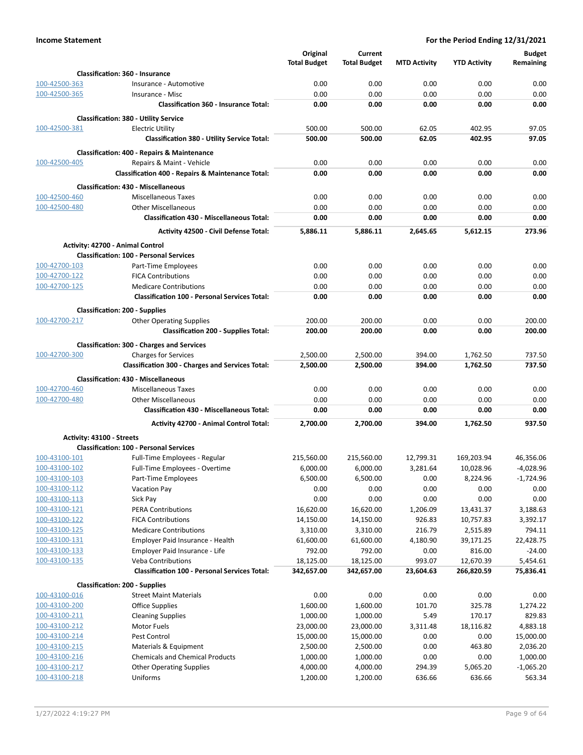**Income Statement** — **For the Period Ending 12/31/2021**

| | | Original Total Budget | Current Total Budget | MTD Activity | YTD Activity | Budget Remaining |
|---|---|---|---|---|---|---|
| | **Classification: 360 - Insurance** | | | | | |
| 100-42500-363 | Insurance - Automotive | 0.00 | 0.00 | 0.00 | 0.00 | 0.00 |
| 100-42500-365 | Insurance - Misc | 0.00 | 0.00 | 0.00 | 0.00 | 0.00 |
| | **Classification 360 - Insurance Total:** | **0.00** | **0.00** | **0.00** | **0.00** | **0.00** |
| | **Classification: 380 - Utility Service** | | | | | |
| 100-42500-381 | Electric Utility | 500.00 | 500.00 | 62.05 | 402.95 | 97.05 |
| | **Classification 380 - Utility Service Total:** | **500.00** | **500.00** | **62.05** | **402.95** | **97.05** |
| | **Classification: 400 - Repairs & Maintenance** | | | | | |
| 100-42500-405 | Repairs & Maint - Vehicle | 0.00 | 0.00 | 0.00 | 0.00 | 0.00 |
| | **Classification 400 - Repairs & Maintenance Total:** | **0.00** | **0.00** | **0.00** | **0.00** | **0.00** |
| | **Classification: 430 - Miscellaneous** | | | | | |
| 100-42500-460 | Miscellaneous Taxes | 0.00 | 0.00 | 0.00 | 0.00 | 0.00 |
| 100-42500-480 | Other Miscellaneous | 0.00 | 0.00 | 0.00 | 0.00 | 0.00 |
| | **Classification 430 - Miscellaneous Total:** | **0.00** | **0.00** | **0.00** | **0.00** | **0.00** |
| | **Activity 42500 - Civil Defense Total:** | **5,886.11** | **5,886.11** | **2,645.65** | **5,612.15** | **273.96** |
| **Activity: 42700 - Animal Control** | | | | | | |
| | **Classification: 100 - Personal Services** | | | | | |
| 100-42700-103 | Part-Time Employees | 0.00 | 0.00 | 0.00 | 0.00 | 0.00 |
| 100-42700-122 | FICA Contributions | 0.00 | 0.00 | 0.00 | 0.00 | 0.00 |
| 100-42700-125 | Medicare Contributions | 0.00 | 0.00 | 0.00 | 0.00 | 0.00 |
| | **Classification 100 - Personal Services Total:** | **0.00** | **0.00** | **0.00** | **0.00** | **0.00** |
| | **Classification: 200 - Supplies** | | | | | |
| 100-42700-217 | Other Operating Supplies | 200.00 | 200.00 | 0.00 | 0.00 | 200.00 |
| | **Classification 200 - Supplies Total:** | **200.00** | **200.00** | **0.00** | **0.00** | **200.00** |
| | **Classification: 300 - Charges and Services** | | | | | |
| 100-42700-300 | Charges for Services | 2,500.00 | 2,500.00 | 394.00 | 1,762.50 | 737.50 |
| | **Classification 300 - Charges and Services Total:** | **2,500.00** | **2,500.00** | **394.00** | **1,762.50** | **737.50** |
| | **Classification: 430 - Miscellaneous** | | | | | |
| 100-42700-460 | Miscellaneous Taxes | 0.00 | 0.00 | 0.00 | 0.00 | 0.00 |
| 100-42700-480 | Other Miscellaneous | 0.00 | 0.00 | 0.00 | 0.00 | 0.00 |
| | **Classification 430 - Miscellaneous Total:** | **0.00** | **0.00** | **0.00** | **0.00** | **0.00** |
| | **Activity 42700 - Animal Control Total:** | **2,700.00** | **2,700.00** | **394.00** | **1,762.50** | **937.50** |
| **Activity: 43100 - Streets** | | | | | | |
| | **Classification: 100 - Personal Services** | | | | | |
| 100-43100-101 | Full-Time Employees - Regular | 215,560.00 | 215,560.00 | 12,799.31 | 169,203.94 | 46,356.06 |
| 100-43100-102 | Full-Time Employees - Overtime | 6,000.00 | 6,000.00 | 3,281.64 | 10,028.96 | -4,028.96 |
| 100-43100-103 | Part-Time Employees | 6,500.00 | 6,500.00 | 0.00 | 8,224.96 | -1,724.96 |
| 100-43100-112 | Vacation Pay | 0.00 | 0.00 | 0.00 | 0.00 | 0.00 |
| 100-43100-113 | Sick Pay | 0.00 | 0.00 | 0.00 | 0.00 | 0.00 |
| 100-43100-121 | PERA Contributions | 16,620.00 | 16,620.00 | 1,206.09 | 13,431.37 | 3,188.63 |
| 100-43100-122 | FICA Contributions | 14,150.00 | 14,150.00 | 926.83 | 10,757.83 | 3,392.17 |
| 100-43100-125 | Medicare Contributions | 3,310.00 | 3,310.00 | 216.79 | 2,515.89 | 794.11 |
| 100-43100-131 | Employer Paid Insurance - Health | 61,600.00 | 61,600.00 | 4,180.90 | 39,171.25 | 22,428.75 |
| 100-43100-133 | Employer Paid Insurance - Life | 792.00 | 792.00 | 0.00 | 816.00 | -24.00 |
| 100-43100-135 | Veba Contributions | 18,125.00 | 18,125.00 | 993.07 | 12,670.39 | 5,454.61 |
| | **Classification 100 - Personal Services Total:** | **342,657.00** | **342,657.00** | **23,604.63** | **266,820.59** | **75,836.41** |
| | **Classification: 200 - Supplies** | | | | | |
| 100-43100-016 | Street Maint Materials | 0.00 | 0.00 | 0.00 | 0.00 | 0.00 |
| 100-43100-200 | Office Supplies | 1,600.00 | 1,600.00 | 101.70 | 325.78 | 1,274.22 |
| 100-43100-211 | Cleaning Supplies | 1,000.00 | 1,000.00 | 5.49 | 170.17 | 829.83 |
| 100-43100-212 | Motor Fuels | 23,000.00 | 23,000.00 | 3,311.48 | 18,116.82 | 4,883.18 |
| 100-43100-214 | Pest Control | 15,000.00 | 15,000.00 | 0.00 | 0.00 | 15,000.00 |
| 100-43100-215 | Materials & Equipment | 2,500.00 | 2,500.00 | 0.00 | 463.80 | 2,036.20 |
| 100-43100-216 | Chemicals and Chemical Products | 1,000.00 | 1,000.00 | 0.00 | 0.00 | 1,000.00 |
| 100-43100-217 | Other Operating Supplies | 4,000.00 | 4,000.00 | 294.39 | 5,065.20 | -1,065.20 |
| 100-43100-218 | Uniforms | 1,200.00 | 1,200.00 | 636.66 | 636.66 | 563.34 |

1/27/2022 4:19:27 PM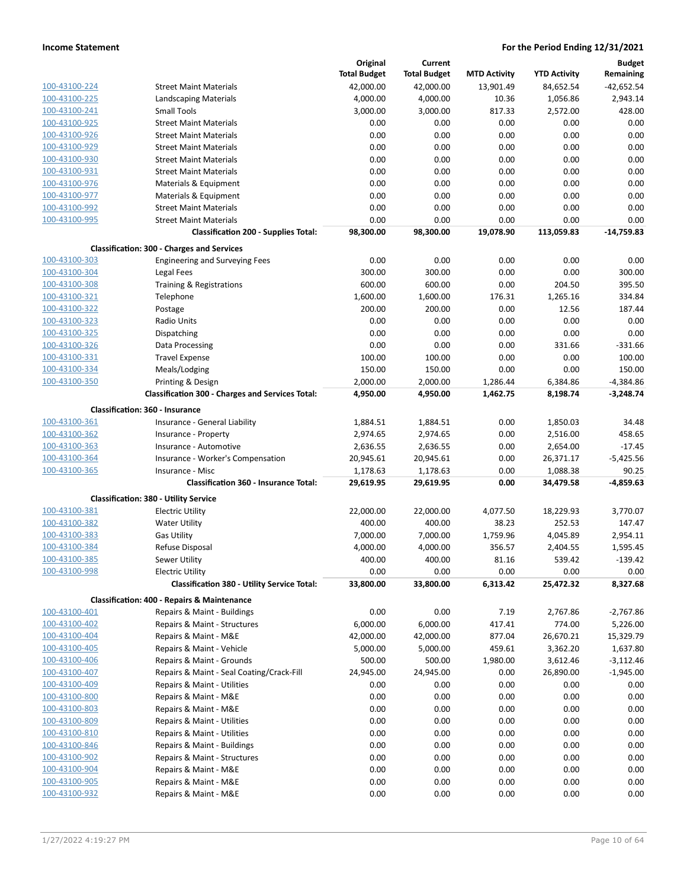**Income Statement** — **For the Period Ending 12/31/2021**

| | | Original Total Budget | Current Total Budget | MTD Activity | YTD Activity | Budget Remaining |
|---|---|---|---|---|---|---|
| 100-43100-224 | Street Maint Materials | 42,000.00 | 42,000.00 | 13,901.49 | 84,652.54 | -42,652.54 |
| 100-43100-225 | Landscaping Materials | 4,000.00 | 4,000.00 | 10.36 | 1,056.86 | 2,943.14 |
| 100-43100-241 | Small Tools | 3,000.00 | 3,000.00 | 817.33 | 2,572.00 | 428.00 |
| 100-43100-925 | Street Maint Materials | 0.00 | 0.00 | 0.00 | 0.00 | 0.00 |
| 100-43100-926 | Street Maint Materials | 0.00 | 0.00 | 0.00 | 0.00 | 0.00 |
| 100-43100-929 | Street Maint Materials | 0.00 | 0.00 | 0.00 | 0.00 | 0.00 |
| 100-43100-930 | Street Maint Materials | 0.00 | 0.00 | 0.00 | 0.00 | 0.00 |
| 100-43100-931 | Street Maint Materials | 0.00 | 0.00 | 0.00 | 0.00 | 0.00 |
| 100-43100-976 | Materials & Equipment | 0.00 | 0.00 | 0.00 | 0.00 | 0.00 |
| 100-43100-977 | Materials & Equipment | 0.00 | 0.00 | 0.00 | 0.00 | 0.00 |
| 100-43100-992 | Street Maint Materials | 0.00 | 0.00 | 0.00 | 0.00 | 0.00 |
| 100-43100-995 | Street Maint Materials | 0.00 | 0.00 | 0.00 | 0.00 | 0.00 |
| | **Classification 200 - Supplies Total:** | **98,300.00** | **98,300.00** | **19,078.90** | **113,059.83** | **-14,759.83** |
| **Classification: 300 - Charges and Services** | | | | | | |
| 100-43100-303 | Engineering and Surveying Fees | 0.00 | 0.00 | 0.00 | 0.00 | 0.00 |
| 100-43100-304 | Legal Fees | 300.00 | 300.00 | 0.00 | 0.00 | 300.00 |
| 100-43100-308 | Training & Registrations | 600.00 | 600.00 | 0.00 | 204.50 | 395.50 |
| 100-43100-321 | Telephone | 1,600.00 | 1,600.00 | 176.31 | 1,265.16 | 334.84 |
| 100-43100-322 | Postage | 200.00 | 200.00 | 0.00 | 12.56 | 187.44 |
| 100-43100-323 | Radio Units | 0.00 | 0.00 | 0.00 | 0.00 | 0.00 |
| 100-43100-325 | Dispatching | 0.00 | 0.00 | 0.00 | 0.00 | 0.00 |
| 100-43100-326 | Data Processing | 0.00 | 0.00 | 0.00 | 331.66 | -331.66 |
| 100-43100-331 | Travel Expense | 100.00 | 100.00 | 0.00 | 0.00 | 100.00 |
| 100-43100-334 | Meals/Lodging | 150.00 | 150.00 | 0.00 | 0.00 | 150.00 |
| 100-43100-350 | Printing & Design | 2,000.00 | 2,000.00 | 1,286.44 | 6,384.86 | -4,384.86 |
| | **Classification 300 - Charges and Services Total:** | **4,950.00** | **4,950.00** | **1,462.75** | **8,198.74** | **-3,248.74** |
| **Classification: 360 - Insurance** | | | | | | |
| 100-43100-361 | Insurance - General Liability | 1,884.51 | 1,884.51 | 0.00 | 1,850.03 | 34.48 |
| 100-43100-362 | Insurance - Property | 2,974.65 | 2,974.65 | 0.00 | 2,516.00 | 458.65 |
| 100-43100-363 | Insurance - Automotive | 2,636.55 | 2,636.55 | 0.00 | 2,654.00 | -17.45 |
| 100-43100-364 | Insurance - Worker's Compensation | 20,945.61 | 20,945.61 | 0.00 | 26,371.17 | -5,425.56 |
| 100-43100-365 | Insurance - Misc | 1,178.63 | 1,178.63 | 0.00 | 1,088.38 | 90.25 |
| | **Classification 360 - Insurance Total:** | **29,619.95** | **29,619.95** | **0.00** | **34,479.58** | **-4,859.63** |
| **Classification: 380 - Utility Service** | | | | | | |
| 100-43100-381 | Electric Utility | 22,000.00 | 22,000.00 | 4,077.50 | 18,229.93 | 3,770.07 |
| 100-43100-382 | Water Utility | 400.00 | 400.00 | 38.23 | 252.53 | 147.47 |
| 100-43100-383 | Gas Utility | 7,000.00 | 7,000.00 | 1,759.96 | 4,045.89 | 2,954.11 |
| 100-43100-384 | Refuse Disposal | 4,000.00 | 4,000.00 | 356.57 | 2,404.55 | 1,595.45 |
| 100-43100-385 | Sewer Utility | 400.00 | 400.00 | 81.16 | 539.42 | -139.42 |
| 100-43100-998 | Electric Utility | 0.00 | 0.00 | 0.00 | 0.00 | 0.00 |
| | **Classification 380 - Utility Service Total:** | **33,800.00** | **33,800.00** | **6,313.42** | **25,472.32** | **8,327.68** |
| **Classification: 400 - Repairs & Maintenance** | | | | | | |
| 100-43100-401 | Repairs & Maint - Buildings | 0.00 | 0.00 | 7.19 | 2,767.86 | -2,767.86 |
| 100-43100-402 | Repairs & Maint - Structures | 6,000.00 | 6,000.00 | 417.41 | 774.00 | 5,226.00 |
| 100-43100-404 | Repairs & Maint - M&E | 42,000.00 | 42,000.00 | 877.04 | 26,670.21 | 15,329.79 |
| 100-43100-405 | Repairs & Maint - Vehicle | 5,000.00 | 5,000.00 | 459.61 | 3,362.20 | 1,637.80 |
| 100-43100-406 | Repairs & Maint - Grounds | 500.00 | 500.00 | 1,980.00 | 3,612.46 | -3,112.46 |
| 100-43100-407 | Repairs & Maint - Seal Coating/Crack-Fill | 24,945.00 | 24,945.00 | 0.00 | 26,890.00 | -1,945.00 |
| 100-43100-409 | Repairs & Maint - Utilities | 0.00 | 0.00 | 0.00 | 0.00 | 0.00 |
| 100-43100-800 | Repairs & Maint - M&E | 0.00 | 0.00 | 0.00 | 0.00 | 0.00 |
| 100-43100-803 | Repairs & Maint - M&E | 0.00 | 0.00 | 0.00 | 0.00 | 0.00 |
| 100-43100-809 | Repairs & Maint - Utilities | 0.00 | 0.00 | 0.00 | 0.00 | 0.00 |
| 100-43100-810 | Repairs & Maint - Utilities | 0.00 | 0.00 | 0.00 | 0.00 | 0.00 |
| 100-43100-846 | Repairs & Maint - Buildings | 0.00 | 0.00 | 0.00 | 0.00 | 0.00 |
| 100-43100-902 | Repairs & Maint - Structures | 0.00 | 0.00 | 0.00 | 0.00 | 0.00 |
| 100-43100-904 | Repairs & Maint - M&E | 0.00 | 0.00 | 0.00 | 0.00 | 0.00 |
| 100-43100-905 | Repairs & Maint - M&E | 0.00 | 0.00 | 0.00 | 0.00 | 0.00 |
| 100-43100-932 | Repairs & Maint - M&E | 0.00 | 0.00 | 0.00 | 0.00 | 0.00 |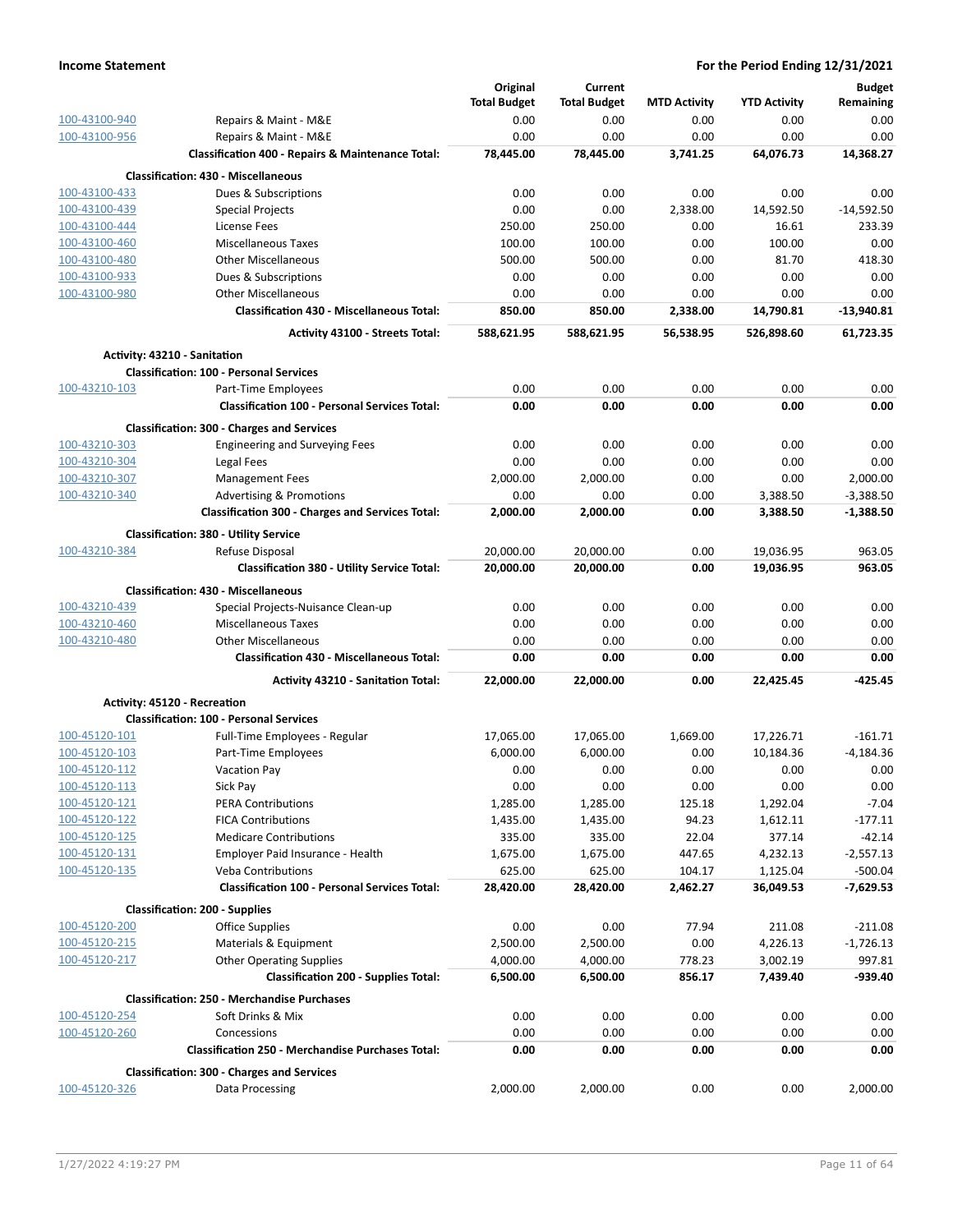**Income Statement** — For the Period Ending 12/31/2021

| | | Original Total Budget | Current Total Budget | MTD Activity | YTD Activity | Budget Remaining |
|---|---|---|---|---|---|---|
| 100-43100-940 | Repairs & Maint - M&E | 0.00 | 0.00 | 0.00 | 0.00 | 0.00 |
| 100-43100-956 | Repairs & Maint - M&E | 0.00 | 0.00 | 0.00 | 0.00 | 0.00 |
| | **Classification 400 - Repairs & Maintenance Total:** | **78,445.00** | **78,445.00** | **3,741.25** | **64,076.73** | **14,368.27** |
| **Classification: 430 - Miscellaneous** | | | | | | |
| 100-43100-433 | Dues & Subscriptions | 0.00 | 0.00 | 0.00 | 0.00 | 0.00 |
| 100-43100-439 | Special Projects | 0.00 | 0.00 | 2,338.00 | 14,592.50 | -14,592.50 |
| 100-43100-444 | License Fees | 250.00 | 250.00 | 0.00 | 16.61 | 233.39 |
| 100-43100-460 | Miscellaneous Taxes | 100.00 | 100.00 | 0.00 | 100.00 | 0.00 |
| 100-43100-480 | Other Miscellaneous | 500.00 | 500.00 | 0.00 | 81.70 | 418.30 |
| 100-43100-933 | Dues & Subscriptions | 0.00 | 0.00 | 0.00 | 0.00 | 0.00 |
| 100-43100-980 | Other Miscellaneous | 0.00 | 0.00 | 0.00 | 0.00 | 0.00 |
| | **Classification 430 - Miscellaneous Total:** | **850.00** | **850.00** | **2,338.00** | **14,790.81** | **-13,940.81** |
| | **Activity 43100 - Streets Total:** | **588,621.95** | **588,621.95** | **56,538.95** | **526,898.60** | **61,723.35** |
| **Activity: 43210 - Sanitation** | | | | | | |
| **Classification: 100 - Personal Services** | | | | | | |
| 100-43210-103 | Part-Time Employees | 0.00 | 0.00 | 0.00 | 0.00 | 0.00 |
| | **Classification 100 - Personal Services Total:** | **0.00** | **0.00** | **0.00** | **0.00** | **0.00** |
| **Classification: 300 - Charges and Services** | | | | | | |
| 100-43210-303 | Engineering and Surveying Fees | 0.00 | 0.00 | 0.00 | 0.00 | 0.00 |
| 100-43210-304 | Legal Fees | 0.00 | 0.00 | 0.00 | 0.00 | 0.00 |
| 100-43210-307 | Management Fees | 2,000.00 | 2,000.00 | 0.00 | 0.00 | 2,000.00 |
| 100-43210-340 | Advertising & Promotions | 0.00 | 0.00 | 0.00 | 3,388.50 | -3,388.50 |
| | **Classification 300 - Charges and Services Total:** | **2,000.00** | **2,000.00** | **0.00** | **3,388.50** | **-1,388.50** |
| **Classification: 380 - Utility Service** | | | | | | |
| 100-43210-384 | Refuse Disposal | 20,000.00 | 20,000.00 | 0.00 | 19,036.95 | 963.05 |
| | **Classification 380 - Utility Service Total:** | **20,000.00** | **20,000.00** | **0.00** | **19,036.95** | **963.05** |
| **Classification: 430 - Miscellaneous** | | | | | | |
| 100-43210-439 | Special Projects-Nuisance Clean-up | 0.00 | 0.00 | 0.00 | 0.00 | 0.00 |
| 100-43210-460 | Miscellaneous Taxes | 0.00 | 0.00 | 0.00 | 0.00 | 0.00 |
| 100-43210-480 | Other Miscellaneous | 0.00 | 0.00 | 0.00 | 0.00 | 0.00 |
| | **Classification 430 - Miscellaneous Total:** | **0.00** | **0.00** | **0.00** | **0.00** | **0.00** |
| | **Activity 43210 - Sanitation Total:** | **22,000.00** | **22,000.00** | **0.00** | **22,425.45** | **-425.45** |
| **Activity: 45120 - Recreation** | | | | | | |
| **Classification: 100 - Personal Services** | | | | | | |
| 100-45120-101 | Full-Time Employees - Regular | 17,065.00 | 17,065.00 | 1,669.00 | 17,226.71 | -161.71 |
| 100-45120-103 | Part-Time Employees | 6,000.00 | 6,000.00 | 0.00 | 10,184.36 | -4,184.36 |
| 100-45120-112 | Vacation Pay | 0.00 | 0.00 | 0.00 | 0.00 | 0.00 |
| 100-45120-113 | Sick Pay | 0.00 | 0.00 | 0.00 | 0.00 | 0.00 |
| 100-45120-121 | PERA Contributions | 1,285.00 | 1,285.00 | 125.18 | 1,292.04 | -7.04 |
| 100-45120-122 | FICA Contributions | 1,435.00 | 1,435.00 | 94.23 | 1,612.11 | -177.11 |
| 100-45120-125 | Medicare Contributions | 335.00 | 335.00 | 22.04 | 377.14 | -42.14 |
| 100-45120-131 | Employer Paid Insurance - Health | 1,675.00 | 1,675.00 | 447.65 | 4,232.13 | -2,557.13 |
| 100-45120-135 | Veba Contributions | 625.00 | 625.00 | 104.17 | 1,125.04 | -500.04 |
| | **Classification 100 - Personal Services Total:** | **28,420.00** | **28,420.00** | **2,462.27** | **36,049.53** | **-7,629.53** |
| **Classification: 200 - Supplies** | | | | | | |
| 100-45120-200 | Office Supplies | 0.00 | 0.00 | 77.94 | 211.08 | -211.08 |
| 100-45120-215 | Materials & Equipment | 2,500.00 | 2,500.00 | 0.00 | 4,226.13 | -1,726.13 |
| 100-45120-217 | Other Operating Supplies | 4,000.00 | 4,000.00 | 778.23 | 3,002.19 | 997.81 |
| | **Classification 200 - Supplies Total:** | **6,500.00** | **6,500.00** | **856.17** | **7,439.40** | **-939.40** |
| **Classification: 250 - Merchandise Purchases** | | | | | | |
| 100-45120-254 | Soft Drinks & Mix | 0.00 | 0.00 | 0.00 | 0.00 | 0.00 |
| 100-45120-260 | Concessions | 0.00 | 0.00 | 0.00 | 0.00 | 0.00 |
| | **Classification 250 - Merchandise Purchases Total:** | **0.00** | **0.00** | **0.00** | **0.00** | **0.00** |
| **Classification: 300 - Charges and Services** | | | | | | |
| 100-45120-326 | Data Processing | 2,000.00 | 2,000.00 | 0.00 | 0.00 | 2,000.00 |

1/27/2022 4:19:27 PM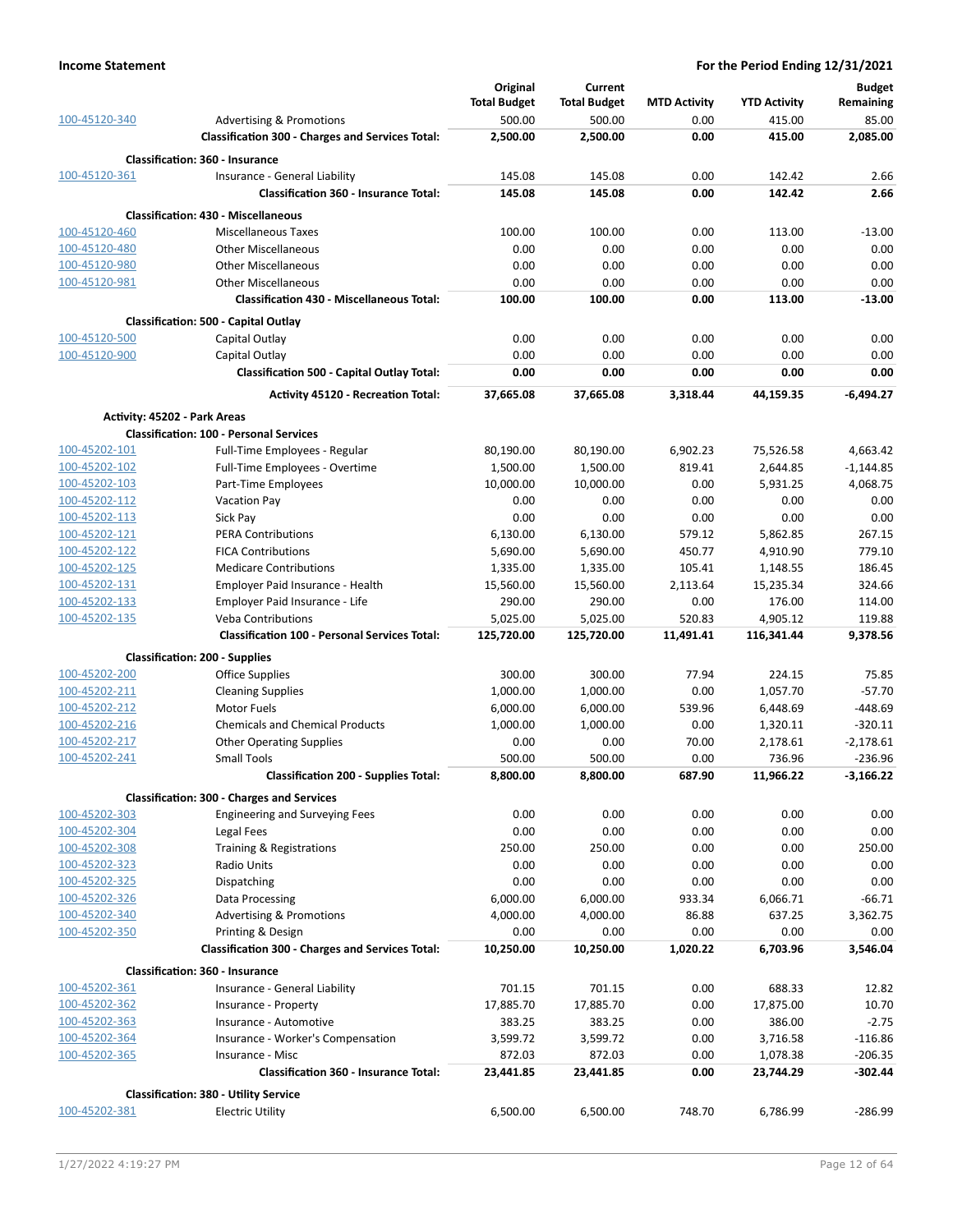**Income Statement** — **For the Period Ending 12/31/2021**

| Account | Description | Original Total Budget | Current Total Budget | MTD Activity | YTD Activity | Budget Remaining |
|---|---|---|---|---|---|---|
| 100-45120-340 | Advertising & Promotions | 500.00 | 500.00 | 0.00 | 415.00 | 85.00 |
| | **Classification 300 - Charges and Services Total:** | **2,500.00** | **2,500.00** | **0.00** | **415.00** | **2,085.00** |
| | **Classification: 360 - Insurance** | | | | | |
| 100-45120-361 | Insurance - General Liability | 145.08 | 145.08 | 0.00 | 142.42 | 2.66 |
| | **Classification 360 - Insurance Total:** | **145.08** | **145.08** | **0.00** | **142.42** | **2.66** |
| | **Classification: 430 - Miscellaneous** | | | | | |
| 100-45120-460 | Miscellaneous Taxes | 100.00 | 100.00 | 0.00 | 113.00 | -13.00 |
| 100-45120-480 | Other Miscellaneous | 0.00 | 0.00 | 0.00 | 0.00 | 0.00 |
| 100-45120-980 | Other Miscellaneous | 0.00 | 0.00 | 0.00 | 0.00 | 0.00 |
| 100-45120-981 | Other Miscellaneous | 0.00 | 0.00 | 0.00 | 0.00 | 0.00 |
| | **Classification 430 - Miscellaneous Total:** | **100.00** | **100.00** | **0.00** | **113.00** | **-13.00** |
| | **Classification: 500 - Capital Outlay** | | | | | |
| 100-45120-500 | Capital Outlay | 0.00 | 0.00 | 0.00 | 0.00 | 0.00 |
| 100-45120-900 | Capital Outlay | 0.00 | 0.00 | 0.00 | 0.00 | 0.00 |
| | **Classification 500 - Capital Outlay Total:** | **0.00** | **0.00** | **0.00** | **0.00** | **0.00** |
| | **Activity 45120 - Recreation Total:** | **37,665.08** | **37,665.08** | **3,318.44** | **44,159.35** | **-6,494.27** |
| **Activity: 45202 - Park Areas** | | | | | | |
| | **Classification: 100 - Personal Services** | | | | | |
| 100-45202-101 | Full-Time Employees - Regular | 80,190.00 | 80,190.00 | 6,902.23 | 75,526.58 | 4,663.42 |
| 100-45202-102 | Full-Time Employees - Overtime | 1,500.00 | 1,500.00 | 819.41 | 2,644.85 | -1,144.85 |
| 100-45202-103 | Part-Time Employees | 10,000.00 | 10,000.00 | 0.00 | 5,931.25 | 4,068.75 |
| 100-45202-112 | Vacation Pay | 0.00 | 0.00 | 0.00 | 0.00 | 0.00 |
| 100-45202-113 | Sick Pay | 0.00 | 0.00 | 0.00 | 0.00 | 0.00 |
| 100-45202-121 | PERA Contributions | 6,130.00 | 6,130.00 | 579.12 | 5,862.85 | 267.15 |
| 100-45202-122 | FICA Contributions | 5,690.00 | 5,690.00 | 450.77 | 4,910.90 | 779.10 |
| 100-45202-125 | Medicare Contributions | 1,335.00 | 1,335.00 | 105.41 | 1,148.55 | 186.45 |
| 100-45202-131 | Employer Paid Insurance - Health | 15,560.00 | 15,560.00 | 2,113.64 | 15,235.34 | 324.66 |
| 100-45202-133 | Employer Paid Insurance - Life | 290.00 | 290.00 | 0.00 | 176.00 | 114.00 |
| 100-45202-135 | Veba Contributions | 5,025.00 | 5,025.00 | 520.83 | 4,905.12 | 119.88 |
| | **Classification 100 - Personal Services Total:** | **125,720.00** | **125,720.00** | **11,491.41** | **116,341.44** | **9,378.56** |
| | **Classification: 200 - Supplies** | | | | | |
| 100-45202-200 | Office Supplies | 300.00 | 300.00 | 77.94 | 224.15 | 75.85 |
| 100-45202-211 | Cleaning Supplies | 1,000.00 | 1,000.00 | 0.00 | 1,057.70 | -57.70 |
| 100-45202-212 | Motor Fuels | 6,000.00 | 6,000.00 | 539.96 | 6,448.69 | -448.69 |
| 100-45202-216 | Chemicals and Chemical Products | 1,000.00 | 1,000.00 | 0.00 | 1,320.11 | -320.11 |
| 100-45202-217 | Other Operating Supplies | 0.00 | 0.00 | 70.00 | 2,178.61 | -2,178.61 |
| 100-45202-241 | Small Tools | 500.00 | 500.00 | 0.00 | 736.96 | -236.96 |
| | **Classification 200 - Supplies Total:** | **8,800.00** | **8,800.00** | **687.90** | **11,966.22** | **-3,166.22** |
| | **Classification: 300 - Charges and Services** | | | | | |
| 100-45202-303 | Engineering and Surveying Fees | 0.00 | 0.00 | 0.00 | 0.00 | 0.00 |
| 100-45202-304 | Legal Fees | 0.00 | 0.00 | 0.00 | 0.00 | 0.00 |
| 100-45202-308 | Training & Registrations | 250.00 | 250.00 | 0.00 | 0.00 | 250.00 |
| 100-45202-323 | Radio Units | 0.00 | 0.00 | 0.00 | 0.00 | 0.00 |
| 100-45202-325 | Dispatching | 0.00 | 0.00 | 0.00 | 0.00 | 0.00 |
| 100-45202-326 | Data Processing | 6,000.00 | 6,000.00 | 933.34 | 6,066.71 | -66.71 |
| 100-45202-340 | Advertising & Promotions | 4,000.00 | 4,000.00 | 86.88 | 637.25 | 3,362.75 |
| 100-45202-350 | Printing & Design | 0.00 | 0.00 | 0.00 | 0.00 | 0.00 |
| | **Classification 300 - Charges and Services Total:** | **10,250.00** | **10,250.00** | **1,020.22** | **6,703.96** | **3,546.04** |
| | **Classification: 360 - Insurance** | | | | | |
| 100-45202-361 | Insurance - General Liability | 701.15 | 701.15 | 0.00 | 688.33 | 12.82 |
| 100-45202-362 | Insurance - Property | 17,885.70 | 17,885.70 | 0.00 | 17,875.00 | 10.70 |
| 100-45202-363 | Insurance - Automotive | 383.25 | 383.25 | 0.00 | 386.00 | -2.75 |
| 100-45202-364 | Insurance - Worker's Compensation | 3,599.72 | 3,599.72 | 0.00 | 3,716.58 | -116.86 |
| 100-45202-365 | Insurance - Misc | 872.03 | 872.03 | 0.00 | 1,078.38 | -206.35 |
| | **Classification 360 - Insurance Total:** | **23,441.85** | **23,441.85** | **0.00** | **23,744.29** | **-302.44** |
| | **Classification: 380 - Utility Service** | | | | | |
| 100-45202-381 | Electric Utility | 6,500.00 | 6,500.00 | 748.70 | 6,786.99 | -286.99 |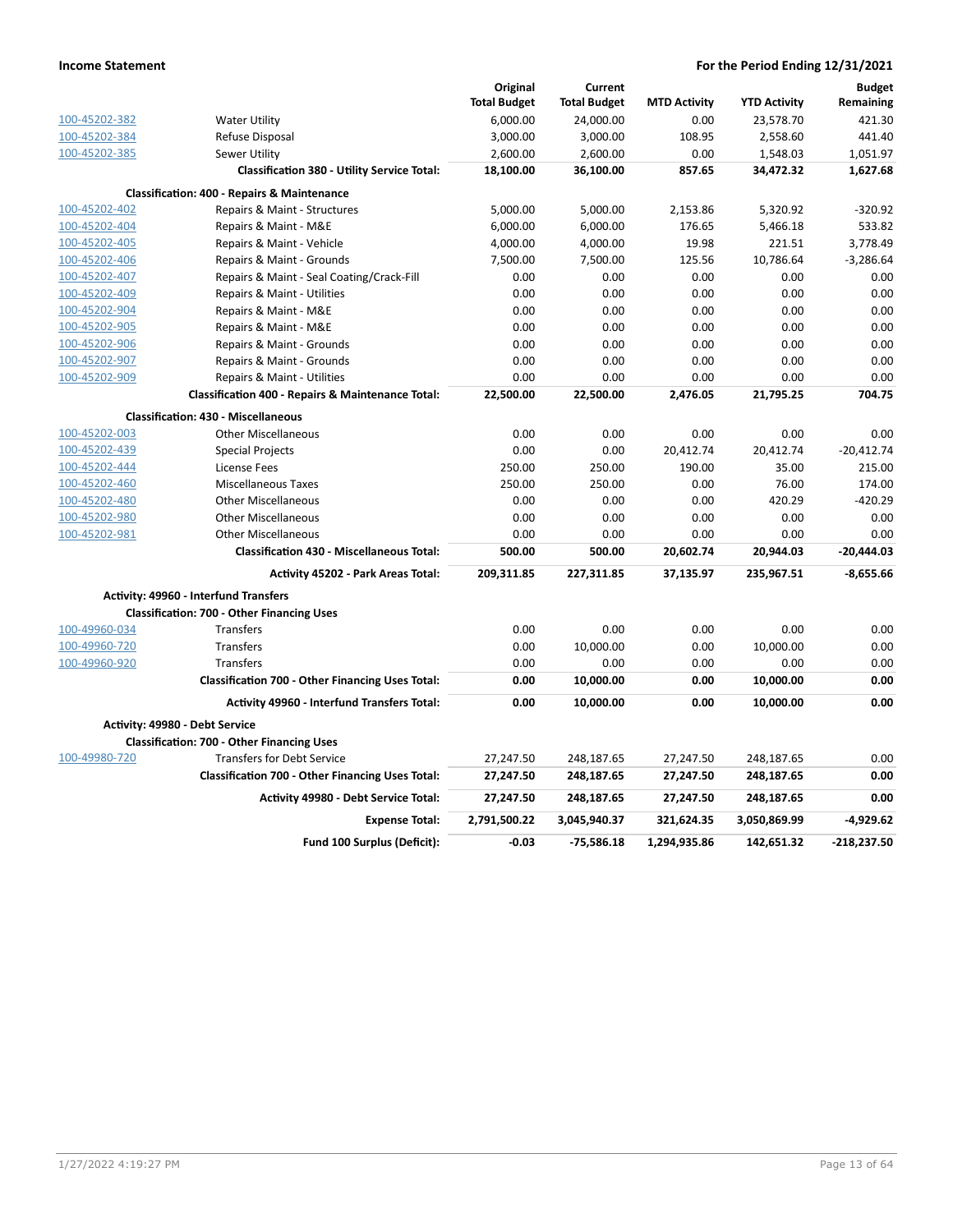**Income Statement** — For the Period Ending 12/31/2021

| | | Original Total Budget | Current Total Budget | MTD Activity | YTD Activity | Budget Remaining |
|---|---|---|---|---|---|---|
| 100-45202-382 | Water Utility | 6,000.00 | 24,000.00 | 0.00 | 23,578.70 | 421.30 |
| 100-45202-384 | Refuse Disposal | 3,000.00 | 3,000.00 | 108.95 | 2,558.60 | 441.40 |
| 100-45202-385 | Sewer Utility | 2,600.00 | 2,600.00 | 0.00 | 1,548.03 | 1,051.97 |
| | **Classification 380 - Utility Service Total:** | **18,100.00** | **36,100.00** | **857.65** | **34,472.32** | **1,627.68** |
| | **Classification: 400 - Repairs & Maintenance** | | | | | |
| 100-45202-402 | Repairs & Maint - Structures | 5,000.00 | 5,000.00 | 2,153.86 | 5,320.92 | -320.92 |
| 100-45202-404 | Repairs & Maint - M&E | 6,000.00 | 6,000.00 | 176.65 | 5,466.18 | 533.82 |
| 100-45202-405 | Repairs & Maint - Vehicle | 4,000.00 | 4,000.00 | 19.98 | 221.51 | 3,778.49 |
| 100-45202-406 | Repairs & Maint - Grounds | 7,500.00 | 7,500.00 | 125.56 | 10,786.64 | -3,286.64 |
| 100-45202-407 | Repairs & Maint - Seal Coating/Crack-Fill | 0.00 | 0.00 | 0.00 | 0.00 | 0.00 |
| 100-45202-409 | Repairs & Maint - Utilities | 0.00 | 0.00 | 0.00 | 0.00 | 0.00 |
| 100-45202-904 | Repairs & Maint - M&E | 0.00 | 0.00 | 0.00 | 0.00 | 0.00 |
| 100-45202-905 | Repairs & Maint - M&E | 0.00 | 0.00 | 0.00 | 0.00 | 0.00 |
| 100-45202-906 | Repairs & Maint - Grounds | 0.00 | 0.00 | 0.00 | 0.00 | 0.00 |
| 100-45202-907 | Repairs & Maint - Grounds | 0.00 | 0.00 | 0.00 | 0.00 | 0.00 |
| 100-45202-909 | Repairs & Maint - Utilities | 0.00 | 0.00 | 0.00 | 0.00 | 0.00 |
| | **Classification 400 - Repairs & Maintenance Total:** | **22,500.00** | **22,500.00** | **2,476.05** | **21,795.25** | **704.75** |
| | **Classification: 430 - Miscellaneous** | | | | | |
| 100-45202-003 | Other Miscellaneous | 0.00 | 0.00 | 0.00 | 0.00 | 0.00 |
| 100-45202-439 | Special Projects | 0.00 | 0.00 | 20,412.74 | 20,412.74 | -20,412.74 |
| 100-45202-444 | License Fees | 250.00 | 250.00 | 190.00 | 35.00 | 215.00 |
| 100-45202-460 | Miscellaneous Taxes | 250.00 | 250.00 | 0.00 | 76.00 | 174.00 |
| 100-45202-480 | Other Miscellaneous | 0.00 | 0.00 | 0.00 | 420.29 | -420.29 |
| 100-45202-980 | Other Miscellaneous | 0.00 | 0.00 | 0.00 | 0.00 | 0.00 |
| 100-45202-981 | Other Miscellaneous | 0.00 | 0.00 | 0.00 | 0.00 | 0.00 |
| | **Classification 430 - Miscellaneous Total:** | **500.00** | **500.00** | **20,602.74** | **20,944.03** | **-20,444.03** |
| | **Activity 45202 - Park Areas Total:** | **209,311.85** | **227,311.85** | **37,135.97** | **235,967.51** | **-8,655.66** |
| | **Activity: 49960 - Interfund Transfers** | | | | | |
| | **Classification: 700 - Other Financing Uses** | | | | | |
| 100-49960-034 | Transfers | 0.00 | 0.00 | 0.00 | 0.00 | 0.00 |
| 100-49960-720 | Transfers | 0.00 | 10,000.00 | 0.00 | 10,000.00 | 0.00 |
| 100-49960-920 | Transfers | 0.00 | 0.00 | 0.00 | 0.00 | 0.00 |
| | **Classification 700 - Other Financing Uses Total:** | **0.00** | **10,000.00** | **0.00** | **10,000.00** | **0.00** |
| | **Activity 49960 - Interfund Transfers Total:** | **0.00** | **10,000.00** | **0.00** | **10,000.00** | **0.00** |
| | **Activity: 49980 - Debt Service** | | | | | |
| | **Classification: 700 - Other Financing Uses** | | | | | |
| 100-49980-720 | Transfers for Debt Service | 27,247.50 | 248,187.65 | 27,247.50 | 248,187.65 | 0.00 |
| | **Classification 700 - Other Financing Uses Total:** | **27,247.50** | **248,187.65** | **27,247.50** | **248,187.65** | **0.00** |
| | **Activity 49980 - Debt Service Total:** | **27,247.50** | **248,187.65** | **27,247.50** | **248,187.65** | **0.00** |
| | **Expense Total:** | **2,791,500.22** | **3,045,940.37** | **321,624.35** | **3,050,869.99** | **-4,929.62** |
| | **Fund 100 Surplus (Deficit):** | **-0.03** | **-75,586.18** | **1,294,935.86** | **142,651.32** | **-218,237.50** |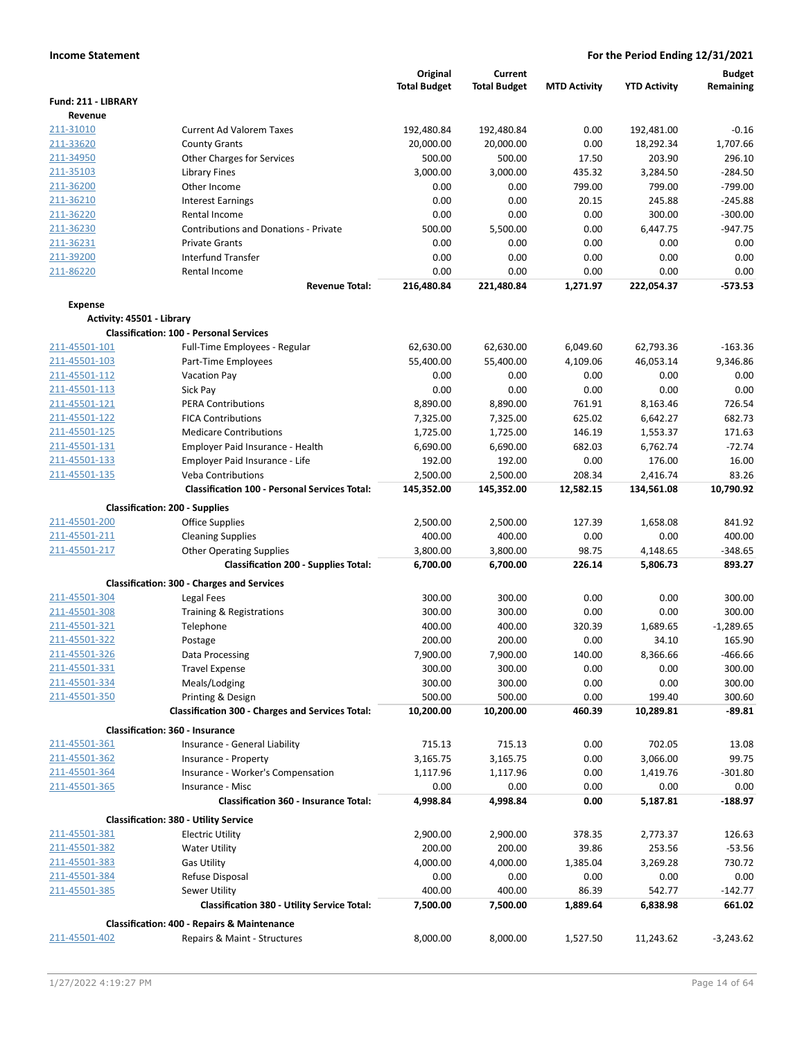**Income Statement** — **For the Period Ending 12/31/2021**

| | | Original Total Budget | Current Total Budget | MTD Activity | YTD Activity | Budget Remaining |
|---|---|---|---|---|---|---|
| **Fund: 211 - LIBRARY** | | | | | | |
| **Revenue** | | | | | | |
| 211-31010 | Current Ad Valorem Taxes | 192,480.84 | 192,480.84 | 0.00 | 192,481.00 | -0.16 |
| 211-33620 | County Grants | 20,000.00 | 20,000.00 | 0.00 | 18,292.34 | 1,707.66 |
| 211-34950 | Other Charges for Services | 500.00 | 500.00 | 17.50 | 203.90 | 296.10 |
| 211-35103 | Library Fines | 3,000.00 | 3,000.00 | 435.32 | 3,284.50 | -284.50 |
| 211-36200 | Other Income | 0.00 | 0.00 | 799.00 | 799.00 | -799.00 |
| 211-36210 | Interest Earnings | 0.00 | 0.00 | 20.15 | 245.88 | -245.88 |
| 211-36220 | Rental Income | 0.00 | 0.00 | 0.00 | 300.00 | -300.00 |
| 211-36230 | Contributions and Donations - Private | 500.00 | 5,500.00 | 0.00 | 6,447.75 | -947.75 |
| 211-36231 | Private Grants | 0.00 | 0.00 | 0.00 | 0.00 | 0.00 |
| 211-39200 | Interfund Transfer | 0.00 | 0.00 | 0.00 | 0.00 | 0.00 |
| 211-86220 | Rental Income | 0.00 | 0.00 | 0.00 | 0.00 | 0.00 |
| | **Revenue Total:** | **216,480.84** | **221,480.84** | **1,271.97** | **222,054.37** | **-573.53** |
| **Expense** | | | | | | |
| **Activity: 45501 - Library** | | | | | | |
| **Classification: 100 - Personal Services** | | | | | | |
| 211-45501-101 | Full-Time Employees - Regular | 62,630.00 | 62,630.00 | 6,049.60 | 62,793.36 | -163.36 |
| 211-45501-103 | Part-Time Employees | 55,400.00 | 55,400.00 | 4,109.06 | 46,053.14 | 9,346.86 |
| 211-45501-112 | Vacation Pay | 0.00 | 0.00 | 0.00 | 0.00 | 0.00 |
| 211-45501-113 | Sick Pay | 0.00 | 0.00 | 0.00 | 0.00 | 0.00 |
| 211-45501-121 | PERA Contributions | 8,890.00 | 8,890.00 | 761.91 | 8,163.46 | 726.54 |
| 211-45501-122 | FICA Contributions | 7,325.00 | 7,325.00 | 625.02 | 6,642.27 | 682.73 |
| 211-45501-125 | Medicare Contributions | 1,725.00 | 1,725.00 | 146.19 | 1,553.37 | 171.63 |
| 211-45501-131 | Employer Paid Insurance - Health | 6,690.00 | 6,690.00 | 682.03 | 6,762.74 | -72.74 |
| 211-45501-133 | Employer Paid Insurance - Life | 192.00 | 192.00 | 0.00 | 176.00 | 16.00 |
| 211-45501-135 | Veba Contributions | 2,500.00 | 2,500.00 | 208.34 | 2,416.74 | 83.26 |
| | **Classification 100 - Personal Services Total:** | **145,352.00** | **145,352.00** | **12,582.15** | **134,561.08** | **10,790.92** |
| **Classification: 200 - Supplies** | | | | | | |
| 211-45501-200 | Office Supplies | 2,500.00 | 2,500.00 | 127.39 | 1,658.08 | 841.92 |
| 211-45501-211 | Cleaning Supplies | 400.00 | 400.00 | 0.00 | 0.00 | 400.00 |
| 211-45501-217 | Other Operating Supplies | 3,800.00 | 3,800.00 | 98.75 | 4,148.65 | -348.65 |
| | **Classification 200 - Supplies Total:** | **6,700.00** | **6,700.00** | **226.14** | **5,806.73** | **893.27** |
| **Classification: 300 - Charges and Services** | | | | | | |
| 211-45501-304 | Legal Fees | 300.00 | 300.00 | 0.00 | 0.00 | 300.00 |
| 211-45501-308 | Training & Registrations | 300.00 | 300.00 | 0.00 | 0.00 | 300.00 |
| 211-45501-321 | Telephone | 400.00 | 400.00 | 320.39 | 1,689.65 | -1,289.65 |
| 211-45501-322 | Postage | 200.00 | 200.00 | 0.00 | 34.10 | 165.90 |
| 211-45501-326 | Data Processing | 7,900.00 | 7,900.00 | 140.00 | 8,366.66 | -466.66 |
| 211-45501-331 | Travel Expense | 300.00 | 300.00 | 0.00 | 0.00 | 300.00 |
| 211-45501-334 | Meals/Lodging | 300.00 | 300.00 | 0.00 | 0.00 | 300.00 |
| 211-45501-350 | Printing & Design | 500.00 | 500.00 | 0.00 | 199.40 | 300.60 |
| | **Classification 300 - Charges and Services Total:** | **10,200.00** | **10,200.00** | **460.39** | **10,289.81** | **-89.81** |
| **Classification: 360 - Insurance** | | | | | | |
| 211-45501-361 | Insurance - General Liability | 715.13 | 715.13 | 0.00 | 702.05 | 13.08 |
| 211-45501-362 | Insurance - Property | 3,165.75 | 3,165.75 | 0.00 | 3,066.00 | 99.75 |
| 211-45501-364 | Insurance - Worker's Compensation | 1,117.96 | 1,117.96 | 0.00 | 1,419.76 | -301.80 |
| 211-45501-365 | Insurance - Misc | 0.00 | 0.00 | 0.00 | 0.00 | 0.00 |
| | **Classification 360 - Insurance Total:** | **4,998.84** | **4,998.84** | **0.00** | **5,187.81** | **-188.97** |
| **Classification: 380 - Utility Service** | | | | | | |
| 211-45501-381 | Electric Utility | 2,900.00 | 2,900.00 | 378.35 | 2,773.37 | 126.63 |
| 211-45501-382 | Water Utility | 200.00 | 200.00 | 39.86 | 253.56 | -53.56 |
| 211-45501-383 | Gas Utility | 4,000.00 | 4,000.00 | 1,385.04 | 3,269.28 | 730.72 |
| 211-45501-384 | Refuse Disposal | 0.00 | 0.00 | 0.00 | 0.00 | 0.00 |
| 211-45501-385 | Sewer Utility | 400.00 | 400.00 | 86.39 | 542.77 | -142.77 |
| | **Classification 380 - Utility Service Total:** | **7,500.00** | **7,500.00** | **1,889.64** | **6,838.98** | **661.02** |
| **Classification: 400 - Repairs & Maintenance** | | | | | | |
| 211-45501-402 | Repairs & Maint - Structures | 8,000.00 | 8,000.00 | 1,527.50 | 11,243.62 | -3,243.62 |

1/27/2022 4:19:27 PM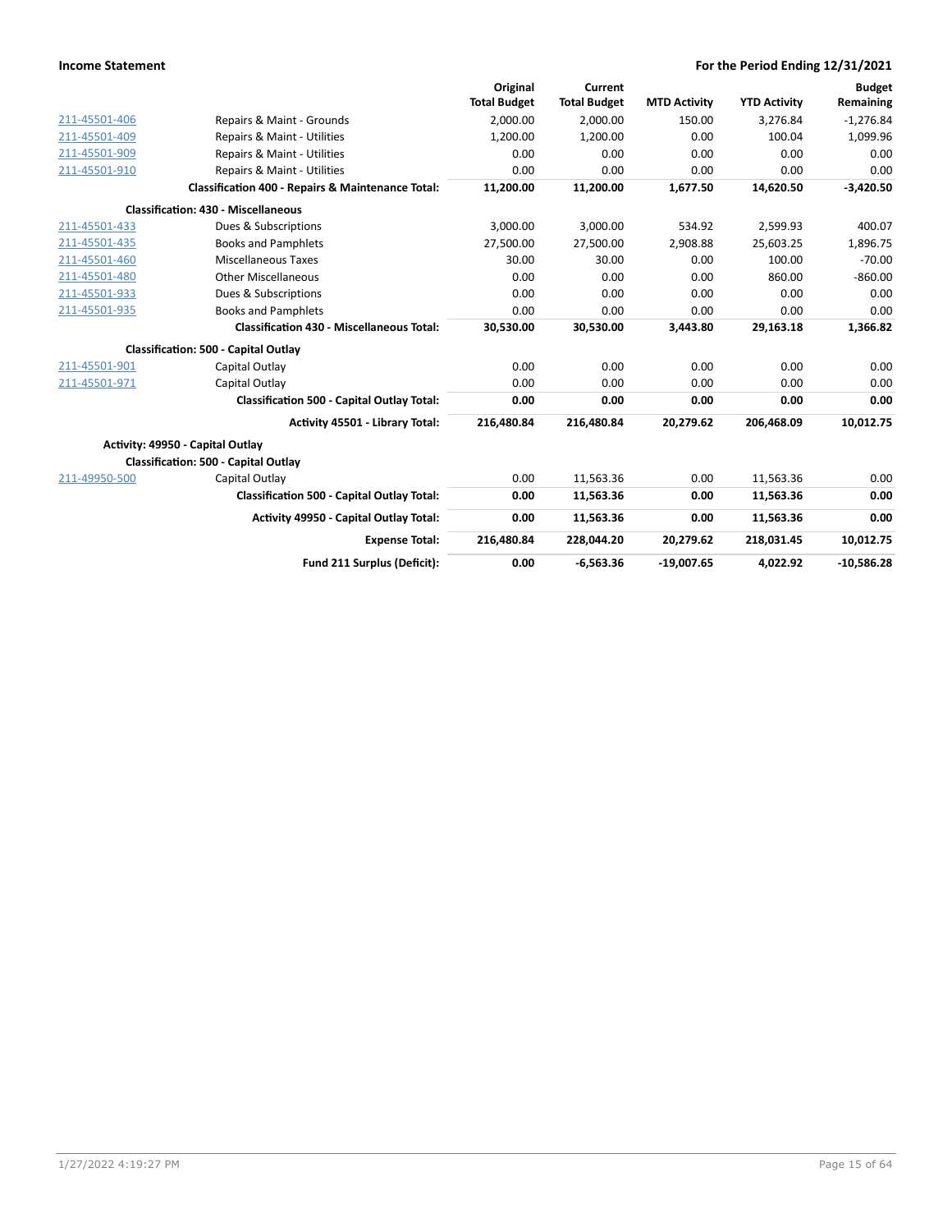**Income Statement** — **For the Period Ending 12/31/2021**

| | | Original Total Budget | Current Total Budget | MTD Activity | YTD Activity | Budget Remaining |
|---|---|---|---|---|---|---|
| 211-45501-406 | Repairs & Maint - Grounds | 2,000.00 | 2,000.00 | 150.00 | 3,276.84 | -1,276.84 |
| 211-45501-409 | Repairs & Maint - Utilities | 1,200.00 | 1,200.00 | 0.00 | 100.04 | 1,099.96 |
| 211-45501-909 | Repairs & Maint - Utilities | 0.00 | 0.00 | 0.00 | 0.00 | 0.00 |
| 211-45501-910 | Repairs & Maint - Utilities | 0.00 | 0.00 | 0.00 | 0.00 | 0.00 |
| | **Classification 400 - Repairs & Maintenance Total:** | **11,200.00** | **11,200.00** | **1,677.50** | **14,620.50** | **-3,420.50** |
| **Classification: 430 - Miscellaneous** | | | | | | |
| 211-45501-433 | Dues & Subscriptions | 3,000.00 | 3,000.00 | 534.92 | 2,599.93 | 400.07 |
| 211-45501-435 | Books and Pamphlets | 27,500.00 | 27,500.00 | 2,908.88 | 25,603.25 | 1,896.75 |
| 211-45501-460 | Miscellaneous Taxes | 30.00 | 30.00 | 0.00 | 100.00 | -70.00 |
| 211-45501-480 | Other Miscellaneous | 0.00 | 0.00 | 0.00 | 860.00 | -860.00 |
| 211-45501-933 | Dues & Subscriptions | 0.00 | 0.00 | 0.00 | 0.00 | 0.00 |
| 211-45501-935 | Books and Pamphlets | 0.00 | 0.00 | 0.00 | 0.00 | 0.00 |
| | **Classification 430 - Miscellaneous Total:** | **30,530.00** | **30,530.00** | **3,443.80** | **29,163.18** | **1,366.82** |
| **Classification: 500 - Capital Outlay** | | | | | | |
| 211-45501-901 | Capital Outlay | 0.00 | 0.00 | 0.00 | 0.00 | 0.00 |
| 211-45501-971 | Capital Outlay | 0.00 | 0.00 | 0.00 | 0.00 | 0.00 |
| | **Classification 500 - Capital Outlay Total:** | **0.00** | **0.00** | **0.00** | **0.00** | **0.00** |
| | **Activity 45501 - Library Total:** | **216,480.84** | **216,480.84** | **20,279.62** | **206,468.09** | **10,012.75** |
| **Activity: 49950 - Capital Outlay** | | | | | | |
| **Classification: 500 - Capital Outlay** | | | | | | |
| 211-49950-500 | Capital Outlay | 0.00 | 11,563.36 | 0.00 | 11,563.36 | 0.00 |
| | **Classification 500 - Capital Outlay Total:** | **0.00** | **11,563.36** | **0.00** | **11,563.36** | **0.00** |
| | **Activity 49950 - Capital Outlay Total:** | **0.00** | **11,563.36** | **0.00** | **11,563.36** | **0.00** |
| | **Expense Total:** | **216,480.84** | **228,044.20** | **20,279.62** | **218,031.45** | **10,012.75** |
| | **Fund 211 Surplus (Deficit):** | **0.00** | **-6,563.36** | **-19,007.65** | **4,022.92** | **-10,586.28** |

1/27/2022 4:19:27 PM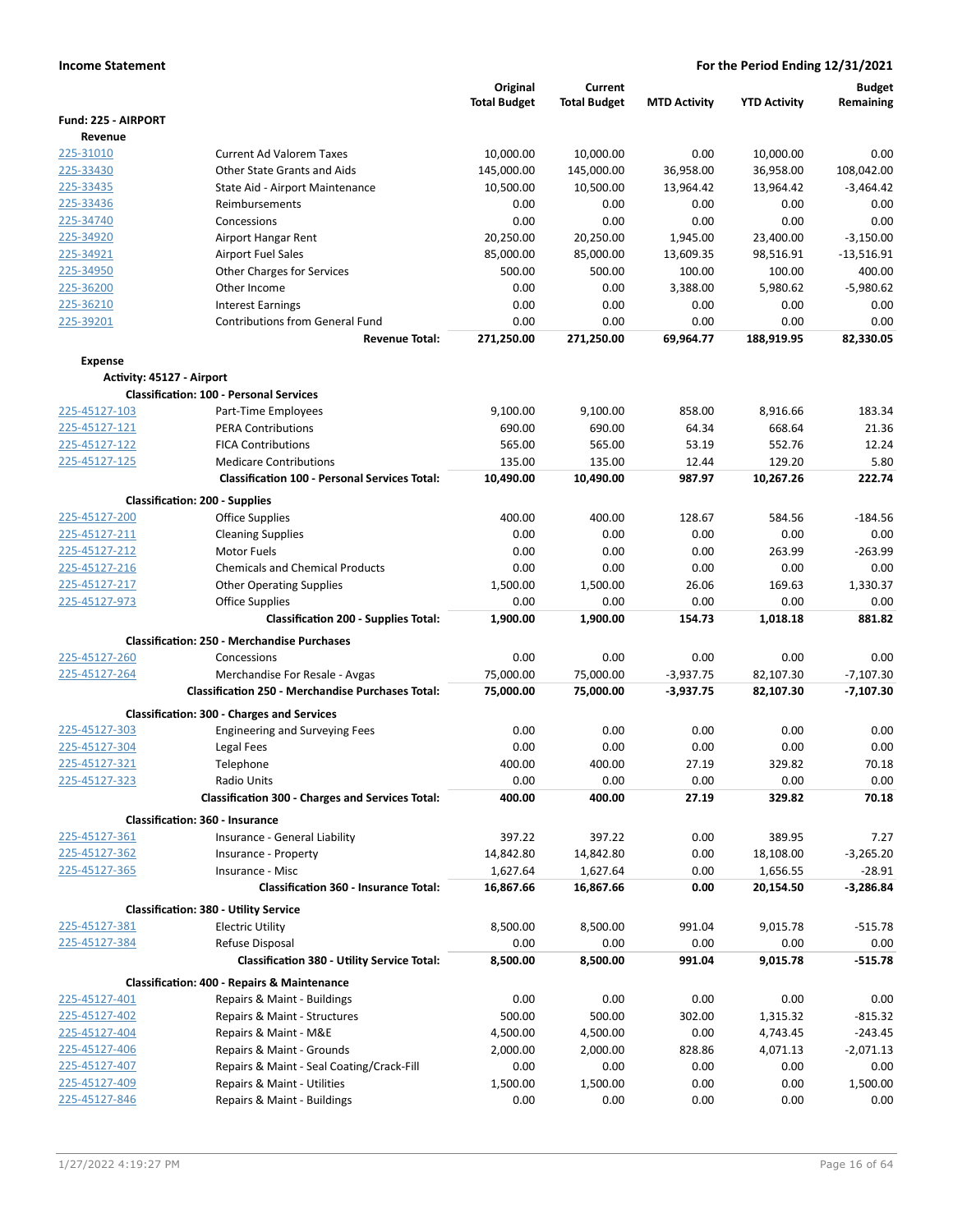**Income Statement** — **For the Period Ending 12/31/2021**

| | | Original Total Budget | Current Total Budget | MTD Activity | YTD Activity | Budget Remaining |
|---|---|---|---|---|---|---|
| **Fund: 225 - AIRPORT** | | | | | | |
| **Revenue** | | | | | | |
| 225-31010 | Current Ad Valorem Taxes | 10,000.00 | 10,000.00 | 0.00 | 10,000.00 | 0.00 |
| 225-33430 | Other State Grants and Aids | 145,000.00 | 145,000.00 | 36,958.00 | 36,958.00 | 108,042.00 |
| 225-33435 | State Aid - Airport Maintenance | 10,500.00 | 10,500.00 | 13,964.42 | 13,964.42 | -3,464.42 |
| 225-33436 | Reimbursements | 0.00 | 0.00 | 0.00 | 0.00 | 0.00 |
| 225-34740 | Concessions | 0.00 | 0.00 | 0.00 | 0.00 | 0.00 |
| 225-34920 | Airport Hangar Rent | 20,250.00 | 20,250.00 | 1,945.00 | 23,400.00 | -3,150.00 |
| 225-34921 | Airport Fuel Sales | 85,000.00 | 85,000.00 | 13,609.35 | 98,516.91 | -13,516.91 |
| 225-34950 | Other Charges for Services | 500.00 | 500.00 | 100.00 | 100.00 | 400.00 |
| 225-36200 | Other Income | 0.00 | 0.00 | 3,388.00 | 5,980.62 | -5,980.62 |
| 225-36210 | Interest Earnings | 0.00 | 0.00 | 0.00 | 0.00 | 0.00 |
| 225-39201 | Contributions from General Fund | 0.00 | 0.00 | 0.00 | 0.00 | 0.00 |
| | **Revenue Total:** | **271,250.00** | **271,250.00** | **69,964.77** | **188,919.95** | **82,330.05** |
| **Expense** | | | | | | |
| **Activity: 45127 - Airport** | | | | | | |
| **Classification: 100 - Personal Services** | | | | | | |
| 225-45127-103 | Part-Time Employees | 9,100.00 | 9,100.00 | 858.00 | 8,916.66 | 183.34 |
| 225-45127-121 | PERA Contributions | 690.00 | 690.00 | 64.34 | 668.64 | 21.36 |
| 225-45127-122 | FICA Contributions | 565.00 | 565.00 | 53.19 | 552.76 | 12.24 |
| 225-45127-125 | Medicare Contributions | 135.00 | 135.00 | 12.44 | 129.20 | 5.80 |
| | **Classification 100 - Personal Services Total:** | **10,490.00** | **10,490.00** | **987.97** | **10,267.26** | **222.74** |
| **Classification: 200 - Supplies** | | | | | | |
| 225-45127-200 | Office Supplies | 400.00 | 400.00 | 128.67 | 584.56 | -184.56 |
| 225-45127-211 | Cleaning Supplies | 0.00 | 0.00 | 0.00 | 0.00 | 0.00 |
| 225-45127-212 | Motor Fuels | 0.00 | 0.00 | 0.00 | 263.99 | -263.99 |
| 225-45127-216 | Chemicals and Chemical Products | 0.00 | 0.00 | 0.00 | 0.00 | 0.00 |
| 225-45127-217 | Other Operating Supplies | 1,500.00 | 1,500.00 | 26.06 | 169.63 | 1,330.37 |
| 225-45127-973 | Office Supplies | 0.00 | 0.00 | 0.00 | 0.00 | 0.00 |
| | **Classification 200 - Supplies Total:** | **1,900.00** | **1,900.00** | **154.73** | **1,018.18** | **881.82** |
| **Classification: 250 - Merchandise Purchases** | | | | | | |
| 225-45127-260 | Concessions | 0.00 | 0.00 | 0.00 | 0.00 | 0.00 |
| 225-45127-264 | Merchandise For Resale - Avgas | 75,000.00 | 75,000.00 | -3,937.75 | 82,107.30 | -7,107.30 |
| | **Classification 250 - Merchandise Purchases Total:** | **75,000.00** | **75,000.00** | **-3,937.75** | **82,107.30** | **-7,107.30** |
| **Classification: 300 - Charges and Services** | | | | | | |
| 225-45127-303 | Engineering and Surveying Fees | 0.00 | 0.00 | 0.00 | 0.00 | 0.00 |
| 225-45127-304 | Legal Fees | 0.00 | 0.00 | 0.00 | 0.00 | 0.00 |
| 225-45127-321 | Telephone | 400.00 | 400.00 | 27.19 | 329.82 | 70.18 |
| 225-45127-323 | Radio Units | 0.00 | 0.00 | 0.00 | 0.00 | 0.00 |
| | **Classification 300 - Charges and Services Total:** | **400.00** | **400.00** | **27.19** | **329.82** | **70.18** |
| **Classification: 360 - Insurance** | | | | | | |
| 225-45127-361 | Insurance - General Liability | 397.22 | 397.22 | 0.00 | 389.95 | 7.27 |
| 225-45127-362 | Insurance - Property | 14,842.80 | 14,842.80 | 0.00 | 18,108.00 | -3,265.20 |
| 225-45127-365 | Insurance - Misc | 1,627.64 | 1,627.64 | 0.00 | 1,656.55 | -28.91 |
| | **Classification 360 - Insurance Total:** | **16,867.66** | **16,867.66** | **0.00** | **20,154.50** | **-3,286.84** |
| **Classification: 380 - Utility Service** | | | | | | |
| 225-45127-381 | Electric Utility | 8,500.00 | 8,500.00 | 991.04 | 9,015.78 | -515.78 |
| 225-45127-384 | Refuse Disposal | 0.00 | 0.00 | 0.00 | 0.00 | 0.00 |
| | **Classification 380 - Utility Service Total:** | **8,500.00** | **8,500.00** | **991.04** | **9,015.78** | **-515.78** |
| **Classification: 400 - Repairs & Maintenance** | | | | | | |
| 225-45127-401 | Repairs & Maint - Buildings | 0.00 | 0.00 | 0.00 | 0.00 | 0.00 |
| 225-45127-402 | Repairs & Maint - Structures | 500.00 | 500.00 | 302.00 | 1,315.32 | -815.32 |
| 225-45127-404 | Repairs & Maint - M&E | 4,500.00 | 4,500.00 | 0.00 | 4,743.45 | -243.45 |
| 225-45127-406 | Repairs & Maint - Grounds | 2,000.00 | 2,000.00 | 828.86 | 4,071.13 | -2,071.13 |
| 225-45127-407 | Repairs & Maint - Seal Coating/Crack-Fill | 0.00 | 0.00 | 0.00 | 0.00 | 0.00 |
| 225-45127-409 | Repairs & Maint - Utilities | 1,500.00 | 1,500.00 | 0.00 | 0.00 | 1,500.00 |
| 225-45127-846 | Repairs & Maint - Buildings | 0.00 | 0.00 | 0.00 | 0.00 | 0.00 |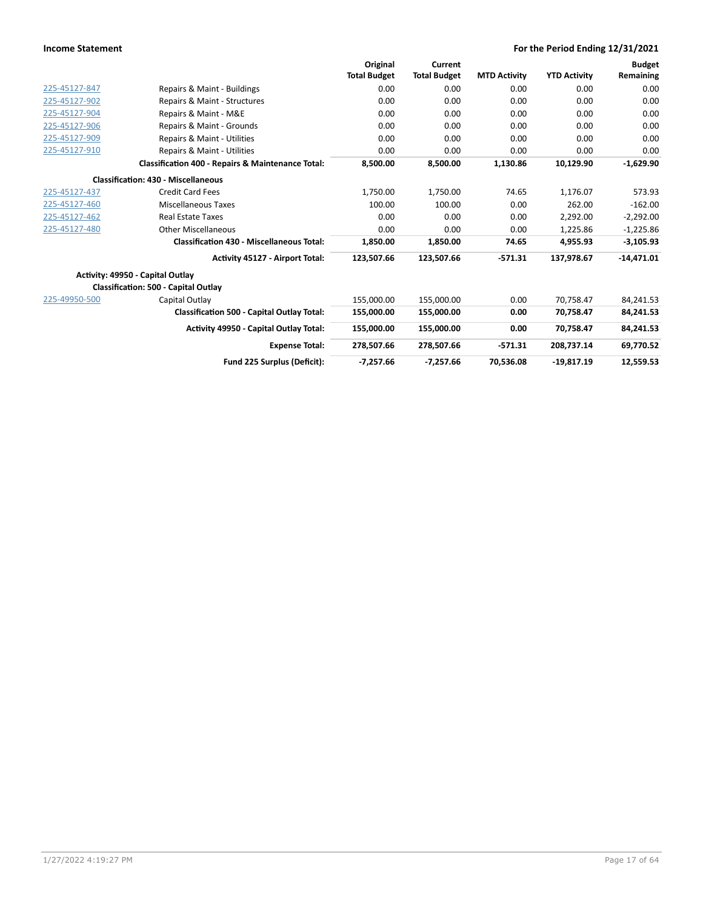**Income Statement** — For the Period Ending 12/31/2021

| | | Original Total Budget | Current Total Budget | MTD Activity | YTD Activity | Budget Remaining |
|---|---|---|---|---|---|---|
| 225-45127-847 | Repairs & Maint - Buildings | 0.00 | 0.00 | 0.00 | 0.00 | 0.00 |
| 225-45127-902 | Repairs & Maint - Structures | 0.00 | 0.00 | 0.00 | 0.00 | 0.00 |
| 225-45127-904 | Repairs & Maint - M&E | 0.00 | 0.00 | 0.00 | 0.00 | 0.00 |
| 225-45127-906 | Repairs & Maint - Grounds | 0.00 | 0.00 | 0.00 | 0.00 | 0.00 |
| 225-45127-909 | Repairs & Maint - Utilities | 0.00 | 0.00 | 0.00 | 0.00 | 0.00 |
| 225-45127-910 | Repairs & Maint - Utilities | 0.00 | 0.00 | 0.00 | 0.00 | 0.00 |
| | **Classification 400 - Repairs & Maintenance Total:** | **8,500.00** | **8,500.00** | **1,130.86** | **10,129.90** | **-1,629.90** |
| **Classification: 430 - Miscellaneous** | | | | | | |
| 225-45127-437 | Credit Card Fees | 1,750.00 | 1,750.00 | 74.65 | 1,176.07 | 573.93 |
| 225-45127-460 | Miscellaneous Taxes | 100.00 | 100.00 | 0.00 | 262.00 | -162.00 |
| 225-45127-462 | Real Estate Taxes | 0.00 | 0.00 | 0.00 | 2,292.00 | -2,292.00 |
| 225-45127-480 | Other Miscellaneous | 0.00 | 0.00 | 0.00 | 1,225.86 | -1,225.86 |
| | **Classification 430 - Miscellaneous Total:** | **1,850.00** | **1,850.00** | **74.65** | **4,955.93** | **-3,105.93** |
| | **Activity 45127 - Airport Total:** | **123,507.66** | **123,507.66** | **-571.31** | **137,978.67** | **-14,471.01** |
| **Activity: 49950 - Capital Outlay** | | | | | | |
| **Classification: 500 - Capital Outlay** | | | | | | |
| 225-49950-500 | Capital Outlay | 155,000.00 | 155,000.00 | 0.00 | 70,758.47 | 84,241.53 |
| | **Classification 500 - Capital Outlay Total:** | **155,000.00** | **155,000.00** | **0.00** | **70,758.47** | **84,241.53** |
| | **Activity 49950 - Capital Outlay Total:** | **155,000.00** | **155,000.00** | **0.00** | **70,758.47** | **84,241.53** |
| | **Expense Total:** | **278,507.66** | **278,507.66** | **-571.31** | **208,737.14** | **69,770.52** |
| | **Fund 225 Surplus (Deficit):** | **-7,257.66** | **-7,257.66** | **70,536.08** | **-19,817.19** | **12,559.53** |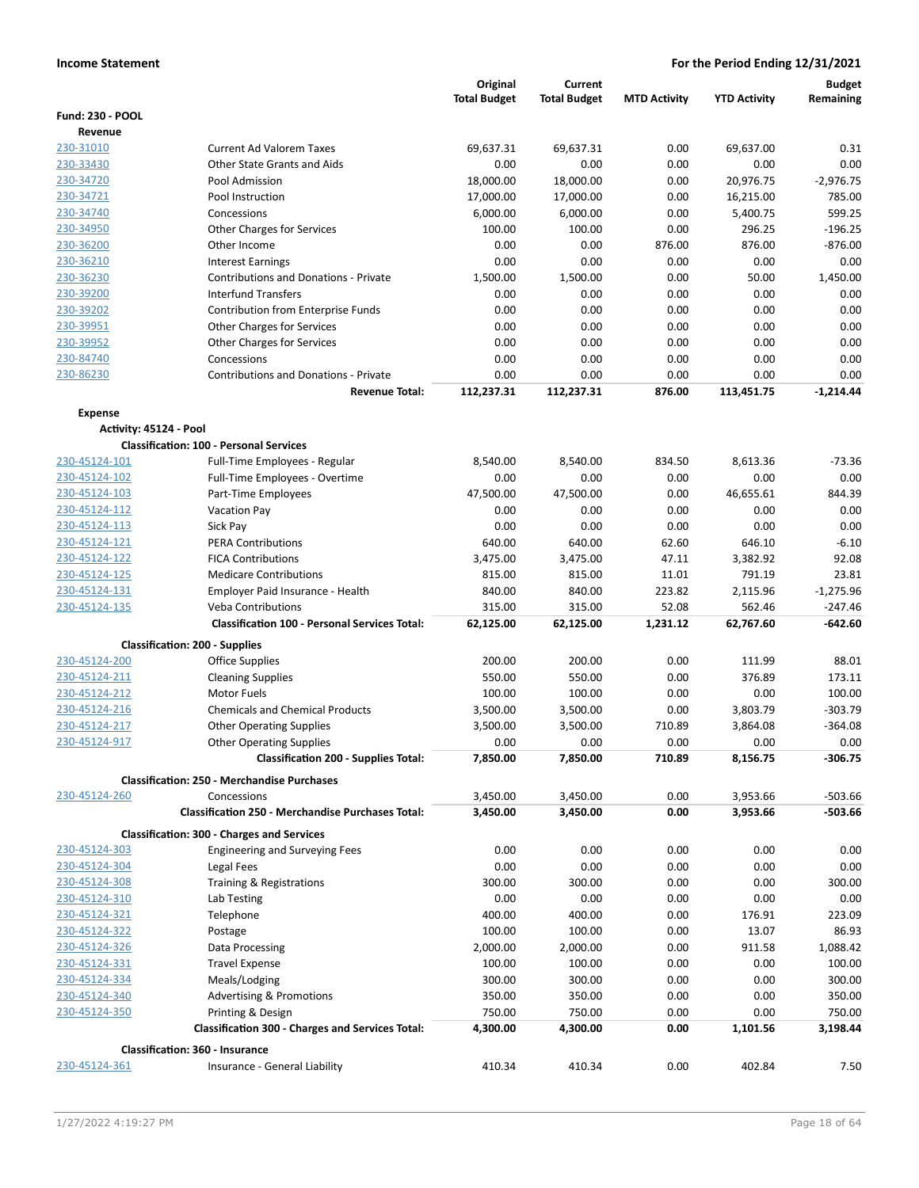**Income Statement** — For the Period Ending 12/31/2021

| | | Original Total Budget | Current Total Budget | MTD Activity | YTD Activity | Budget Remaining |
|---|---|---|---|---|---|---|
| **Fund: 230 - POOL** | | | | | | |
| **Revenue** | | | | | | |
| 230-31010 | Current Ad Valorem Taxes | 69,637.31 | 69,637.31 | 0.00 | 69,637.00 | 0.31 |
| 230-33430 | Other State Grants and Aids | 0.00 | 0.00 | 0.00 | 0.00 | 0.00 |
| 230-34720 | Pool Admission | 18,000.00 | 18,000.00 | 0.00 | 20,976.75 | -2,976.75 |
| 230-34721 | Pool Instruction | 17,000.00 | 17,000.00 | 0.00 | 16,215.00 | 785.00 |
| 230-34740 | Concessions | 6,000.00 | 6,000.00 | 0.00 | 5,400.75 | 599.25 |
| 230-34950 | Other Charges for Services | 100.00 | 100.00 | 0.00 | 296.25 | -196.25 |
| 230-36200 | Other Income | 0.00 | 0.00 | 876.00 | 876.00 | -876.00 |
| 230-36210 | Interest Earnings | 0.00 | 0.00 | 0.00 | 0.00 | 0.00 |
| 230-36230 | Contributions and Donations - Private | 1,500.00 | 1,500.00 | 0.00 | 50.00 | 1,450.00 |
| 230-39200 | Interfund Transfers | 0.00 | 0.00 | 0.00 | 0.00 | 0.00 |
| 230-39202 | Contribution from Enterprise Funds | 0.00 | 0.00 | 0.00 | 0.00 | 0.00 |
| 230-39951 | Other Charges for Services | 0.00 | 0.00 | 0.00 | 0.00 | 0.00 |
| 230-39952 | Other Charges for Services | 0.00 | 0.00 | 0.00 | 0.00 | 0.00 |
| 230-84740 | Concessions | 0.00 | 0.00 | 0.00 | 0.00 | 0.00 |
| 230-86230 | Contributions and Donations - Private | 0.00 | 0.00 | 0.00 | 0.00 | 0.00 |
| | **Revenue Total:** | **112,237.31** | **112,237.31** | **876.00** | **113,451.75** | **-1,214.44** |
| **Expense** | | | | | | |
| **Activity: 45124 - Pool** | | | | | | |
| **Classification: 100 - Personal Services** | | | | | | |
| 230-45124-101 | Full-Time Employees - Regular | 8,540.00 | 8,540.00 | 834.50 | 8,613.36 | -73.36 |
| 230-45124-102 | Full-Time Employees - Overtime | 0.00 | 0.00 | 0.00 | 0.00 | 0.00 |
| 230-45124-103 | Part-Time Employees | 47,500.00 | 47,500.00 | 0.00 | 46,655.61 | 844.39 |
| 230-45124-112 | Vacation Pay | 0.00 | 0.00 | 0.00 | 0.00 | 0.00 |
| 230-45124-113 | Sick Pay | 0.00 | 0.00 | 0.00 | 0.00 | 0.00 |
| 230-45124-121 | PERA Contributions | 640.00 | 640.00 | 62.60 | 646.10 | -6.10 |
| 230-45124-122 | FICA Contributions | 3,475.00 | 3,475.00 | 47.11 | 3,382.92 | 92.08 |
| 230-45124-125 | Medicare Contributions | 815.00 | 815.00 | 11.01 | 791.19 | 23.81 |
| 230-45124-131 | Employer Paid Insurance - Health | 840.00 | 840.00 | 223.82 | 2,115.96 | -1,275.96 |
| 230-45124-135 | Veba Contributions | 315.00 | 315.00 | 52.08 | 562.46 | -247.46 |
| | **Classification 100 - Personal Services Total:** | **62,125.00** | **62,125.00** | **1,231.12** | **62,767.60** | **-642.60** |
| **Classification: 200 - Supplies** | | | | | | |
| 230-45124-200 | Office Supplies | 200.00 | 200.00 | 0.00 | 111.99 | 88.01 |
| 230-45124-211 | Cleaning Supplies | 550.00 | 550.00 | 0.00 | 376.89 | 173.11 |
| 230-45124-212 | Motor Fuels | 100.00 | 100.00 | 0.00 | 0.00 | 100.00 |
| 230-45124-216 | Chemicals and Chemical Products | 3,500.00 | 3,500.00 | 0.00 | 3,803.79 | -303.79 |
| 230-45124-217 | Other Operating Supplies | 3,500.00 | 3,500.00 | 710.89 | 3,864.08 | -364.08 |
| 230-45124-917 | Other Operating Supplies | 0.00 | 0.00 | 0.00 | 0.00 | 0.00 |
| | **Classification 200 - Supplies Total:** | **7,850.00** | **7,850.00** | **710.89** | **8,156.75** | **-306.75** |
| **Classification: 250 - Merchandise Purchases** | | | | | | |
| 230-45124-260 | Concessions | 3,450.00 | 3,450.00 | 0.00 | 3,953.66 | -503.66 |
| | **Classification 250 - Merchandise Purchases Total:** | **3,450.00** | **3,450.00** | **0.00** | **3,953.66** | **-503.66** |
| **Classification: 300 - Charges and Services** | | | | | | |
| 230-45124-303 | Engineering and Surveying Fees | 0.00 | 0.00 | 0.00 | 0.00 | 0.00 |
| 230-45124-304 | Legal Fees | 0.00 | 0.00 | 0.00 | 0.00 | 0.00 |
| 230-45124-308 | Training & Registrations | 300.00 | 300.00 | 0.00 | 0.00 | 300.00 |
| 230-45124-310 | Lab Testing | 0.00 | 0.00 | 0.00 | 0.00 | 0.00 |
| 230-45124-321 | Telephone | 400.00 | 400.00 | 0.00 | 176.91 | 223.09 |
| 230-45124-322 | Postage | 100.00 | 100.00 | 0.00 | 13.07 | 86.93 |
| 230-45124-326 | Data Processing | 2,000.00 | 2,000.00 | 0.00 | 911.58 | 1,088.42 |
| 230-45124-331 | Travel Expense | 100.00 | 100.00 | 0.00 | 0.00 | 100.00 |
| 230-45124-334 | Meals/Lodging | 300.00 | 300.00 | 0.00 | 0.00 | 300.00 |
| 230-45124-340 | Advertising & Promotions | 350.00 | 350.00 | 0.00 | 0.00 | 350.00 |
| 230-45124-350 | Printing & Design | 750.00 | 750.00 | 0.00 | 0.00 | 750.00 |
| | **Classification 300 - Charges and Services Total:** | **4,300.00** | **4,300.00** | **0.00** | **1,101.56** | **3,198.44** |
| **Classification: 360 - Insurance** | | | | | | |
| 230-45124-361 | Insurance - General Liability | 410.34 | 410.34 | 0.00 | 402.84 | 7.50 |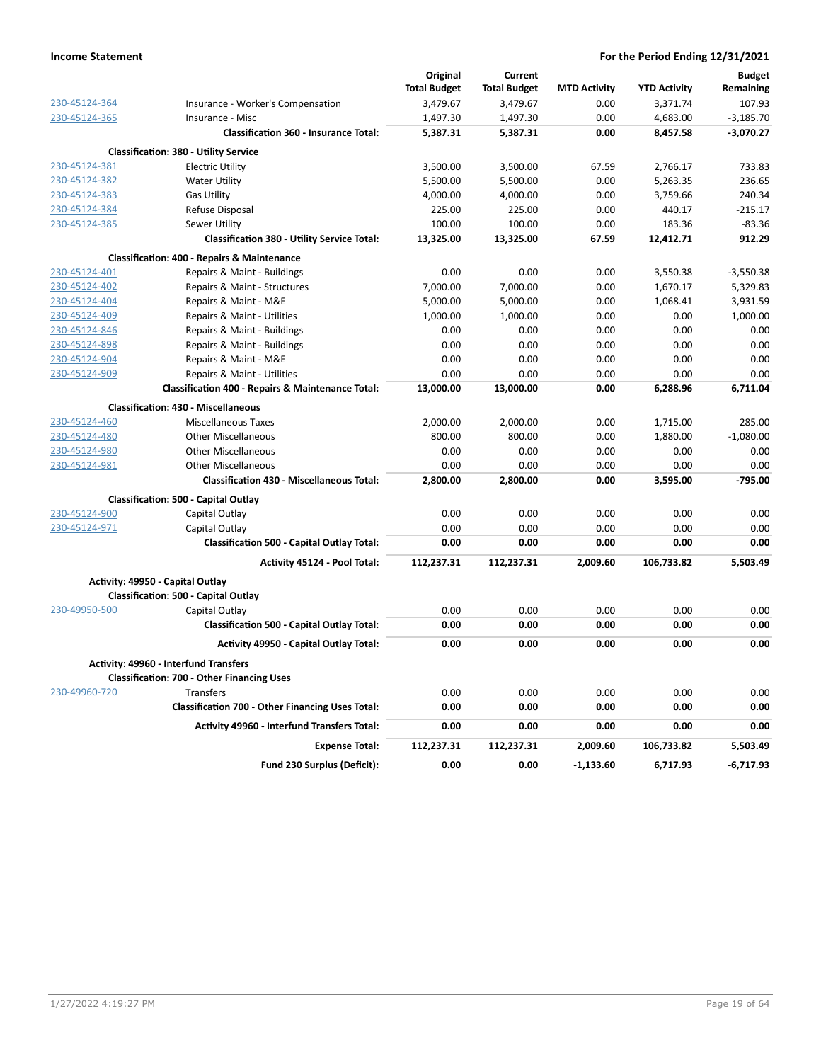**Income Statement** **For the Period Ending 12/31/2021**

| | | Original Total Budget | Current Total Budget | MTD Activity | YTD Activity | Budget Remaining |
|---|---|---|---|---|---|---|
| 230-45124-364 | Insurance - Worker's Compensation | 3,479.67 | 3,479.67 | 0.00 | 3,371.74 | 107.93 |
| 230-45124-365 | Insurance - Misc | 1,497.30 | 1,497.30 | 0.00 | 4,683.00 | -3,185.70 |
| | **Classification 360 - Insurance Total:** | **5,387.31** | **5,387.31** | **0.00** | **8,457.58** | **-3,070.27** |
| | **Classification: 380 - Utility Service** | | | | | |
| 230-45124-381 | Electric Utility | 3,500.00 | 3,500.00 | 67.59 | 2,766.17 | 733.83 |
| 230-45124-382 | Water Utility | 5,500.00 | 5,500.00 | 0.00 | 5,263.35 | 236.65 |
| 230-45124-383 | Gas Utility | 4,000.00 | 4,000.00 | 0.00 | 3,759.66 | 240.34 |
| 230-45124-384 | Refuse Disposal | 225.00 | 225.00 | 0.00 | 440.17 | -215.17 |
| 230-45124-385 | Sewer Utility | 100.00 | 100.00 | 0.00 | 183.36 | -83.36 |
| | **Classification 380 - Utility Service Total:** | **13,325.00** | **13,325.00** | **67.59** | **12,412.71** | **912.29** |
| | **Classification: 400 - Repairs & Maintenance** | | | | | |
| 230-45124-401 | Repairs & Maint - Buildings | 0.00 | 0.00 | 0.00 | 3,550.38 | -3,550.38 |
| 230-45124-402 | Repairs & Maint - Structures | 7,000.00 | 7,000.00 | 0.00 | 1,670.17 | 5,329.83 |
| 230-45124-404 | Repairs & Maint - M&E | 5,000.00 | 5,000.00 | 0.00 | 1,068.41 | 3,931.59 |
| 230-45124-409 | Repairs & Maint - Utilities | 1,000.00 | 1,000.00 | 0.00 | 0.00 | 1,000.00 |
| 230-45124-846 | Repairs & Maint - Buildings | 0.00 | 0.00 | 0.00 | 0.00 | 0.00 |
| 230-45124-898 | Repairs & Maint - Buildings | 0.00 | 0.00 | 0.00 | 0.00 | 0.00 |
| 230-45124-904 | Repairs & Maint - M&E | 0.00 | 0.00 | 0.00 | 0.00 | 0.00 |
| 230-45124-909 | Repairs & Maint - Utilities | 0.00 | 0.00 | 0.00 | 0.00 | 0.00 |
| | **Classification 400 - Repairs & Maintenance Total:** | **13,000.00** | **13,000.00** | **0.00** | **6,288.96** | **6,711.04** |
| | **Classification: 430 - Miscellaneous** | | | | | |
| 230-45124-460 | Miscellaneous Taxes | 2,000.00 | 2,000.00 | 0.00 | 1,715.00 | 285.00 |
| 230-45124-480 | Other Miscellaneous | 800.00 | 800.00 | 0.00 | 1,880.00 | -1,080.00 |
| 230-45124-980 | Other Miscellaneous | 0.00 | 0.00 | 0.00 | 0.00 | 0.00 |
| 230-45124-981 | Other Miscellaneous | 0.00 | 0.00 | 0.00 | 0.00 | 0.00 |
| | **Classification 430 - Miscellaneous Total:** | **2,800.00** | **2,800.00** | **0.00** | **3,595.00** | **-795.00** |
| | **Classification: 500 - Capital Outlay** | | | | | |
| 230-45124-900 | Capital Outlay | 0.00 | 0.00 | 0.00 | 0.00 | 0.00 |
| 230-45124-971 | Capital Outlay | 0.00 | 0.00 | 0.00 | 0.00 | 0.00 |
| | **Classification 500 - Capital Outlay Total:** | **0.00** | **0.00** | **0.00** | **0.00** | **0.00** |
| | **Activity 45124 - Pool Total:** | **112,237.31** | **112,237.31** | **2,009.60** | **106,733.82** | **5,503.49** |
| | **Activity: 49950 - Capital Outlay** | | | | | |
| | **Classification: 500 - Capital Outlay** | | | | | |
| 230-49950-500 | Capital Outlay | 0.00 | 0.00 | 0.00 | 0.00 | 0.00 |
| | **Classification 500 - Capital Outlay Total:** | **0.00** | **0.00** | **0.00** | **0.00** | **0.00** |
| | **Activity 49950 - Capital Outlay Total:** | **0.00** | **0.00** | **0.00** | **0.00** | **0.00** |
| | **Activity: 49960 - Interfund Transfers** | | | | | |
| | **Classification: 700 - Other Financing Uses** | | | | | |
| 230-49960-720 | Transfers | 0.00 | 0.00 | 0.00 | 0.00 | 0.00 |
| | **Classification 700 - Other Financing Uses Total:** | **0.00** | **0.00** | **0.00** | **0.00** | **0.00** |
| | **Activity 49960 - Interfund Transfers Total:** | **0.00** | **0.00** | **0.00** | **0.00** | **0.00** |
| | **Expense Total:** | **112,237.31** | **112,237.31** | **2,009.60** | **106,733.82** | **5,503.49** |
| | **Fund 230 Surplus (Deficit):** | **0.00** | **0.00** | **-1,133.60** | **6,717.93** | **-6,717.93** |

1/27/2022 4:19:27 PM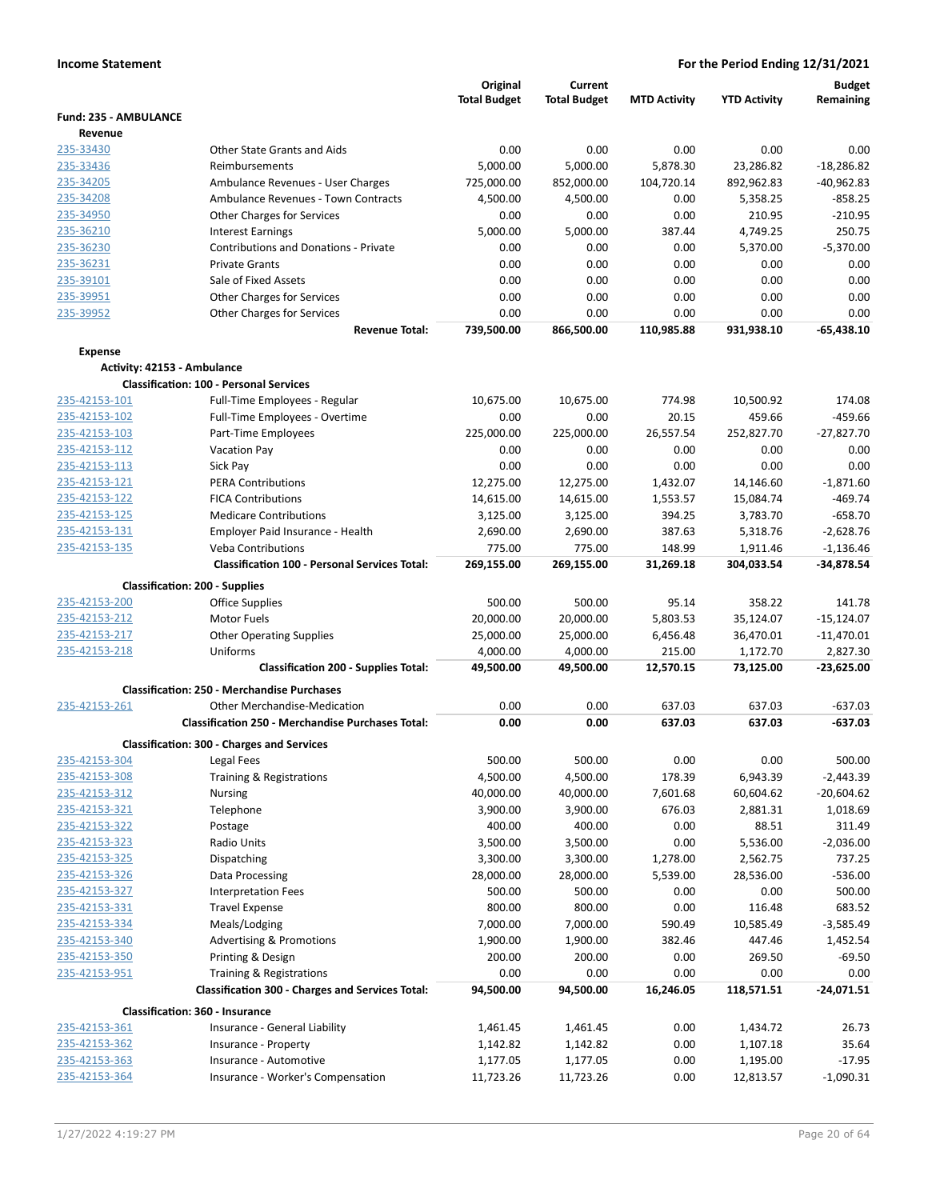**Income Statement** — For the Period Ending 12/31/2021

| | | Original Total Budget | Current Total Budget | MTD Activity | YTD Activity | Budget Remaining |
|---|---|---|---|---|---|---|
| **Fund: 235 - AMBULANCE** | | | | | | |
| **Revenue** | | | | | | |
| 235-33430 | Other State Grants and Aids | 0.00 | 0.00 | 0.00 | 0.00 | 0.00 |
| 235-33436 | Reimbursements | 5,000.00 | 5,000.00 | 5,878.30 | 23,286.82 | -18,286.82 |
| 235-34205 | Ambulance Revenues - User Charges | 725,000.00 | 852,000.00 | 104,720.14 | 892,962.83 | -40,962.83 |
| 235-34208 | Ambulance Revenues - Town Contracts | 4,500.00 | 4,500.00 | 0.00 | 5,358.25 | -858.25 |
| 235-34950 | Other Charges for Services | 0.00 | 0.00 | 0.00 | 210.95 | -210.95 |
| 235-36210 | Interest Earnings | 5,000.00 | 5,000.00 | 387.44 | 4,749.25 | 250.75 |
| 235-36230 | Contributions and Donations - Private | 0.00 | 0.00 | 0.00 | 5,370.00 | -5,370.00 |
| 235-36231 | Private Grants | 0.00 | 0.00 | 0.00 | 0.00 | 0.00 |
| 235-39101 | Sale of Fixed Assets | 0.00 | 0.00 | 0.00 | 0.00 | 0.00 |
| 235-39951 | Other Charges for Services | 0.00 | 0.00 | 0.00 | 0.00 | 0.00 |
| 235-39952 | Other Charges for Services | 0.00 | 0.00 | 0.00 | 0.00 | 0.00 |
| | **Revenue Total:** | **739,500.00** | **866,500.00** | **110,985.88** | **931,938.10** | **-65,438.10** |
| **Expense** | | | | | | |
| **Activity: 42153 - Ambulance** | | | | | | |
| **Classification: 100 - Personal Services** | | | | | | |
| 235-42153-101 | Full-Time Employees - Regular | 10,675.00 | 10,675.00 | 774.98 | 10,500.92 | 174.08 |
| 235-42153-102 | Full-Time Employees - Overtime | 0.00 | 0.00 | 20.15 | 459.66 | -459.66 |
| 235-42153-103 | Part-Time Employees | 225,000.00 | 225,000.00 | 26,557.54 | 252,827.70 | -27,827.70 |
| 235-42153-112 | Vacation Pay | 0.00 | 0.00 | 0.00 | 0.00 | 0.00 |
| 235-42153-113 | Sick Pay | 0.00 | 0.00 | 0.00 | 0.00 | 0.00 |
| 235-42153-121 | PERA Contributions | 12,275.00 | 12,275.00 | 1,432.07 | 14,146.60 | -1,871.60 |
| 235-42153-122 | FICA Contributions | 14,615.00 | 14,615.00 | 1,553.57 | 15,084.74 | -469.74 |
| 235-42153-125 | Medicare Contributions | 3,125.00 | 3,125.00 | 394.25 | 3,783.70 | -658.70 |
| 235-42153-131 | Employer Paid Insurance - Health | 2,690.00 | 2,690.00 | 387.63 | 5,318.76 | -2,628.76 |
| 235-42153-135 | Veba Contributions | 775.00 | 775.00 | 148.99 | 1,911.46 | -1,136.46 |
| | **Classification 100 - Personal Services Total:** | **269,155.00** | **269,155.00** | **31,269.18** | **304,033.54** | **-34,878.54** |
| **Classification: 200 - Supplies** | | | | | | |
| 235-42153-200 | Office Supplies | 500.00 | 500.00 | 95.14 | 358.22 | 141.78 |
| 235-42153-212 | Motor Fuels | 20,000.00 | 20,000.00 | 5,803.53 | 35,124.07 | -15,124.07 |
| 235-42153-217 | Other Operating Supplies | 25,000.00 | 25,000.00 | 6,456.48 | 36,470.01 | -11,470.01 |
| 235-42153-218 | Uniforms | 4,000.00 | 4,000.00 | 215.00 | 1,172.70 | 2,827.30 |
| | **Classification 200 - Supplies Total:** | **49,500.00** | **49,500.00** | **12,570.15** | **73,125.00** | **-23,625.00** |
| **Classification: 250 - Merchandise Purchases** | | | | | | |
| 235-42153-261 | Other Merchandise-Medication | 0.00 | 0.00 | 637.03 | 637.03 | -637.03 |
| | **Classification 250 - Merchandise Purchases Total:** | **0.00** | **0.00** | **637.03** | **637.03** | **-637.03** |
| **Classification: 300 - Charges and Services** | | | | | | |
| 235-42153-304 | Legal Fees | 500.00 | 500.00 | 0.00 | 0.00 | 500.00 |
| 235-42153-308 | Training & Registrations | 4,500.00 | 4,500.00 | 178.39 | 6,943.39 | -2,443.39 |
| 235-42153-312 | Nursing | 40,000.00 | 40,000.00 | 7,601.68 | 60,604.62 | -20,604.62 |
| 235-42153-321 | Telephone | 3,900.00 | 3,900.00 | 676.03 | 2,881.31 | 1,018.69 |
| 235-42153-322 | Postage | 400.00 | 400.00 | 0.00 | 88.51 | 311.49 |
| 235-42153-323 | Radio Units | 3,500.00 | 3,500.00 | 0.00 | 5,536.00 | -2,036.00 |
| 235-42153-325 | Dispatching | 3,300.00 | 3,300.00 | 1,278.00 | 2,562.75 | 737.25 |
| 235-42153-326 | Data Processing | 28,000.00 | 28,000.00 | 5,539.00 | 28,536.00 | -536.00 |
| 235-42153-327 | Interpretation Fees | 500.00 | 500.00 | 0.00 | 0.00 | 500.00 |
| 235-42153-331 | Travel Expense | 800.00 | 800.00 | 0.00 | 116.48 | 683.52 |
| 235-42153-334 | Meals/Lodging | 7,000.00 | 7,000.00 | 590.49 | 10,585.49 | -3,585.49 |
| 235-42153-340 | Advertising & Promotions | 1,900.00 | 1,900.00 | 382.46 | 447.46 | 1,452.54 |
| 235-42153-350 | Printing & Design | 200.00 | 200.00 | 0.00 | 269.50 | -69.50 |
| 235-42153-951 | Training & Registrations | 0.00 | 0.00 | 0.00 | 0.00 | 0.00 |
| | **Classification 300 - Charges and Services Total:** | **94,500.00** | **94,500.00** | **16,246.05** | **118,571.51** | **-24,071.51** |
| **Classification: 360 - Insurance** | | | | | | |
| 235-42153-361 | Insurance - General Liability | 1,461.45 | 1,461.45 | 0.00 | 1,434.72 | 26.73 |
| 235-42153-362 | Insurance - Property | 1,142.82 | 1,142.82 | 0.00 | 1,107.18 | 35.64 |
| 235-42153-363 | Insurance - Automotive | 1,177.05 | 1,177.05 | 0.00 | 1,195.00 | -17.95 |
| 235-42153-364 | Insurance - Worker's Compensation | 11,723.26 | 11,723.26 | 0.00 | 12,813.57 | -1,090.31 |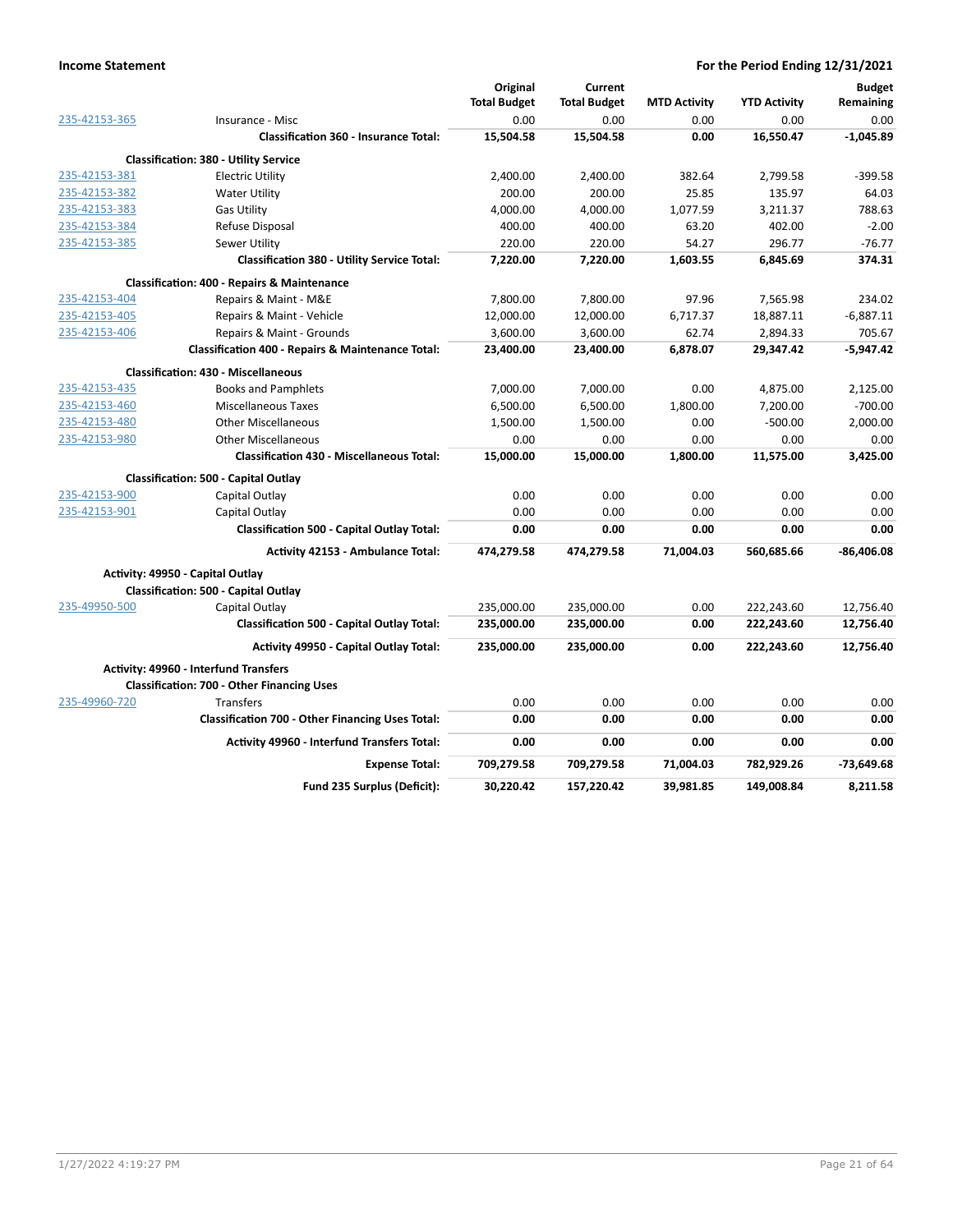**Income Statement** — For the Period Ending 12/31/2021

| | | Original Total Budget | Current Total Budget | MTD Activity | YTD Activity | Budget Remaining |
|---|---|---|---|---|---|---|
| 235-42153-365 | Insurance - Misc | 0.00 | 0.00 | 0.00 | 0.00 | 0.00 |
| | **Classification 360 - Insurance Total:** | **15,504.58** | **15,504.58** | **0.00** | **16,550.47** | **-1,045.89** |
| | **Classification: 380 - Utility Service** | | | | | |
| 235-42153-381 | Electric Utility | 2,400.00 | 2,400.00 | 382.64 | 2,799.58 | -399.58 |
| 235-42153-382 | Water Utility | 200.00 | 200.00 | 25.85 | 135.97 | 64.03 |
| 235-42153-383 | Gas Utility | 4,000.00 | 4,000.00 | 1,077.59 | 3,211.37 | 788.63 |
| 235-42153-384 | Refuse Disposal | 400.00 | 400.00 | 63.20 | 402.00 | -2.00 |
| 235-42153-385 | Sewer Utility | 220.00 | 220.00 | 54.27 | 296.77 | -76.77 |
| | **Classification 380 - Utility Service Total:** | **7,220.00** | **7,220.00** | **1,603.55** | **6,845.69** | **374.31** |
| | **Classification: 400 - Repairs & Maintenance** | | | | | |
| 235-42153-404 | Repairs & Maint - M&E | 7,800.00 | 7,800.00 | 97.96 | 7,565.98 | 234.02 |
| 235-42153-405 | Repairs & Maint - Vehicle | 12,000.00 | 12,000.00 | 6,717.37 | 18,887.11 | -6,887.11 |
| 235-42153-406 | Repairs & Maint - Grounds | 3,600.00 | 3,600.00 | 62.74 | 2,894.33 | 705.67 |
| | **Classification 400 - Repairs & Maintenance Total:** | **23,400.00** | **23,400.00** | **6,878.07** | **29,347.42** | **-5,947.42** |
| | **Classification: 430 - Miscellaneous** | | | | | |
| 235-42153-435 | Books and Pamphlets | 7,000.00 | 7,000.00 | 0.00 | 4,875.00 | 2,125.00 |
| 235-42153-460 | Miscellaneous Taxes | 6,500.00 | 6,500.00 | 1,800.00 | 7,200.00 | -700.00 |
| 235-42153-480 | Other Miscellaneous | 1,500.00 | 1,500.00 | 0.00 | -500.00 | 2,000.00 |
| 235-42153-980 | Other Miscellaneous | 0.00 | 0.00 | 0.00 | 0.00 | 0.00 |
| | **Classification 430 - Miscellaneous Total:** | **15,000.00** | **15,000.00** | **1,800.00** | **11,575.00** | **3,425.00** |
| | **Classification: 500 - Capital Outlay** | | | | | |
| 235-42153-900 | Capital Outlay | 0.00 | 0.00 | 0.00 | 0.00 | 0.00 |
| 235-42153-901 | Capital Outlay | 0.00 | 0.00 | 0.00 | 0.00 | 0.00 |
| | **Classification 500 - Capital Outlay Total:** | **0.00** | **0.00** | **0.00** | **0.00** | **0.00** |
| | **Activity 42153 - Ambulance Total:** | **474,279.58** | **474,279.58** | **71,004.03** | **560,685.66** | **-86,406.08** |
| | **Activity: 49950 - Capital Outlay** | | | | | |
| | **Classification: 500 - Capital Outlay** | | | | | |
| 235-49950-500 | Capital Outlay | 235,000.00 | 235,000.00 | 0.00 | 222,243.60 | 12,756.40 |
| | **Classification 500 - Capital Outlay Total:** | **235,000.00** | **235,000.00** | **0.00** | **222,243.60** | **12,756.40** |
| | **Activity 49950 - Capital Outlay Total:** | **235,000.00** | **235,000.00** | **0.00** | **222,243.60** | **12,756.40** |
| | **Activity: 49960 - Interfund Transfers** | | | | | |
| | **Classification: 700 - Other Financing Uses** | | | | | |
| 235-49960-720 | Transfers | 0.00 | 0.00 | 0.00 | 0.00 | 0.00 |
| | **Classification 700 - Other Financing Uses Total:** | **0.00** | **0.00** | **0.00** | **0.00** | **0.00** |
| | **Activity 49960 - Interfund Transfers Total:** | **0.00** | **0.00** | **0.00** | **0.00** | **0.00** |
| | **Expense Total:** | **709,279.58** | **709,279.58** | **71,004.03** | **782,929.26** | **-73,649.68** |
| | **Fund 235 Surplus (Deficit):** | **30,220.42** | **157,220.42** | **39,981.85** | **149,008.84** | **8,211.58** |

1/27/2022 4:19:27 PM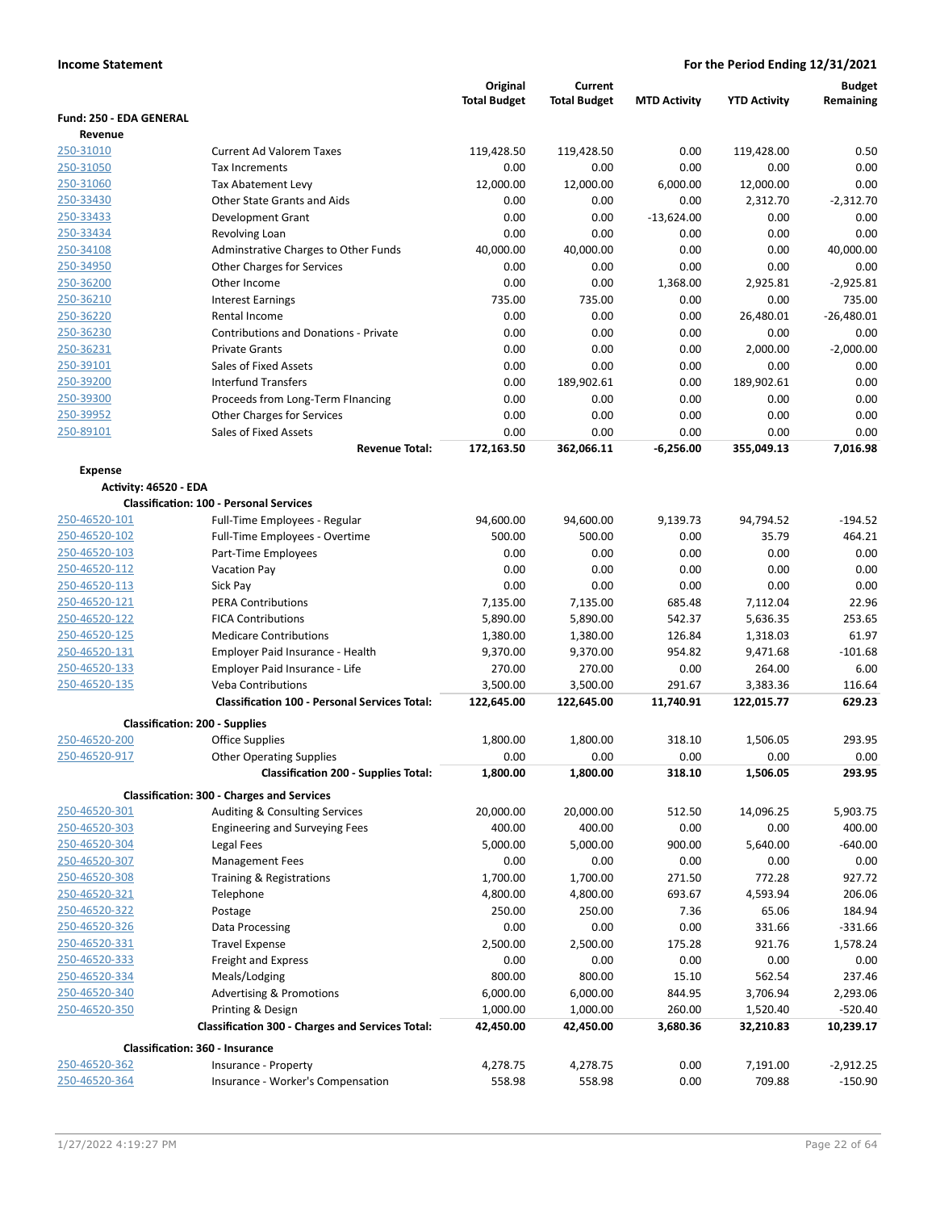**Income Statement** — For the Period Ending 12/31/2021

| | | Original Total Budget | Current Total Budget | MTD Activity | YTD Activity | Budget Remaining |
|---|---|---|---|---|---|---|
| **Fund: 250 - EDA GENERAL** | | | | | | |
| **Revenue** | | | | | | |
| 250-31010 | Current Ad Valorem Taxes | 119,428.50 | 119,428.50 | 0.00 | 119,428.00 | 0.50 |
| 250-31050 | Tax Increments | 0.00 | 0.00 | 0.00 | 0.00 | 0.00 |
| 250-31060 | Tax Abatement Levy | 12,000.00 | 12,000.00 | 6,000.00 | 12,000.00 | 0.00 |
| 250-33430 | Other State Grants and Aids | 0.00 | 0.00 | 0.00 | 2,312.70 | -2,312.70 |
| 250-33433 | Development Grant | 0.00 | 0.00 | -13,624.00 | 0.00 | 0.00 |
| 250-33434 | Revolving Loan | 0.00 | 0.00 | 0.00 | 0.00 | 0.00 |
| 250-34108 | Adminstrative Charges to Other Funds | 40,000.00 | 40,000.00 | 0.00 | 0.00 | 40,000.00 |
| 250-34950 | Other Charges for Services | 0.00 | 0.00 | 0.00 | 0.00 | 0.00 |
| 250-36200 | Other Income | 0.00 | 0.00 | 1,368.00 | 2,925.81 | -2,925.81 |
| 250-36210 | Interest Earnings | 735.00 | 735.00 | 0.00 | 0.00 | 735.00 |
| 250-36220 | Rental Income | 0.00 | 0.00 | 0.00 | 26,480.01 | -26,480.01 |
| 250-36230 | Contributions and Donations - Private | 0.00 | 0.00 | 0.00 | 0.00 | 0.00 |
| 250-36231 | Private Grants | 0.00 | 0.00 | 0.00 | 2,000.00 | -2,000.00 |
| 250-39101 | Sales of Fixed Assets | 0.00 | 0.00 | 0.00 | 0.00 | 0.00 |
| 250-39200 | Interfund Transfers | 0.00 | 189,902.61 | 0.00 | 189,902.61 | 0.00 |
| 250-39300 | Proceeds from Long-Term FInancing | 0.00 | 0.00 | 0.00 | 0.00 | 0.00 |
| 250-39952 | Other Charges for Services | 0.00 | 0.00 | 0.00 | 0.00 | 0.00 |
| 250-89101 | Sales of Fixed Assets | 0.00 | 0.00 | 0.00 | 0.00 | 0.00 |
| | **Revenue Total:** | **172,163.50** | **362,066.11** | **-6,256.00** | **355,049.13** | **7,016.98** |
| **Expense** | | | | | | |
| **Activity: 46520 - EDA** | | | | | | |
| **Classification: 100 - Personal Services** | | | | | | |
| 250-46520-101 | Full-Time Employees - Regular | 94,600.00 | 94,600.00 | 9,139.73 | 94,794.52 | -194.52 |
| 250-46520-102 | Full-Time Employees - Overtime | 500.00 | 500.00 | 0.00 | 35.79 | 464.21 |
| 250-46520-103 | Part-Time Employees | 0.00 | 0.00 | 0.00 | 0.00 | 0.00 |
| 250-46520-112 | Vacation Pay | 0.00 | 0.00 | 0.00 | 0.00 | 0.00 |
| 250-46520-113 | Sick Pay | 0.00 | 0.00 | 0.00 | 0.00 | 0.00 |
| 250-46520-121 | PERA Contributions | 7,135.00 | 7,135.00 | 685.48 | 7,112.04 | 22.96 |
| 250-46520-122 | FICA Contributions | 5,890.00 | 5,890.00 | 542.37 | 5,636.35 | 253.65 |
| 250-46520-125 | Medicare Contributions | 1,380.00 | 1,380.00 | 126.84 | 1,318.03 | 61.97 |
| 250-46520-131 | Employer Paid Insurance - Health | 9,370.00 | 9,370.00 | 954.82 | 9,471.68 | -101.68 |
| 250-46520-133 | Employer Paid Insurance - Life | 270.00 | 270.00 | 0.00 | 264.00 | 6.00 |
| 250-46520-135 | Veba Contributions | 3,500.00 | 3,500.00 | 291.67 | 3,383.36 | 116.64 |
| | **Classification 100 - Personal Services Total:** | **122,645.00** | **122,645.00** | **11,740.91** | **122,015.77** | **629.23** |
| **Classification: 200 - Supplies** | | | | | | |
| 250-46520-200 | Office Supplies | 1,800.00 | 1,800.00 | 318.10 | 1,506.05 | 293.95 |
| 250-46520-917 | Other Operating Supplies | 0.00 | 0.00 | 0.00 | 0.00 | 0.00 |
| | **Classification 200 - Supplies Total:** | **1,800.00** | **1,800.00** | **318.10** | **1,506.05** | **293.95** |
| **Classification: 300 - Charges and Services** | | | | | | |
| 250-46520-301 | Auditing & Consulting Services | 20,000.00 | 20,000.00 | 512.50 | 14,096.25 | 5,903.75 |
| 250-46520-303 | Engineering and Surveying Fees | 400.00 | 400.00 | 0.00 | 0.00 | 400.00 |
| 250-46520-304 | Legal Fees | 5,000.00 | 5,000.00 | 900.00 | 5,640.00 | -640.00 |
| 250-46520-307 | Management Fees | 0.00 | 0.00 | 0.00 | 0.00 | 0.00 |
| 250-46520-308 | Training & Registrations | 1,700.00 | 1,700.00 | 271.50 | 772.28 | 927.72 |
| 250-46520-321 | Telephone | 4,800.00 | 4,800.00 | 693.67 | 4,593.94 | 206.06 |
| 250-46520-322 | Postage | 250.00 | 250.00 | 7.36 | 65.06 | 184.94 |
| 250-46520-326 | Data Processing | 0.00 | 0.00 | 0.00 | 331.66 | -331.66 |
| 250-46520-331 | Travel Expense | 2,500.00 | 2,500.00 | 175.28 | 921.76 | 1,578.24 |
| 250-46520-333 | Freight and Express | 0.00 | 0.00 | 0.00 | 0.00 | 0.00 |
| 250-46520-334 | Meals/Lodging | 800.00 | 800.00 | 15.10 | 562.54 | 237.46 |
| 250-46520-340 | Advertising & Promotions | 6,000.00 | 6,000.00 | 844.95 | 3,706.94 | 2,293.06 |
| 250-46520-350 | Printing & Design | 1,000.00 | 1,000.00 | 260.00 | 1,520.40 | -520.40 |
| | **Classification 300 - Charges and Services Total:** | **42,450.00** | **42,450.00** | **3,680.36** | **32,210.83** | **10,239.17** |
| **Classification: 360 - Insurance** | | | | | | |
| 250-46520-362 | Insurance - Property | 4,278.75 | 4,278.75 | 0.00 | 7,191.00 | -2,912.25 |
| 250-46520-364 | Insurance - Worker's Compensation | 558.98 | 558.98 | 0.00 | 709.88 | -150.90 |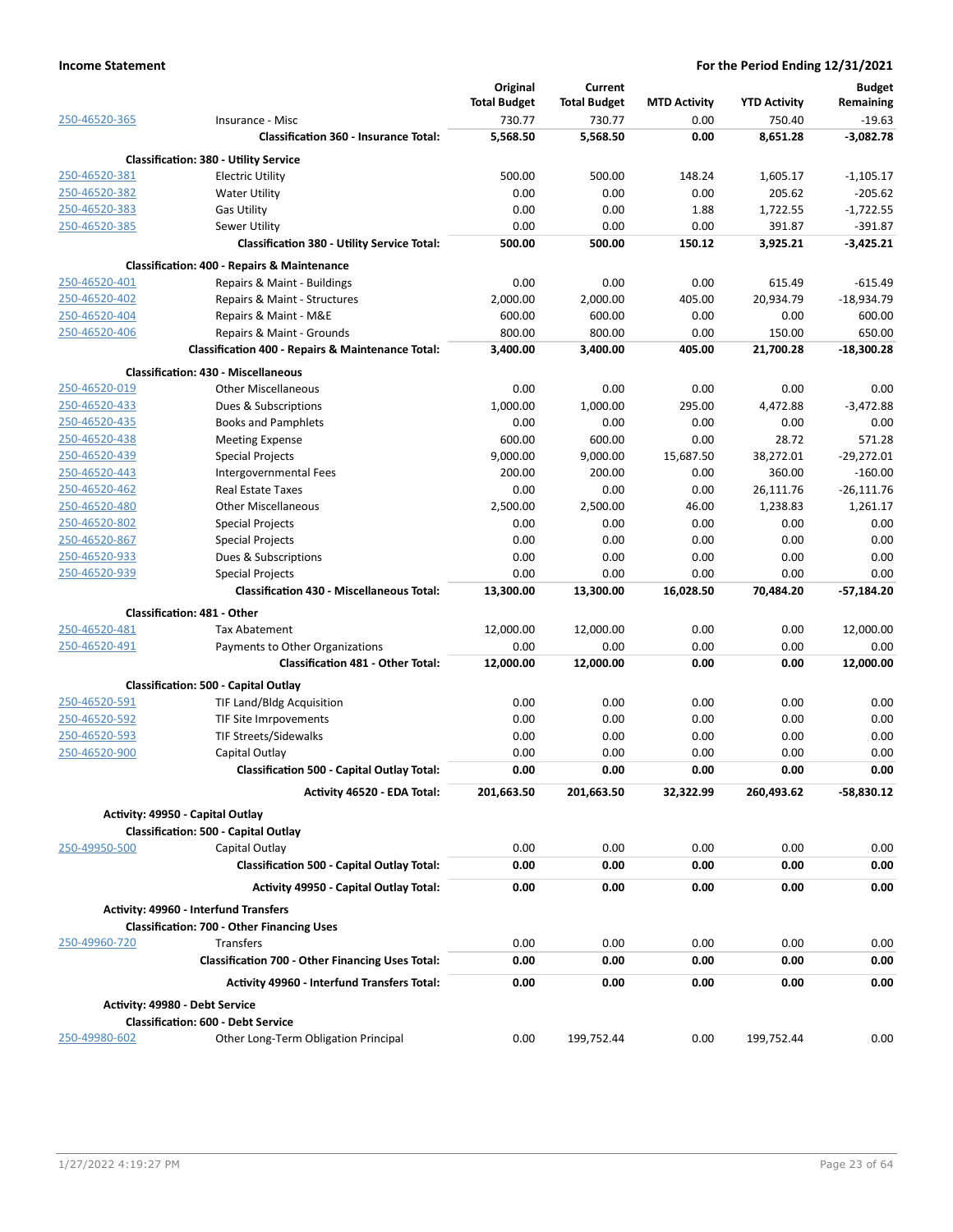**Income Statement** — For the Period Ending 12/31/2021

| | | Original Total Budget | Current Total Budget | MTD Activity | YTD Activity | Budget Remaining |
|---|---|---|---|---|---|---|
| 250-46520-365 | Insurance - Misc | 730.77 | 730.77 | 0.00 | 750.40 | -19.63 |
| | **Classification 360 - Insurance Total:** | **5,568.50** | **5,568.50** | **0.00** | **8,651.28** | **-3,082.78** |
| **Classification: 380 - Utility Service** | | | | | | |
| 250-46520-381 | Electric Utility | 500.00 | 500.00 | 148.24 | 1,605.17 | -1,105.17 |
| 250-46520-382 | Water Utility | 0.00 | 0.00 | 0.00 | 205.62 | -205.62 |
| 250-46520-383 | Gas Utility | 0.00 | 0.00 | 1.88 | 1,722.55 | -1,722.55 |
| 250-46520-385 | Sewer Utility | 0.00 | 0.00 | 0.00 | 391.87 | -391.87 |
| | **Classification 380 - Utility Service Total:** | **500.00** | **500.00** | **150.12** | **3,925.21** | **-3,425.21** |
| **Classification: 400 - Repairs & Maintenance** | | | | | | |
| 250-46520-401 | Repairs & Maint - Buildings | 0.00 | 0.00 | 0.00 | 615.49 | -615.49 |
| 250-46520-402 | Repairs & Maint - Structures | 2,000.00 | 2,000.00 | 405.00 | 20,934.79 | -18,934.79 |
| 250-46520-404 | Repairs & Maint - M&E | 600.00 | 600.00 | 0.00 | 0.00 | 600.00 |
| 250-46520-406 | Repairs & Maint - Grounds | 800.00 | 800.00 | 0.00 | 150.00 | 650.00 |
| | **Classification 400 - Repairs & Maintenance Total:** | **3,400.00** | **3,400.00** | **405.00** | **21,700.28** | **-18,300.28** |
| **Classification: 430 - Miscellaneous** | | | | | | |
| 250-46520-019 | Other Miscellaneous | 0.00 | 0.00 | 0.00 | 0.00 | 0.00 |
| 250-46520-433 | Dues & Subscriptions | 1,000.00 | 1,000.00 | 295.00 | 4,472.88 | -3,472.88 |
| 250-46520-435 | Books and Pamphlets | 0.00 | 0.00 | 0.00 | 0.00 | 0.00 |
| 250-46520-438 | Meeting Expense | 600.00 | 600.00 | 0.00 | 28.72 | 571.28 |
| 250-46520-439 | Special Projects | 9,000.00 | 9,000.00 | 15,687.50 | 38,272.01 | -29,272.01 |
| 250-46520-443 | Intergovernmental Fees | 200.00 | 200.00 | 0.00 | 360.00 | -160.00 |
| 250-46520-462 | Real Estate Taxes | 0.00 | 0.00 | 0.00 | 26,111.76 | -26,111.76 |
| 250-46520-480 | Other Miscellaneous | 2,500.00 | 2,500.00 | 46.00 | 1,238.83 | 1,261.17 |
| 250-46520-802 | Special Projects | 0.00 | 0.00 | 0.00 | 0.00 | 0.00 |
| 250-46520-867 | Special Projects | 0.00 | 0.00 | 0.00 | 0.00 | 0.00 |
| 250-46520-933 | Dues & Subscriptions | 0.00 | 0.00 | 0.00 | 0.00 | 0.00 |
| 250-46520-939 | Special Projects | 0.00 | 0.00 | 0.00 | 0.00 | 0.00 |
| | **Classification 430 - Miscellaneous Total:** | **13,300.00** | **13,300.00** | **16,028.50** | **70,484.20** | **-57,184.20** |
| **Classification: 481 - Other** | | | | | | |
| 250-46520-481 | Tax Abatement | 12,000.00 | 12,000.00 | 0.00 | 0.00 | 12,000.00 |
| 250-46520-491 | Payments to Other Organizations | 0.00 | 0.00 | 0.00 | 0.00 | 0.00 |
| | **Classification 481 - Other Total:** | **12,000.00** | **12,000.00** | **0.00** | **0.00** | **12,000.00** |
| **Classification: 500 - Capital Outlay** | | | | | | |
| 250-46520-591 | TIF Land/Bldg Acquisition | 0.00 | 0.00 | 0.00 | 0.00 | 0.00 |
| 250-46520-592 | TIF Site Imrpovements | 0.00 | 0.00 | 0.00 | 0.00 | 0.00 |
| 250-46520-593 | TIF Streets/Sidewalks | 0.00 | 0.00 | 0.00 | 0.00 | 0.00 |
| 250-46520-900 | Capital Outlay | 0.00 | 0.00 | 0.00 | 0.00 | 0.00 |
| | **Classification 500 - Capital Outlay Total:** | **0.00** | **0.00** | **0.00** | **0.00** | **0.00** |
| | **Activity 46520 - EDA Total:** | **201,663.50** | **201,663.50** | **32,322.99** | **260,493.62** | **-58,830.12** |
| **Activity: 49950 - Capital Outlay** | | | | | | |
| **Classification: 500 - Capital Outlay** | | | | | | |
| 250-49950-500 | Capital Outlay | 0.00 | 0.00 | 0.00 | 0.00 | 0.00 |
| | **Classification 500 - Capital Outlay Total:** | **0.00** | **0.00** | **0.00** | **0.00** | **0.00** |
| | **Activity 49950 - Capital Outlay Total:** | **0.00** | **0.00** | **0.00** | **0.00** | **0.00** |
| **Activity: 49960 - Interfund Transfers** | | | | | | |
| **Classification: 700 - Other Financing Uses** | | | | | | |
| 250-49960-720 | Transfers | 0.00 | 0.00 | 0.00 | 0.00 | 0.00 |
| | **Classification 700 - Other Financing Uses Total:** | **0.00** | **0.00** | **0.00** | **0.00** | **0.00** |
| | **Activity 49960 - Interfund Transfers Total:** | **0.00** | **0.00** | **0.00** | **0.00** | **0.00** |
| **Activity: 49980 - Debt Service** | | | | | | |
| **Classification: 600 - Debt Service** | | | | | | |
| 250-49980-602 | Other Long-Term Obligation Principal | 0.00 | 199,752.44 | 0.00 | 199,752.44 | 0.00 |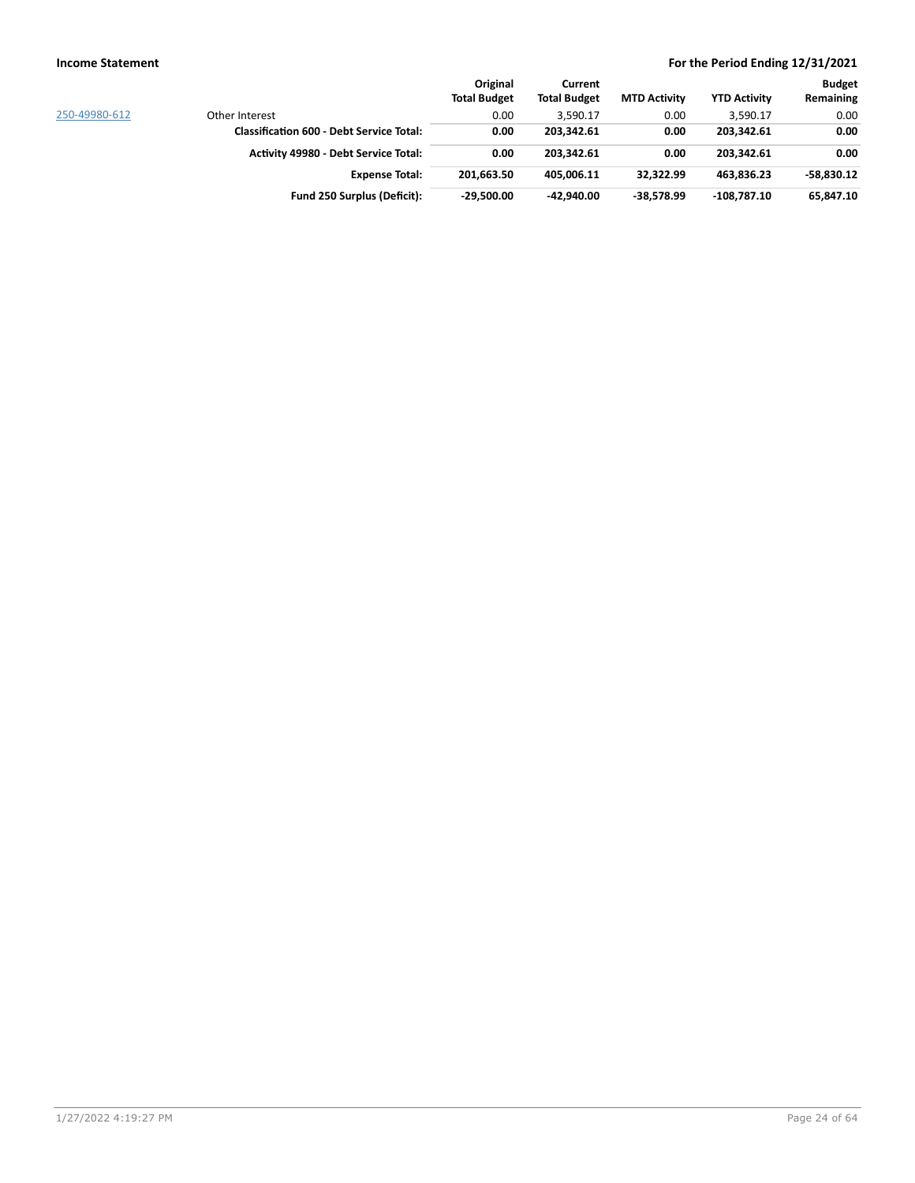**Income Statement** | **For the Period Ending 12/31/2021**

| | | Original Total Budget | Current Total Budget | MTD Activity | YTD Activity | Budget Remaining |
|---|---|---|---|---|---|---|
| 250-49980-612 | Other Interest | 0.00 | 3,590.17 | 0.00 | 3,590.17 | 0.00 |
| | **Classification 600 - Debt Service Total:** | **0.00** | **203,342.61** | **0.00** | **203,342.61** | **0.00** |
| | **Activity 49980 - Debt Service Total:** | **0.00** | **203,342.61** | **0.00** | **203,342.61** | **0.00** |
| | **Expense Total:** | **201,663.50** | **405,006.11** | **32,322.99** | **463,836.23** | **-58,830.12** |
| | **Fund 250 Surplus (Deficit):** | **-29,500.00** | **-42,940.00** | **-38,578.99** | **-108,787.10** | **65,847.10** |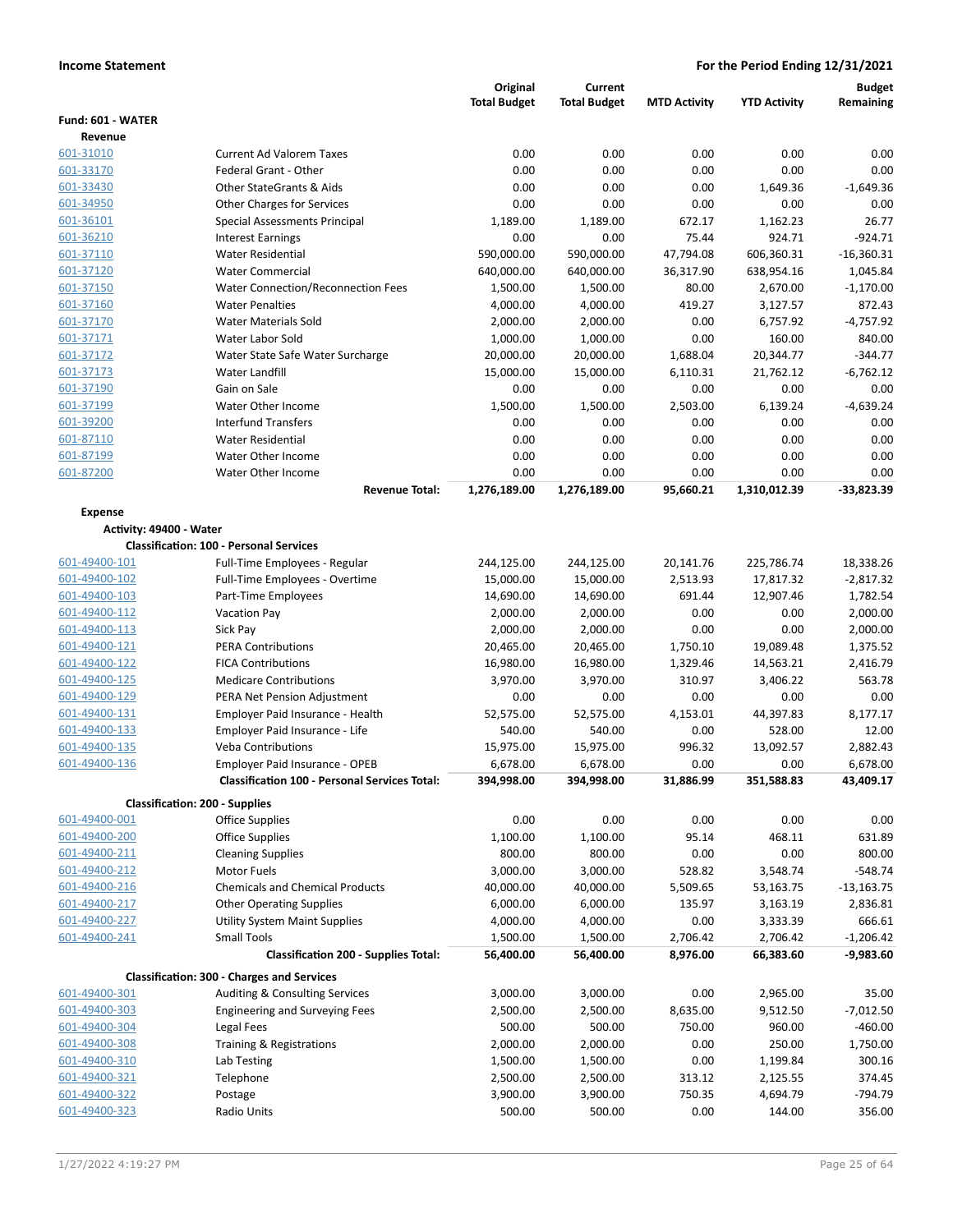**Income Statement** — **For the Period Ending 12/31/2021**

| | | Original Total Budget | Current Total Budget | MTD Activity | YTD Activity | Budget Remaining |
|---|---|---|---|---|---|---|
| **Fund: 601 - WATER** | | | | | | |
| **Revenue** | | | | | | |
| 601-31010 | Current Ad Valorem Taxes | 0.00 | 0.00 | 0.00 | 0.00 | 0.00 |
| 601-33170 | Federal Grant - Other | 0.00 | 0.00 | 0.00 | 0.00 | 0.00 |
| 601-33430 | Other StateGrants & Aids | 0.00 | 0.00 | 0.00 | 1,649.36 | -1,649.36 |
| 601-34950 | Other Charges for Services | 0.00 | 0.00 | 0.00 | 0.00 | 0.00 |
| 601-36101 | Special Assessments Principal | 1,189.00 | 1,189.00 | 672.17 | 1,162.23 | 26.77 |
| 601-36210 | Interest Earnings | 0.00 | 0.00 | 75.44 | 924.71 | -924.71 |
| 601-37110 | Water Residential | 590,000.00 | 590,000.00 | 47,794.08 | 606,360.31 | -16,360.31 |
| 601-37120 | Water Commercial | 640,000.00 | 640,000.00 | 36,317.90 | 638,954.16 | 1,045.84 |
| 601-37150 | Water Connection/Reconnection Fees | 1,500.00 | 1,500.00 | 80.00 | 2,670.00 | -1,170.00 |
| 601-37160 | Water Penalties | 4,000.00 | 4,000.00 | 419.27 | 3,127.57 | 872.43 |
| 601-37170 | Water Materials Sold | 2,000.00 | 2,000.00 | 0.00 | 6,757.92 | -4,757.92 |
| 601-37171 | Water Labor Sold | 1,000.00 | 1,000.00 | 0.00 | 160.00 | 840.00 |
| 601-37172 | Water State Safe Water Surcharge | 20,000.00 | 20,000.00 | 1,688.04 | 20,344.77 | -344.77 |
| 601-37173 | Water Landfill | 15,000.00 | 15,000.00 | 6,110.31 | 21,762.12 | -6,762.12 |
| 601-37190 | Gain on Sale | 0.00 | 0.00 | 0.00 | 0.00 | 0.00 |
| 601-37199 | Water Other Income | 1,500.00 | 1,500.00 | 2,503.00 | 6,139.24 | -4,639.24 |
| 601-39200 | Interfund Transfers | 0.00 | 0.00 | 0.00 | 0.00 | 0.00 |
| 601-87110 | Water Residential | 0.00 | 0.00 | 0.00 | 0.00 | 0.00 |
| 601-87199 | Water Other Income | 0.00 | 0.00 | 0.00 | 0.00 | 0.00 |
| 601-87200 | Water Other Income | 0.00 | 0.00 | 0.00 | 0.00 | 0.00 |
| | **Revenue Total:** | **1,276,189.00** | **1,276,189.00** | **95,660.21** | **1,310,012.39** | **-33,823.39** |
| **Expense** | | | | | | |
| **Activity: 49400 - Water** | | | | | | |
| **Classification: 100 - Personal Services** | | | | | | |
| 601-49400-101 | Full-Time Employees - Regular | 244,125.00 | 244,125.00 | 20,141.76 | 225,786.74 | 18,338.26 |
| 601-49400-102 | Full-Time Employees - Overtime | 15,000.00 | 15,000.00 | 2,513.93 | 17,817.32 | -2,817.32 |
| 601-49400-103 | Part-Time Employees | 14,690.00 | 14,690.00 | 691.44 | 12,907.46 | 1,782.54 |
| 601-49400-112 | Vacation Pay | 2,000.00 | 2,000.00 | 0.00 | 0.00 | 2,000.00 |
| 601-49400-113 | Sick Pay | 2,000.00 | 2,000.00 | 0.00 | 0.00 | 2,000.00 |
| 601-49400-121 | PERA Contributions | 20,465.00 | 20,465.00 | 1,750.10 | 19,089.48 | 1,375.52 |
| 601-49400-122 | FICA Contributions | 16,980.00 | 16,980.00 | 1,329.46 | 14,563.21 | 2,416.79 |
| 601-49400-125 | Medicare Contributions | 3,970.00 | 3,970.00 | 310.97 | 3,406.22 | 563.78 |
| 601-49400-129 | PERA Net Pension Adjustment | 0.00 | 0.00 | 0.00 | 0.00 | 0.00 |
| 601-49400-131 | Employer Paid Insurance - Health | 52,575.00 | 52,575.00 | 4,153.01 | 44,397.83 | 8,177.17 |
| 601-49400-133 | Employer Paid Insurance - Life | 540.00 | 540.00 | 0.00 | 528.00 | 12.00 |
| 601-49400-135 | Veba Contributions | 15,975.00 | 15,975.00 | 996.32 | 13,092.57 | 2,882.43 |
| 601-49400-136 | Employer Paid Insurance - OPEB | 6,678.00 | 6,678.00 | 0.00 | 0.00 | 6,678.00 |
| | **Classification 100 - Personal Services Total:** | **394,998.00** | **394,998.00** | **31,886.99** | **351,588.83** | **43,409.17** |
| **Classification: 200 - Supplies** | | | | | | |
| 601-49400-001 | Office Supplies | 0.00 | 0.00 | 0.00 | 0.00 | 0.00 |
| 601-49400-200 | Office Supplies | 1,100.00 | 1,100.00 | 95.14 | 468.11 | 631.89 |
| 601-49400-211 | Cleaning Supplies | 800.00 | 800.00 | 0.00 | 0.00 | 800.00 |
| 601-49400-212 | Motor Fuels | 3,000.00 | 3,000.00 | 528.82 | 3,548.74 | -548.74 |
| 601-49400-216 | Chemicals and Chemical Products | 40,000.00 | 40,000.00 | 5,509.65 | 53,163.75 | -13,163.75 |
| 601-49400-217 | Other Operating Supplies | 6,000.00 | 6,000.00 | 135.97 | 3,163.19 | 2,836.81 |
| 601-49400-227 | Utility System Maint Supplies | 4,000.00 | 4,000.00 | 0.00 | 3,333.39 | 666.61 |
| 601-49400-241 | Small Tools | 1,500.00 | 1,500.00 | 2,706.42 | 2,706.42 | -1,206.42 |
| | **Classification 200 - Supplies Total:** | **56,400.00** | **56,400.00** | **8,976.00** | **66,383.60** | **-9,983.60** |
| **Classification: 300 - Charges and Services** | | | | | | |
| 601-49400-301 | Auditing & Consulting Services | 3,000.00 | 3,000.00 | 0.00 | 2,965.00 | 35.00 |
| 601-49400-303 | Engineering and Surveying Fees | 2,500.00 | 2,500.00 | 8,635.00 | 9,512.50 | -7,012.50 |
| 601-49400-304 | Legal Fees | 500.00 | 500.00 | 750.00 | 960.00 | -460.00 |
| 601-49400-308 | Training & Registrations | 2,000.00 | 2,000.00 | 0.00 | 250.00 | 1,750.00 |
| 601-49400-310 | Lab Testing | 1,500.00 | 1,500.00 | 0.00 | 1,199.84 | 300.16 |
| 601-49400-321 | Telephone | 2,500.00 | 2,500.00 | 313.12 | 2,125.55 | 374.45 |
| 601-49400-322 | Postage | 3,900.00 | 3,900.00 | 750.35 | 4,694.79 | -794.79 |
| 601-49400-323 | Radio Units | 500.00 | 500.00 | 0.00 | 144.00 | 356.00 |

1/27/2022 4:19:27 PM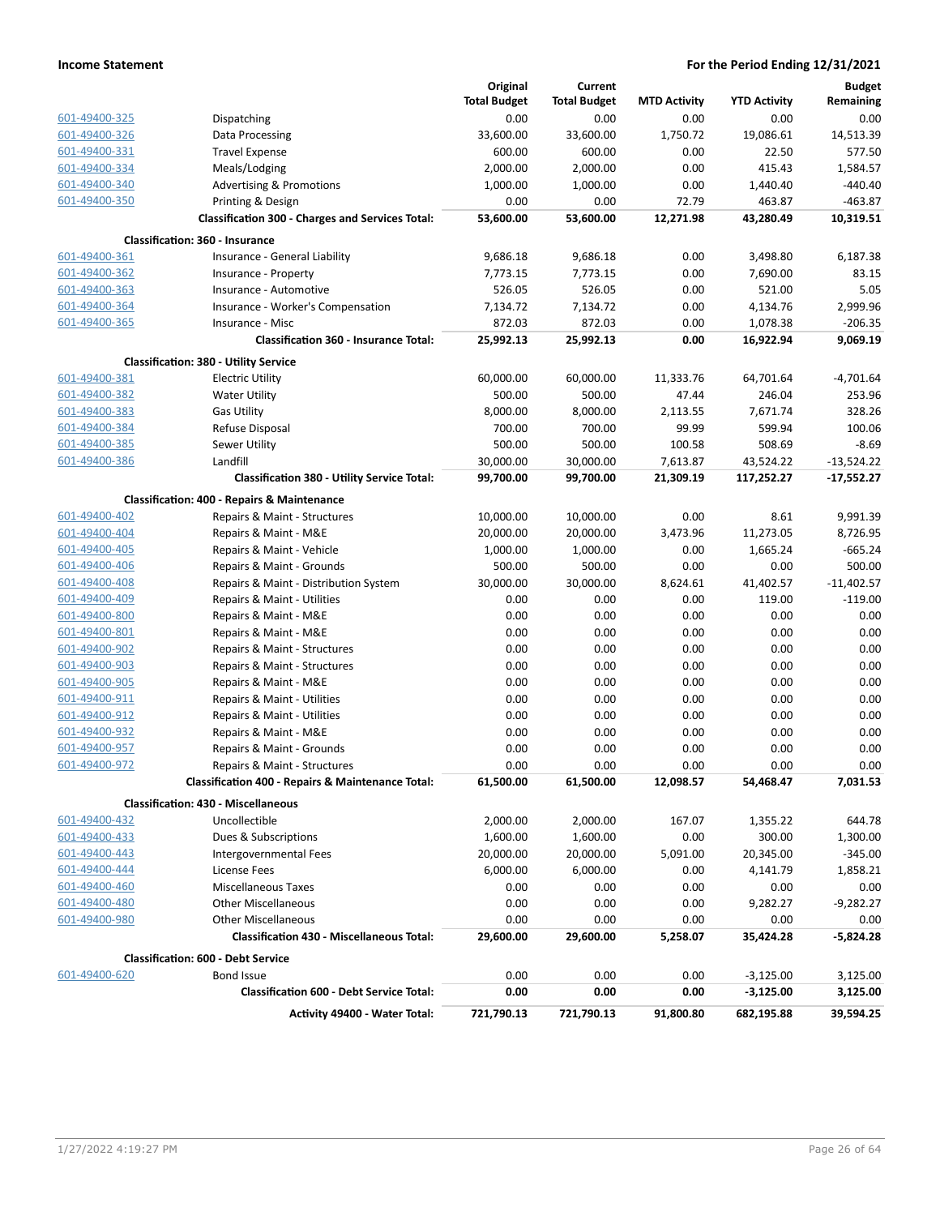**Income Statement** — **For the Period Ending 12/31/2021**

| | | Original Total Budget | Current Total Budget | MTD Activity | YTD Activity | Budget Remaining |
|---|---|---|---|---|---|---|
| 601-49400-325 | Dispatching | 0.00 | 0.00 | 0.00 | 0.00 | 0.00 |
| 601-49400-326 | Data Processing | 33,600.00 | 33,600.00 | 1,750.72 | 19,086.61 | 14,513.39 |
| 601-49400-331 | Travel Expense | 600.00 | 600.00 | 0.00 | 22.50 | 577.50 |
| 601-49400-334 | Meals/Lodging | 2,000.00 | 2,000.00 | 0.00 | 415.43 | 1,584.57 |
| 601-49400-340 | Advertising & Promotions | 1,000.00 | 1,000.00 | 0.00 | 1,440.40 | -440.40 |
| 601-49400-350 | Printing & Design | 0.00 | 0.00 | 72.79 | 463.87 | -463.87 |
| | **Classification 300 - Charges and Services Total:** | **53,600.00** | **53,600.00** | **12,271.98** | **43,280.49** | **10,319.51** |
| **Classification: 360 - Insurance** | | | | | | |
| 601-49400-361 | Insurance - General Liability | 9,686.18 | 9,686.18 | 0.00 | 3,498.80 | 6,187.38 |
| 601-49400-362 | Insurance - Property | 7,773.15 | 7,773.15 | 0.00 | 7,690.00 | 83.15 |
| 601-49400-363 | Insurance - Automotive | 526.05 | 526.05 | 0.00 | 521.00 | 5.05 |
| 601-49400-364 | Insurance - Worker's Compensation | 7,134.72 | 7,134.72 | 0.00 | 4,134.76 | 2,999.96 |
| 601-49400-365 | Insurance - Misc | 872.03 | 872.03 | 0.00 | 1,078.38 | -206.35 |
| | **Classification 360 - Insurance Total:** | **25,992.13** | **25,992.13** | **0.00** | **16,922.94** | **9,069.19** |
| **Classification: 380 - Utility Service** | | | | | | |
| 601-49400-381 | Electric Utility | 60,000.00 | 60,000.00 | 11,333.76 | 64,701.64 | -4,701.64 |
| 601-49400-382 | Water Utility | 500.00 | 500.00 | 47.44 | 246.04 | 253.96 |
| 601-49400-383 | Gas Utility | 8,000.00 | 8,000.00 | 2,113.55 | 7,671.74 | 328.26 |
| 601-49400-384 | Refuse Disposal | 700.00 | 700.00 | 99.99 | 599.94 | 100.06 |
| 601-49400-385 | Sewer Utility | 500.00 | 500.00 | 100.58 | 508.69 | -8.69 |
| 601-49400-386 | Landfill | 30,000.00 | 30,000.00 | 7,613.87 | 43,524.22 | -13,524.22 |
| | **Classification 380 - Utility Service Total:** | **99,700.00** | **99,700.00** | **21,309.19** | **117,252.27** | **-17,552.27** |
| **Classification: 400 - Repairs & Maintenance** | | | | | | |
| 601-49400-402 | Repairs & Maint - Structures | 10,000.00 | 10,000.00 | 0.00 | 8.61 | 9,991.39 |
| 601-49400-404 | Repairs & Maint - M&E | 20,000.00 | 20,000.00 | 3,473.96 | 11,273.05 | 8,726.95 |
| 601-49400-405 | Repairs & Maint - Vehicle | 1,000.00 | 1,000.00 | 0.00 | 1,665.24 | -665.24 |
| 601-49400-406 | Repairs & Maint - Grounds | 500.00 | 500.00 | 0.00 | 0.00 | 500.00 |
| 601-49400-408 | Repairs & Maint - Distribution System | 30,000.00 | 30,000.00 | 8,624.61 | 41,402.57 | -11,402.57 |
| 601-49400-409 | Repairs & Maint - Utilities | 0.00 | 0.00 | 0.00 | 119.00 | -119.00 |
| 601-49400-800 | Repairs & Maint - M&E | 0.00 | 0.00 | 0.00 | 0.00 | 0.00 |
| 601-49400-801 | Repairs & Maint - M&E | 0.00 | 0.00 | 0.00 | 0.00 | 0.00 |
| 601-49400-902 | Repairs & Maint - Structures | 0.00 | 0.00 | 0.00 | 0.00 | 0.00 |
| 601-49400-903 | Repairs & Maint - Structures | 0.00 | 0.00 | 0.00 | 0.00 | 0.00 |
| 601-49400-905 | Repairs & Maint - M&E | 0.00 | 0.00 | 0.00 | 0.00 | 0.00 |
| 601-49400-911 | Repairs & Maint - Utilities | 0.00 | 0.00 | 0.00 | 0.00 | 0.00 |
| 601-49400-912 | Repairs & Maint - Utilities | 0.00 | 0.00 | 0.00 | 0.00 | 0.00 |
| 601-49400-932 | Repairs & Maint - M&E | 0.00 | 0.00 | 0.00 | 0.00 | 0.00 |
| 601-49400-957 | Repairs & Maint - Grounds | 0.00 | 0.00 | 0.00 | 0.00 | 0.00 |
| 601-49400-972 | Repairs & Maint - Structures | 0.00 | 0.00 | 0.00 | 0.00 | 0.00 |
| | **Classification 400 - Repairs & Maintenance Total:** | **61,500.00** | **61,500.00** | **12,098.57** | **54,468.47** | **7,031.53** |
| **Classification: 430 - Miscellaneous** | | | | | | |
| 601-49400-432 | Uncollectible | 2,000.00 | 2,000.00 | 167.07 | 1,355.22 | 644.78 |
| 601-49400-433 | Dues & Subscriptions | 1,600.00 | 1,600.00 | 0.00 | 300.00 | 1,300.00 |
| 601-49400-443 | Intergovernmental Fees | 20,000.00 | 20,000.00 | 5,091.00 | 20,345.00 | -345.00 |
| 601-49400-444 | License Fees | 6,000.00 | 6,000.00 | 0.00 | 4,141.79 | 1,858.21 |
| 601-49400-460 | Miscellaneous Taxes | 0.00 | 0.00 | 0.00 | 0.00 | 0.00 |
| 601-49400-480 | Other Miscellaneous | 0.00 | 0.00 | 0.00 | 9,282.27 | -9,282.27 |
| 601-49400-980 | Other Miscellaneous | 0.00 | 0.00 | 0.00 | 0.00 | 0.00 |
| | **Classification 430 - Miscellaneous Total:** | **29,600.00** | **29,600.00** | **5,258.07** | **35,424.28** | **-5,824.28** |
| **Classification: 600 - Debt Service** | | | | | | |
| 601-49400-620 | Bond Issue | 0.00 | 0.00 | 0.00 | -3,125.00 | 3,125.00 |
| | **Classification 600 - Debt Service Total:** | **0.00** | **0.00** | **0.00** | **-3,125.00** | **3,125.00** |
| | **Activity 49400 - Water Total:** | **721,790.13** | **721,790.13** | **91,800.80** | **682,195.88** | **39,594.25** |

1/27/2022 4:19:27 PM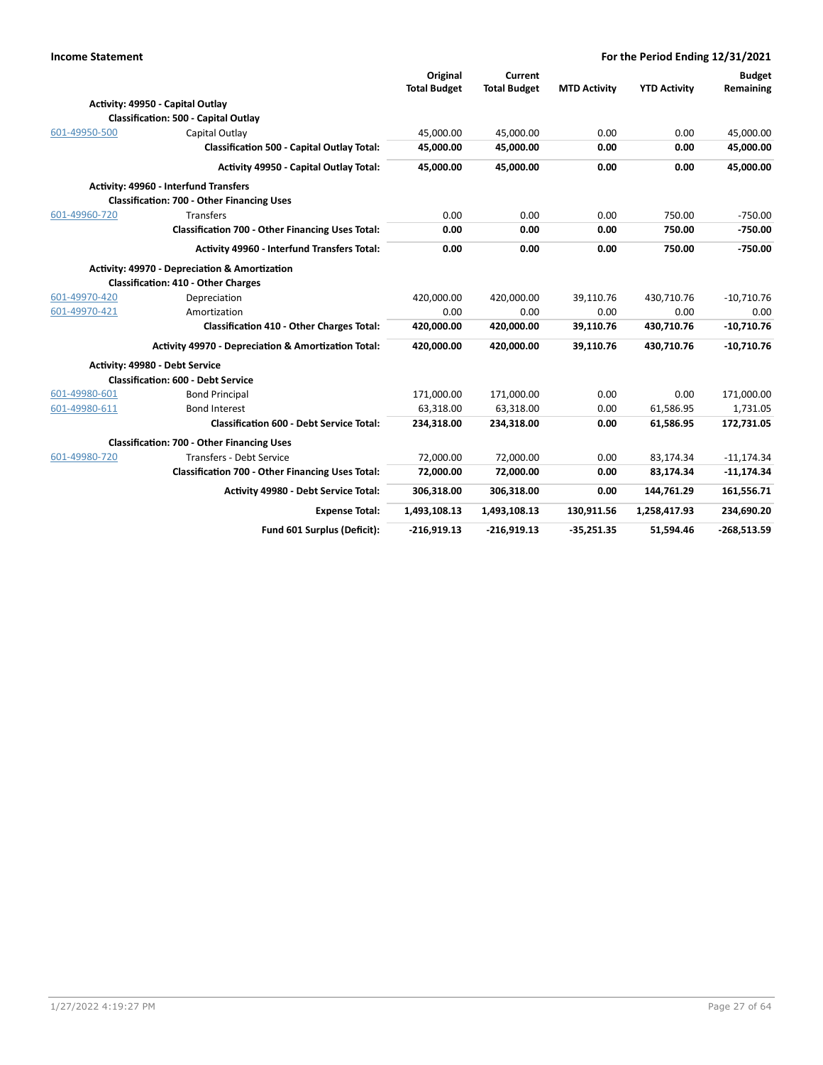**Income Statement** — For the Period Ending 12/31/2021

| | | Original Total Budget | Current Total Budget | MTD Activity | YTD Activity | Budget Remaining |
|---|---|---|---|---|---|---|
| **Activity: 49950 - Capital Outlay** | | | | | | |
| **Classification: 500 - Capital Outlay** | | | | | | |
| 601-49950-500 | Capital Outlay | 45,000.00 | 45,000.00 | 0.00 | 0.00 | 45,000.00 |
| | **Classification 500 - Capital Outlay Total:** | **45,000.00** | **45,000.00** | **0.00** | **0.00** | **45,000.00** |
| | **Activity 49950 - Capital Outlay Total:** | **45,000.00** | **45,000.00** | **0.00** | **0.00** | **45,000.00** |
| **Activity: 49960 - Interfund Transfers** | | | | | | |
| **Classification: 700 - Other Financing Uses** | | | | | | |
| 601-49960-720 | Transfers | 0.00 | 0.00 | 0.00 | 750.00 | -750.00 |
| | **Classification 700 - Other Financing Uses Total:** | **0.00** | **0.00** | **0.00** | **750.00** | **-750.00** |
| | **Activity 49960 - Interfund Transfers Total:** | **0.00** | **0.00** | **0.00** | **750.00** | **-750.00** |
| **Activity: 49970 - Depreciation & Amortization** | | | | | | |
| **Classification: 410 - Other Charges** | | | | | | |
| 601-49970-420 | Depreciation | 420,000.00 | 420,000.00 | 39,110.76 | 430,710.76 | -10,710.76 |
| 601-49970-421 | Amortization | 0.00 | 0.00 | 0.00 | 0.00 | 0.00 |
| | **Classification 410 - Other Charges Total:** | **420,000.00** | **420,000.00** | **39,110.76** | **430,710.76** | **-10,710.76** |
| | **Activity 49970 - Depreciation & Amortization Total:** | **420,000.00** | **420,000.00** | **39,110.76** | **430,710.76** | **-10,710.76** |
| **Activity: 49980 - Debt Service** | | | | | | |
| **Classification: 600 - Debt Service** | | | | | | |
| 601-49980-601 | Bond Principal | 171,000.00 | 171,000.00 | 0.00 | 0.00 | 171,000.00 |
| 601-49980-611 | Bond Interest | 63,318.00 | 63,318.00 | 0.00 | 61,586.95 | 1,731.05 |
| | **Classification 600 - Debt Service Total:** | **234,318.00** | **234,318.00** | **0.00** | **61,586.95** | **172,731.05** |
| **Classification: 700 - Other Financing Uses** | | | | | | |
| 601-49980-720 | Transfers - Debt Service | 72,000.00 | 72,000.00 | 0.00 | 83,174.34 | -11,174.34 |
| | **Classification 700 - Other Financing Uses Total:** | **72,000.00** | **72,000.00** | **0.00** | **83,174.34** | **-11,174.34** |
| | **Activity 49980 - Debt Service Total:** | **306,318.00** | **306,318.00** | **0.00** | **144,761.29** | **161,556.71** |
| | **Expense Total:** | **1,493,108.13** | **1,493,108.13** | **130,911.56** | **1,258,417.93** | **234,690.20** |
| | **Fund 601 Surplus (Deficit):** | **-216,919.13** | **-216,919.13** | **-35,251.35** | **51,594.46** | **-268,513.59** |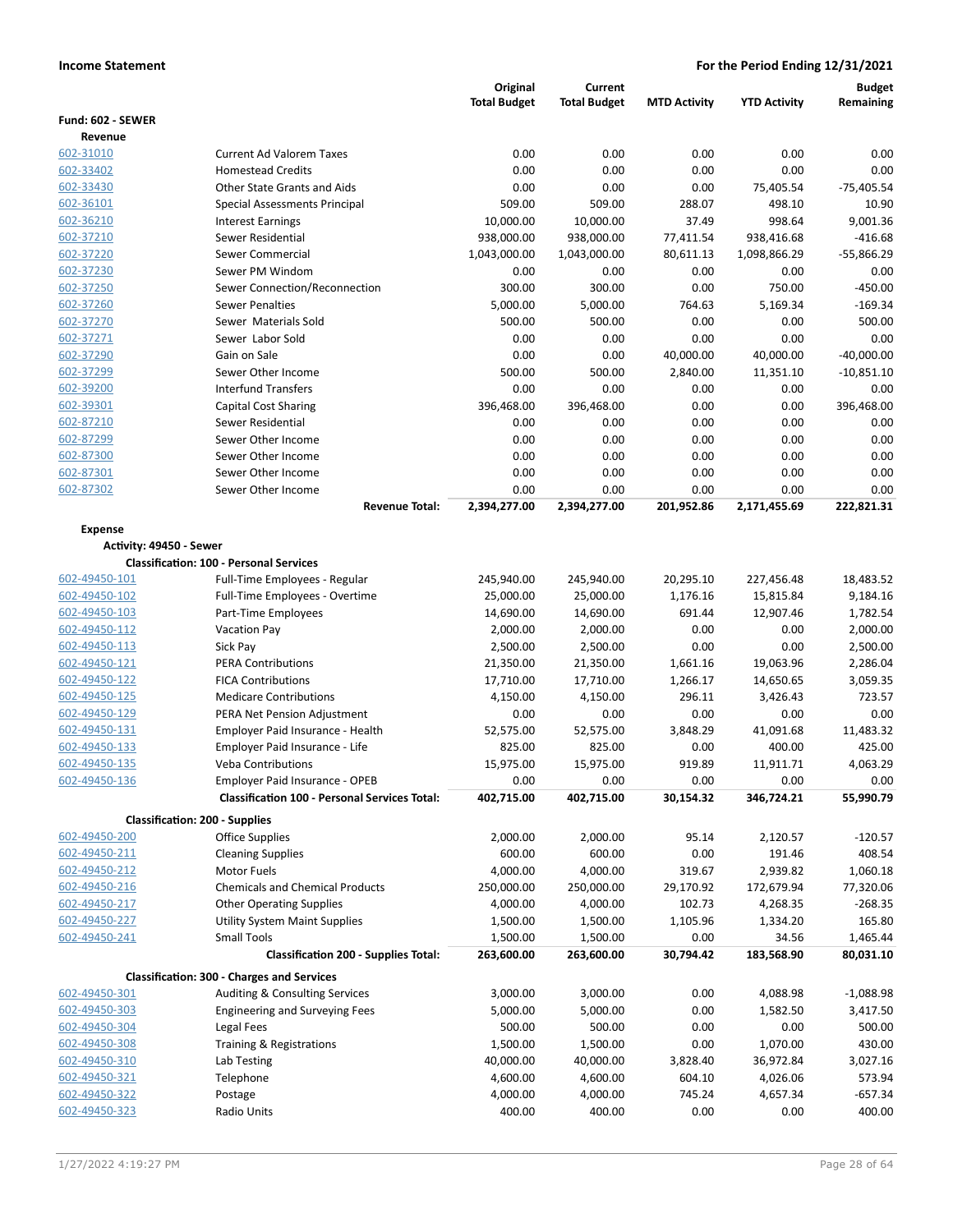**Income Statement** | **For the Period Ending 12/31/2021**

| | | Original Total Budget | Current Total Budget | MTD Activity | YTD Activity | Budget Remaining |
|---|---|---|---|---|---|---|
| **Fund: 602 - SEWER** | | | | | | |
| **Revenue** | | | | | | |
| 602-31010 | Current Ad Valorem Taxes | 0.00 | 0.00 | 0.00 | 0.00 | 0.00 |
| 602-33402 | Homestead Credits | 0.00 | 0.00 | 0.00 | 0.00 | 0.00 |
| 602-33430 | Other State Grants and Aids | 0.00 | 0.00 | 0.00 | 75,405.54 | -75,405.54 |
| 602-36101 | Special Assessments Principal | 509.00 | 509.00 | 288.07 | 498.10 | 10.90 |
| 602-36210 | Interest Earnings | 10,000.00 | 10,000.00 | 37.49 | 998.64 | 9,001.36 |
| 602-37210 | Sewer Residential | 938,000.00 | 938,000.00 | 77,411.54 | 938,416.68 | -416.68 |
| 602-37220 | Sewer Commercial | 1,043,000.00 | 1,043,000.00 | 80,611.13 | 1,098,866.29 | -55,866.29 |
| 602-37230 | Sewer PM Windom | 0.00 | 0.00 | 0.00 | 0.00 | 0.00 |
| 602-37250 | Sewer Connection/Reconnection | 300.00 | 300.00 | 0.00 | 750.00 | -450.00 |
| 602-37260 | Sewer Penalties | 5,000.00 | 5,000.00 | 764.63 | 5,169.34 | -169.34 |
| 602-37270 | Sewer Materials Sold | 500.00 | 500.00 | 0.00 | 0.00 | 500.00 |
| 602-37271 | Sewer Labor Sold | 0.00 | 0.00 | 0.00 | 0.00 | 0.00 |
| 602-37290 | Gain on Sale | 0.00 | 0.00 | 40,000.00 | 40,000.00 | -40,000.00 |
| 602-37299 | Sewer Other Income | 500.00 | 500.00 | 2,840.00 | 11,351.10 | -10,851.10 |
| 602-39200 | Interfund Transfers | 0.00 | 0.00 | 0.00 | 0.00 | 0.00 |
| 602-39301 | Capital Cost Sharing | 396,468.00 | 396,468.00 | 0.00 | 0.00 | 396,468.00 |
| 602-87210 | Sewer Residential | 0.00 | 0.00 | 0.00 | 0.00 | 0.00 |
| 602-87299 | Sewer Other Income | 0.00 | 0.00 | 0.00 | 0.00 | 0.00 |
| 602-87300 | Sewer Other Income | 0.00 | 0.00 | 0.00 | 0.00 | 0.00 |
| 602-87301 | Sewer Other Income | 0.00 | 0.00 | 0.00 | 0.00 | 0.00 |
| 602-87302 | Sewer Other Income | 0.00 | 0.00 | 0.00 | 0.00 | 0.00 |
| | **Revenue Total:** | **2,394,277.00** | **2,394,277.00** | **201,952.86** | **2,171,455.69** | **222,821.31** |
| **Expense** | | | | | | |
| **Activity: 49450 - Sewer** | | | | | | |
| **Classification: 100 - Personal Services** | | | | | | |
| 602-49450-101 | Full-Time Employees - Regular | 245,940.00 | 245,940.00 | 20,295.10 | 227,456.48 | 18,483.52 |
| 602-49450-102 | Full-Time Employees - Overtime | 25,000.00 | 25,000.00 | 1,176.16 | 15,815.84 | 9,184.16 |
| 602-49450-103 | Part-Time Employees | 14,690.00 | 14,690.00 | 691.44 | 12,907.46 | 1,782.54 |
| 602-49450-112 | Vacation Pay | 2,000.00 | 2,000.00 | 0.00 | 0.00 | 2,000.00 |
| 602-49450-113 | Sick Pay | 2,500.00 | 2,500.00 | 0.00 | 0.00 | 2,500.00 |
| 602-49450-121 | PERA Contributions | 21,350.00 | 21,350.00 | 1,661.16 | 19,063.96 | 2,286.04 |
| 602-49450-122 | FICA Contributions | 17,710.00 | 17,710.00 | 1,266.17 | 14,650.65 | 3,059.35 |
| 602-49450-125 | Medicare Contributions | 4,150.00 | 4,150.00 | 296.11 | 3,426.43 | 723.57 |
| 602-49450-129 | PERA Net Pension Adjustment | 0.00 | 0.00 | 0.00 | 0.00 | 0.00 |
| 602-49450-131 | Employer Paid Insurance - Health | 52,575.00 | 52,575.00 | 3,848.29 | 41,091.68 | 11,483.32 |
| 602-49450-133 | Employer Paid Insurance - Life | 825.00 | 825.00 | 0.00 | 400.00 | 425.00 |
| 602-49450-135 | Veba Contributions | 15,975.00 | 15,975.00 | 919.89 | 11,911.71 | 4,063.29 |
| 602-49450-136 | Employer Paid Insurance - OPEB | 0.00 | 0.00 | 0.00 | 0.00 | 0.00 |
| | **Classification 100 - Personal Services Total:** | **402,715.00** | **402,715.00** | **30,154.32** | **346,724.21** | **55,990.79** |
| **Classification: 200 - Supplies** | | | | | | |
| 602-49450-200 | Office Supplies | 2,000.00 | 2,000.00 | 95.14 | 2,120.57 | -120.57 |
| 602-49450-211 | Cleaning Supplies | 600.00 | 600.00 | 0.00 | 191.46 | 408.54 |
| 602-49450-212 | Motor Fuels | 4,000.00 | 4,000.00 | 319.67 | 2,939.82 | 1,060.18 |
| 602-49450-216 | Chemicals and Chemical Products | 250,000.00 | 250,000.00 | 29,170.92 | 172,679.94 | 77,320.06 |
| 602-49450-217 | Other Operating Supplies | 4,000.00 | 4,000.00 | 102.73 | 4,268.35 | -268.35 |
| 602-49450-227 | Utility System Maint Supplies | 1,500.00 | 1,500.00 | 1,105.96 | 1,334.20 | 165.80 |
| 602-49450-241 | Small Tools | 1,500.00 | 1,500.00 | 0.00 | 34.56 | 1,465.44 |
| | **Classification 200 - Supplies Total:** | **263,600.00** | **263,600.00** | **30,794.42** | **183,568.90** | **80,031.10** |
| **Classification: 300 - Charges and Services** | | | | | | |
| 602-49450-301 | Auditing & Consulting Services | 3,000.00 | 3,000.00 | 0.00 | 4,088.98 | -1,088.98 |
| 602-49450-303 | Engineering and Surveying Fees | 5,000.00 | 5,000.00 | 0.00 | 1,582.50 | 3,417.50 |
| 602-49450-304 | Legal Fees | 500.00 | 500.00 | 0.00 | 0.00 | 500.00 |
| 602-49450-308 | Training & Registrations | 1,500.00 | 1,500.00 | 0.00 | 1,070.00 | 430.00 |
| 602-49450-310 | Lab Testing | 40,000.00 | 40,000.00 | 3,828.40 | 36,972.84 | 3,027.16 |
| 602-49450-321 | Telephone | 4,600.00 | 4,600.00 | 604.10 | 4,026.06 | 573.94 |
| 602-49450-322 | Postage | 4,000.00 | 4,000.00 | 745.24 | 4,657.34 | -657.34 |
| 602-49450-323 | Radio Units | 400.00 | 400.00 | 0.00 | 0.00 | 400.00 |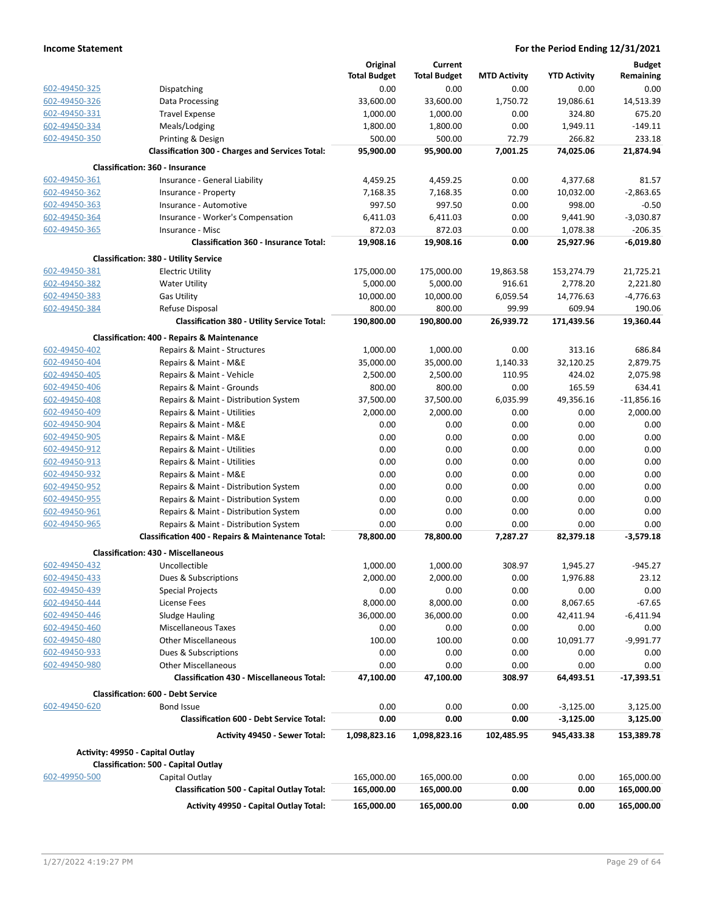**Income Statement** — For the Period Ending 12/31/2021

| | | Original Total Budget | Current Total Budget | MTD Activity | YTD Activity | Budget Remaining |
|---|---|---|---|---|---|---|
| 602-49450-325 | Dispatching | 0.00 | 0.00 | 0.00 | 0.00 | 0.00 |
| 602-49450-326 | Data Processing | 33,600.00 | 33,600.00 | 1,750.72 | 19,086.61 | 14,513.39 |
| 602-49450-331 | Travel Expense | 1,000.00 | 1,000.00 | 0.00 | 324.80 | 675.20 |
| 602-49450-334 | Meals/Lodging | 1,800.00 | 1,800.00 | 0.00 | 1,949.11 | -149.11 |
| 602-49450-350 | Printing & Design | 500.00 | 500.00 | 72.79 | 266.82 | 233.18 |
| | **Classification 300 - Charges and Services Total:** | **95,900.00** | **95,900.00** | **7,001.25** | **74,025.06** | **21,874.94** |
| **Classification: 360 - Insurance** | | | | | | |
| 602-49450-361 | Insurance - General Liability | 4,459.25 | 4,459.25 | 0.00 | 4,377.68 | 81.57 |
| 602-49450-362 | Insurance - Property | 7,168.35 | 7,168.35 | 0.00 | 10,032.00 | -2,863.65 |
| 602-49450-363 | Insurance - Automotive | 997.50 | 997.50 | 0.00 | 998.00 | -0.50 |
| 602-49450-364 | Insurance - Worker's Compensation | 6,411.03 | 6,411.03 | 0.00 | 9,441.90 | -3,030.87 |
| 602-49450-365 | Insurance - Misc | 872.03 | 872.03 | 0.00 | 1,078.38 | -206.35 |
| | **Classification 360 - Insurance Total:** | **19,908.16** | **19,908.16** | **0.00** | **25,927.96** | **-6,019.80** |
| **Classification: 380 - Utility Service** | | | | | | |
| 602-49450-381 | Electric Utility | 175,000.00 | 175,000.00 | 19,863.58 | 153,274.79 | 21,725.21 |
| 602-49450-382 | Water Utility | 5,000.00 | 5,000.00 | 916.61 | 2,778.20 | 2,221.80 |
| 602-49450-383 | Gas Utility | 10,000.00 | 10,000.00 | 6,059.54 | 14,776.63 | -4,776.63 |
| 602-49450-384 | Refuse Disposal | 800.00 | 800.00 | 99.99 | 609.94 | 190.06 |
| | **Classification 380 - Utility Service Total:** | **190,800.00** | **190,800.00** | **26,939.72** | **171,439.56** | **19,360.44** |
| **Classification: 400 - Repairs & Maintenance** | | | | | | |
| 602-49450-402 | Repairs & Maint - Structures | 1,000.00 | 1,000.00 | 0.00 | 313.16 | 686.84 |
| 602-49450-404 | Repairs & Maint - M&E | 35,000.00 | 35,000.00 | 1,140.33 | 32,120.25 | 2,879.75 |
| 602-49450-405 | Repairs & Maint - Vehicle | 2,500.00 | 2,500.00 | 110.95 | 424.02 | 2,075.98 |
| 602-49450-406 | Repairs & Maint - Grounds | 800.00 | 800.00 | 0.00 | 165.59 | 634.41 |
| 602-49450-408 | Repairs & Maint - Distribution System | 37,500.00 | 37,500.00 | 6,035.99 | 49,356.16 | -11,856.16 |
| 602-49450-409 | Repairs & Maint - Utilities | 2,000.00 | 2,000.00 | 0.00 | 0.00 | 2,000.00 |
| 602-49450-904 | Repairs & Maint - M&E | 0.00 | 0.00 | 0.00 | 0.00 | 0.00 |
| 602-49450-905 | Repairs & Maint - M&E | 0.00 | 0.00 | 0.00 | 0.00 | 0.00 |
| 602-49450-912 | Repairs & Maint - Utilities | 0.00 | 0.00 | 0.00 | 0.00 | 0.00 |
| 602-49450-913 | Repairs & Maint - Utilities | 0.00 | 0.00 | 0.00 | 0.00 | 0.00 |
| 602-49450-932 | Repairs & Maint - M&E | 0.00 | 0.00 | 0.00 | 0.00 | 0.00 |
| 602-49450-952 | Repairs & Maint - Distribution System | 0.00 | 0.00 | 0.00 | 0.00 | 0.00 |
| 602-49450-955 | Repairs & Maint - Distribution System | 0.00 | 0.00 | 0.00 | 0.00 | 0.00 |
| 602-49450-961 | Repairs & Maint - Distribution System | 0.00 | 0.00 | 0.00 | 0.00 | 0.00 |
| 602-49450-965 | Repairs & Maint - Distribution System | 0.00 | 0.00 | 0.00 | 0.00 | 0.00 |
| | **Classification 400 - Repairs & Maintenance Total:** | **78,800.00** | **78,800.00** | **7,287.27** | **82,379.18** | **-3,579.18** |
| **Classification: 430 - Miscellaneous** | | | | | | |
| 602-49450-432 | Uncollectible | 1,000.00 | 1,000.00 | 308.97 | 1,945.27 | -945.27 |
| 602-49450-433 | Dues & Subscriptions | 2,000.00 | 2,000.00 | 0.00 | 1,976.88 | 23.12 |
| 602-49450-439 | Special Projects | 0.00 | 0.00 | 0.00 | 0.00 | 0.00 |
| 602-49450-444 | License Fees | 8,000.00 | 8,000.00 | 0.00 | 8,067.65 | -67.65 |
| 602-49450-446 | Sludge Hauling | 36,000.00 | 36,000.00 | 0.00 | 42,411.94 | -6,411.94 |
| 602-49450-460 | Miscellaneous Taxes | 0.00 | 0.00 | 0.00 | 0.00 | 0.00 |
| 602-49450-480 | Other Miscellaneous | 100.00 | 100.00 | 0.00 | 10,091.77 | -9,991.77 |
| 602-49450-933 | Dues & Subscriptions | 0.00 | 0.00 | 0.00 | 0.00 | 0.00 |
| 602-49450-980 | Other Miscellaneous | 0.00 | 0.00 | 0.00 | 0.00 | 0.00 |
| | **Classification 430 - Miscellaneous Total:** | **47,100.00** | **47,100.00** | **308.97** | **64,493.51** | **-17,393.51** |
| **Classification: 600 - Debt Service** | | | | | | |
| 602-49450-620 | Bond Issue | 0.00 | 0.00 | 0.00 | -3,125.00 | 3,125.00 |
| | **Classification 600 - Debt Service Total:** | **0.00** | **0.00** | **0.00** | **-3,125.00** | **3,125.00** |
| | **Activity 49450 - Sewer Total:** | **1,098,823.16** | **1,098,823.16** | **102,485.95** | **945,433.38** | **153,389.78** |
| **Activity: 49950 - Capital Outlay** | | | | | | |
| **Classification: 500 - Capital Outlay** | | | | | | |
| 602-49950-500 | Capital Outlay | 165,000.00 | 165,000.00 | 0.00 | 0.00 | 165,000.00 |
| | **Classification 500 - Capital Outlay Total:** | **165,000.00** | **165,000.00** | **0.00** | **0.00** | **165,000.00** |
| | **Activity 49950 - Capital Outlay Total:** | **165,000.00** | **165,000.00** | **0.00** | **0.00** | **165,000.00** |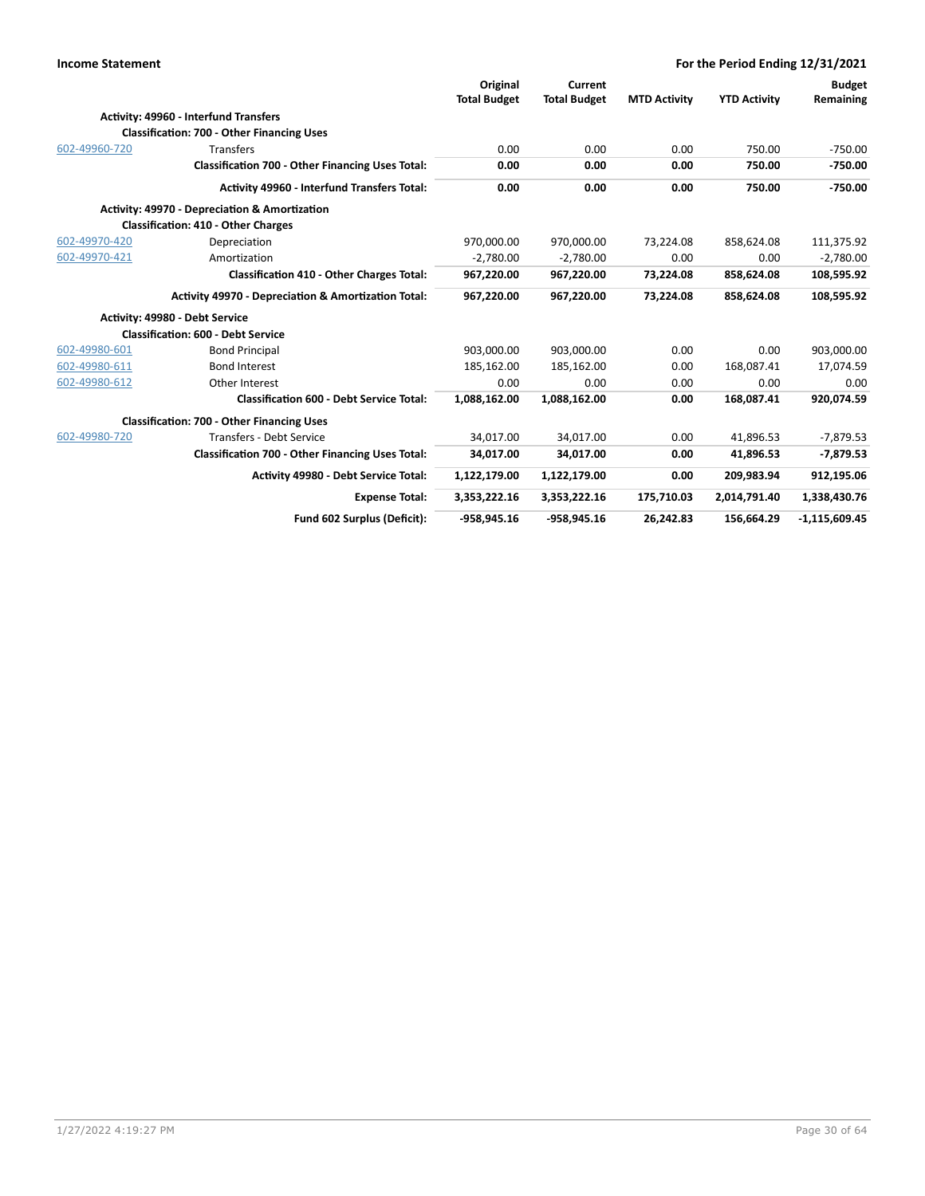**Income Statement** — For the Period Ending 12/31/2021

| | | Original Total Budget | Current Total Budget | MTD Activity | YTD Activity | Budget Remaining |
|---|---|---|---|---|---|---|
| **Activity: 49960 - Interfund Transfers** | | | | | | |
| **Classification: 700 - Other Financing Uses** | | | | | | |
| 602-49960-720 | Transfers | 0.00 | 0.00 | 0.00 | 750.00 | -750.00 |
| | **Classification 700 - Other Financing Uses Total:** | **0.00** | **0.00** | **0.00** | **750.00** | **-750.00** |
| | **Activity 49960 - Interfund Transfers Total:** | **0.00** | **0.00** | **0.00** | **750.00** | **-750.00** |
| **Activity: 49970 - Depreciation & Amortization** | | | | | | |
| **Classification: 410 - Other Charges** | | | | | | |
| 602-49970-420 | Depreciation | 970,000.00 | 970,000.00 | 73,224.08 | 858,624.08 | 111,375.92 |
| 602-49970-421 | Amortization | -2,780.00 | -2,780.00 | 0.00 | 0.00 | -2,780.00 |
| | **Classification 410 - Other Charges Total:** | **967,220.00** | **967,220.00** | **73,224.08** | **858,624.08** | **108,595.92** |
| | **Activity 49970 - Depreciation & Amortization Total:** | **967,220.00** | **967,220.00** | **73,224.08** | **858,624.08** | **108,595.92** |
| **Activity: 49980 - Debt Service** | | | | | | |
| **Classification: 600 - Debt Service** | | | | | | |
| 602-49980-601 | Bond Principal | 903,000.00 | 903,000.00 | 0.00 | 0.00 | 903,000.00 |
| 602-49980-611 | Bond Interest | 185,162.00 | 185,162.00 | 0.00 | 168,087.41 | 17,074.59 |
| 602-49980-612 | Other Interest | 0.00 | 0.00 | 0.00 | 0.00 | 0.00 |
| | **Classification 600 - Debt Service Total:** | **1,088,162.00** | **1,088,162.00** | **0.00** | **168,087.41** | **920,074.59** |
| **Classification: 700 - Other Financing Uses** | | | | | | |
| 602-49980-720 | Transfers - Debt Service | 34,017.00 | 34,017.00 | 0.00 | 41,896.53 | -7,879.53 |
| | **Classification 700 - Other Financing Uses Total:** | **34,017.00** | **34,017.00** | **0.00** | **41,896.53** | **-7,879.53** |
| | **Activity 49980 - Debt Service Total:** | **1,122,179.00** | **1,122,179.00** | **0.00** | **209,983.94** | **912,195.06** |
| | **Expense Total:** | **3,353,222.16** | **3,353,222.16** | **175,710.03** | **2,014,791.40** | **1,338,430.76** |
| | **Fund 602 Surplus (Deficit):** | **-958,945.16** | **-958,945.16** | **26,242.83** | **156,664.29** | **-1,115,609.45** |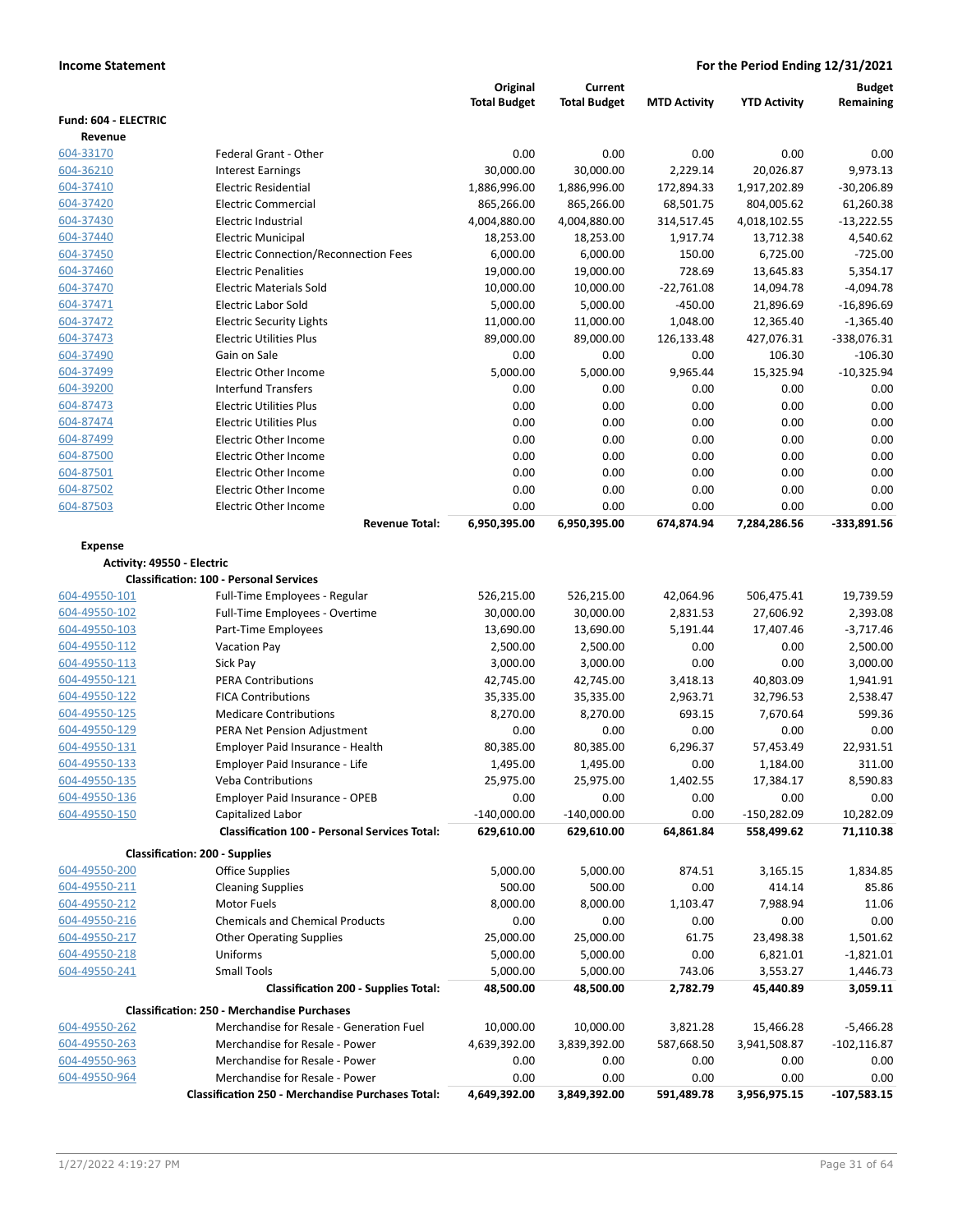**Income Statement** — For the Period Ending 12/31/2021

| | | Original Total Budget | Current Total Budget | MTD Activity | YTD Activity | Budget Remaining |
|---|---|---|---|---|---|---|
| **Fund: 604 - ELECTRIC** | | | | | | |
| **Revenue** | | | | | | |
| 604-33170 | Federal Grant - Other | 0.00 | 0.00 | 0.00 | 0.00 | 0.00 |
| 604-36210 | Interest Earnings | 30,000.00 | 30,000.00 | 2,229.14 | 20,026.87 | 9,973.13 |
| 604-37410 | Electric Residential | 1,886,996.00 | 1,886,996.00 | 172,894.33 | 1,917,202.89 | -30,206.89 |
| 604-37420 | Electric Commercial | 865,266.00 | 865,266.00 | 68,501.75 | 804,005.62 | 61,260.38 |
| 604-37430 | Electric Industrial | 4,004,880.00 | 4,004,880.00 | 314,517.45 | 4,018,102.55 | -13,222.55 |
| 604-37440 | Electric Municipal | 18,253.00 | 18,253.00 | 1,917.74 | 13,712.38 | 4,540.62 |
| 604-37450 | Electric Connection/Reconnection Fees | 6,000.00 | 6,000.00 | 150.00 | 6,725.00 | -725.00 |
| 604-37460 | Electric Penalities | 19,000.00 | 19,000.00 | 728.69 | 13,645.83 | 5,354.17 |
| 604-37470 | Electric Materials Sold | 10,000.00 | 10,000.00 | -22,761.08 | 14,094.78 | -4,094.78 |
| 604-37471 | Electric Labor Sold | 5,000.00 | 5,000.00 | -450.00 | 21,896.69 | -16,896.69 |
| 604-37472 | Electric Security Lights | 11,000.00 | 11,000.00 | 1,048.00 | 12,365.40 | -1,365.40 |
| 604-37473 | Electric Utilities Plus | 89,000.00 | 89,000.00 | 126,133.48 | 427,076.31 | -338,076.31 |
| 604-37490 | Gain on Sale | 0.00 | 0.00 | 0.00 | 106.30 | -106.30 |
| 604-37499 | Electric Other Income | 5,000.00 | 5,000.00 | 9,965.44 | 15,325.94 | -10,325.94 |
| 604-39200 | Interfund Transfers | 0.00 | 0.00 | 0.00 | 0.00 | 0.00 |
| 604-87473 | Electric Utilities Plus | 0.00 | 0.00 | 0.00 | 0.00 | 0.00 |
| 604-87474 | Electric Utilities Plus | 0.00 | 0.00 | 0.00 | 0.00 | 0.00 |
| 604-87499 | Electric Other Income | 0.00 | 0.00 | 0.00 | 0.00 | 0.00 |
| 604-87500 | Electric Other Income | 0.00 | 0.00 | 0.00 | 0.00 | 0.00 |
| 604-87501 | Electric Other Income | 0.00 | 0.00 | 0.00 | 0.00 | 0.00 |
| 604-87502 | Electric Other Income | 0.00 | 0.00 | 0.00 | 0.00 | 0.00 |
| 604-87503 | Electric Other Income | 0.00 | 0.00 | 0.00 | 0.00 | 0.00 |
| | **Revenue Total:** | **6,950,395.00** | **6,950,395.00** | **674,874.94** | **7,284,286.56** | **-333,891.56** |
| **Expense** | | | | | | |
| **Activity: 49550 - Electric** | | | | | | |
| **Classification: 100 - Personal Services** | | | | | | |
| 604-49550-101 | Full-Time Employees - Regular | 526,215.00 | 526,215.00 | 42,064.96 | 506,475.41 | 19,739.59 |
| 604-49550-102 | Full-Time Employees - Overtime | 30,000.00 | 30,000.00 | 2,831.53 | 27,606.92 | 2,393.08 |
| 604-49550-103 | Part-Time Employees | 13,690.00 | 13,690.00 | 5,191.44 | 17,407.46 | -3,717.46 |
| 604-49550-112 | Vacation Pay | 2,500.00 | 2,500.00 | 0.00 | 0.00 | 2,500.00 |
| 604-49550-113 | Sick Pay | 3,000.00 | 3,000.00 | 0.00 | 0.00 | 3,000.00 |
| 604-49550-121 | PERA Contributions | 42,745.00 | 42,745.00 | 3,418.13 | 40,803.09 | 1,941.91 |
| 604-49550-122 | FICA Contributions | 35,335.00 | 35,335.00 | 2,963.71 | 32,796.53 | 2,538.47 |
| 604-49550-125 | Medicare Contributions | 8,270.00 | 8,270.00 | 693.15 | 7,670.64 | 599.36 |
| 604-49550-129 | PERA Net Pension Adjustment | 0.00 | 0.00 | 0.00 | 0.00 | 0.00 |
| 604-49550-131 | Employer Paid Insurance - Health | 80,385.00 | 80,385.00 | 6,296.37 | 57,453.49 | 22,931.51 |
| 604-49550-133 | Employer Paid Insurance - Life | 1,495.00 | 1,495.00 | 0.00 | 1,184.00 | 311.00 |
| 604-49550-135 | Veba Contributions | 25,975.00 | 25,975.00 | 1,402.55 | 17,384.17 | 8,590.83 |
| 604-49550-136 | Employer Paid Insurance - OPEB | 0.00 | 0.00 | 0.00 | 0.00 | 0.00 |
| 604-49550-150 | Capitalized Labor | -140,000.00 | -140,000.00 | 0.00 | -150,282.09 | 10,282.09 |
| | **Classification 100 - Personal Services Total:** | **629,610.00** | **629,610.00** | **64,861.84** | **558,499.62** | **71,110.38** |
| **Classification: 200 - Supplies** | | | | | | |
| 604-49550-200 | Office Supplies | 5,000.00 | 5,000.00 | 874.51 | 3,165.15 | 1,834.85 |
| 604-49550-211 | Cleaning Supplies | 500.00 | 500.00 | 0.00 | 414.14 | 85.86 |
| 604-49550-212 | Motor Fuels | 8,000.00 | 8,000.00 | 1,103.47 | 7,988.94 | 11.06 |
| 604-49550-216 | Chemicals and Chemical Products | 0.00 | 0.00 | 0.00 | 0.00 | 0.00 |
| 604-49550-217 | Other Operating Supplies | 25,000.00 | 25,000.00 | 61.75 | 23,498.38 | 1,501.62 |
| 604-49550-218 | Uniforms | 5,000.00 | 5,000.00 | 0.00 | 6,821.01 | -1,821.01 |
| 604-49550-241 | Small Tools | 5,000.00 | 5,000.00 | 743.06 | 3,553.27 | 1,446.73 |
| | **Classification 200 - Supplies Total:** | **48,500.00** | **48,500.00** | **2,782.79** | **45,440.89** | **3,059.11** |
| **Classification: 250 - Merchandise Purchases** | | | | | | |
| 604-49550-262 | Merchandise for Resale - Generation Fuel | 10,000.00 | 10,000.00 | 3,821.28 | 15,466.28 | -5,466.28 |
| 604-49550-263 | Merchandise for Resale - Power | 4,639,392.00 | 3,839,392.00 | 587,668.50 | 3,941,508.87 | -102,116.87 |
| 604-49550-963 | Merchandise for Resale - Power | 0.00 | 0.00 | 0.00 | 0.00 | 0.00 |
| 604-49550-964 | Merchandise for Resale - Power | 0.00 | 0.00 | 0.00 | 0.00 | 0.00 |
| | **Classification 250 - Merchandise Purchases Total:** | **4,649,392.00** | **3,849,392.00** | **591,489.78** | **3,956,975.15** | **-107,583.15** |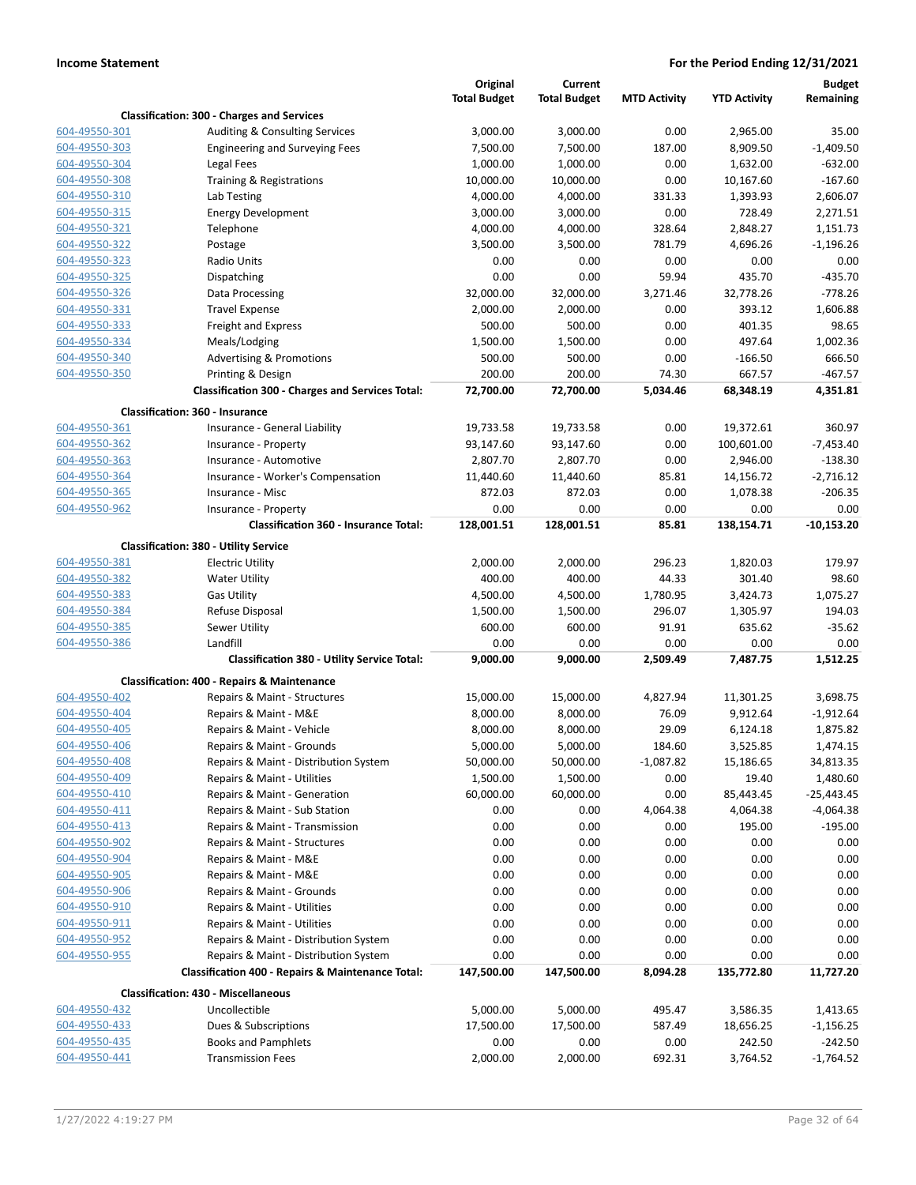**Income Statement** — For the Period Ending 12/31/2021

| | | Original Total Budget | Current Total Budget | MTD Activity | YTD Activity | Budget Remaining |
|---|---|---|---|---|---|---|
| **Classification: 300 - Charges and Services** | | | | | | |
| 604-49550-301 | Auditing & Consulting Services | 3,000.00 | 3,000.00 | 0.00 | 2,965.00 | 35.00 |
| 604-49550-303 | Engineering and Surveying Fees | 7,500.00 | 7,500.00 | 187.00 | 8,909.50 | -1,409.50 |
| 604-49550-304 | Legal Fees | 1,000.00 | 1,000.00 | 0.00 | 1,632.00 | -632.00 |
| 604-49550-308 | Training & Registrations | 10,000.00 | 10,000.00 | 0.00 | 10,167.60 | -167.60 |
| 604-49550-310 | Lab Testing | 4,000.00 | 4,000.00 | 331.33 | 1,393.93 | 2,606.07 |
| 604-49550-315 | Energy Development | 3,000.00 | 3,000.00 | 0.00 | 728.49 | 2,271.51 |
| 604-49550-321 | Telephone | 4,000.00 | 4,000.00 | 328.64 | 2,848.27 | 1,151.73 |
| 604-49550-322 | Postage | 3,500.00 | 3,500.00 | 781.79 | 4,696.26 | -1,196.26 |
| 604-49550-323 | Radio Units | 0.00 | 0.00 | 0.00 | 0.00 | 0.00 |
| 604-49550-325 | Dispatching | 0.00 | 0.00 | 59.94 | 435.70 | -435.70 |
| 604-49550-326 | Data Processing | 32,000.00 | 32,000.00 | 3,271.46 | 32,778.26 | -778.26 |
| 604-49550-331 | Travel Expense | 2,000.00 | 2,000.00 | 0.00 | 393.12 | 1,606.88 |
| 604-49550-333 | Freight and Express | 500.00 | 500.00 | 0.00 | 401.35 | 98.65 |
| 604-49550-334 | Meals/Lodging | 1,500.00 | 1,500.00 | 0.00 | 497.64 | 1,002.36 |
| 604-49550-340 | Advertising & Promotions | 500.00 | 500.00 | 0.00 | -166.50 | 666.50 |
| 604-49550-350 | Printing & Design | 200.00 | 200.00 | 74.30 | 667.57 | -467.57 |
| | **Classification 300 - Charges and Services Total:** | **72,700.00** | **72,700.00** | **5,034.46** | **68,348.19** | **4,351.81** |
| **Classification: 360 - Insurance** | | | | | | |
| 604-49550-361 | Insurance - General Liability | 19,733.58 | 19,733.58 | 0.00 | 19,372.61 | 360.97 |
| 604-49550-362 | Insurance - Property | 93,147.60 | 93,147.60 | 0.00 | 100,601.00 | -7,453.40 |
| 604-49550-363 | Insurance - Automotive | 2,807.70 | 2,807.70 | 0.00 | 2,946.00 | -138.30 |
| 604-49550-364 | Insurance - Worker's Compensation | 11,440.60 | 11,440.60 | 85.81 | 14,156.72 | -2,716.12 |
| 604-49550-365 | Insurance - Misc | 872.03 | 872.03 | 0.00 | 1,078.38 | -206.35 |
| 604-49550-962 | Insurance - Property | 0.00 | 0.00 | 0.00 | 0.00 | 0.00 |
| | **Classification 360 - Insurance Total:** | **128,001.51** | **128,001.51** | **85.81** | **138,154.71** | **-10,153.20** |
| **Classification: 380 - Utility Service** | | | | | | |
| 604-49550-381 | Electric Utility | 2,000.00 | 2,000.00 | 296.23 | 1,820.03 | 179.97 |
| 604-49550-382 | Water Utility | 400.00 | 400.00 | 44.33 | 301.40 | 98.60 |
| 604-49550-383 | Gas Utility | 4,500.00 | 4,500.00 | 1,780.95 | 3,424.73 | 1,075.27 |
| 604-49550-384 | Refuse Disposal | 1,500.00 | 1,500.00 | 296.07 | 1,305.97 | 194.03 |
| 604-49550-385 | Sewer Utility | 600.00 | 600.00 | 91.91 | 635.62 | -35.62 |
| 604-49550-386 | Landfill | 0.00 | 0.00 | 0.00 | 0.00 | 0.00 |
| | **Classification 380 - Utility Service Total:** | **9,000.00** | **9,000.00** | **2,509.49** | **7,487.75** | **1,512.25** |
| **Classification: 400 - Repairs & Maintenance** | | | | | | |
| 604-49550-402 | Repairs & Maint - Structures | 15,000.00 | 15,000.00 | 4,827.94 | 11,301.25 | 3,698.75 |
| 604-49550-404 | Repairs & Maint - M&E | 8,000.00 | 8,000.00 | 76.09 | 9,912.64 | -1,912.64 |
| 604-49550-405 | Repairs & Maint - Vehicle | 8,000.00 | 8,000.00 | 29.09 | 6,124.18 | 1,875.82 |
| 604-49550-406 | Repairs & Maint - Grounds | 5,000.00 | 5,000.00 | 184.60 | 3,525.85 | 1,474.15 |
| 604-49550-408 | Repairs & Maint - Distribution System | 50,000.00 | 50,000.00 | -1,087.82 | 15,186.65 | 34,813.35 |
| 604-49550-409 | Repairs & Maint - Utilities | 1,500.00 | 1,500.00 | 0.00 | 19.40 | 1,480.60 |
| 604-49550-410 | Repairs & Maint - Generation | 60,000.00 | 60,000.00 | 0.00 | 85,443.45 | -25,443.45 |
| 604-49550-411 | Repairs & Maint - Sub Station | 0.00 | 0.00 | 4,064.38 | 4,064.38 | -4,064.38 |
| 604-49550-413 | Repairs & Maint - Transmission | 0.00 | 0.00 | 0.00 | 195.00 | -195.00 |
| 604-49550-902 | Repairs & Maint - Structures | 0.00 | 0.00 | 0.00 | 0.00 | 0.00 |
| 604-49550-904 | Repairs & Maint - M&E | 0.00 | 0.00 | 0.00 | 0.00 | 0.00 |
| 604-49550-905 | Repairs & Maint - M&E | 0.00 | 0.00 | 0.00 | 0.00 | 0.00 |
| 604-49550-906 | Repairs & Maint - Grounds | 0.00 | 0.00 | 0.00 | 0.00 | 0.00 |
| 604-49550-910 | Repairs & Maint - Utilities | 0.00 | 0.00 | 0.00 | 0.00 | 0.00 |
| 604-49550-911 | Repairs & Maint - Utilities | 0.00 | 0.00 | 0.00 | 0.00 | 0.00 |
| 604-49550-952 | Repairs & Maint - Distribution System | 0.00 | 0.00 | 0.00 | 0.00 | 0.00 |
| 604-49550-955 | Repairs & Maint - Distribution System | 0.00 | 0.00 | 0.00 | 0.00 | 0.00 |
| | **Classification 400 - Repairs & Maintenance Total:** | **147,500.00** | **147,500.00** | **8,094.28** | **135,772.80** | **11,727.20** |
| **Classification: 430 - Miscellaneous** | | | | | | |
| 604-49550-432 | Uncollectible | 5,000.00 | 5,000.00 | 495.47 | 3,586.35 | 1,413.65 |
| 604-49550-433 | Dues & Subscriptions | 17,500.00 | 17,500.00 | 587.49 | 18,656.25 | -1,156.25 |
| 604-49550-435 | Books and Pamphlets | 0.00 | 0.00 | 0.00 | 242.50 | -242.50 |
| 604-49550-441 | Transmission Fees | 2,000.00 | 2,000.00 | 692.31 | 3,764.52 | -1,764.52 |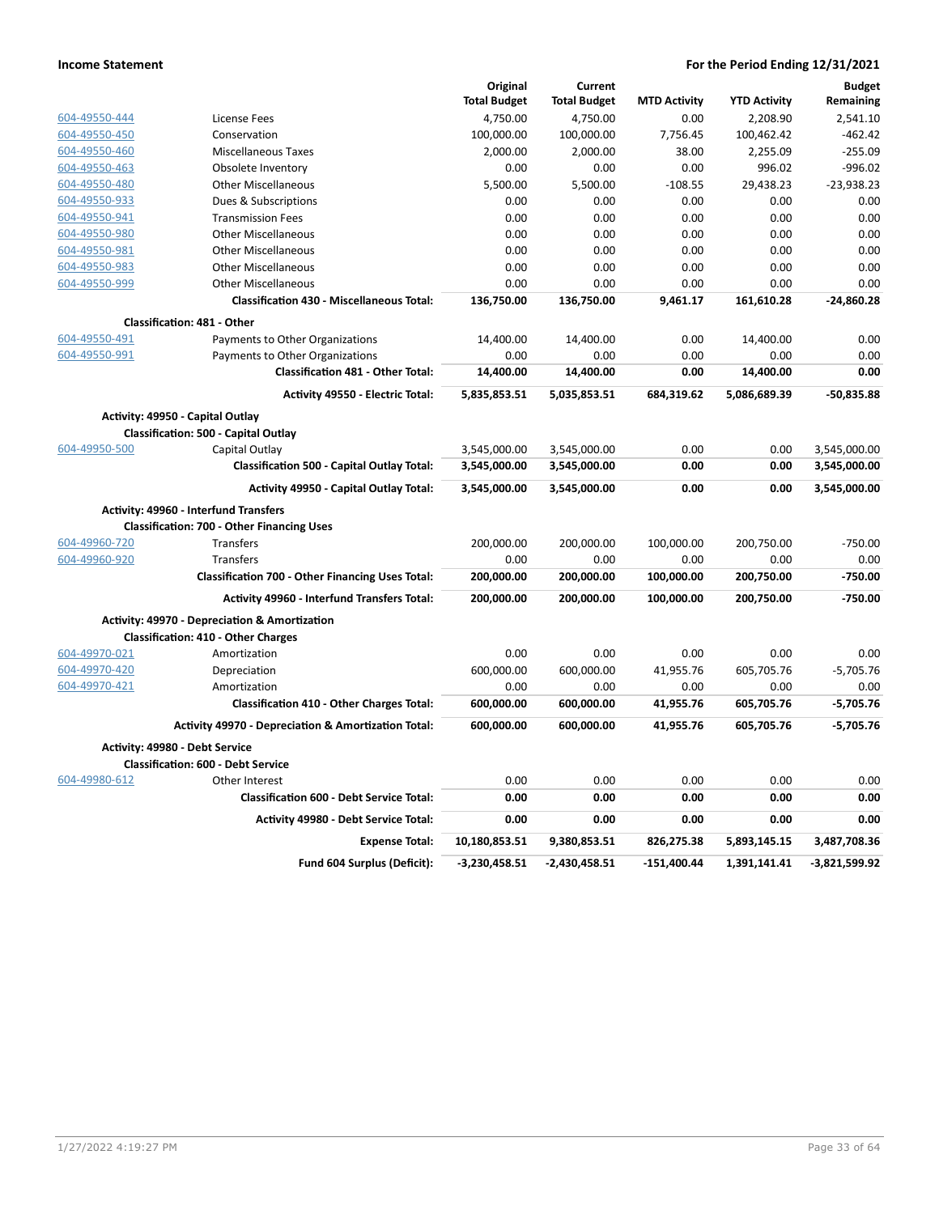**Income Statement** — **For the Period Ending 12/31/2021**

| | | Original Total Budget | Current Total Budget | MTD Activity | YTD Activity | Budget Remaining |
|---|---|---|---|---|---|---|
| 604-49550-444 | License Fees | 4,750.00 | 4,750.00 | 0.00 | 2,208.90 | 2,541.10 |
| 604-49550-450 | Conservation | 100,000.00 | 100,000.00 | 7,756.45 | 100,462.42 | -462.42 |
| 604-49550-460 | Miscellaneous Taxes | 2,000.00 | 2,000.00 | 38.00 | 2,255.09 | -255.09 |
| 604-49550-463 | Obsolete Inventory | 0.00 | 0.00 | 0.00 | 996.02 | -996.02 |
| 604-49550-480 | Other Miscellaneous | 5,500.00 | 5,500.00 | -108.55 | 29,438.23 | -23,938.23 |
| 604-49550-933 | Dues & Subscriptions | 0.00 | 0.00 | 0.00 | 0.00 | 0.00 |
| 604-49550-941 | Transmission Fees | 0.00 | 0.00 | 0.00 | 0.00 | 0.00 |
| 604-49550-980 | Other Miscellaneous | 0.00 | 0.00 | 0.00 | 0.00 | 0.00 |
| 604-49550-981 | Other Miscellaneous | 0.00 | 0.00 | 0.00 | 0.00 | 0.00 |
| 604-49550-983 | Other Miscellaneous | 0.00 | 0.00 | 0.00 | 0.00 | 0.00 |
| 604-49550-999 | Other Miscellaneous | 0.00 | 0.00 | 0.00 | 0.00 | 0.00 |
| | **Classification 430 - Miscellaneous Total:** | **136,750.00** | **136,750.00** | **9,461.17** | **161,610.28** | **-24,860.28** |
| **Classification: 481 - Other** | | | | | | |
| 604-49550-491 | Payments to Other Organizations | 14,400.00 | 14,400.00 | 0.00 | 14,400.00 | 0.00 |
| 604-49550-991 | Payments to Other Organizations | 0.00 | 0.00 | 0.00 | 0.00 | 0.00 |
| | **Classification 481 - Other Total:** | **14,400.00** | **14,400.00** | **0.00** | **14,400.00** | **0.00** |
| | **Activity 49550 - Electric Total:** | **5,835,853.51** | **5,035,853.51** | **684,319.62** | **5,086,689.39** | **-50,835.88** |
| **Activity: 49950 - Capital Outlay** | | | | | | |
| **Classification: 500 - Capital Outlay** | | | | | | |
| 604-49950-500 | Capital Outlay | 3,545,000.00 | 3,545,000.00 | 0.00 | 0.00 | 3,545,000.00 |
| | **Classification 500 - Capital Outlay Total:** | **3,545,000.00** | **3,545,000.00** | **0.00** | **0.00** | **3,545,000.00** |
| | **Activity 49950 - Capital Outlay Total:** | **3,545,000.00** | **3,545,000.00** | **0.00** | **0.00** | **3,545,000.00** |
| **Activity: 49960 - Interfund Transfers** | | | | | | |
| **Classification: 700 - Other Financing Uses** | | | | | | |
| 604-49960-720 | Transfers | 200,000.00 | 200,000.00 | 100,000.00 | 200,750.00 | -750.00 |
| 604-49960-920 | Transfers | 0.00 | 0.00 | 0.00 | 0.00 | 0.00 |
| | **Classification 700 - Other Financing Uses Total:** | **200,000.00** | **200,000.00** | **100,000.00** | **200,750.00** | **-750.00** |
| | **Activity 49960 - Interfund Transfers Total:** | **200,000.00** | **200,000.00** | **100,000.00** | **200,750.00** | **-750.00** |
| **Activity: 49970 - Depreciation & Amortization** | | | | | | |
| **Classification: 410 - Other Charges** | | | | | | |
| 604-49970-021 | Amortization | 0.00 | 0.00 | 0.00 | 0.00 | 0.00 |
| 604-49970-420 | Depreciation | 600,000.00 | 600,000.00 | 41,955.76 | 605,705.76 | -5,705.76 |
| 604-49970-421 | Amortization | 0.00 | 0.00 | 0.00 | 0.00 | 0.00 |
| | **Classification 410 - Other Charges Total:** | **600,000.00** | **600,000.00** | **41,955.76** | **605,705.76** | **-5,705.76** |
| | **Activity 49970 - Depreciation & Amortization Total:** | **600,000.00** | **600,000.00** | **41,955.76** | **605,705.76** | **-5,705.76** |
| **Activity: 49980 - Debt Service** | | | | | | |
| **Classification: 600 - Debt Service** | | | | | | |
| 604-49980-612 | Other Interest | 0.00 | 0.00 | 0.00 | 0.00 | 0.00 |
| | **Classification 600 - Debt Service Total:** | **0.00** | **0.00** | **0.00** | **0.00** | **0.00** |
| | **Activity 49980 - Debt Service Total:** | **0.00** | **0.00** | **0.00** | **0.00** | **0.00** |
| | **Expense Total:** | **10,180,853.51** | **9,380,853.51** | **826,275.38** | **5,893,145.15** | **3,487,708.36** |
| | **Fund 604 Surplus (Deficit):** | **-3,230,458.51** | **-2,430,458.51** | **-151,400.44** | **1,391,141.41** | **-3,821,599.92** |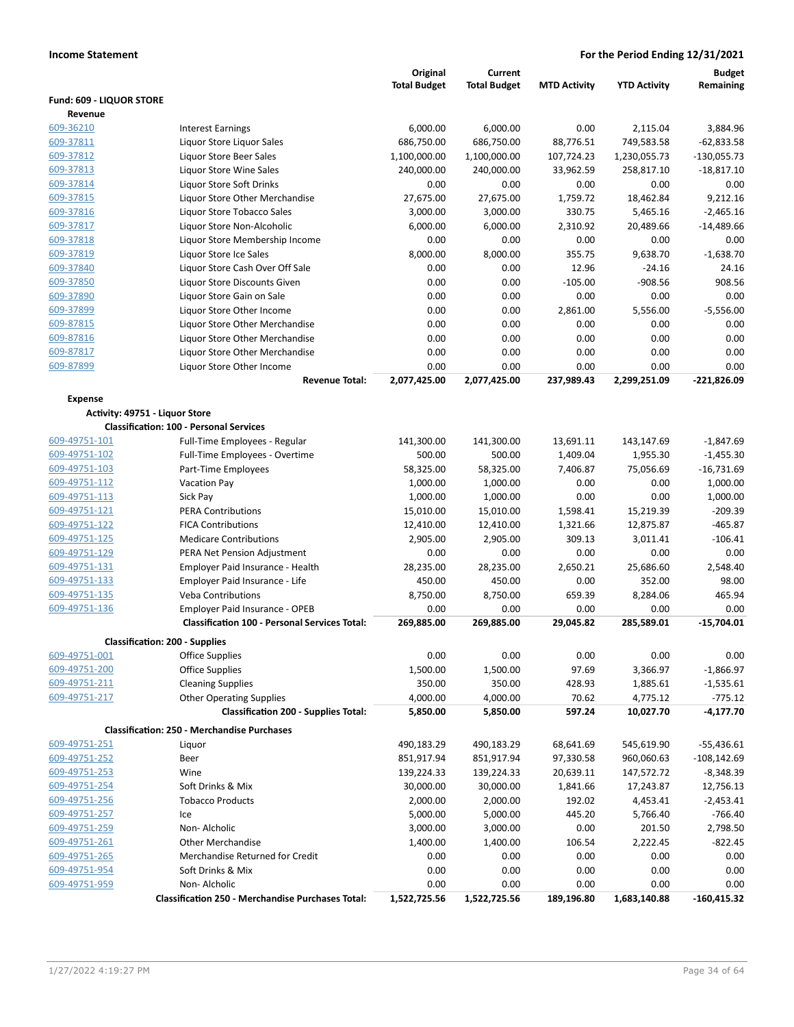**Income Statement** **For the Period Ending 12/31/2021**

| | | Original Total Budget | Current Total Budget | MTD Activity | YTD Activity | Budget Remaining |
|---|---|---|---|---|---|---|
| **Fund: 609 - LIQUOR STORE** | | | | | | |
| **Revenue** | | | | | | |
| 609-36210 | Interest Earnings | 6,000.00 | 6,000.00 | 0.00 | 2,115.04 | 3,884.96 |
| 609-37811 | Liquor Store Liquor Sales | 686,750.00 | 686,750.00 | 88,776.51 | 749,583.58 | -62,833.58 |
| 609-37812 | Liquor Store Beer Sales | 1,100,000.00 | 1,100,000.00 | 107,724.23 | 1,230,055.73 | -130,055.73 |
| 609-37813 | Liquor Store Wine Sales | 240,000.00 | 240,000.00 | 33,962.59 | 258,817.10 | -18,817.10 |
| 609-37814 | Liquor Store Soft Drinks | 0.00 | 0.00 | 0.00 | 0.00 | 0.00 |
| 609-37815 | Liquor Store Other Merchandise | 27,675.00 | 27,675.00 | 1,759.72 | 18,462.84 | 9,212.16 |
| 609-37816 | Liquor Store Tobacco Sales | 3,000.00 | 3,000.00 | 330.75 | 5,465.16 | -2,465.16 |
| 609-37817 | Liquor Store Non-Alcoholic | 6,000.00 | 6,000.00 | 2,310.92 | 20,489.66 | -14,489.66 |
| 609-37818 | Liquor Store Membership Income | 0.00 | 0.00 | 0.00 | 0.00 | 0.00 |
| 609-37819 | Liquor Store Ice Sales | 8,000.00 | 8,000.00 | 355.75 | 9,638.70 | -1,638.70 |
| 609-37840 | Liquor Store Cash Over Off Sale | 0.00 | 0.00 | 12.96 | -24.16 | 24.16 |
| 609-37850 | Liquor Store Discounts Given | 0.00 | 0.00 | -105.00 | -908.56 | 908.56 |
| 609-37890 | Liquor Store Gain on Sale | 0.00 | 0.00 | 0.00 | 0.00 | 0.00 |
| 609-37899 | Liquor Store Other Income | 0.00 | 0.00 | 2,861.00 | 5,556.00 | -5,556.00 |
| 609-87815 | Liquor Store Other Merchandise | 0.00 | 0.00 | 0.00 | 0.00 | 0.00 |
| 609-87816 | Liquor Store Other Merchandise | 0.00 | 0.00 | 0.00 | 0.00 | 0.00 |
| 609-87817 | Liquor Store Other Merchandise | 0.00 | 0.00 | 0.00 | 0.00 | 0.00 |
| 609-87899 | Liquor Store Other Income | 0.00 | 0.00 | 0.00 | 0.00 | 0.00 |
| | **Revenue Total:** | **2,077,425.00** | **2,077,425.00** | **237,989.43** | **2,299,251.09** | **-221,826.09** |
| **Expense** | | | | | | |
| **Activity: 49751 - Liquor Store** | | | | | | |
| **Classification: 100 - Personal Services** | | | | | | |
| 609-49751-101 | Full-Time Employees - Regular | 141,300.00 | 141,300.00 | 13,691.11 | 143,147.69 | -1,847.69 |
| 609-49751-102 | Full-Time Employees - Overtime | 500.00 | 500.00 | 1,409.04 | 1,955.30 | -1,455.30 |
| 609-49751-103 | Part-Time Employees | 58,325.00 | 58,325.00 | 7,406.87 | 75,056.69 | -16,731.69 |
| 609-49751-112 | Vacation Pay | 1,000.00 | 1,000.00 | 0.00 | 0.00 | 1,000.00 |
| 609-49751-113 | Sick Pay | 1,000.00 | 1,000.00 | 0.00 | 0.00 | 1,000.00 |
| 609-49751-121 | PERA Contributions | 15,010.00 | 15,010.00 | 1,598.41 | 15,219.39 | -209.39 |
| 609-49751-122 | FICA Contributions | 12,410.00 | 12,410.00 | 1,321.66 | 12,875.87 | -465.87 |
| 609-49751-125 | Medicare Contributions | 2,905.00 | 2,905.00 | 309.13 | 3,011.41 | -106.41 |
| 609-49751-129 | PERA Net Pension Adjustment | 0.00 | 0.00 | 0.00 | 0.00 | 0.00 |
| 609-49751-131 | Employer Paid Insurance - Health | 28,235.00 | 28,235.00 | 2,650.21 | 25,686.60 | 2,548.40 |
| 609-49751-133 | Employer Paid Insurance - Life | 450.00 | 450.00 | 0.00 | 352.00 | 98.00 |
| 609-49751-135 | Veba Contributions | 8,750.00 | 8,750.00 | 659.39 | 8,284.06 | 465.94 |
| 609-49751-136 | Employer Paid Insurance - OPEB | 0.00 | 0.00 | 0.00 | 0.00 | 0.00 |
| | **Classification 100 - Personal Services Total:** | **269,885.00** | **269,885.00** | **29,045.82** | **285,589.01** | **-15,704.01** |
| **Classification: 200 - Supplies** | | | | | | |
| 609-49751-001 | Office Supplies | 0.00 | 0.00 | 0.00 | 0.00 | 0.00 |
| 609-49751-200 | Office Supplies | 1,500.00 | 1,500.00 | 97.69 | 3,366.97 | -1,866.97 |
| 609-49751-211 | Cleaning Supplies | 350.00 | 350.00 | 428.93 | 1,885.61 | -1,535.61 |
| 609-49751-217 | Other Operating Supplies | 4,000.00 | 4,000.00 | 70.62 | 4,775.12 | -775.12 |
| | **Classification 200 - Supplies Total:** | **5,850.00** | **5,850.00** | **597.24** | **10,027.70** | **-4,177.70** |
| **Classification: 250 - Merchandise Purchases** | | | | | | |
| 609-49751-251 | Liquor | 490,183.29 | 490,183.29 | 68,641.69 | 545,619.90 | -55,436.61 |
| 609-49751-252 | Beer | 851,917.94 | 851,917.94 | 97,330.58 | 960,060.63 | -108,142.69 |
| 609-49751-253 | Wine | 139,224.33 | 139,224.33 | 20,639.11 | 147,572.72 | -8,348.39 |
| 609-49751-254 | Soft Drinks & Mix | 30,000.00 | 30,000.00 | 1,841.66 | 17,243.87 | 12,756.13 |
| 609-49751-256 | Tobacco Products | 2,000.00 | 2,000.00 | 192.02 | 4,453.41 | -2,453.41 |
| 609-49751-257 | Ice | 5,000.00 | 5,000.00 | 445.20 | 5,766.40 | -766.40 |
| 609-49751-259 | Non- Alcholic | 3,000.00 | 3,000.00 | 0.00 | 201.50 | 2,798.50 |
| 609-49751-261 | Other Merchandise | 1,400.00 | 1,400.00 | 106.54 | 2,222.45 | -822.45 |
| 609-49751-265 | Merchandise Returned for Credit | 0.00 | 0.00 | 0.00 | 0.00 | 0.00 |
| 609-49751-954 | Soft Drinks & Mix | 0.00 | 0.00 | 0.00 | 0.00 | 0.00 |
| 609-49751-959 | Non- Alcholic | 0.00 | 0.00 | 0.00 | 0.00 | 0.00 |
| | **Classification 250 - Merchandise Purchases Total:** | **1,522,725.56** | **1,522,725.56** | **189,196.80** | **1,683,140.88** | **-160,415.32** |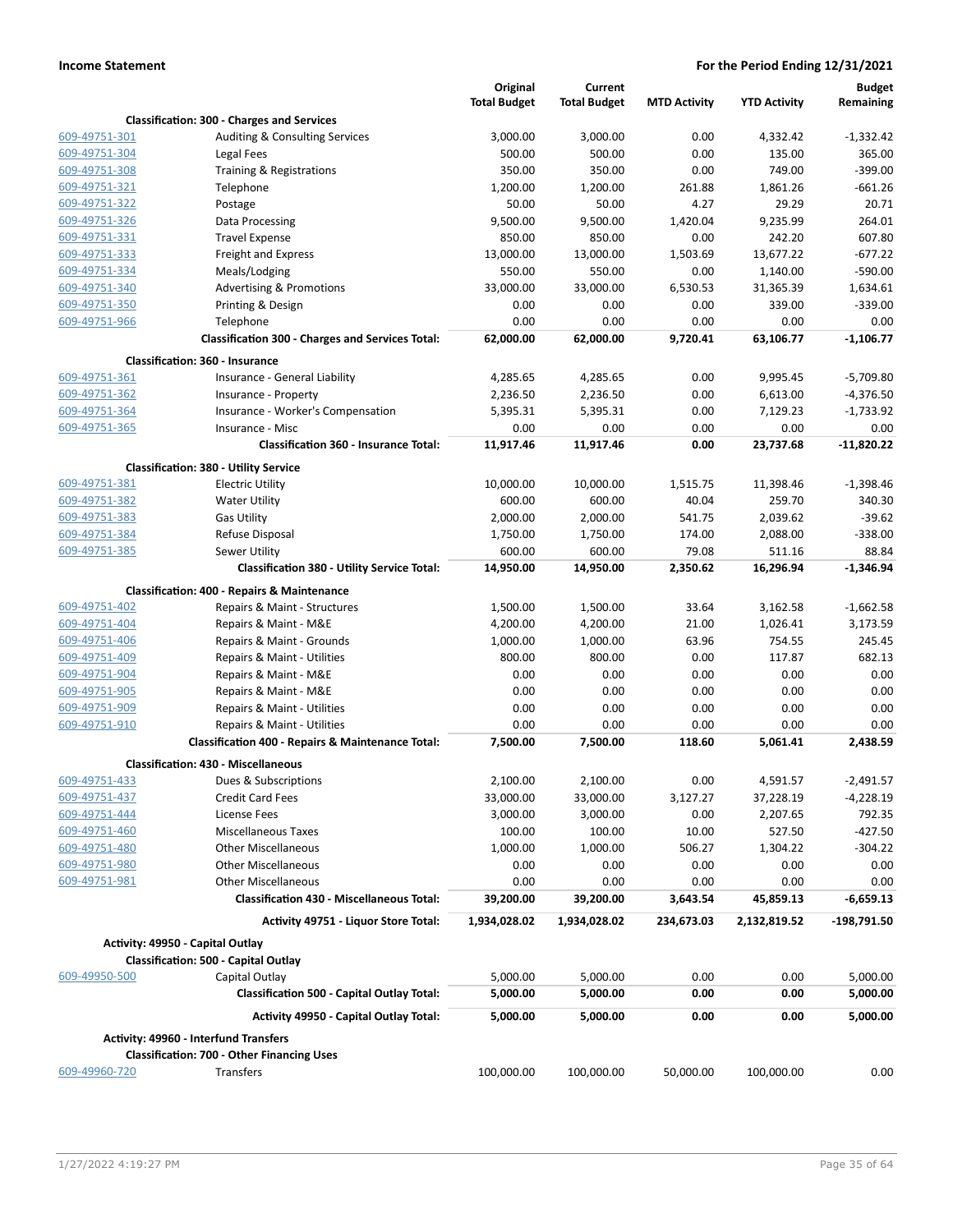**Income Statement** | **For the Period Ending 12/31/2021**

| | | Original Total Budget | Current Total Budget | MTD Activity | YTD Activity | Budget Remaining |
|---|---|---|---|---|---|---|
| | **Classification: 300 - Charges and Services** | | | | | |
| 609-49751-301 | Auditing & Consulting Services | 3,000.00 | 3,000.00 | 0.00 | 4,332.42 | -1,332.42 |
| 609-49751-304 | Legal Fees | 500.00 | 500.00 | 0.00 | 135.00 | 365.00 |
| 609-49751-308 | Training & Registrations | 350.00 | 350.00 | 0.00 | 749.00 | -399.00 |
| 609-49751-321 | Telephone | 1,200.00 | 1,200.00 | 261.88 | 1,861.26 | -661.26 |
| 609-49751-322 | Postage | 50.00 | 50.00 | 4.27 | 29.29 | 20.71 |
| 609-49751-326 | Data Processing | 9,500.00 | 9,500.00 | 1,420.04 | 9,235.99 | 264.01 |
| 609-49751-331 | Travel Expense | 850.00 | 850.00 | 0.00 | 242.20 | 607.80 |
| 609-49751-333 | Freight and Express | 13,000.00 | 13,000.00 | 1,503.69 | 13,677.22 | -677.22 |
| 609-49751-334 | Meals/Lodging | 550.00 | 550.00 | 0.00 | 1,140.00 | -590.00 |
| 609-49751-340 | Advertising & Promotions | 33,000.00 | 33,000.00 | 6,530.53 | 31,365.39 | 1,634.61 |
| 609-49751-350 | Printing & Design | 0.00 | 0.00 | 0.00 | 339.00 | -339.00 |
| 609-49751-966 | Telephone | 0.00 | 0.00 | 0.00 | 0.00 | 0.00 |
| | **Classification 300 - Charges and Services Total:** | **62,000.00** | **62,000.00** | **9,720.41** | **63,106.77** | **-1,106.77** |
| | **Classification: 360 - Insurance** | | | | | |
| 609-49751-361 | Insurance - General Liability | 4,285.65 | 4,285.65 | 0.00 | 9,995.45 | -5,709.80 |
| 609-49751-362 | Insurance - Property | 2,236.50 | 2,236.50 | 0.00 | 6,613.00 | -4,376.50 |
| 609-49751-364 | Insurance - Worker's Compensation | 5,395.31 | 5,395.31 | 0.00 | 7,129.23 | -1,733.92 |
| 609-49751-365 | Insurance - Misc | 0.00 | 0.00 | 0.00 | 0.00 | 0.00 |
| | **Classification 360 - Insurance Total:** | **11,917.46** | **11,917.46** | **0.00** | **23,737.68** | **-11,820.22** |
| | **Classification: 380 - Utility Service** | | | | | |
| 609-49751-381 | Electric Utility | 10,000.00 | 10,000.00 | 1,515.75 | 11,398.46 | -1,398.46 |
| 609-49751-382 | Water Utility | 600.00 | 600.00 | 40.04 | 259.70 | 340.30 |
| 609-49751-383 | Gas Utility | 2,000.00 | 2,000.00 | 541.75 | 2,039.62 | -39.62 |
| 609-49751-384 | Refuse Disposal | 1,750.00 | 1,750.00 | 174.00 | 2,088.00 | -338.00 |
| 609-49751-385 | Sewer Utility | 600.00 | 600.00 | 79.08 | 511.16 | 88.84 |
| | **Classification 380 - Utility Service Total:** | **14,950.00** | **14,950.00** | **2,350.62** | **16,296.94** | **-1,346.94** |
| | **Classification: 400 - Repairs & Maintenance** | | | | | |
| 609-49751-402 | Repairs & Maint - Structures | 1,500.00 | 1,500.00 | 33.64 | 3,162.58 | -1,662.58 |
| 609-49751-404 | Repairs & Maint - M&E | 4,200.00 | 4,200.00 | 21.00 | 1,026.41 | 3,173.59 |
| 609-49751-406 | Repairs & Maint - Grounds | 1,000.00 | 1,000.00 | 63.96 | 754.55 | 245.45 |
| 609-49751-409 | Repairs & Maint - Utilities | 800.00 | 800.00 | 0.00 | 117.87 | 682.13 |
| 609-49751-904 | Repairs & Maint - M&E | 0.00 | 0.00 | 0.00 | 0.00 | 0.00 |
| 609-49751-905 | Repairs & Maint - M&E | 0.00 | 0.00 | 0.00 | 0.00 | 0.00 |
| 609-49751-909 | Repairs & Maint - Utilities | 0.00 | 0.00 | 0.00 | 0.00 | 0.00 |
| 609-49751-910 | Repairs & Maint - Utilities | 0.00 | 0.00 | 0.00 | 0.00 | 0.00 |
| | **Classification 400 - Repairs & Maintenance Total:** | **7,500.00** | **7,500.00** | **118.60** | **5,061.41** | **2,438.59** |
| | **Classification: 430 - Miscellaneous** | | | | | |
| 609-49751-433 | Dues & Subscriptions | 2,100.00 | 2,100.00 | 0.00 | 4,591.57 | -2,491.57 |
| 609-49751-437 | Credit Card Fees | 33,000.00 | 33,000.00 | 3,127.27 | 37,228.19 | -4,228.19 |
| 609-49751-444 | License Fees | 3,000.00 | 3,000.00 | 0.00 | 2,207.65 | 792.35 |
| 609-49751-460 | Miscellaneous Taxes | 100.00 | 100.00 | 10.00 | 527.50 | -427.50 |
| 609-49751-480 | Other Miscellaneous | 1,000.00 | 1,000.00 | 506.27 | 1,304.22 | -304.22 |
| 609-49751-980 | Other Miscellaneous | 0.00 | 0.00 | 0.00 | 0.00 | 0.00 |
| 609-49751-981 | Other Miscellaneous | 0.00 | 0.00 | 0.00 | 0.00 | 0.00 |
| | **Classification 430 - Miscellaneous Total:** | **39,200.00** | **39,200.00** | **3,643.54** | **45,859.13** | **-6,659.13** |
| | **Activity 49751 - Liquor Store Total:** | **1,934,028.02** | **1,934,028.02** | **234,673.03** | **2,132,819.52** | **-198,791.50** |
| | **Activity: 49950 - Capital Outlay** | | | | | |
| | **Classification: 500 - Capital Outlay** | | | | | |
| 609-49950-500 | Capital Outlay | 5,000.00 | 5,000.00 | 0.00 | 0.00 | 5,000.00 |
| | **Classification 500 - Capital Outlay Total:** | **5,000.00** | **5,000.00** | **0.00** | **0.00** | **5,000.00** |
| | **Activity 49950 - Capital Outlay Total:** | **5,000.00** | **5,000.00** | **0.00** | **0.00** | **5,000.00** |
| | **Activity: 49960 - Interfund Transfers** | | | | | |
| | **Classification: 700 - Other Financing Uses** | | | | | |
| 609-49960-720 | Transfers | 100,000.00 | 100,000.00 | 50,000.00 | 100,000.00 | 0.00 |

1/27/2022 4:19:27 PM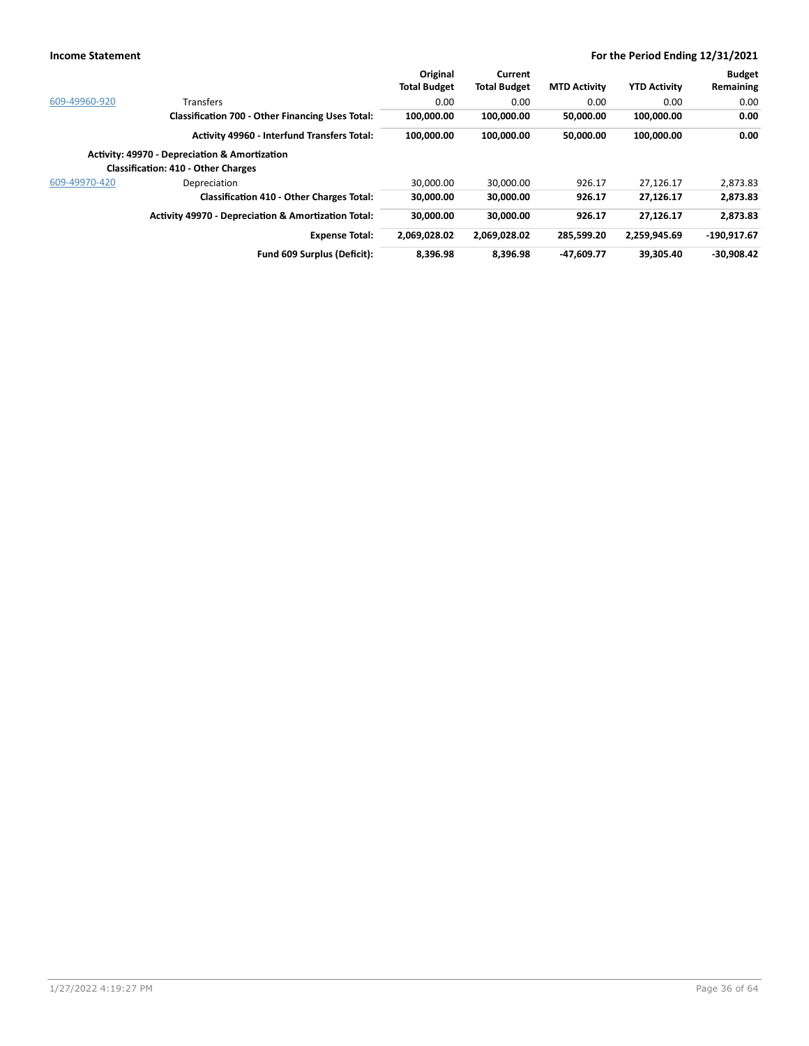**Income Statement** — **For the Period Ending 12/31/2021**

| | | Original Total Budget | Current Total Budget | MTD Activity | YTD Activity | Budget Remaining |
|---|---|---|---|---|---|---|
| 609-49960-920 | Transfers | 0.00 | 0.00 | 0.00 | 0.00 | 0.00 |
| | **Classification 700 - Other Financing Uses Total:** | **100,000.00** | **100,000.00** | **50,000.00** | **100,000.00** | **0.00** |
| | **Activity 49960 - Interfund Transfers Total:** | **100,000.00** | **100,000.00** | **50,000.00** | **100,000.00** | **0.00** |
| **Activity: 49970 - Depreciation & Amortization** | | | | | | |
| **Classification: 410 - Other Charges** | | | | | | |
| 609-49970-420 | Depreciation | 30,000.00 | 30,000.00 | 926.17 | 27,126.17 | 2,873.83 |
| | **Classification 410 - Other Charges Total:** | **30,000.00** | **30,000.00** | **926.17** | **27,126.17** | **2,873.83** |
| | **Activity 49970 - Depreciation & Amortization Total:** | **30,000.00** | **30,000.00** | **926.17** | **27,126.17** | **2,873.83** |
| | **Expense Total:** | **2,069,028.02** | **2,069,028.02** | **285,599.20** | **2,259,945.69** | **-190,917.67** |
| | **Fund 609 Surplus (Deficit):** | **8,396.98** | **8,396.98** | **-47,609.77** | **39,305.40** | **-30,908.42** |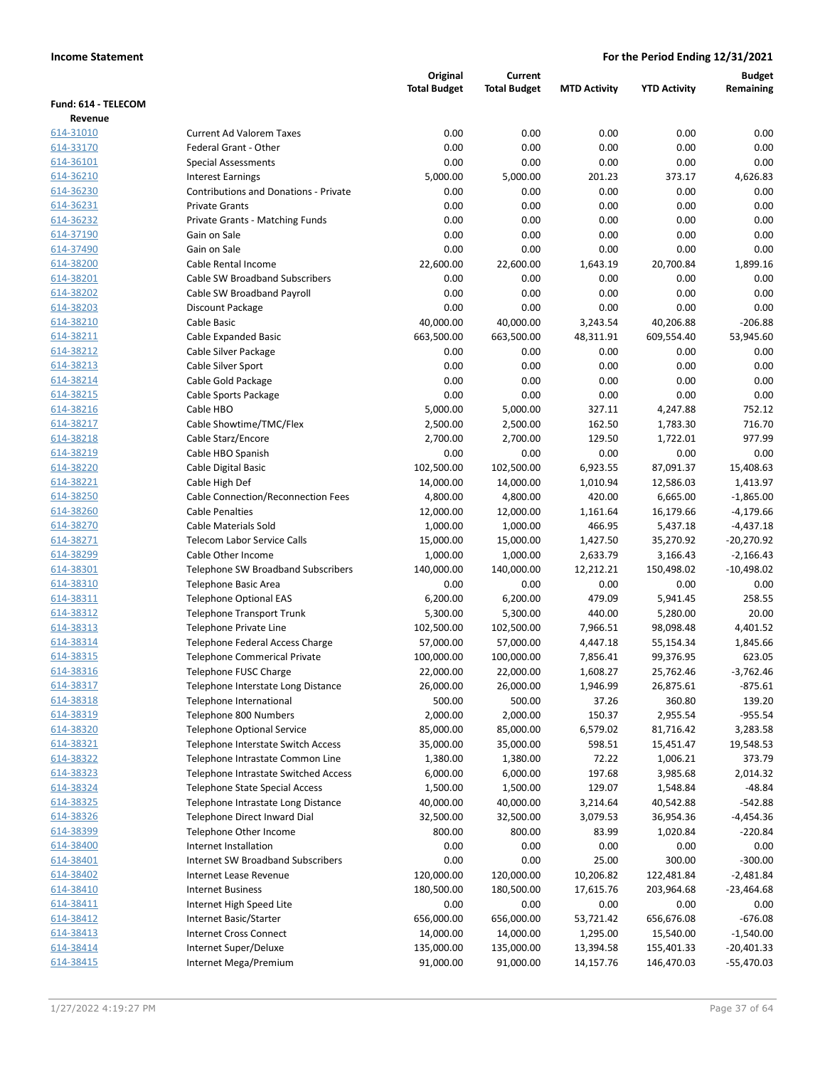**Income Statement** **For the Period Ending 12/31/2021**

| | | Original Total Budget | Current Total Budget | MTD Activity | YTD Activity | Budget Remaining |
|---|---|---|---|---|---|---|
| **Fund: 614 - TELECOM** | | | | | | |
| **Revenue** | | | | | | |
| 614-31010 | Current Ad Valorem Taxes | 0.00 | 0.00 | 0.00 | 0.00 | 0.00 |
| 614-33170 | Federal Grant - Other | 0.00 | 0.00 | 0.00 | 0.00 | 0.00 |
| 614-36101 | Special Assessments | 0.00 | 0.00 | 0.00 | 0.00 | 0.00 |
| 614-36210 | Interest Earnings | 5,000.00 | 5,000.00 | 201.23 | 373.17 | 4,626.83 |
| 614-36230 | Contributions and Donations - Private | 0.00 | 0.00 | 0.00 | 0.00 | 0.00 |
| 614-36231 | Private Grants | 0.00 | 0.00 | 0.00 | 0.00 | 0.00 |
| 614-36232 | Private Grants - Matching Funds | 0.00 | 0.00 | 0.00 | 0.00 | 0.00 |
| 614-37190 | Gain on Sale | 0.00 | 0.00 | 0.00 | 0.00 | 0.00 |
| 614-37490 | Gain on Sale | 0.00 | 0.00 | 0.00 | 0.00 | 0.00 |
| 614-38200 | Cable Rental Income | 22,600.00 | 22,600.00 | 1,643.19 | 20,700.84 | 1,899.16 |
| 614-38201 | Cable SW Broadband Subscribers | 0.00 | 0.00 | 0.00 | 0.00 | 0.00 |
| 614-38202 | Cable SW Broadband Payroll | 0.00 | 0.00 | 0.00 | 0.00 | 0.00 |
| 614-38203 | Discount Package | 0.00 | 0.00 | 0.00 | 0.00 | 0.00 |
| 614-38210 | Cable Basic | 40,000.00 | 40,000.00 | 3,243.54 | 40,206.88 | -206.88 |
| 614-38211 | Cable Expanded Basic | 663,500.00 | 663,500.00 | 48,311.91 | 609,554.40 | 53,945.60 |
| 614-38212 | Cable Silver Package | 0.00 | 0.00 | 0.00 | 0.00 | 0.00 |
| 614-38213 | Cable Silver Sport | 0.00 | 0.00 | 0.00 | 0.00 | 0.00 |
| 614-38214 | Cable Gold Package | 0.00 | 0.00 | 0.00 | 0.00 | 0.00 |
| 614-38215 | Cable Sports Package | 0.00 | 0.00 | 0.00 | 0.00 | 0.00 |
| 614-38216 | Cable HBO | 5,000.00 | 5,000.00 | 327.11 | 4,247.88 | 752.12 |
| 614-38217 | Cable Showtime/TMC/Flex | 2,500.00 | 2,500.00 | 162.50 | 1,783.30 | 716.70 |
| 614-38218 | Cable Starz/Encore | 2,700.00 | 2,700.00 | 129.50 | 1,722.01 | 977.99 |
| 614-38219 | Cable HBO Spanish | 0.00 | 0.00 | 0.00 | 0.00 | 0.00 |
| 614-38220 | Cable Digital Basic | 102,500.00 | 102,500.00 | 6,923.55 | 87,091.37 | 15,408.63 |
| 614-38221 | Cable High Def | 14,000.00 | 14,000.00 | 1,010.94 | 12,586.03 | 1,413.97 |
| 614-38250 | Cable Connection/Reconnection Fees | 4,800.00 | 4,800.00 | 420.00 | 6,665.00 | -1,865.00 |
| 614-38260 | Cable Penalties | 12,000.00 | 12,000.00 | 1,161.64 | 16,179.66 | -4,179.66 |
| 614-38270 | Cable Materials Sold | 1,000.00 | 1,000.00 | 466.95 | 5,437.18 | -4,437.18 |
| 614-38271 | Telecom Labor Service Calls | 15,000.00 | 15,000.00 | 1,427.50 | 35,270.92 | -20,270.92 |
| 614-38299 | Cable Other Income | 1,000.00 | 1,000.00 | 2,633.79 | 3,166.43 | -2,166.43 |
| 614-38301 | Telephone SW Broadband Subscribers | 140,000.00 | 140,000.00 | 12,212.21 | 150,498.02 | -10,498.02 |
| 614-38310 | Telephone Basic Area | 0.00 | 0.00 | 0.00 | 0.00 | 0.00 |
| 614-38311 | Telephone Optional EAS | 6,200.00 | 6,200.00 | 479.09 | 5,941.45 | 258.55 |
| 614-38312 | Telephone Transport Trunk | 5,300.00 | 5,300.00 | 440.00 | 5,280.00 | 20.00 |
| 614-38313 | Telephone Private Line | 102,500.00 | 102,500.00 | 7,966.51 | 98,098.48 | 4,401.52 |
| 614-38314 | Telephone Federal Access Charge | 57,000.00 | 57,000.00 | 4,447.18 | 55,154.34 | 1,845.66 |
| 614-38315 | Telephone Commerical Private | 100,000.00 | 100,000.00 | 7,856.41 | 99,376.95 | 623.05 |
| 614-38316 | Telephone FUSC Charge | 22,000.00 | 22,000.00 | 1,608.27 | 25,762.46 | -3,762.46 |
| 614-38317 | Telephone Interstate Long Distance | 26,000.00 | 26,000.00 | 1,946.99 | 26,875.61 | -875.61 |
| 614-38318 | Telephone International | 500.00 | 500.00 | 37.26 | 360.80 | 139.20 |
| 614-38319 | Telephone 800 Numbers | 2,000.00 | 2,000.00 | 150.37 | 2,955.54 | -955.54 |
| 614-38320 | Telephone Optional Service | 85,000.00 | 85,000.00 | 6,579.02 | 81,716.42 | 3,283.58 |
| 614-38321 | Telephone Interstate Switch Access | 35,000.00 | 35,000.00 | 598.51 | 15,451.47 | 19,548.53 |
| 614-38322 | Telephone Intrastate Common Line | 1,380.00 | 1,380.00 | 72.22 | 1,006.21 | 373.79 |
| 614-38323 | Telephone Intrastate Switched Access | 6,000.00 | 6,000.00 | 197.68 | 3,985.68 | 2,014.32 |
| 614-38324 | Telephone State Special Access | 1,500.00 | 1,500.00 | 129.07 | 1,548.84 | -48.84 |
| 614-38325 | Telephone Intrastate Long Distance | 40,000.00 | 40,000.00 | 3,214.64 | 40,542.88 | -542.88 |
| 614-38326 | Telephone Direct Inward Dial | 32,500.00 | 32,500.00 | 3,079.53 | 36,954.36 | -4,454.36 |
| 614-38399 | Telephone Other Income | 800.00 | 800.00 | 83.99 | 1,020.84 | -220.84 |
| 614-38400 | Internet Installation | 0.00 | 0.00 | 0.00 | 0.00 | 0.00 |
| 614-38401 | Internet SW Broadband Subscribers | 0.00 | 0.00 | 25.00 | 300.00 | -300.00 |
| 614-38402 | Internet Lease Revenue | 120,000.00 | 120,000.00 | 10,206.82 | 122,481.84 | -2,481.84 |
| 614-38410 | Internet Business | 180,500.00 | 180,500.00 | 17,615.76 | 203,964.68 | -23,464.68 |
| 614-38411 | Internet High Speed Lite | 0.00 | 0.00 | 0.00 | 0.00 | 0.00 |
| 614-38412 | Internet Basic/Starter | 656,000.00 | 656,000.00 | 53,721.42 | 656,676.08 | -676.08 |
| 614-38413 | Internet Cross Connect | 14,000.00 | 14,000.00 | 1,295.00 | 15,540.00 | -1,540.00 |
| 614-38414 | Internet Super/Deluxe | 135,000.00 | 135,000.00 | 13,394.58 | 155,401.33 | -20,401.33 |
| 614-38415 | Internet Mega/Premium | 91,000.00 | 91,000.00 | 14,157.76 | 146,470.03 | -55,470.03 |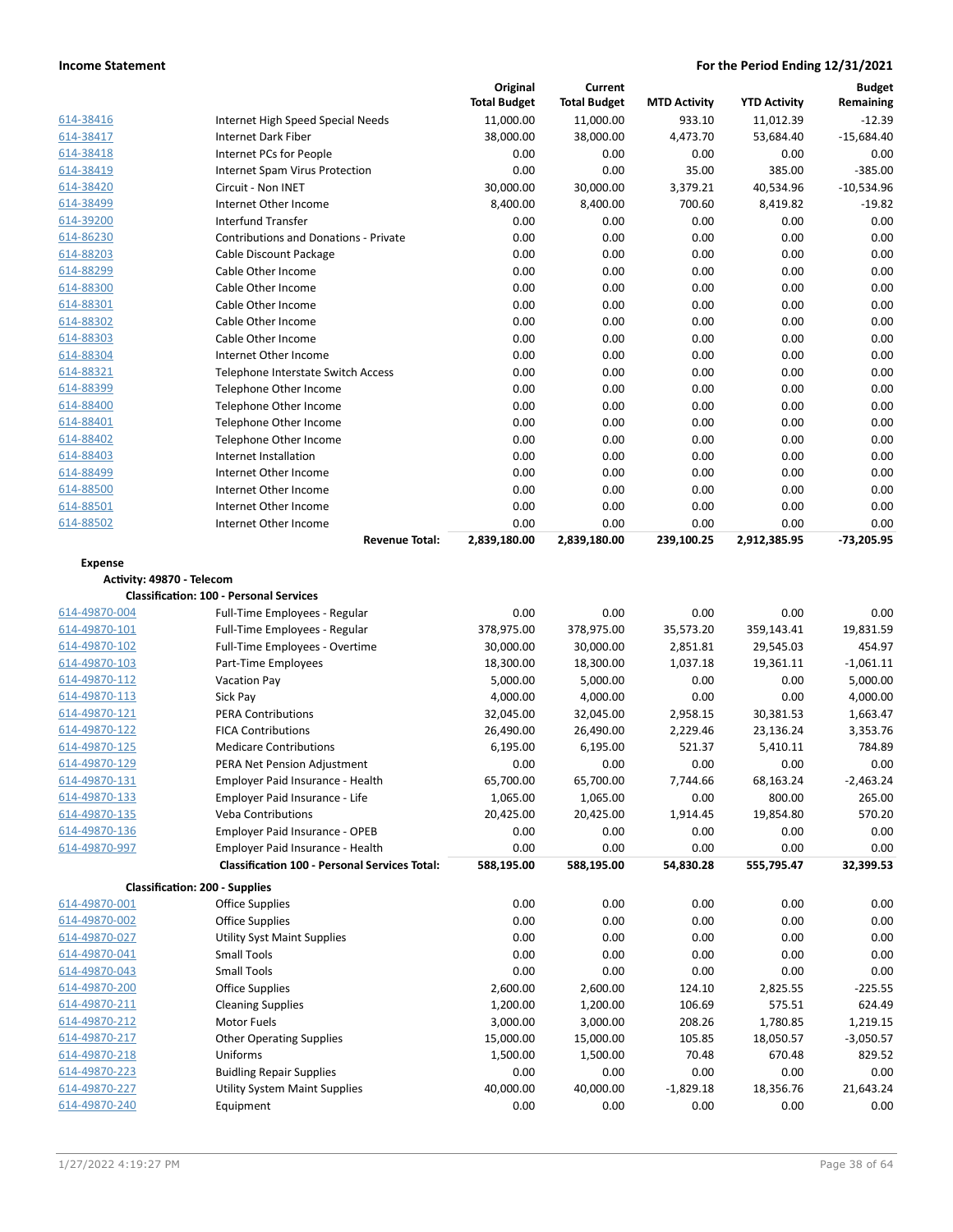**Income Statement** — **For the Period Ending 12/31/2021**

| | | Original Total Budget | Current Total Budget | MTD Activity | YTD Activity | Budget Remaining |
|---|---|---|---|---|---|---|
| 614-38416 | Internet High Speed Special Needs | 11,000.00 | 11,000.00 | 933.10 | 11,012.39 | -12.39 |
| 614-38417 | Internet Dark Fiber | 38,000.00 | 38,000.00 | 4,473.70 | 53,684.40 | -15,684.40 |
| 614-38418 | Internet PCs for People | 0.00 | 0.00 | 0.00 | 0.00 | 0.00 |
| 614-38419 | Internet Spam Virus Protection | 0.00 | 0.00 | 35.00 | 385.00 | -385.00 |
| 614-38420 | Circuit - Non INET | 30,000.00 | 30,000.00 | 3,379.21 | 40,534.96 | -10,534.96 |
| 614-38499 | Internet Other Income | 8,400.00 | 8,400.00 | 700.60 | 8,419.82 | -19.82 |
| 614-39200 | Interfund Transfer | 0.00 | 0.00 | 0.00 | 0.00 | 0.00 |
| 614-86230 | Contributions and Donations - Private | 0.00 | 0.00 | 0.00 | 0.00 | 0.00 |
| 614-88203 | Cable Discount Package | 0.00 | 0.00 | 0.00 | 0.00 | 0.00 |
| 614-88299 | Cable Other Income | 0.00 | 0.00 | 0.00 | 0.00 | 0.00 |
| 614-88300 | Cable Other Income | 0.00 | 0.00 | 0.00 | 0.00 | 0.00 |
| 614-88301 | Cable Other Income | 0.00 | 0.00 | 0.00 | 0.00 | 0.00 |
| 614-88302 | Cable Other Income | 0.00 | 0.00 | 0.00 | 0.00 | 0.00 |
| 614-88303 | Cable Other Income | 0.00 | 0.00 | 0.00 | 0.00 | 0.00 |
| 614-88304 | Internet Other Income | 0.00 | 0.00 | 0.00 | 0.00 | 0.00 |
| 614-88321 | Telephone Interstate Switch Access | 0.00 | 0.00 | 0.00 | 0.00 | 0.00 |
| 614-88399 | Telephone Other Income | 0.00 | 0.00 | 0.00 | 0.00 | 0.00 |
| 614-88400 | Telephone Other Income | 0.00 | 0.00 | 0.00 | 0.00 | 0.00 |
| 614-88401 | Telephone Other Income | 0.00 | 0.00 | 0.00 | 0.00 | 0.00 |
| 614-88402 | Telephone Other Income | 0.00 | 0.00 | 0.00 | 0.00 | 0.00 |
| 614-88403 | Internet Installation | 0.00 | 0.00 | 0.00 | 0.00 | 0.00 |
| 614-88499 | Internet Other Income | 0.00 | 0.00 | 0.00 | 0.00 | 0.00 |
| 614-88500 | Internet Other Income | 0.00 | 0.00 | 0.00 | 0.00 | 0.00 |
| 614-88501 | Internet Other Income | 0.00 | 0.00 | 0.00 | 0.00 | 0.00 |
| 614-88502 | Internet Other Income | 0.00 | 0.00 | 0.00 | 0.00 | 0.00 |
| | **Revenue Total:** | **2,839,180.00** | **2,839,180.00** | **239,100.25** | **2,912,385.95** | **-73,205.95** |

**Expense**

**Activity: 49870 - Telecom**

**Classification: 100 - Personal Services**

| | | Original Total Budget | Current Total Budget | MTD Activity | YTD Activity | Budget Remaining |
|---|---|---|---|---|---|---|
| 614-49870-004 | Full-Time Employees - Regular | 0.00 | 0.00 | 0.00 | 0.00 | 0.00 |
| 614-49870-101 | Full-Time Employees - Regular | 378,975.00 | 378,975.00 | 35,573.20 | 359,143.41 | 19,831.59 |
| 614-49870-102 | Full-Time Employees - Overtime | 30,000.00 | 30,000.00 | 2,851.81 | 29,545.03 | 454.97 |
| 614-49870-103 | Part-Time Employees | 18,300.00 | 18,300.00 | 1,037.18 | 19,361.11 | -1,061.11 |
| 614-49870-112 | Vacation Pay | 5,000.00 | 5,000.00 | 0.00 | 0.00 | 5,000.00 |
| 614-49870-113 | Sick Pay | 4,000.00 | 4,000.00 | 0.00 | 0.00 | 4,000.00 |
| 614-49870-121 | PERA Contributions | 32,045.00 | 32,045.00 | 2,958.15 | 30,381.53 | 1,663.47 |
| 614-49870-122 | FICA Contributions | 26,490.00 | 26,490.00 | 2,229.46 | 23,136.24 | 3,353.76 |
| 614-49870-125 | Medicare Contributions | 6,195.00 | 6,195.00 | 521.37 | 5,410.11 | 784.89 |
| 614-49870-129 | PERA Net Pension Adjustment | 0.00 | 0.00 | 0.00 | 0.00 | 0.00 |
| 614-49870-131 | Employer Paid Insurance - Health | 65,700.00 | 65,700.00 | 7,744.66 | 68,163.24 | -2,463.24 |
| 614-49870-133 | Employer Paid Insurance - Life | 1,065.00 | 1,065.00 | 0.00 | 800.00 | 265.00 |
| 614-49870-135 | Veba Contributions | 20,425.00 | 20,425.00 | 1,914.45 | 19,854.80 | 570.20 |
| 614-49870-136 | Employer Paid Insurance - OPEB | 0.00 | 0.00 | 0.00 | 0.00 | 0.00 |
| 614-49870-997 | Employer Paid Insurance - Health | 0.00 | 0.00 | 0.00 | 0.00 | 0.00 |
| | **Classification 100 - Personal Services Total:** | **588,195.00** | **588,195.00** | **54,830.28** | **555,795.47** | **32,399.53** |

**Classification: 200 - Supplies**

| | | Original Total Budget | Current Total Budget | MTD Activity | YTD Activity | Budget Remaining |
|---|---|---|---|---|---|---|
| 614-49870-001 | Office Supplies | 0.00 | 0.00 | 0.00 | 0.00 | 0.00 |
| 614-49870-002 | Office Supplies | 0.00 | 0.00 | 0.00 | 0.00 | 0.00 |
| 614-49870-027 | Utility Syst Maint Supplies | 0.00 | 0.00 | 0.00 | 0.00 | 0.00 |
| 614-49870-041 | Small Tools | 0.00 | 0.00 | 0.00 | 0.00 | 0.00 |
| 614-49870-043 | Small Tools | 0.00 | 0.00 | 0.00 | 0.00 | 0.00 |
| 614-49870-200 | Office Supplies | 2,600.00 | 2,600.00 | 124.10 | 2,825.55 | -225.55 |
| 614-49870-211 | Cleaning Supplies | 1,200.00 | 1,200.00 | 106.69 | 575.51 | 624.49 |
| 614-49870-212 | Motor Fuels | 3,000.00 | 3,000.00 | 208.26 | 1,780.85 | 1,219.15 |
| 614-49870-217 | Other Operating Supplies | 15,000.00 | 15,000.00 | 105.85 | 18,050.57 | -3,050.57 |
| 614-49870-218 | Uniforms | 1,500.00 | 1,500.00 | 70.48 | 670.48 | 829.52 |
| 614-49870-223 | Buidling Repair Supplies | 0.00 | 0.00 | 0.00 | 0.00 | 0.00 |
| 614-49870-227 | Utility System Maint Supplies | 40,000.00 | 40,000.00 | -1,829.18 | 18,356.76 | 21,643.24 |
| 614-49870-240 | Equipment | 0.00 | 0.00 | 0.00 | 0.00 | 0.00 |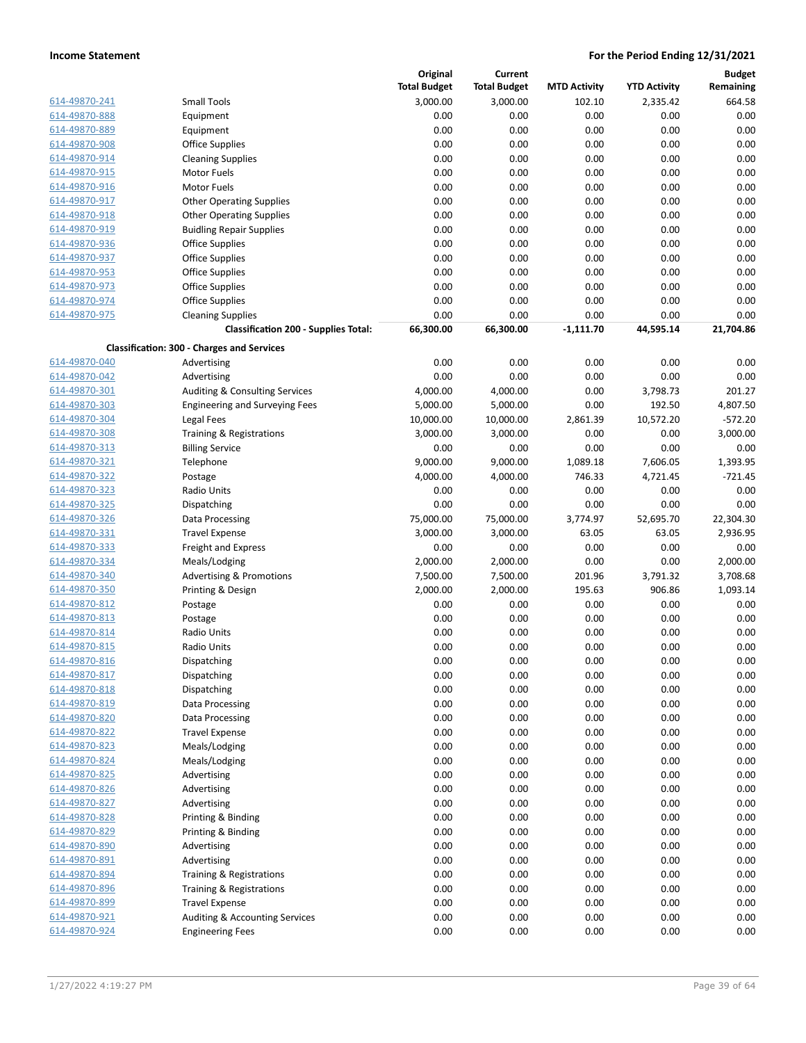**Income Statement** — **For the Period Ending 12/31/2021**

| | | Original Total Budget | Current Total Budget | MTD Activity | YTD Activity | Budget Remaining |
|---|---|---|---|---|---|---|
| 614-49870-241 | Small Tools | 3,000.00 | 3,000.00 | 102.10 | 2,335.42 | 664.58 |
| 614-49870-888 | Equipment | 0.00 | 0.00 | 0.00 | 0.00 | 0.00 |
| 614-49870-889 | Equipment | 0.00 | 0.00 | 0.00 | 0.00 | 0.00 |
| 614-49870-908 | Office Supplies | 0.00 | 0.00 | 0.00 | 0.00 | 0.00 |
| 614-49870-914 | Cleaning Supplies | 0.00 | 0.00 | 0.00 | 0.00 | 0.00 |
| 614-49870-915 | Motor Fuels | 0.00 | 0.00 | 0.00 | 0.00 | 0.00 |
| 614-49870-916 | Motor Fuels | 0.00 | 0.00 | 0.00 | 0.00 | 0.00 |
| 614-49870-917 | Other Operating Supplies | 0.00 | 0.00 | 0.00 | 0.00 | 0.00 |
| 614-49870-918 | Other Operating Supplies | 0.00 | 0.00 | 0.00 | 0.00 | 0.00 |
| 614-49870-919 | Buidling Repair Supplies | 0.00 | 0.00 | 0.00 | 0.00 | 0.00 |
| 614-49870-936 | Office Supplies | 0.00 | 0.00 | 0.00 | 0.00 | 0.00 |
| 614-49870-937 | Office Supplies | 0.00 | 0.00 | 0.00 | 0.00 | 0.00 |
| 614-49870-953 | Office Supplies | 0.00 | 0.00 | 0.00 | 0.00 | 0.00 |
| 614-49870-973 | Office Supplies | 0.00 | 0.00 | 0.00 | 0.00 | 0.00 |
| 614-49870-974 | Office Supplies | 0.00 | 0.00 | 0.00 | 0.00 | 0.00 |
| 614-49870-975 | Cleaning Supplies | 0.00 | 0.00 | 0.00 | 0.00 | 0.00 |
| | **Classification 200 - Supplies Total:** | **66,300.00** | **66,300.00** | **-1,111.70** | **44,595.14** | **21,704.86** |
| **Classification: 300 - Charges and Services** | | | | | | |
| 614-49870-040 | Advertising | 0.00 | 0.00 | 0.00 | 0.00 | 0.00 |
| 614-49870-042 | Advertising | 0.00 | 0.00 | 0.00 | 0.00 | 0.00 |
| 614-49870-301 | Auditing & Consulting Services | 4,000.00 | 4,000.00 | 0.00 | 3,798.73 | 201.27 |
| 614-49870-303 | Engineering and Surveying Fees | 5,000.00 | 5,000.00 | 0.00 | 192.50 | 4,807.50 |
| 614-49870-304 | Legal Fees | 10,000.00 | 10,000.00 | 2,861.39 | 10,572.20 | -572.20 |
| 614-49870-308 | Training & Registrations | 3,000.00 | 3,000.00 | 0.00 | 0.00 | 3,000.00 |
| 614-49870-313 | Billing Service | 0.00 | 0.00 | 0.00 | 0.00 | 0.00 |
| 614-49870-321 | Telephone | 9,000.00 | 9,000.00 | 1,089.18 | 7,606.05 | 1,393.95 |
| 614-49870-322 | Postage | 4,000.00 | 4,000.00 | 746.33 | 4,721.45 | -721.45 |
| 614-49870-323 | Radio Units | 0.00 | 0.00 | 0.00 | 0.00 | 0.00 |
| 614-49870-325 | Dispatching | 0.00 | 0.00 | 0.00 | 0.00 | 0.00 |
| 614-49870-326 | Data Processing | 75,000.00 | 75,000.00 | 3,774.97 | 52,695.70 | 22,304.30 |
| 614-49870-331 | Travel Expense | 3,000.00 | 3,000.00 | 63.05 | 63.05 | 2,936.95 |
| 614-49870-333 | Freight and Express | 0.00 | 0.00 | 0.00 | 0.00 | 0.00 |
| 614-49870-334 | Meals/Lodging | 2,000.00 | 2,000.00 | 0.00 | 0.00 | 2,000.00 |
| 614-49870-340 | Advertising & Promotions | 7,500.00 | 7,500.00 | 201.96 | 3,791.32 | 3,708.68 |
| 614-49870-350 | Printing & Design | 2,000.00 | 2,000.00 | 195.63 | 906.86 | 1,093.14 |
| 614-49870-812 | Postage | 0.00 | 0.00 | 0.00 | 0.00 | 0.00 |
| 614-49870-813 | Postage | 0.00 | 0.00 | 0.00 | 0.00 | 0.00 |
| 614-49870-814 | Radio Units | 0.00 | 0.00 | 0.00 | 0.00 | 0.00 |
| 614-49870-815 | Radio Units | 0.00 | 0.00 | 0.00 | 0.00 | 0.00 |
| 614-49870-816 | Dispatching | 0.00 | 0.00 | 0.00 | 0.00 | 0.00 |
| 614-49870-817 | Dispatching | 0.00 | 0.00 | 0.00 | 0.00 | 0.00 |
| 614-49870-818 | Dispatching | 0.00 | 0.00 | 0.00 | 0.00 | 0.00 |
| 614-49870-819 | Data Processing | 0.00 | 0.00 | 0.00 | 0.00 | 0.00 |
| 614-49870-820 | Data Processing | 0.00 | 0.00 | 0.00 | 0.00 | 0.00 |
| 614-49870-822 | Travel Expense | 0.00 | 0.00 | 0.00 | 0.00 | 0.00 |
| 614-49870-823 | Meals/Lodging | 0.00 | 0.00 | 0.00 | 0.00 | 0.00 |
| 614-49870-824 | Meals/Lodging | 0.00 | 0.00 | 0.00 | 0.00 | 0.00 |
| 614-49870-825 | Advertising | 0.00 | 0.00 | 0.00 | 0.00 | 0.00 |
| 614-49870-826 | Advertising | 0.00 | 0.00 | 0.00 | 0.00 | 0.00 |
| 614-49870-827 | Advertising | 0.00 | 0.00 | 0.00 | 0.00 | 0.00 |
| 614-49870-828 | Printing & Binding | 0.00 | 0.00 | 0.00 | 0.00 | 0.00 |
| 614-49870-829 | Printing & Binding | 0.00 | 0.00 | 0.00 | 0.00 | 0.00 |
| 614-49870-890 | Advertising | 0.00 | 0.00 | 0.00 | 0.00 | 0.00 |
| 614-49870-891 | Advertising | 0.00 | 0.00 | 0.00 | 0.00 | 0.00 |
| 614-49870-894 | Training & Registrations | 0.00 | 0.00 | 0.00 | 0.00 | 0.00 |
| 614-49870-896 | Training & Registrations | 0.00 | 0.00 | 0.00 | 0.00 | 0.00 |
| 614-49870-899 | Travel Expense | 0.00 | 0.00 | 0.00 | 0.00 | 0.00 |
| 614-49870-921 | Auditing & Accounting Services | 0.00 | 0.00 | 0.00 | 0.00 | 0.00 |
| 614-49870-924 | Engineering Fees | 0.00 | 0.00 | 0.00 | 0.00 | 0.00 |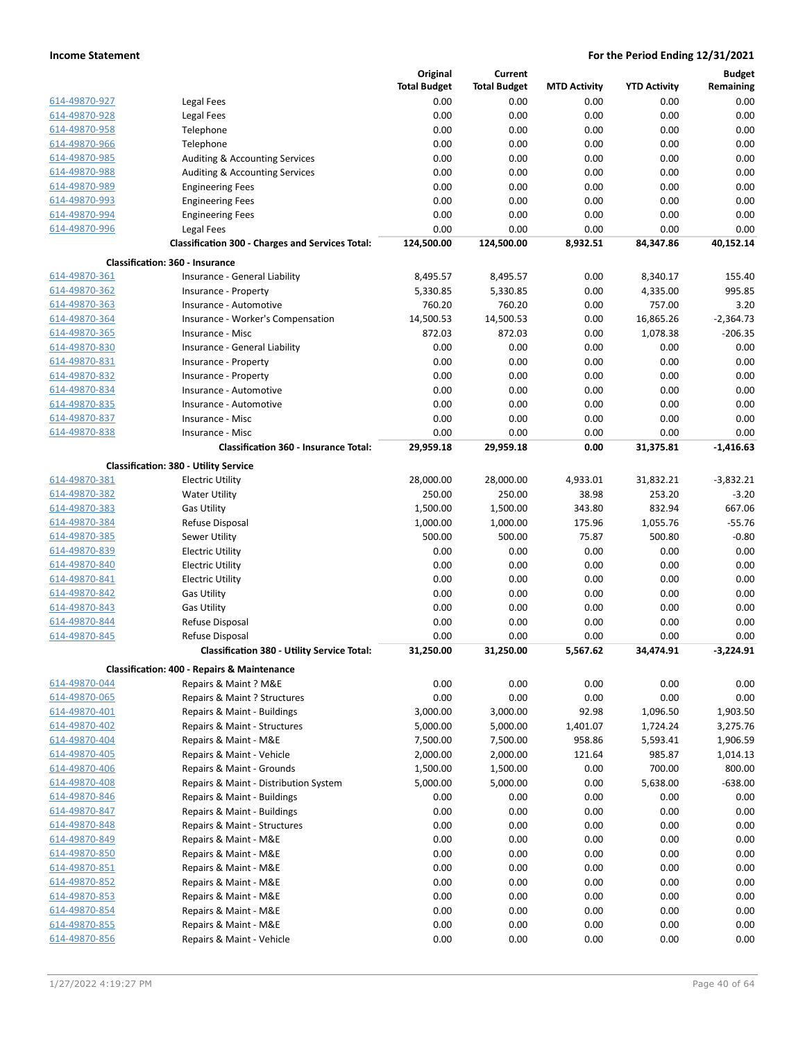**Income Statement** — For the Period Ending 12/31/2021

| | | Original Total Budget | Current Total Budget | MTD Activity | YTD Activity | Budget Remaining |
|---|---|---|---|---|---|---|
| 614-49870-927 | Legal Fees | 0.00 | 0.00 | 0.00 | 0.00 | 0.00 |
| 614-49870-928 | Legal Fees | 0.00 | 0.00 | 0.00 | 0.00 | 0.00 |
| 614-49870-958 | Telephone | 0.00 | 0.00 | 0.00 | 0.00 | 0.00 |
| 614-49870-966 | Telephone | 0.00 | 0.00 | 0.00 | 0.00 | 0.00 |
| 614-49870-985 | Auditing & Accounting Services | 0.00 | 0.00 | 0.00 | 0.00 | 0.00 |
| 614-49870-988 | Auditing & Accounting Services | 0.00 | 0.00 | 0.00 | 0.00 | 0.00 |
| 614-49870-989 | Engineering Fees | 0.00 | 0.00 | 0.00 | 0.00 | 0.00 |
| 614-49870-993 | Engineering Fees | 0.00 | 0.00 | 0.00 | 0.00 | 0.00 |
| 614-49870-994 | Engineering Fees | 0.00 | 0.00 | 0.00 | 0.00 | 0.00 |
| 614-49870-996 | Legal Fees | 0.00 | 0.00 | 0.00 | 0.00 | 0.00 |
| | **Classification 300 - Charges and Services Total:** | **124,500.00** | **124,500.00** | **8,932.51** | **84,347.86** | **40,152.14** |
| **Classification: 360 - Insurance** | | | | | | |
| 614-49870-361 | Insurance - General Liability | 8,495.57 | 8,495.57 | 0.00 | 8,340.17 | 155.40 |
| 614-49870-362 | Insurance - Property | 5,330.85 | 5,330.85 | 0.00 | 4,335.00 | 995.85 |
| 614-49870-363 | Insurance - Automotive | 760.20 | 760.20 | 0.00 | 757.00 | 3.20 |
| 614-49870-364 | Insurance - Worker's Compensation | 14,500.53 | 14,500.53 | 0.00 | 16,865.26 | -2,364.73 |
| 614-49870-365 | Insurance - Misc | 872.03 | 872.03 | 0.00 | 1,078.38 | -206.35 |
| 614-49870-830 | Insurance - General Liability | 0.00 | 0.00 | 0.00 | 0.00 | 0.00 |
| 614-49870-831 | Insurance - Property | 0.00 | 0.00 | 0.00 | 0.00 | 0.00 |
| 614-49870-832 | Insurance - Property | 0.00 | 0.00 | 0.00 | 0.00 | 0.00 |
| 614-49870-834 | Insurance - Automotive | 0.00 | 0.00 | 0.00 | 0.00 | 0.00 |
| 614-49870-835 | Insurance - Automotive | 0.00 | 0.00 | 0.00 | 0.00 | 0.00 |
| 614-49870-837 | Insurance - Misc | 0.00 | 0.00 | 0.00 | 0.00 | 0.00 |
| 614-49870-838 | Insurance - Misc | 0.00 | 0.00 | 0.00 | 0.00 | 0.00 |
| | **Classification 360 - Insurance Total:** | **29,959.18** | **29,959.18** | **0.00** | **31,375.81** | **-1,416.63** |
| **Classification: 380 - Utility Service** | | | | | | |
| 614-49870-381 | Electric Utility | 28,000.00 | 28,000.00 | 4,933.01 | 31,832.21 | -3,832.21 |
| 614-49870-382 | Water Utility | 250.00 | 250.00 | 38.98 | 253.20 | -3.20 |
| 614-49870-383 | Gas Utility | 1,500.00 | 1,500.00 | 343.80 | 832.94 | 667.06 |
| 614-49870-384 | Refuse Disposal | 1,000.00 | 1,000.00 | 175.96 | 1,055.76 | -55.76 |
| 614-49870-385 | Sewer Utility | 500.00 | 500.00 | 75.87 | 500.80 | -0.80 |
| 614-49870-839 | Electric Utility | 0.00 | 0.00 | 0.00 | 0.00 | 0.00 |
| 614-49870-840 | Electric Utility | 0.00 | 0.00 | 0.00 | 0.00 | 0.00 |
| 614-49870-841 | Electric Utility | 0.00 | 0.00 | 0.00 | 0.00 | 0.00 |
| 614-49870-842 | Gas Utility | 0.00 | 0.00 | 0.00 | 0.00 | 0.00 |
| 614-49870-843 | Gas Utility | 0.00 | 0.00 | 0.00 | 0.00 | 0.00 |
| 614-49870-844 | Refuse Disposal | 0.00 | 0.00 | 0.00 | 0.00 | 0.00 |
| 614-49870-845 | Refuse Disposal | 0.00 | 0.00 | 0.00 | 0.00 | 0.00 |
| | **Classification 380 - Utility Service Total:** | **31,250.00** | **31,250.00** | **5,567.62** | **34,474.91** | **-3,224.91** |
| **Classification: 400 - Repairs & Maintenance** | | | | | | |
| 614-49870-044 | Repairs & Maint ? M&E | 0.00 | 0.00 | 0.00 | 0.00 | 0.00 |
| 614-49870-065 | Repairs & Maint ? Structures | 0.00 | 0.00 | 0.00 | 0.00 | 0.00 |
| 614-49870-401 | Repairs & Maint - Buildings | 3,000.00 | 3,000.00 | 92.98 | 1,096.50 | 1,903.50 |
| 614-49870-402 | Repairs & Maint - Structures | 5,000.00 | 5,000.00 | 1,401.07 | 1,724.24 | 3,275.76 |
| 614-49870-404 | Repairs & Maint - M&E | 7,500.00 | 7,500.00 | 958.86 | 5,593.41 | 1,906.59 |
| 614-49870-405 | Repairs & Maint - Vehicle | 2,000.00 | 2,000.00 | 121.64 | 985.87 | 1,014.13 |
| 614-49870-406 | Repairs & Maint - Grounds | 1,500.00 | 1,500.00 | 0.00 | 700.00 | 800.00 |
| 614-49870-408 | Repairs & Maint - Distribution System | 5,000.00 | 5,000.00 | 0.00 | 5,638.00 | -638.00 |
| 614-49870-846 | Repairs & Maint - Buildings | 0.00 | 0.00 | 0.00 | 0.00 | 0.00 |
| 614-49870-847 | Repairs & Maint - Buildings | 0.00 | 0.00 | 0.00 | 0.00 | 0.00 |
| 614-49870-848 | Repairs & Maint - Structures | 0.00 | 0.00 | 0.00 | 0.00 | 0.00 |
| 614-49870-849 | Repairs & Maint - M&E | 0.00 | 0.00 | 0.00 | 0.00 | 0.00 |
| 614-49870-850 | Repairs & Maint - M&E | 0.00 | 0.00 | 0.00 | 0.00 | 0.00 |
| 614-49870-851 | Repairs & Maint - M&E | 0.00 | 0.00 | 0.00 | 0.00 | 0.00 |
| 614-49870-852 | Repairs & Maint - M&E | 0.00 | 0.00 | 0.00 | 0.00 | 0.00 |
| 614-49870-853 | Repairs & Maint - M&E | 0.00 | 0.00 | 0.00 | 0.00 | 0.00 |
| 614-49870-854 | Repairs & Maint - M&E | 0.00 | 0.00 | 0.00 | 0.00 | 0.00 |
| 614-49870-855 | Repairs & Maint - M&E | 0.00 | 0.00 | 0.00 | 0.00 | 0.00 |
| 614-49870-856 | Repairs & Maint - Vehicle | 0.00 | 0.00 | 0.00 | 0.00 | 0.00 |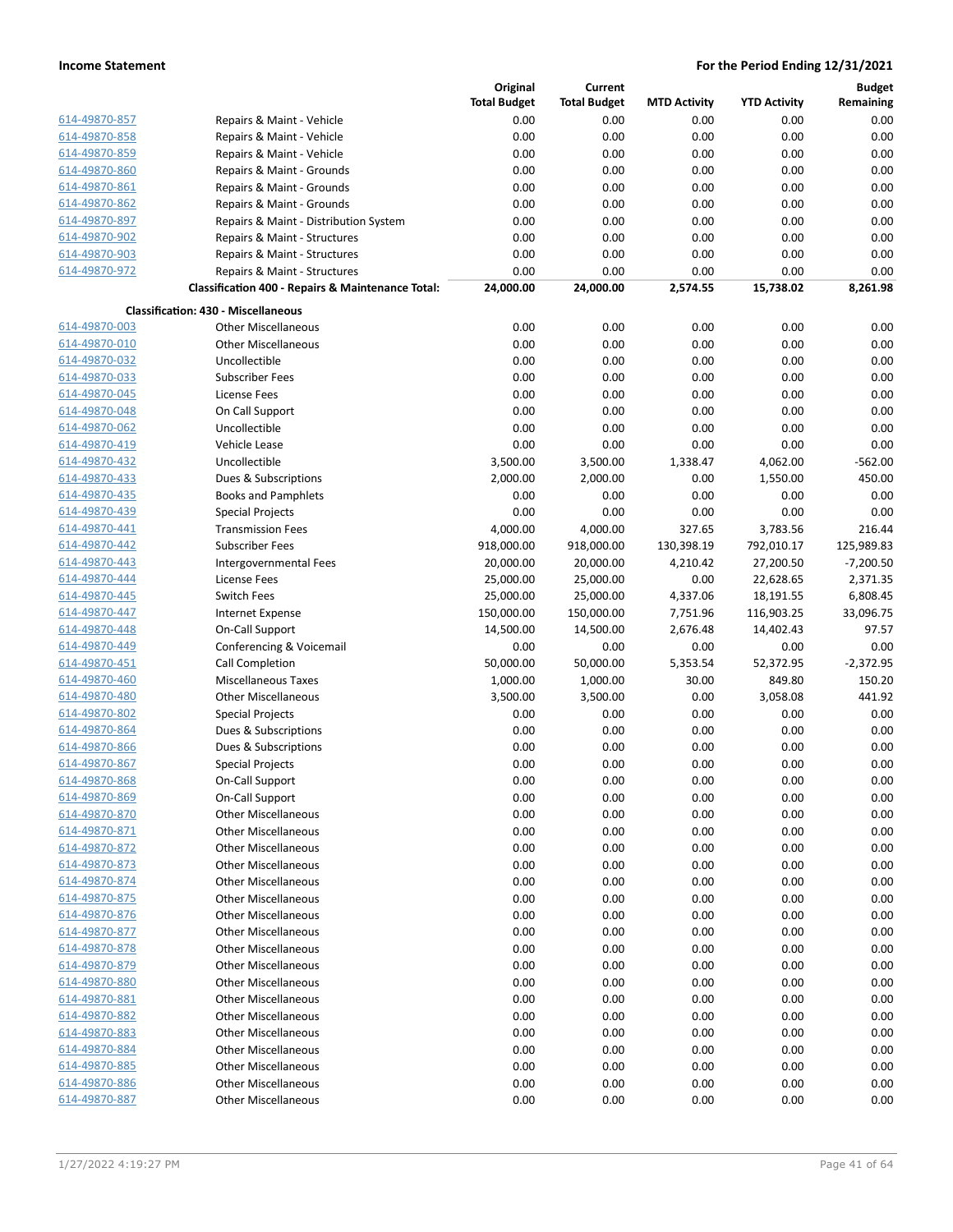**Income Statement** | **For the Period Ending 12/31/2021**

| | | Original Total Budget | Current Total Budget | MTD Activity | YTD Activity | Budget Remaining |
|---|---|---|---|---|---|---|
| 614-49870-857 | Repairs & Maint - Vehicle | 0.00 | 0.00 | 0.00 | 0.00 | 0.00 |
| 614-49870-858 | Repairs & Maint - Vehicle | 0.00 | 0.00 | 0.00 | 0.00 | 0.00 |
| 614-49870-859 | Repairs & Maint - Vehicle | 0.00 | 0.00 | 0.00 | 0.00 | 0.00 |
| 614-49870-860 | Repairs & Maint - Grounds | 0.00 | 0.00 | 0.00 | 0.00 | 0.00 |
| 614-49870-861 | Repairs & Maint - Grounds | 0.00 | 0.00 | 0.00 | 0.00 | 0.00 |
| 614-49870-862 | Repairs & Maint - Grounds | 0.00 | 0.00 | 0.00 | 0.00 | 0.00 |
| 614-49870-897 | Repairs & Maint - Distribution System | 0.00 | 0.00 | 0.00 | 0.00 | 0.00 |
| 614-49870-902 | Repairs & Maint - Structures | 0.00 | 0.00 | 0.00 | 0.00 | 0.00 |
| 614-49870-903 | Repairs & Maint - Structures | 0.00 | 0.00 | 0.00 | 0.00 | 0.00 |
| 614-49870-972 | Repairs & Maint - Structures | 0.00 | 0.00 | 0.00 | 0.00 | 0.00 |
| | **Classification 400 - Repairs & Maintenance Total:** | **24,000.00** | **24,000.00** | **2,574.55** | **15,738.02** | **8,261.98** |
| **Classification: 430 - Miscellaneous** | | | | | | |
| 614-49870-003 | Other Miscellaneous | 0.00 | 0.00 | 0.00 | 0.00 | 0.00 |
| 614-49870-010 | Other Miscellaneous | 0.00 | 0.00 | 0.00 | 0.00 | 0.00 |
| 614-49870-032 | Uncollectible | 0.00 | 0.00 | 0.00 | 0.00 | 0.00 |
| 614-49870-033 | Subscriber Fees | 0.00 | 0.00 | 0.00 | 0.00 | 0.00 |
| 614-49870-045 | License Fees | 0.00 | 0.00 | 0.00 | 0.00 | 0.00 |
| 614-49870-048 | On Call Support | 0.00 | 0.00 | 0.00 | 0.00 | 0.00 |
| 614-49870-062 | Uncollectible | 0.00 | 0.00 | 0.00 | 0.00 | 0.00 |
| 614-49870-419 | Vehicle Lease | 0.00 | 0.00 | 0.00 | 0.00 | 0.00 |
| 614-49870-432 | Uncollectible | 3,500.00 | 3,500.00 | 1,338.47 | 4,062.00 | -562.00 |
| 614-49870-433 | Dues & Subscriptions | 2,000.00 | 2,000.00 | 0.00 | 1,550.00 | 450.00 |
| 614-49870-435 | Books and Pamphlets | 0.00 | 0.00 | 0.00 | 0.00 | 0.00 |
| 614-49870-439 | Special Projects | 0.00 | 0.00 | 0.00 | 0.00 | 0.00 |
| 614-49870-441 | Transmission Fees | 4,000.00 | 4,000.00 | 327.65 | 3,783.56 | 216.44 |
| 614-49870-442 | Subscriber Fees | 918,000.00 | 918,000.00 | 130,398.19 | 792,010.17 | 125,989.83 |
| 614-49870-443 | Intergovernmental Fees | 20,000.00 | 20,000.00 | 4,210.42 | 27,200.50 | -7,200.50 |
| 614-49870-444 | License Fees | 25,000.00 | 25,000.00 | 0.00 | 22,628.65 | 2,371.35 |
| 614-49870-445 | Switch Fees | 25,000.00 | 25,000.00 | 4,337.06 | 18,191.55 | 6,808.45 |
| 614-49870-447 | Internet Expense | 150,000.00 | 150,000.00 | 7,751.96 | 116,903.25 | 33,096.75 |
| 614-49870-448 | On-Call Support | 14,500.00 | 14,500.00 | 2,676.48 | 14,402.43 | 97.57 |
| 614-49870-449 | Conferencing & Voicemail | 0.00 | 0.00 | 0.00 | 0.00 | 0.00 |
| 614-49870-451 | Call Completion | 50,000.00 | 50,000.00 | 5,353.54 | 52,372.95 | -2,372.95 |
| 614-49870-460 | Miscellaneous Taxes | 1,000.00 | 1,000.00 | 30.00 | 849.80 | 150.20 |
| 614-49870-480 | Other Miscellaneous | 3,500.00 | 3,500.00 | 0.00 | 3,058.08 | 441.92 |
| 614-49870-802 | Special Projects | 0.00 | 0.00 | 0.00 | 0.00 | 0.00 |
| 614-49870-864 | Dues & Subscriptions | 0.00 | 0.00 | 0.00 | 0.00 | 0.00 |
| 614-49870-866 | Dues & Subscriptions | 0.00 | 0.00 | 0.00 | 0.00 | 0.00 |
| 614-49870-867 | Special Projects | 0.00 | 0.00 | 0.00 | 0.00 | 0.00 |
| 614-49870-868 | On-Call Support | 0.00 | 0.00 | 0.00 | 0.00 | 0.00 |
| 614-49870-869 | On-Call Support | 0.00 | 0.00 | 0.00 | 0.00 | 0.00 |
| 614-49870-870 | Other Miscellaneous | 0.00 | 0.00 | 0.00 | 0.00 | 0.00 |
| 614-49870-871 | Other Miscellaneous | 0.00 | 0.00 | 0.00 | 0.00 | 0.00 |
| 614-49870-872 | Other Miscellaneous | 0.00 | 0.00 | 0.00 | 0.00 | 0.00 |
| 614-49870-873 | Other Miscellaneous | 0.00 | 0.00 | 0.00 | 0.00 | 0.00 |
| 614-49870-874 | Other Miscellaneous | 0.00 | 0.00 | 0.00 | 0.00 | 0.00 |
| 614-49870-875 | Other Miscellaneous | 0.00 | 0.00 | 0.00 | 0.00 | 0.00 |
| 614-49870-876 | Other Miscellaneous | 0.00 | 0.00 | 0.00 | 0.00 | 0.00 |
| 614-49870-877 | Other Miscellaneous | 0.00 | 0.00 | 0.00 | 0.00 | 0.00 |
| 614-49870-878 | Other Miscellaneous | 0.00 | 0.00 | 0.00 | 0.00 | 0.00 |
| 614-49870-879 | Other Miscellaneous | 0.00 | 0.00 | 0.00 | 0.00 | 0.00 |
| 614-49870-880 | Other Miscellaneous | 0.00 | 0.00 | 0.00 | 0.00 | 0.00 |
| 614-49870-881 | Other Miscellaneous | 0.00 | 0.00 | 0.00 | 0.00 | 0.00 |
| 614-49870-882 | Other Miscellaneous | 0.00 | 0.00 | 0.00 | 0.00 | 0.00 |
| 614-49870-883 | Other Miscellaneous | 0.00 | 0.00 | 0.00 | 0.00 | 0.00 |
| 614-49870-884 | Other Miscellaneous | 0.00 | 0.00 | 0.00 | 0.00 | 0.00 |
| 614-49870-885 | Other Miscellaneous | 0.00 | 0.00 | 0.00 | 0.00 | 0.00 |
| 614-49870-886 | Other Miscellaneous | 0.00 | 0.00 | 0.00 | 0.00 | 0.00 |
| 614-49870-887 | Other Miscellaneous | 0.00 | 0.00 | 0.00 | 0.00 | 0.00 |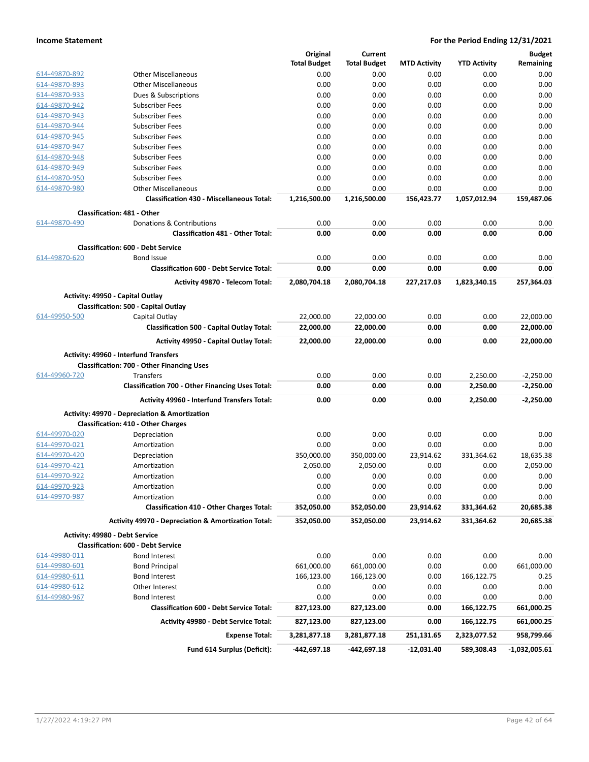**Income Statement** **For the Period Ending 12/31/2021**

| | | Original Total Budget | Current Total Budget | MTD Activity | YTD Activity | Budget Remaining |
|---|---|---|---|---|---|---|
| 614-49870-892 | Other Miscellaneous | 0.00 | 0.00 | 0.00 | 0.00 | 0.00 |
| 614-49870-893 | Other Miscellaneous | 0.00 | 0.00 | 0.00 | 0.00 | 0.00 |
| 614-49870-933 | Dues & Subscriptions | 0.00 | 0.00 | 0.00 | 0.00 | 0.00 |
| 614-49870-942 | Subscriber Fees | 0.00 | 0.00 | 0.00 | 0.00 | 0.00 |
| 614-49870-943 | Subscriber Fees | 0.00 | 0.00 | 0.00 | 0.00 | 0.00 |
| 614-49870-944 | Subscriber Fees | 0.00 | 0.00 | 0.00 | 0.00 | 0.00 |
| 614-49870-945 | Subscriber Fees | 0.00 | 0.00 | 0.00 | 0.00 | 0.00 |
| 614-49870-947 | Subscriber Fees | 0.00 | 0.00 | 0.00 | 0.00 | 0.00 |
| 614-49870-948 | Subscriber Fees | 0.00 | 0.00 | 0.00 | 0.00 | 0.00 |
| 614-49870-949 | Subscriber Fees | 0.00 | 0.00 | 0.00 | 0.00 | 0.00 |
| 614-49870-950 | Subscriber Fees | 0.00 | 0.00 | 0.00 | 0.00 | 0.00 |
| 614-49870-980 | Other Miscellaneous | 0.00 | 0.00 | 0.00 | 0.00 | 0.00 |
| | **Classification 430 - Miscellaneous Total:** | **1,216,500.00** | **1,216,500.00** | **156,423.77** | **1,057,012.94** | **159,487.06** |
| **Classification: 481 - Other** | | | | | | |
| 614-49870-490 | Donations & Contributions | 0.00 | 0.00 | 0.00 | 0.00 | 0.00 |
| | **Classification 481 - Other Total:** | **0.00** | **0.00** | **0.00** | **0.00** | **0.00** |
| **Classification: 600 - Debt Service** | | | | | | |
| 614-49870-620 | Bond Issue | 0.00 | 0.00 | 0.00 | 0.00 | 0.00 |
| | **Classification 600 - Debt Service Total:** | **0.00** | **0.00** | **0.00** | **0.00** | **0.00** |
| | **Activity 49870 - Telecom Total:** | **2,080,704.18** | **2,080,704.18** | **227,217.03** | **1,823,340.15** | **257,364.03** |
| **Activity: 49950 - Capital Outlay** | | | | | | |
| **Classification: 500 - Capital Outlay** | | | | | | |
| 614-49950-500 | Capital Outlay | 22,000.00 | 22,000.00 | 0.00 | 0.00 | 22,000.00 |
| | **Classification 500 - Capital Outlay Total:** | **22,000.00** | **22,000.00** | **0.00** | **0.00** | **22,000.00** |
| | **Activity 49950 - Capital Outlay Total:** | **22,000.00** | **22,000.00** | **0.00** | **0.00** | **22,000.00** |
| **Activity: 49960 - Interfund Transfers** | | | | | | |
| **Classification: 700 - Other Financing Uses** | | | | | | |
| 614-49960-720 | Transfers | 0.00 | 0.00 | 0.00 | 2,250.00 | -2,250.00 |
| | **Classification 700 - Other Financing Uses Total:** | **0.00** | **0.00** | **0.00** | **2,250.00** | **-2,250.00** |
| | **Activity 49960 - Interfund Transfers Total:** | **0.00** | **0.00** | **0.00** | **2,250.00** | **-2,250.00** |
| **Activity: 49970 - Depreciation & Amortization** | | | | | | |
| **Classification: 410 - Other Charges** | | | | | | |
| 614-49970-020 | Depreciation | 0.00 | 0.00 | 0.00 | 0.00 | 0.00 |
| 614-49970-021 | Amortization | 0.00 | 0.00 | 0.00 | 0.00 | 0.00 |
| 614-49970-420 | Depreciation | 350,000.00 | 350,000.00 | 23,914.62 | 331,364.62 | 18,635.38 |
| 614-49970-421 | Amortization | 2,050.00 | 2,050.00 | 0.00 | 0.00 | 2,050.00 |
| 614-49970-922 | Amortization | 0.00 | 0.00 | 0.00 | 0.00 | 0.00 |
| 614-49970-923 | Amortization | 0.00 | 0.00 | 0.00 | 0.00 | 0.00 |
| 614-49970-987 | Amortization | 0.00 | 0.00 | 0.00 | 0.00 | 0.00 |
| | **Classification 410 - Other Charges Total:** | **352,050.00** | **352,050.00** | **23,914.62** | **331,364.62** | **20,685.38** |
| | **Activity 49970 - Depreciation & Amortization Total:** | **352,050.00** | **352,050.00** | **23,914.62** | **331,364.62** | **20,685.38** |
| **Activity: 49980 - Debt Service** | | | | | | |
| **Classification: 600 - Debt Service** | | | | | | |
| 614-49980-011 | Bond Interest | 0.00 | 0.00 | 0.00 | 0.00 | 0.00 |
| 614-49980-601 | Bond Principal | 661,000.00 | 661,000.00 | 0.00 | 0.00 | 661,000.00 |
| 614-49980-611 | Bond Interest | 166,123.00 | 166,123.00 | 0.00 | 166,122.75 | 0.25 |
| 614-49980-612 | Other Interest | 0.00 | 0.00 | 0.00 | 0.00 | 0.00 |
| 614-49980-967 | Bond Interest | 0.00 | 0.00 | 0.00 | 0.00 | 0.00 |
| | **Classification 600 - Debt Service Total:** | **827,123.00** | **827,123.00** | **0.00** | **166,122.75** | **661,000.25** |
| | **Activity 49980 - Debt Service Total:** | **827,123.00** | **827,123.00** | **0.00** | **166,122.75** | **661,000.25** |
| | **Expense Total:** | **3,281,877.18** | **3,281,877.18** | **251,131.65** | **2,323,077.52** | **958,799.66** |
| | **Fund 614 Surplus (Deficit):** | **-442,697.18** | **-442,697.18** | **-12,031.40** | **589,308.43** | **-1,032,005.61** |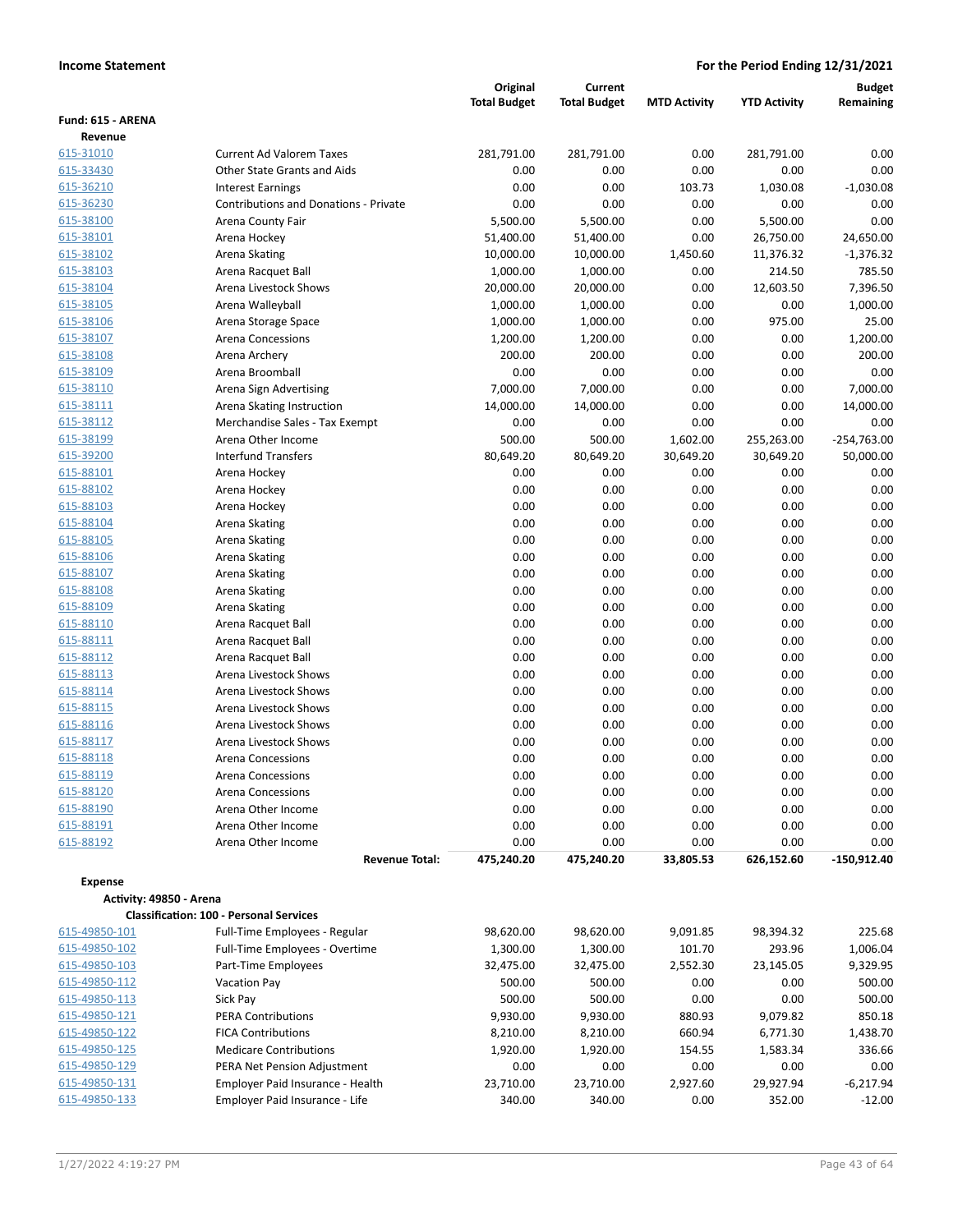**Income Statement** — For the Period Ending 12/31/2021

| | | Original Total Budget | Current Total Budget | MTD Activity | YTD Activity | Budget Remaining |
|---|---|---|---|---|---|---|
| **Fund: 615 - ARENA** | | | | | | |
| **Revenue** | | | | | | |
| 615-31010 | Current Ad Valorem Taxes | 281,791.00 | 281,791.00 | 0.00 | 281,791.00 | 0.00 |
| 615-33430 | Other State Grants and Aids | 0.00 | 0.00 | 0.00 | 0.00 | 0.00 |
| 615-36210 | Interest Earnings | 0.00 | 0.00 | 103.73 | 1,030.08 | -1,030.08 |
| 615-36230 | Contributions and Donations - Private | 0.00 | 0.00 | 0.00 | 0.00 | 0.00 |
| 615-38100 | Arena County Fair | 5,500.00 | 5,500.00 | 0.00 | 5,500.00 | 0.00 |
| 615-38101 | Arena Hockey | 51,400.00 | 51,400.00 | 0.00 | 26,750.00 | 24,650.00 |
| 615-38102 | Arena Skating | 10,000.00 | 10,000.00 | 1,450.60 | 11,376.32 | -1,376.32 |
| 615-38103 | Arena Racquet Ball | 1,000.00 | 1,000.00 | 0.00 | 214.50 | 785.50 |
| 615-38104 | Arena Livestock Shows | 20,000.00 | 20,000.00 | 0.00 | 12,603.50 | 7,396.50 |
| 615-38105 | Arena Walleyball | 1,000.00 | 1,000.00 | 0.00 | 0.00 | 1,000.00 |
| 615-38106 | Arena Storage Space | 1,000.00 | 1,000.00 | 0.00 | 975.00 | 25.00 |
| 615-38107 | Arena Concessions | 1,200.00 | 1,200.00 | 0.00 | 0.00 | 1,200.00 |
| 615-38108 | Arena Archery | 200.00 | 200.00 | 0.00 | 0.00 | 200.00 |
| 615-38109 | Arena Broomball | 0.00 | 0.00 | 0.00 | 0.00 | 0.00 |
| 615-38110 | Arena Sign Advertising | 7,000.00 | 7,000.00 | 0.00 | 0.00 | 7,000.00 |
| 615-38111 | Arena Skating Instruction | 14,000.00 | 14,000.00 | 0.00 | 0.00 | 14,000.00 |
| 615-38112 | Merchandise Sales - Tax Exempt | 0.00 | 0.00 | 0.00 | 0.00 | 0.00 |
| 615-38199 | Arena Other Income | 500.00 | 500.00 | 1,602.00 | 255,263.00 | -254,763.00 |
| 615-39200 | Interfund Transfers | 80,649.20 | 80,649.20 | 30,649.20 | 30,649.20 | 50,000.00 |
| 615-88101 | Arena Hockey | 0.00 | 0.00 | 0.00 | 0.00 | 0.00 |
| 615-88102 | Arena Hockey | 0.00 | 0.00 | 0.00 | 0.00 | 0.00 |
| 615-88103 | Arena Hockey | 0.00 | 0.00 | 0.00 | 0.00 | 0.00 |
| 615-88104 | Arena Skating | 0.00 | 0.00 | 0.00 | 0.00 | 0.00 |
| 615-88105 | Arena Skating | 0.00 | 0.00 | 0.00 | 0.00 | 0.00 |
| 615-88106 | Arena Skating | 0.00 | 0.00 | 0.00 | 0.00 | 0.00 |
| 615-88107 | Arena Skating | 0.00 | 0.00 | 0.00 | 0.00 | 0.00 |
| 615-88108 | Arena Skating | 0.00 | 0.00 | 0.00 | 0.00 | 0.00 |
| 615-88109 | Arena Skating | 0.00 | 0.00 | 0.00 | 0.00 | 0.00 |
| 615-88110 | Arena Racquet Ball | 0.00 | 0.00 | 0.00 | 0.00 | 0.00 |
| 615-88111 | Arena Racquet Ball | 0.00 | 0.00 | 0.00 | 0.00 | 0.00 |
| 615-88112 | Arena Racquet Ball | 0.00 | 0.00 | 0.00 | 0.00 | 0.00 |
| 615-88113 | Arena Livestock Shows | 0.00 | 0.00 | 0.00 | 0.00 | 0.00 |
| 615-88114 | Arena Livestock Shows | 0.00 | 0.00 | 0.00 | 0.00 | 0.00 |
| 615-88115 | Arena Livestock Shows | 0.00 | 0.00 | 0.00 | 0.00 | 0.00 |
| 615-88116 | Arena Livestock Shows | 0.00 | 0.00 | 0.00 | 0.00 | 0.00 |
| 615-88117 | Arena Livestock Shows | 0.00 | 0.00 | 0.00 | 0.00 | 0.00 |
| 615-88118 | Arena Concessions | 0.00 | 0.00 | 0.00 | 0.00 | 0.00 |
| 615-88119 | Arena Concessions | 0.00 | 0.00 | 0.00 | 0.00 | 0.00 |
| 615-88120 | Arena Concessions | 0.00 | 0.00 | 0.00 | 0.00 | 0.00 |
| 615-88190 | Arena Other Income | 0.00 | 0.00 | 0.00 | 0.00 | 0.00 |
| 615-88191 | Arena Other Income | 0.00 | 0.00 | 0.00 | 0.00 | 0.00 |
| 615-88192 | Arena Other Income | 0.00 | 0.00 | 0.00 | 0.00 | 0.00 |
| | **Revenue Total:** | **475,240.20** | **475,240.20** | **33,805.53** | **626,152.60** | **-150,912.40** |
| **Expense** | | | | | | |
| **Activity: 49850 - Arena** | | | | | | |
| **Classification: 100 - Personal Services** | | | | | | |
| 615-49850-101 | Full-Time Employees - Regular | 98,620.00 | 98,620.00 | 9,091.85 | 98,394.32 | 225.68 |
| 615-49850-102 | Full-Time Employees - Overtime | 1,300.00 | 1,300.00 | 101.70 | 293.96 | 1,006.04 |
| 615-49850-103 | Part-Time Employees | 32,475.00 | 32,475.00 | 2,552.30 | 23,145.05 | 9,329.95 |
| 615-49850-112 | Vacation Pay | 500.00 | 500.00 | 0.00 | 0.00 | 500.00 |
| 615-49850-113 | Sick Pay | 500.00 | 500.00 | 0.00 | 0.00 | 500.00 |
| 615-49850-121 | PERA Contributions | 9,930.00 | 9,930.00 | 880.93 | 9,079.82 | 850.18 |
| 615-49850-122 | FICA Contributions | 8,210.00 | 8,210.00 | 660.94 | 6,771.30 | 1,438.70 |
| 615-49850-125 | Medicare Contributions | 1,920.00 | 1,920.00 | 154.55 | 1,583.34 | 336.66 |
| 615-49850-129 | PERA Net Pension Adjustment | 0.00 | 0.00 | 0.00 | 0.00 | 0.00 |
| 615-49850-131 | Employer Paid Insurance - Health | 23,710.00 | 23,710.00 | 2,927.60 | 29,927.94 | -6,217.94 |
| 615-49850-133 | Employer Paid Insurance - Life | 340.00 | 340.00 | 0.00 | 352.00 | -12.00 |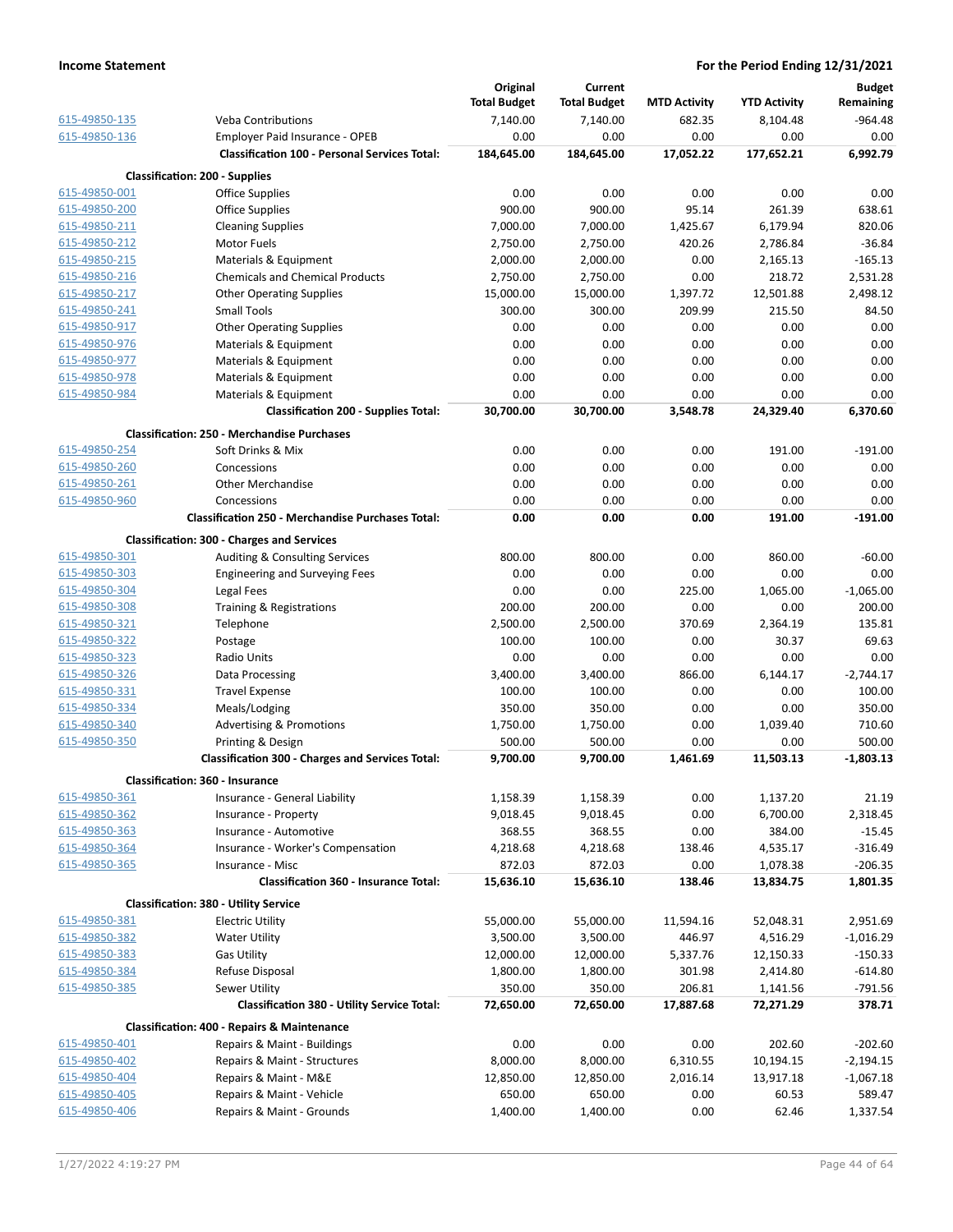**Income Statement** — **For the Period Ending 12/31/2021**

| | | Original Total Budget | Current Total Budget | MTD Activity | YTD Activity | Budget Remaining |
|---|---|---|---|---|---|---|
| 615-49850-135 | Veba Contributions | 7,140.00 | 7,140.00 | 682.35 | 8,104.48 | -964.48 |
| 615-49850-136 | Employer Paid Insurance - OPEB | 0.00 | 0.00 | 0.00 | 0.00 | 0.00 |
| | **Classification 100 - Personal Services Total:** | **184,645.00** | **184,645.00** | **17,052.22** | **177,652.21** | **6,992.79** |
| **Classification: 200 - Supplies** | | | | | | |
| 615-49850-001 | Office Supplies | 0.00 | 0.00 | 0.00 | 0.00 | 0.00 |
| 615-49850-200 | Office Supplies | 900.00 | 900.00 | 95.14 | 261.39 | 638.61 |
| 615-49850-211 | Cleaning Supplies | 7,000.00 | 7,000.00 | 1,425.67 | 6,179.94 | 820.06 |
| 615-49850-212 | Motor Fuels | 2,750.00 | 2,750.00 | 420.26 | 2,786.84 | -36.84 |
| 615-49850-215 | Materials & Equipment | 2,000.00 | 2,000.00 | 0.00 | 2,165.13 | -165.13 |
| 615-49850-216 | Chemicals and Chemical Products | 2,750.00 | 2,750.00 | 0.00 | 218.72 | 2,531.28 |
| 615-49850-217 | Other Operating Supplies | 15,000.00 | 15,000.00 | 1,397.72 | 12,501.88 | 2,498.12 |
| 615-49850-241 | Small Tools | 300.00 | 300.00 | 209.99 | 215.50 | 84.50 |
| 615-49850-917 | Other Operating Supplies | 0.00 | 0.00 | 0.00 | 0.00 | 0.00 |
| 615-49850-976 | Materials & Equipment | 0.00 | 0.00 | 0.00 | 0.00 | 0.00 |
| 615-49850-977 | Materials & Equipment | 0.00 | 0.00 | 0.00 | 0.00 | 0.00 |
| 615-49850-978 | Materials & Equipment | 0.00 | 0.00 | 0.00 | 0.00 | 0.00 |
| 615-49850-984 | Materials & Equipment | 0.00 | 0.00 | 0.00 | 0.00 | 0.00 |
| | **Classification 200 - Supplies Total:** | **30,700.00** | **30,700.00** | **3,548.78** | **24,329.40** | **6,370.60** |
| **Classification: 250 - Merchandise Purchases** | | | | | | |
| 615-49850-254 | Soft Drinks & Mix | 0.00 | 0.00 | 0.00 | 191.00 | -191.00 |
| 615-49850-260 | Concessions | 0.00 | 0.00 | 0.00 | 0.00 | 0.00 |
| 615-49850-261 | Other Merchandise | 0.00 | 0.00 | 0.00 | 0.00 | 0.00 |
| 615-49850-960 | Concessions | 0.00 | 0.00 | 0.00 | 0.00 | 0.00 |
| | **Classification 250 - Merchandise Purchases Total:** | **0.00** | **0.00** | **0.00** | **191.00** | **-191.00** |
| **Classification: 300 - Charges and Services** | | | | | | |
| 615-49850-301 | Auditing & Consulting Services | 800.00 | 800.00 | 0.00 | 860.00 | -60.00 |
| 615-49850-303 | Engineering and Surveying Fees | 0.00 | 0.00 | 0.00 | 0.00 | 0.00 |
| 615-49850-304 | Legal Fees | 0.00 | 0.00 | 225.00 | 1,065.00 | -1,065.00 |
| 615-49850-308 | Training & Registrations | 200.00 | 200.00 | 0.00 | 0.00 | 200.00 |
| 615-49850-321 | Telephone | 2,500.00 | 2,500.00 | 370.69 | 2,364.19 | 135.81 |
| 615-49850-322 | Postage | 100.00 | 100.00 | 0.00 | 30.37 | 69.63 |
| 615-49850-323 | Radio Units | 0.00 | 0.00 | 0.00 | 0.00 | 0.00 |
| 615-49850-326 | Data Processing | 3,400.00 | 3,400.00 | 866.00 | 6,144.17 | -2,744.17 |
| 615-49850-331 | Travel Expense | 100.00 | 100.00 | 0.00 | 0.00 | 100.00 |
| 615-49850-334 | Meals/Lodging | 350.00 | 350.00 | 0.00 | 0.00 | 350.00 |
| 615-49850-340 | Advertising & Promotions | 1,750.00 | 1,750.00 | 0.00 | 1,039.40 | 710.60 |
| 615-49850-350 | Printing & Design | 500.00 | 500.00 | 0.00 | 0.00 | 500.00 |
| | **Classification 300 - Charges and Services Total:** | **9,700.00** | **9,700.00** | **1,461.69** | **11,503.13** | **-1,803.13** |
| **Classification: 360 - Insurance** | | | | | | |
| 615-49850-361 | Insurance - General Liability | 1,158.39 | 1,158.39 | 0.00 | 1,137.20 | 21.19 |
| 615-49850-362 | Insurance - Property | 9,018.45 | 9,018.45 | 0.00 | 6,700.00 | 2,318.45 |
| 615-49850-363 | Insurance - Automotive | 368.55 | 368.55 | 0.00 | 384.00 | -15.45 |
| 615-49850-364 | Insurance - Worker's Compensation | 4,218.68 | 4,218.68 | 138.46 | 4,535.17 | -316.49 |
| 615-49850-365 | Insurance - Misc | 872.03 | 872.03 | 0.00 | 1,078.38 | -206.35 |
| | **Classification 360 - Insurance Total:** | **15,636.10** | **15,636.10** | **138.46** | **13,834.75** | **1,801.35** |
| **Classification: 380 - Utility Service** | | | | | | |
| 615-49850-381 | Electric Utility | 55,000.00 | 55,000.00 | 11,594.16 | 52,048.31 | 2,951.69 |
| 615-49850-382 | Water Utility | 3,500.00 | 3,500.00 | 446.97 | 4,516.29 | -1,016.29 |
| 615-49850-383 | Gas Utility | 12,000.00 | 12,000.00 | 5,337.76 | 12,150.33 | -150.33 |
| 615-49850-384 | Refuse Disposal | 1,800.00 | 1,800.00 | 301.98 | 2,414.80 | -614.80 |
| 615-49850-385 | Sewer Utility | 350.00 | 350.00 | 206.81 | 1,141.56 | -791.56 |
| | **Classification 380 - Utility Service Total:** | **72,650.00** | **72,650.00** | **17,887.68** | **72,271.29** | **378.71** |
| **Classification: 400 - Repairs & Maintenance** | | | | | | |
| 615-49850-401 | Repairs & Maint - Buildings | 0.00 | 0.00 | 0.00 | 202.60 | -202.60 |
| 615-49850-402 | Repairs & Maint - Structures | 8,000.00 | 8,000.00 | 6,310.55 | 10,194.15 | -2,194.15 |
| 615-49850-404 | Repairs & Maint - M&E | 12,850.00 | 12,850.00 | 2,016.14 | 13,917.18 | -1,067.18 |
| 615-49850-405 | Repairs & Maint - Vehicle | 650.00 | 650.00 | 0.00 | 60.53 | 589.47 |
| 615-49850-406 | Repairs & Maint - Grounds | 1,400.00 | 1,400.00 | 0.00 | 62.46 | 1,337.54 |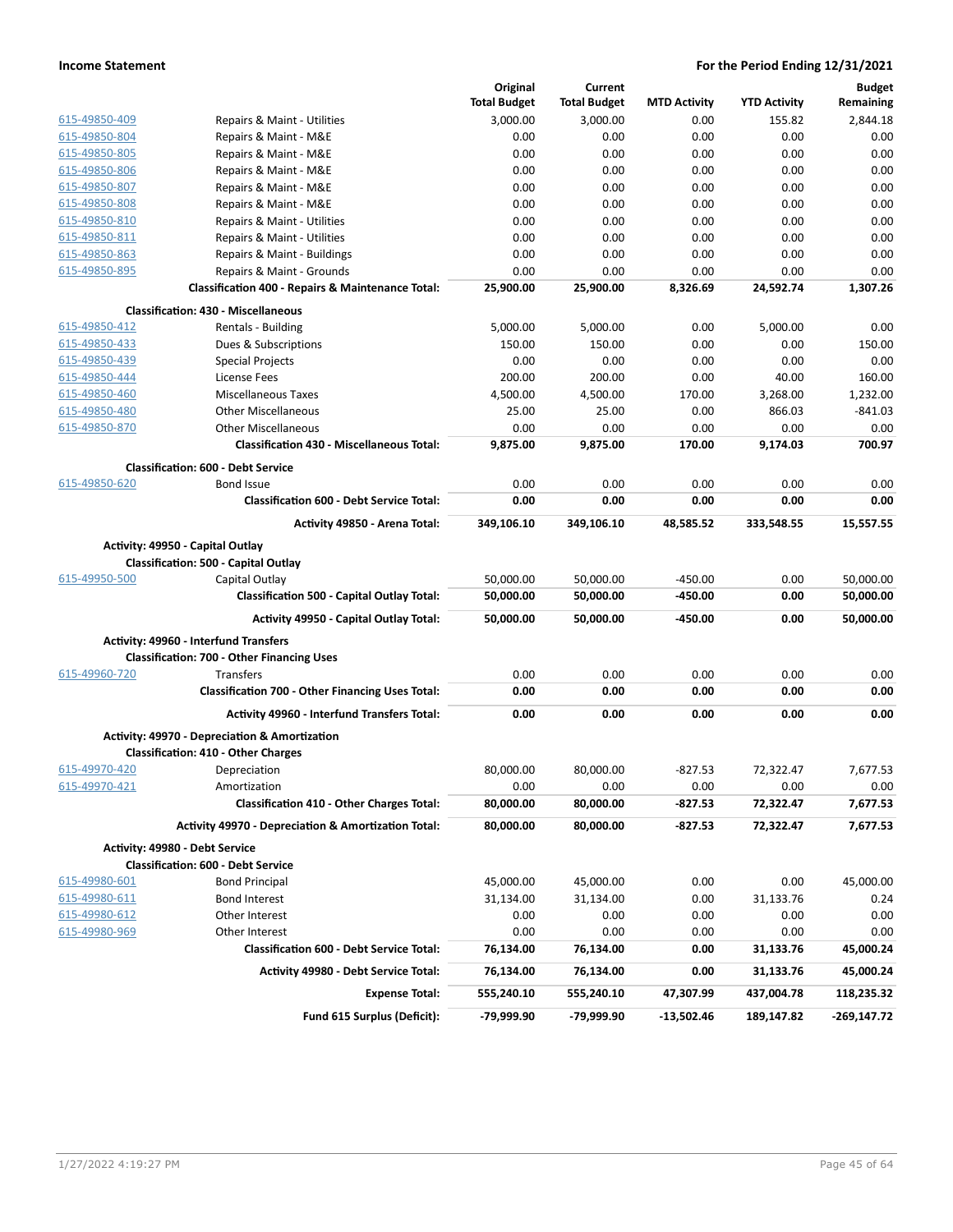**Income Statement** — For the Period Ending 12/31/2021

| Account | Description | Original Total Budget | Current Total Budget | MTD Activity | YTD Activity | Budget Remaining |
|---|---|---|---|---|---|---|
| 615-49850-409 | Repairs & Maint - Utilities | 3,000.00 | 3,000.00 | 0.00 | 155.82 | 2,844.18 |
| 615-49850-804 | Repairs & Maint - M&E | 0.00 | 0.00 | 0.00 | 0.00 | 0.00 |
| 615-49850-805 | Repairs & Maint - M&E | 0.00 | 0.00 | 0.00 | 0.00 | 0.00 |
| 615-49850-806 | Repairs & Maint - M&E | 0.00 | 0.00 | 0.00 | 0.00 | 0.00 |
| 615-49850-807 | Repairs & Maint - M&E | 0.00 | 0.00 | 0.00 | 0.00 | 0.00 |
| 615-49850-808 | Repairs & Maint - M&E | 0.00 | 0.00 | 0.00 | 0.00 | 0.00 |
| 615-49850-810 | Repairs & Maint - Utilities | 0.00 | 0.00 | 0.00 | 0.00 | 0.00 |
| 615-49850-811 | Repairs & Maint - Utilities | 0.00 | 0.00 | 0.00 | 0.00 | 0.00 |
| 615-49850-863 | Repairs & Maint - Buildings | 0.00 | 0.00 | 0.00 | 0.00 | 0.00 |
| 615-49850-895 | Repairs & Maint - Grounds | 0.00 | 0.00 | 0.00 | 0.00 | 0.00 |
| | **Classification 400 - Repairs & Maintenance Total:** | **25,900.00** | **25,900.00** | **8,326.69** | **24,592.74** | **1,307.26** |
| **Classification: 430 - Miscellaneous** | | | | | | |
| 615-49850-412 | Rentals - Building | 5,000.00 | 5,000.00 | 0.00 | 5,000.00 | 0.00 |
| 615-49850-433 | Dues & Subscriptions | 150.00 | 150.00 | 0.00 | 0.00 | 150.00 |
| 615-49850-439 | Special Projects | 0.00 | 0.00 | 0.00 | 0.00 | 0.00 |
| 615-49850-444 | License Fees | 200.00 | 200.00 | 0.00 | 40.00 | 160.00 |
| 615-49850-460 | Miscellaneous Taxes | 4,500.00 | 4,500.00 | 170.00 | 3,268.00 | 1,232.00 |
| 615-49850-480 | Other Miscellaneous | 25.00 | 25.00 | 0.00 | 866.03 | -841.03 |
| 615-49850-870 | Other Miscellaneous | 0.00 | 0.00 | 0.00 | 0.00 | 0.00 |
| | **Classification 430 - Miscellaneous Total:** | **9,875.00** | **9,875.00** | **170.00** | **9,174.03** | **700.97** |
| **Classification: 600 - Debt Service** | | | | | | |
| 615-49850-620 | Bond Issue | 0.00 | 0.00 | 0.00 | 0.00 | 0.00 |
| | **Classification 600 - Debt Service Total:** | **0.00** | **0.00** | **0.00** | **0.00** | **0.00** |
| | **Activity 49850 - Arena Total:** | **349,106.10** | **349,106.10** | **48,585.52** | **333,548.55** | **15,557.55** |
| **Activity: 49950 - Capital Outlay** | | | | | | |
| **Classification: 500 - Capital Outlay** | | | | | | |
| 615-49950-500 | Capital Outlay | 50,000.00 | 50,000.00 | -450.00 | 0.00 | 50,000.00 |
| | **Classification 500 - Capital Outlay Total:** | **50,000.00** | **50,000.00** | **-450.00** | **0.00** | **50,000.00** |
| | **Activity 49950 - Capital Outlay Total:** | **50,000.00** | **50,000.00** | **-450.00** | **0.00** | **50,000.00** |
| **Activity: 49960 - Interfund Transfers** | | | | | | |
| **Classification: 700 - Other Financing Uses** | | | | | | |
| 615-49960-720 | Transfers | 0.00 | 0.00 | 0.00 | 0.00 | 0.00 |
| | **Classification 700 - Other Financing Uses Total:** | **0.00** | **0.00** | **0.00** | **0.00** | **0.00** |
| | **Activity 49960 - Interfund Transfers Total:** | **0.00** | **0.00** | **0.00** | **0.00** | **0.00** |
| **Activity: 49970 - Depreciation & Amortization** | | | | | | |
| **Classification: 410 - Other Charges** | | | | | | |
| 615-49970-420 | Depreciation | 80,000.00 | 80,000.00 | -827.53 | 72,322.47 | 7,677.53 |
| 615-49970-421 | Amortization | 0.00 | 0.00 | 0.00 | 0.00 | 0.00 |
| | **Classification 410 - Other Charges Total:** | **80,000.00** | **80,000.00** | **-827.53** | **72,322.47** | **7,677.53** |
| | **Activity 49970 - Depreciation & Amortization Total:** | **80,000.00** | **80,000.00** | **-827.53** | **72,322.47** | **7,677.53** |
| **Activity: 49980 - Debt Service** | | | | | | |
| **Classification: 600 - Debt Service** | | | | | | |
| 615-49980-601 | Bond Principal | 45,000.00 | 45,000.00 | 0.00 | 0.00 | 45,000.00 |
| 615-49980-611 | Bond Interest | 31,134.00 | 31,134.00 | 0.00 | 31,133.76 | 0.24 |
| 615-49980-612 | Other Interest | 0.00 | 0.00 | 0.00 | 0.00 | 0.00 |
| 615-49980-969 | Other Interest | 0.00 | 0.00 | 0.00 | 0.00 | 0.00 |
| | **Classification 600 - Debt Service Total:** | **76,134.00** | **76,134.00** | **0.00** | **31,133.76** | **45,000.24** |
| | **Activity 49980 - Debt Service Total:** | **76,134.00** | **76,134.00** | **0.00** | **31,133.76** | **45,000.24** |
| | **Expense Total:** | **555,240.10** | **555,240.10** | **47,307.99** | **437,004.78** | **118,235.32** |
| | **Fund 615 Surplus (Deficit):** | **-79,999.90** | **-79,999.90** | **-13,502.46** | **189,147.82** | **-269,147.72** |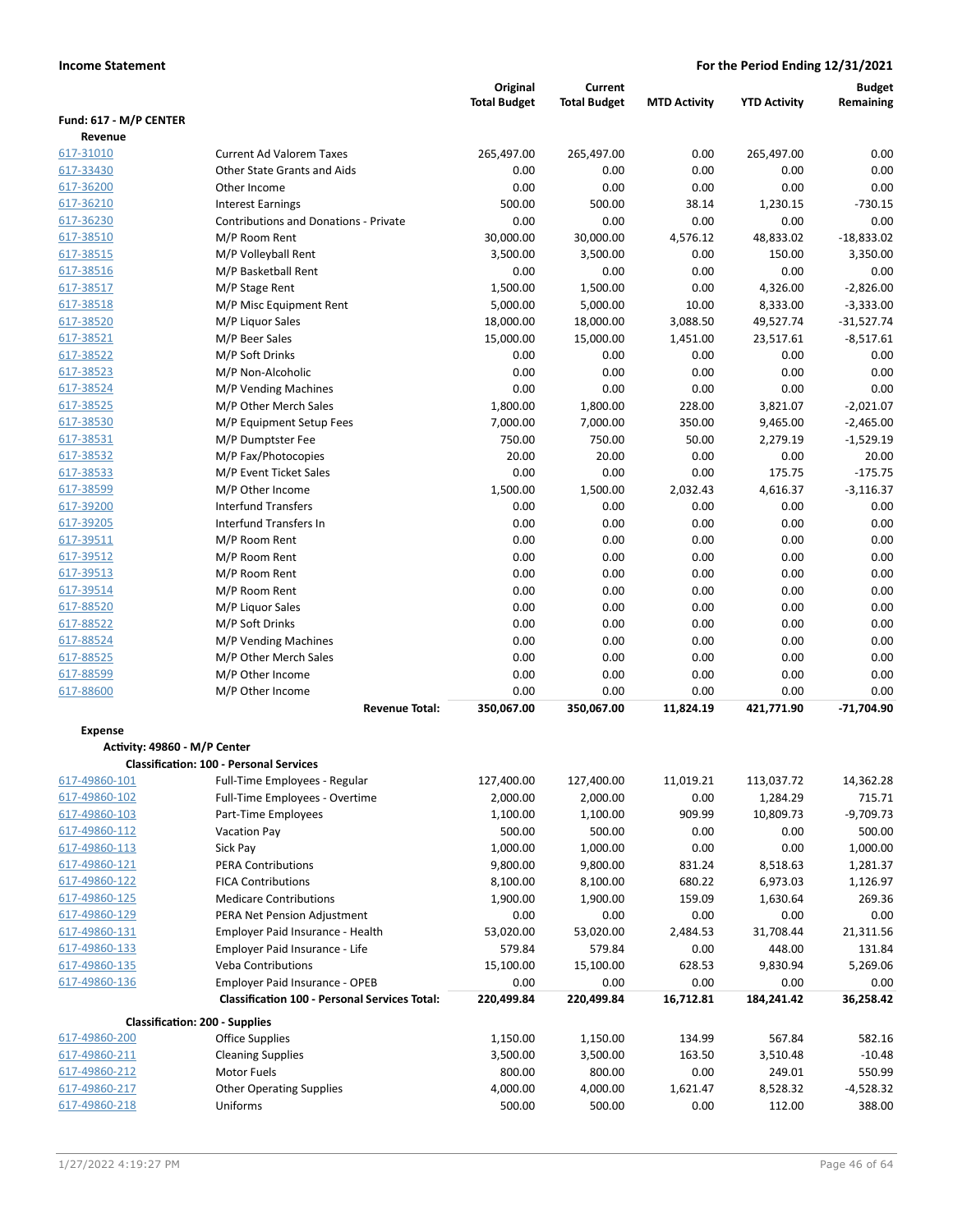**Income Statement** | **For the Period Ending 12/31/2021**

| | | Original Total Budget | Current Total Budget | MTD Activity | YTD Activity | Budget Remaining |
|---|---|---|---|---|---|---|
| **Fund: 617 - M/P CENTER** | | | | | | |
| **Revenue** | | | | | | |
| 617-31010 | Current Ad Valorem Taxes | 265,497.00 | 265,497.00 | 0.00 | 265,497.00 | 0.00 |
| 617-33430 | Other State Grants and Aids | 0.00 | 0.00 | 0.00 | 0.00 | 0.00 |
| 617-36200 | Other Income | 0.00 | 0.00 | 0.00 | 0.00 | 0.00 |
| 617-36210 | Interest Earnings | 500.00 | 500.00 | 38.14 | 1,230.15 | -730.15 |
| 617-36230 | Contributions and Donations - Private | 0.00 | 0.00 | 0.00 | 0.00 | 0.00 |
| 617-38510 | M/P Room Rent | 30,000.00 | 30,000.00 | 4,576.12 | 48,833.02 | -18,833.02 |
| 617-38515 | M/P Volleyball Rent | 3,500.00 | 3,500.00 | 0.00 | 150.00 | 3,350.00 |
| 617-38516 | M/P Basketball Rent | 0.00 | 0.00 | 0.00 | 0.00 | 0.00 |
| 617-38517 | M/P Stage Rent | 1,500.00 | 1,500.00 | 0.00 | 4,326.00 | -2,826.00 |
| 617-38518 | M/P Misc Equipment Rent | 5,000.00 | 5,000.00 | 10.00 | 8,333.00 | -3,333.00 |
| 617-38520 | M/P Liquor Sales | 18,000.00 | 18,000.00 | 3,088.50 | 49,527.74 | -31,527.74 |
| 617-38521 | M/P Beer Sales | 15,000.00 | 15,000.00 | 1,451.00 | 23,517.61 | -8,517.61 |
| 617-38522 | M/P Soft Drinks | 0.00 | 0.00 | 0.00 | 0.00 | 0.00 |
| 617-38523 | M/P Non-Alcoholic | 0.00 | 0.00 | 0.00 | 0.00 | 0.00 |
| 617-38524 | M/P Vending Machines | 0.00 | 0.00 | 0.00 | 0.00 | 0.00 |
| 617-38525 | M/P Other Merch Sales | 1,800.00 | 1,800.00 | 228.00 | 3,821.07 | -2,021.07 |
| 617-38530 | M/P Equipment Setup Fees | 7,000.00 | 7,000.00 | 350.00 | 9,465.00 | -2,465.00 |
| 617-38531 | M/P Dumptster Fee | 750.00 | 750.00 | 50.00 | 2,279.19 | -1,529.19 |
| 617-38532 | M/P Fax/Photocopies | 20.00 | 20.00 | 0.00 | 0.00 | 20.00 |
| 617-38533 | M/P Event Ticket Sales | 0.00 | 0.00 | 0.00 | 175.75 | -175.75 |
| 617-38599 | M/P Other Income | 1,500.00 | 1,500.00 | 2,032.43 | 4,616.37 | -3,116.37 |
| 617-39200 | Interfund Transfers | 0.00 | 0.00 | 0.00 | 0.00 | 0.00 |
| 617-39205 | Interfund Transfers In | 0.00 | 0.00 | 0.00 | 0.00 | 0.00 |
| 617-39511 | M/P Room Rent | 0.00 | 0.00 | 0.00 | 0.00 | 0.00 |
| 617-39512 | M/P Room Rent | 0.00 | 0.00 | 0.00 | 0.00 | 0.00 |
| 617-39513 | M/P Room Rent | 0.00 | 0.00 | 0.00 | 0.00 | 0.00 |
| 617-39514 | M/P Room Rent | 0.00 | 0.00 | 0.00 | 0.00 | 0.00 |
| 617-88520 | M/P Liquor Sales | 0.00 | 0.00 | 0.00 | 0.00 | 0.00 |
| 617-88522 | M/P Soft Drinks | 0.00 | 0.00 | 0.00 | 0.00 | 0.00 |
| 617-88524 | M/P Vending Machines | 0.00 | 0.00 | 0.00 | 0.00 | 0.00 |
| 617-88525 | M/P Other Merch Sales | 0.00 | 0.00 | 0.00 | 0.00 | 0.00 |
| 617-88599 | M/P Other Income | 0.00 | 0.00 | 0.00 | 0.00 | 0.00 |
| 617-88600 | M/P Other Income | 0.00 | 0.00 | 0.00 | 0.00 | 0.00 |
| | **Revenue Total:** | **350,067.00** | **350,067.00** | **11,824.19** | **421,771.90** | **-71,704.90** |
| **Expense** | | | | | | |
| **Activity: 49860 - M/P Center** | | | | | | |
| **Classification: 100 - Personal Services** | | | | | | |
| 617-49860-101 | Full-Time Employees - Regular | 127,400.00 | 127,400.00 | 11,019.21 | 113,037.72 | 14,362.28 |
| 617-49860-102 | Full-Time Employees - Overtime | 2,000.00 | 2,000.00 | 0.00 | 1,284.29 | 715.71 |
| 617-49860-103 | Part-Time Employees | 1,100.00 | 1,100.00 | 909.99 | 10,809.73 | -9,709.73 |
| 617-49860-112 | Vacation Pay | 500.00 | 500.00 | 0.00 | 0.00 | 500.00 |
| 617-49860-113 | Sick Pay | 1,000.00 | 1,000.00 | 0.00 | 0.00 | 1,000.00 |
| 617-49860-121 | PERA Contributions | 9,800.00 | 9,800.00 | 831.24 | 8,518.63 | 1,281.37 |
| 617-49860-122 | FICA Contributions | 8,100.00 | 8,100.00 | 680.22 | 6,973.03 | 1,126.97 |
| 617-49860-125 | Medicare Contributions | 1,900.00 | 1,900.00 | 159.09 | 1,630.64 | 269.36 |
| 617-49860-129 | PERA Net Pension Adjustment | 0.00 | 0.00 | 0.00 | 0.00 | 0.00 |
| 617-49860-131 | Employer Paid Insurance - Health | 53,020.00 | 53,020.00 | 2,484.53 | 31,708.44 | 21,311.56 |
| 617-49860-133 | Employer Paid Insurance - Life | 579.84 | 579.84 | 0.00 | 448.00 | 131.84 |
| 617-49860-135 | Veba Contributions | 15,100.00 | 15,100.00 | 628.53 | 9,830.94 | 5,269.06 |
| 617-49860-136 | Employer Paid Insurance - OPEB | 0.00 | 0.00 | 0.00 | 0.00 | 0.00 |
| | **Classification 100 - Personal Services Total:** | **220,499.84** | **220,499.84** | **16,712.81** | **184,241.42** | **36,258.42** |
| **Classification: 200 - Supplies** | | | | | | |
| 617-49860-200 | Office Supplies | 1,150.00 | 1,150.00 | 134.99 | 567.84 | 582.16 |
| 617-49860-211 | Cleaning Supplies | 3,500.00 | 3,500.00 | 163.50 | 3,510.48 | -10.48 |
| 617-49860-212 | Motor Fuels | 800.00 | 800.00 | 0.00 | 249.01 | 550.99 |
| 617-49860-217 | Other Operating Supplies | 4,000.00 | 4,000.00 | 1,621.47 | 8,528.32 | -4,528.32 |
| 617-49860-218 | Uniforms | 500.00 | 500.00 | 0.00 | 112.00 | 388.00 |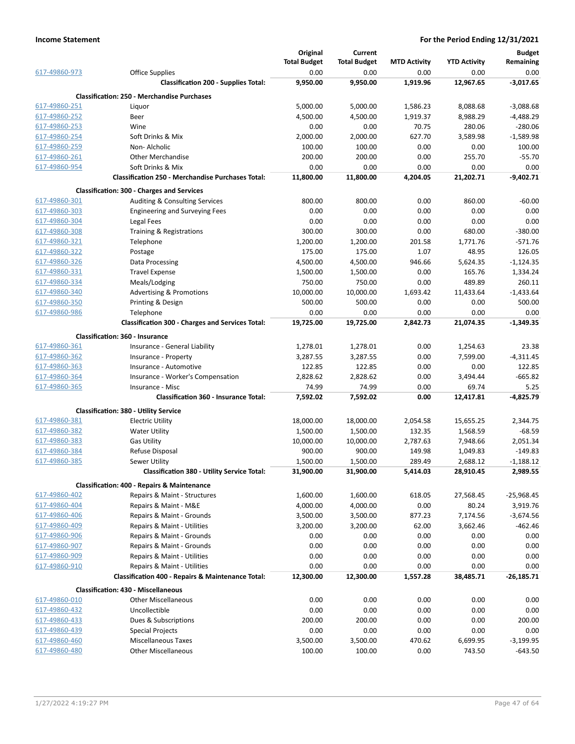**Income Statement** **For the Period Ending 12/31/2021**

| | | Original Total Budget | Current Total Budget | MTD Activity | YTD Activity | Budget Remaining |
|---|---|---|---|---|---|---|
| 617-49860-973 | Office Supplies | 0.00 | 0.00 | 0.00 | 0.00 | 0.00 |
| | **Classification 200 - Supplies Total:** | **9,950.00** | **9,950.00** | **1,919.96** | **12,967.65** | **-3,017.65** |
| **Classification: 250 - Merchandise Purchases** | | | | | | |
| 617-49860-251 | Liquor | 5,000.00 | 5,000.00 | 1,586.23 | 8,088.68 | -3,088.68 |
| 617-49860-252 | Beer | 4,500.00 | 4,500.00 | 1,919.37 | 8,988.29 | -4,488.29 |
| 617-49860-253 | Wine | 0.00 | 0.00 | 70.75 | 280.06 | -280.06 |
| 617-49860-254 | Soft Drinks & Mix | 2,000.00 | 2,000.00 | 627.70 | 3,589.98 | -1,589.98 |
| 617-49860-259 | Non- Alcholic | 100.00 | 100.00 | 0.00 | 0.00 | 100.00 |
| 617-49860-261 | Other Merchandise | 200.00 | 200.00 | 0.00 | 255.70 | -55.70 |
| 617-49860-954 | Soft Drinks & Mix | 0.00 | 0.00 | 0.00 | 0.00 | 0.00 |
| | **Classification 250 - Merchandise Purchases Total:** | **11,800.00** | **11,800.00** | **4,204.05** | **21,202.71** | **-9,402.71** |
| **Classification: 300 - Charges and Services** | | | | | | |
| 617-49860-301 | Auditing & Consulting Services | 800.00 | 800.00 | 0.00 | 860.00 | -60.00 |
| 617-49860-303 | Engineering and Surveying Fees | 0.00 | 0.00 | 0.00 | 0.00 | 0.00 |
| 617-49860-304 | Legal Fees | 0.00 | 0.00 | 0.00 | 0.00 | 0.00 |
| 617-49860-308 | Training & Registrations | 300.00 | 300.00 | 0.00 | 680.00 | -380.00 |
| 617-49860-321 | Telephone | 1,200.00 | 1,200.00 | 201.58 | 1,771.76 | -571.76 |
| 617-49860-322 | Postage | 175.00 | 175.00 | 1.07 | 48.95 | 126.05 |
| 617-49860-326 | Data Processing | 4,500.00 | 4,500.00 | 946.66 | 5,624.35 | -1,124.35 |
| 617-49860-331 | Travel Expense | 1,500.00 | 1,500.00 | 0.00 | 165.76 | 1,334.24 |
| 617-49860-334 | Meals/Lodging | 750.00 | 750.00 | 0.00 | 489.89 | 260.11 |
| 617-49860-340 | Advertising & Promotions | 10,000.00 | 10,000.00 | 1,693.42 | 11,433.64 | -1,433.64 |
| 617-49860-350 | Printing & Design | 500.00 | 500.00 | 0.00 | 0.00 | 500.00 |
| 617-49860-986 | Telephone | 0.00 | 0.00 | 0.00 | 0.00 | 0.00 |
| | **Classification 300 - Charges and Services Total:** | **19,725.00** | **19,725.00** | **2,842.73** | **21,074.35** | **-1,349.35** |
| **Classification: 360 - Insurance** | | | | | | |
| 617-49860-361 | Insurance - General Liability | 1,278.01 | 1,278.01 | 0.00 | 1,254.63 | 23.38 |
| 617-49860-362 | Insurance - Property | 3,287.55 | 3,287.55 | 0.00 | 7,599.00 | -4,311.45 |
| 617-49860-363 | Insurance - Automotive | 122.85 | 122.85 | 0.00 | 0.00 | 122.85 |
| 617-49860-364 | Insurance - Worker's Compensation | 2,828.62 | 2,828.62 | 0.00 | 3,494.44 | -665.82 |
| 617-49860-365 | Insurance - Misc | 74.99 | 74.99 | 0.00 | 69.74 | 5.25 |
| | **Classification 360 - Insurance Total:** | **7,592.02** | **7,592.02** | **0.00** | **12,417.81** | **-4,825.79** |
| **Classification: 380 - Utility Service** | | | | | | |
| 617-49860-381 | Electric Utility | 18,000.00 | 18,000.00 | 2,054.58 | 15,655.25 | 2,344.75 |
| 617-49860-382 | Water Utility | 1,500.00 | 1,500.00 | 132.35 | 1,568.59 | -68.59 |
| 617-49860-383 | Gas Utility | 10,000.00 | 10,000.00 | 2,787.63 | 7,948.66 | 2,051.34 |
| 617-49860-384 | Refuse Disposal | 900.00 | 900.00 | 149.98 | 1,049.83 | -149.83 |
| 617-49860-385 | Sewer Utility | 1,500.00 | 1,500.00 | 289.49 | 2,688.12 | -1,188.12 |
| | **Classification 380 - Utility Service Total:** | **31,900.00** | **31,900.00** | **5,414.03** | **28,910.45** | **2,989.55** |
| **Classification: 400 - Repairs & Maintenance** | | | | | | |
| 617-49860-402 | Repairs & Maint - Structures | 1,600.00 | 1,600.00 | 618.05 | 27,568.45 | -25,968.45 |
| 617-49860-404 | Repairs & Maint - M&E | 4,000.00 | 4,000.00 | 0.00 | 80.24 | 3,919.76 |
| 617-49860-406 | Repairs & Maint - Grounds | 3,500.00 | 3,500.00 | 877.23 | 7,174.56 | -3,674.56 |
| 617-49860-409 | Repairs & Maint - Utilities | 3,200.00 | 3,200.00 | 62.00 | 3,662.46 | -462.46 |
| 617-49860-906 | Repairs & Maint - Grounds | 0.00 | 0.00 | 0.00 | 0.00 | 0.00 |
| 617-49860-907 | Repairs & Maint - Grounds | 0.00 | 0.00 | 0.00 | 0.00 | 0.00 |
| 617-49860-909 | Repairs & Maint - Utilities | 0.00 | 0.00 | 0.00 | 0.00 | 0.00 |
| 617-49860-910 | Repairs & Maint - Utilities | 0.00 | 0.00 | 0.00 | 0.00 | 0.00 |
| | **Classification 400 - Repairs & Maintenance Total:** | **12,300.00** | **12,300.00** | **1,557.28** | **38,485.71** | **-26,185.71** |
| **Classification: 430 - Miscellaneous** | | | | | | |
| 617-49860-010 | Other Miscellaneous | 0.00 | 0.00 | 0.00 | 0.00 | 0.00 |
| 617-49860-432 | Uncollectible | 0.00 | 0.00 | 0.00 | 0.00 | 0.00 |
| 617-49860-433 | Dues & Subscriptions | 200.00 | 200.00 | 0.00 | 0.00 | 200.00 |
| 617-49860-439 | Special Projects | 0.00 | 0.00 | 0.00 | 0.00 | 0.00 |
| 617-49860-460 | Miscellaneous Taxes | 3,500.00 | 3,500.00 | 470.62 | 6,699.95 | -3,199.95 |
| 617-49860-480 | Other Miscellaneous | 100.00 | 100.00 | 0.00 | 743.50 | -643.50 |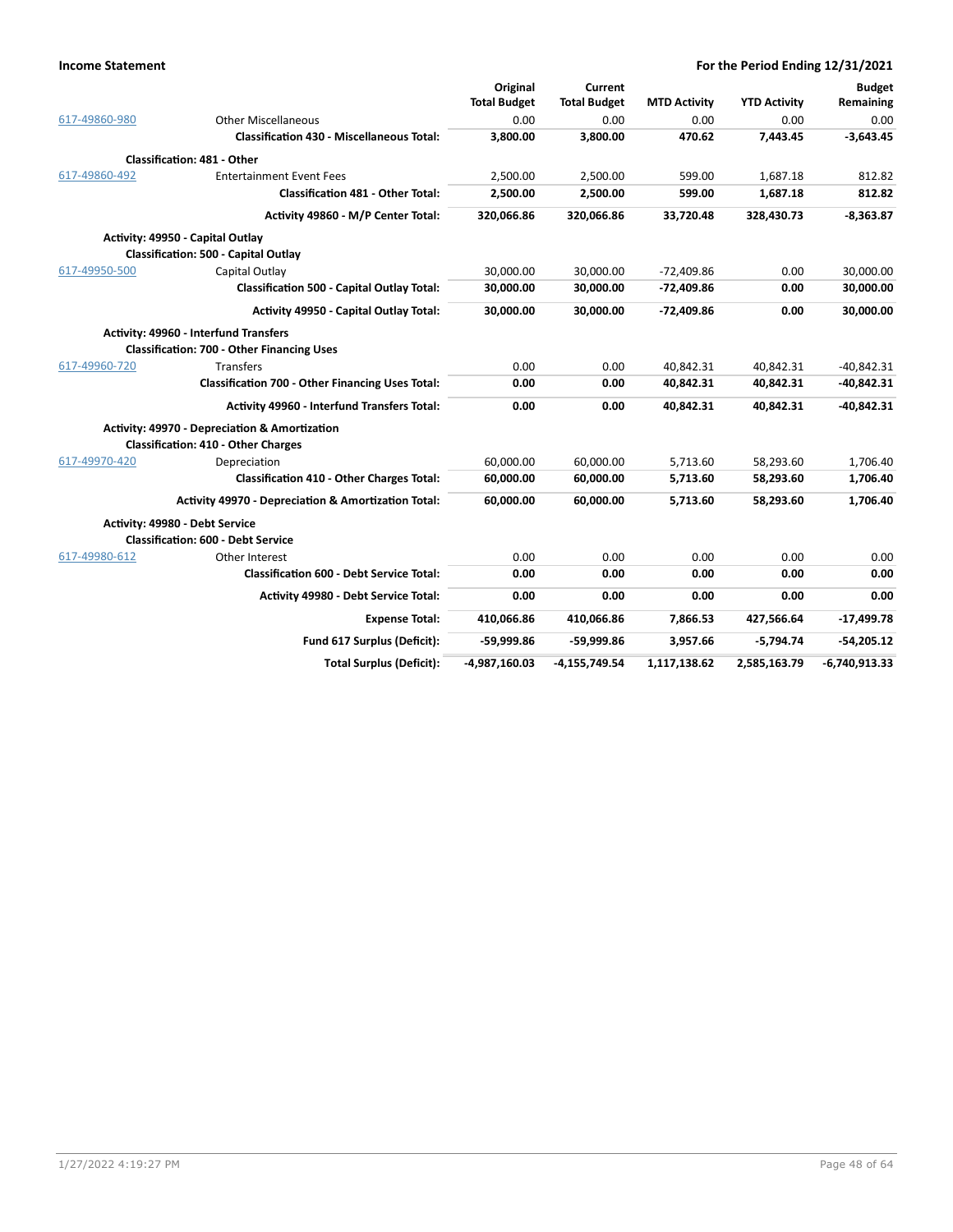**Income Statement** — For the Period Ending 12/31/2021

| | | Original Total Budget | Current Total Budget | MTD Activity | YTD Activity | Budget Remaining |
|---|---|---|---|---|---|---|
| 617-49860-980 | Other Miscellaneous | 0.00 | 0.00 | 0.00 | 0.00 | 0.00 |
| | **Classification 430 - Miscellaneous Total:** | **3,800.00** | **3,800.00** | **470.62** | **7,443.45** | **-3,643.45** |
| **Classification: 481 - Other** | | | | | | |
| 617-49860-492 | Entertainment Event Fees | 2,500.00 | 2,500.00 | 599.00 | 1,687.18 | 812.82 |
| | **Classification 481 - Other Total:** | **2,500.00** | **2,500.00** | **599.00** | **1,687.18** | **812.82** |
| | **Activity 49860 - M/P Center Total:** | **320,066.86** | **320,066.86** | **33,720.48** | **328,430.73** | **-8,363.87** |
| **Activity: 49950 - Capital Outlay** | | | | | | |
| **Classification: 500 - Capital Outlay** | | | | | | |
| 617-49950-500 | Capital Outlay | 30,000.00 | 30,000.00 | -72,409.86 | 0.00 | 30,000.00 |
| | **Classification 500 - Capital Outlay Total:** | **30,000.00** | **30,000.00** | **-72,409.86** | **0.00** | **30,000.00** |
| | **Activity 49950 - Capital Outlay Total:** | **30,000.00** | **30,000.00** | **-72,409.86** | **0.00** | **30,000.00** |
| **Activity: 49960 - Interfund Transfers** | | | | | | |
| **Classification: 700 - Other Financing Uses** | | | | | | |
| 617-49960-720 | Transfers | 0.00 | 0.00 | 40,842.31 | 40,842.31 | -40,842.31 |
| | **Classification 700 - Other Financing Uses Total:** | **0.00** | **0.00** | **40,842.31** | **40,842.31** | **-40,842.31** |
| | **Activity 49960 - Interfund Transfers Total:** | **0.00** | **0.00** | **40,842.31** | **40,842.31** | **-40,842.31** |
| **Activity: 49970 - Depreciation & Amortization** | | | | | | |
| **Classification: 410 - Other Charges** | | | | | | |
| 617-49970-420 | Depreciation | 60,000.00 | 60,000.00 | 5,713.60 | 58,293.60 | 1,706.40 |
| | **Classification 410 - Other Charges Total:** | **60,000.00** | **60,000.00** | **5,713.60** | **58,293.60** | **1,706.40** |
| | **Activity 49970 - Depreciation & Amortization Total:** | **60,000.00** | **60,000.00** | **5,713.60** | **58,293.60** | **1,706.40** |
| **Activity: 49980 - Debt Service** | | | | | | |
| **Classification: 600 - Debt Service** | | | | | | |
| 617-49980-612 | Other Interest | 0.00 | 0.00 | 0.00 | 0.00 | 0.00 |
| | **Classification 600 - Debt Service Total:** | **0.00** | **0.00** | **0.00** | **0.00** | **0.00** |
| | **Activity 49980 - Debt Service Total:** | **0.00** | **0.00** | **0.00** | **0.00** | **0.00** |
| | **Expense Total:** | **410,066.86** | **410,066.86** | **7,866.53** | **427,566.64** | **-17,499.78** |
| | **Fund 617 Surplus (Deficit):** | **-59,999.86** | **-59,999.86** | **3,957.66** | **-5,794.74** | **-54,205.12** |
| | **Total Surplus (Deficit):** | **-4,987,160.03** | **-4,155,749.54** | **1,117,138.62** | **2,585,163.79** | **-6,740,913.33** |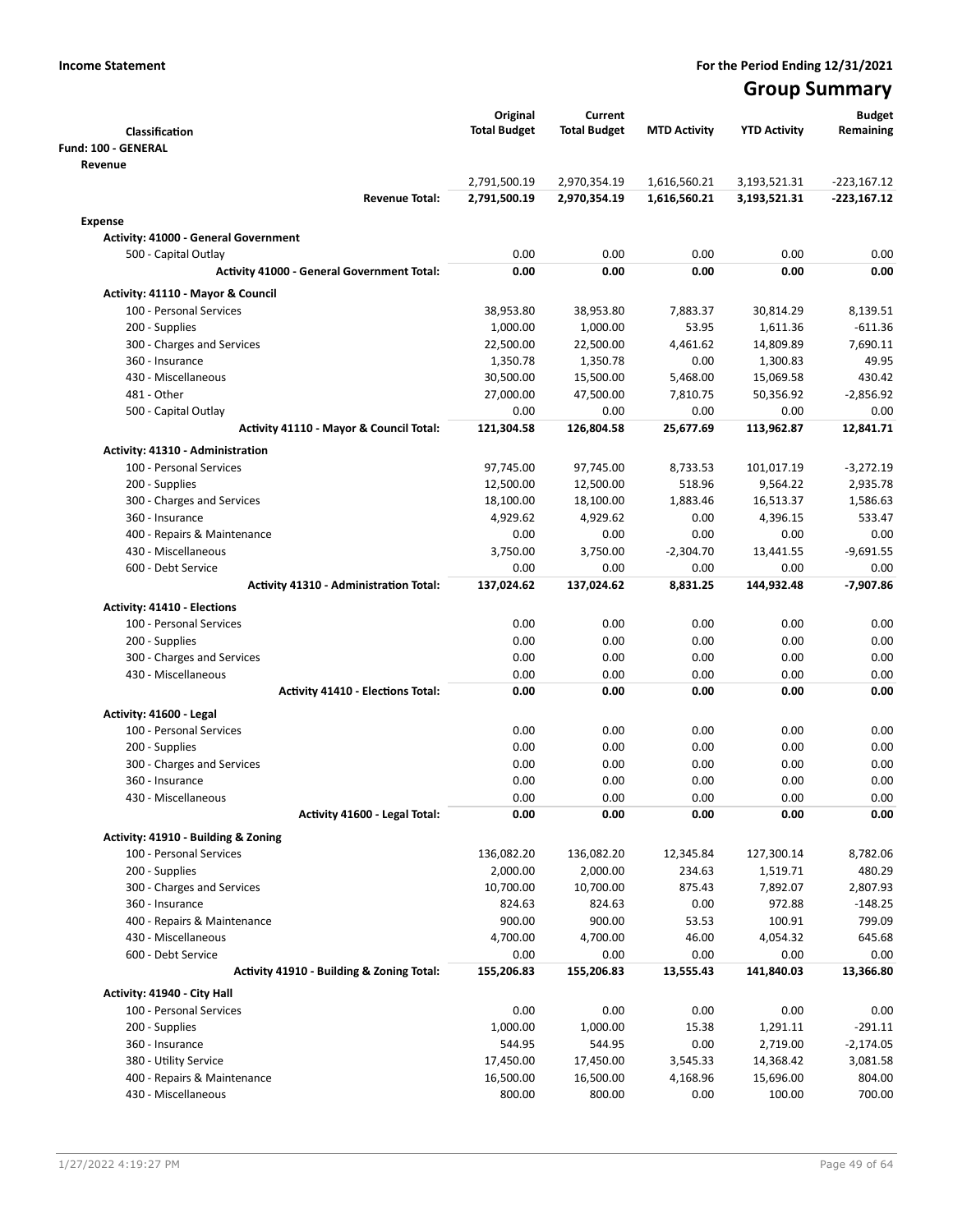**Income Statement** | **For the Period Ending 12/31/2021**

# Group Summary

| Classification | Original Total Budget | Current Total Budget | MTD Activity | YTD Activity | Budget Remaining |
|---|---|---|---|---|---|
| **Fund: 100 - GENERAL** | | | | | |
| **Revenue** | | | | | |
| | 2,791,500.19 | 2,970,354.19 | 1,616,560.21 | 3,193,521.31 | -223,167.12 |
| **Revenue Total:** | **2,791,500.19** | **2,970,354.19** | **1,616,560.21** | **3,193,521.31** | **-223,167.12** |
| **Expense** | | | | | |
| **Activity: 41000 - General Government** | | | | | |
| 500 - Capital Outlay | 0.00 | 0.00 | 0.00 | 0.00 | 0.00 |
| **Activity 41000 - General Government Total:** | **0.00** | **0.00** | **0.00** | **0.00** | **0.00** |
| **Activity: 41110 - Mayor & Council** | | | | | |
| 100 - Personal Services | 38,953.80 | 38,953.80 | 7,883.37 | 30,814.29 | 8,139.51 |
| 200 - Supplies | 1,000.00 | 1,000.00 | 53.95 | 1,611.36 | -611.36 |
| 300 - Charges and Services | 22,500.00 | 22,500.00 | 4,461.62 | 14,809.89 | 7,690.11 |
| 360 - Insurance | 1,350.78 | 1,350.78 | 0.00 | 1,300.83 | 49.95 |
| 430 - Miscellaneous | 30,500.00 | 15,500.00 | 5,468.00 | 15,069.58 | 430.42 |
| 481 - Other | 27,000.00 | 47,500.00 | 7,810.75 | 50,356.92 | -2,856.92 |
| 500 - Capital Outlay | 0.00 | 0.00 | 0.00 | 0.00 | 0.00 |
| **Activity 41110 - Mayor & Council Total:** | **121,304.58** | **126,804.58** | **25,677.69** | **113,962.87** | **12,841.71** |
| **Activity: 41310 - Administration** | | | | | |
| 100 - Personal Services | 97,745.00 | 97,745.00 | 8,733.53 | 101,017.19 | -3,272.19 |
| 200 - Supplies | 12,500.00 | 12,500.00 | 518.96 | 9,564.22 | 2,935.78 |
| 300 - Charges and Services | 18,100.00 | 18,100.00 | 1,883.46 | 16,513.37 | 1,586.63 |
| 360 - Insurance | 4,929.62 | 4,929.62 | 0.00 | 4,396.15 | 533.47 |
| 400 - Repairs & Maintenance | 0.00 | 0.00 | 0.00 | 0.00 | 0.00 |
| 430 - Miscellaneous | 3,750.00 | 3,750.00 | -2,304.70 | 13,441.55 | -9,691.55 |
| 600 - Debt Service | 0.00 | 0.00 | 0.00 | 0.00 | 0.00 |
| **Activity 41310 - Administration Total:** | **137,024.62** | **137,024.62** | **8,831.25** | **144,932.48** | **-7,907.86** |
| **Activity: 41410 - Elections** | | | | | |
| 100 - Personal Services | 0.00 | 0.00 | 0.00 | 0.00 | 0.00 |
| 200 - Supplies | 0.00 | 0.00 | 0.00 | 0.00 | 0.00 |
| 300 - Charges and Services | 0.00 | 0.00 | 0.00 | 0.00 | 0.00 |
| 430 - Miscellaneous | 0.00 | 0.00 | 0.00 | 0.00 | 0.00 |
| **Activity 41410 - Elections Total:** | **0.00** | **0.00** | **0.00** | **0.00** | **0.00** |
| **Activity: 41600 - Legal** | | | | | |
| 100 - Personal Services | 0.00 | 0.00 | 0.00 | 0.00 | 0.00 |
| 200 - Supplies | 0.00 | 0.00 | 0.00 | 0.00 | 0.00 |
| 300 - Charges and Services | 0.00 | 0.00 | 0.00 | 0.00 | 0.00 |
| 360 - Insurance | 0.00 | 0.00 | 0.00 | 0.00 | 0.00 |
| 430 - Miscellaneous | 0.00 | 0.00 | 0.00 | 0.00 | 0.00 |
| **Activity 41600 - Legal Total:** | **0.00** | **0.00** | **0.00** | **0.00** | **0.00** |
| **Activity: 41910 - Building & Zoning** | | | | | |
| 100 - Personal Services | 136,082.20 | 136,082.20 | 12,345.84 | 127,300.14 | 8,782.06 |
| 200 - Supplies | 2,000.00 | 2,000.00 | 234.63 | 1,519.71 | 480.29 |
| 300 - Charges and Services | 10,700.00 | 10,700.00 | 875.43 | 7,892.07 | 2,807.93 |
| 360 - Insurance | 824.63 | 824.63 | 0.00 | 972.88 | -148.25 |
| 400 - Repairs & Maintenance | 900.00 | 900.00 | 53.53 | 100.91 | 799.09 |
| 430 - Miscellaneous | 4,700.00 | 4,700.00 | 46.00 | 4,054.32 | 645.68 |
| 600 - Debt Service | 0.00 | 0.00 | 0.00 | 0.00 | 0.00 |
| **Activity 41910 - Building & Zoning Total:** | **155,206.83** | **155,206.83** | **13,555.43** | **141,840.03** | **13,366.80** |
| **Activity: 41940 - City Hall** | | | | | |
| 100 - Personal Services | 0.00 | 0.00 | 0.00 | 0.00 | 0.00 |
| 200 - Supplies | 1,000.00 | 1,000.00 | 15.38 | 1,291.11 | -291.11 |
| 360 - Insurance | 544.95 | 544.95 | 0.00 | 2,719.00 | -2,174.05 |
| 380 - Utility Service | 17,450.00 | 17,450.00 | 3,545.33 | 14,368.42 | 3,081.58 |
| 400 - Repairs & Maintenance | 16,500.00 | 16,500.00 | 4,168.96 | 15,696.00 | 804.00 |
| 430 - Miscellaneous | 800.00 | 800.00 | 0.00 | 100.00 | 700.00 |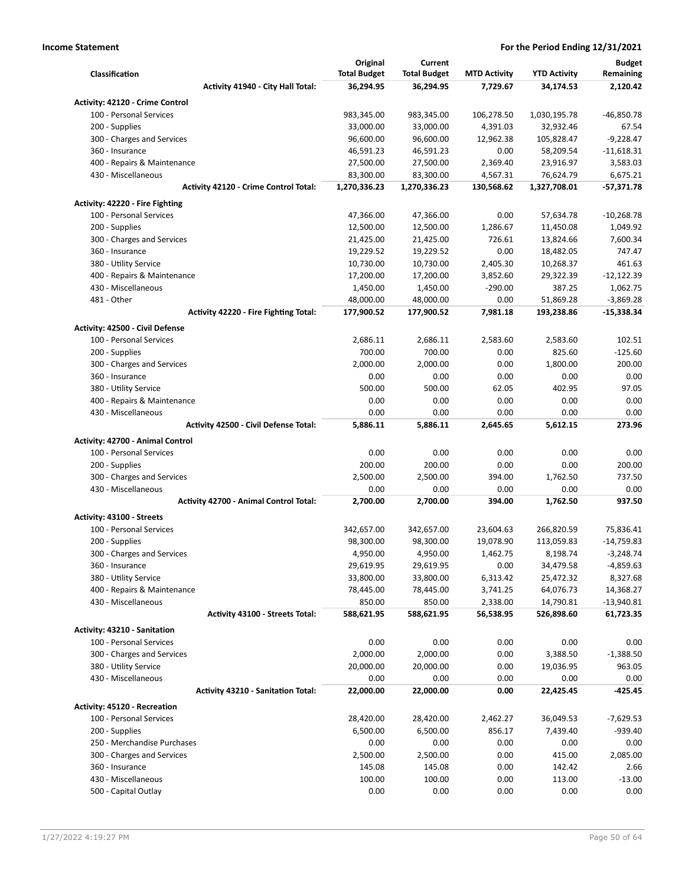**Income Statement** **For the Period Ending 12/31/2021**

| Classification | Original Total Budget | Current Total Budget | MTD Activity | YTD Activity | Budget Remaining |
|---|---|---|---|---|---|
| **Activity 41940 - City Hall Total:** | **36,294.95** | **36,294.95** | **7,729.67** | **34,174.53** | **2,120.42** |
| **Activity: 42120 - Crime Control** | | | | | |
| 100 - Personal Services | 983,345.00 | 983,345.00 | 106,278.50 | 1,030,195.78 | -46,850.78 |
| 200 - Supplies | 33,000.00 | 33,000.00 | 4,391.03 | 32,932.46 | 67.54 |
| 300 - Charges and Services | 96,600.00 | 96,600.00 | 12,962.38 | 105,828.47 | -9,228.47 |
| 360 - Insurance | 46,591.23 | 46,591.23 | 0.00 | 58,209.54 | -11,618.31 |
| 400 - Repairs & Maintenance | 27,500.00 | 27,500.00 | 2,369.40 | 23,916.97 | 3,583.03 |
| 430 - Miscellaneous | 83,300.00 | 83,300.00 | 4,567.31 | 76,624.79 | 6,675.21 |
| **Activity 42120 - Crime Control Total:** | **1,270,336.23** | **1,270,336.23** | **130,568.62** | **1,327,708.01** | **-57,371.78** |
| **Activity: 42220 - Fire Fighting** | | | | | |
| 100 - Personal Services | 47,366.00 | 47,366.00 | 0.00 | 57,634.78 | -10,268.78 |
| 200 - Supplies | 12,500.00 | 12,500.00 | 1,286.67 | 11,450.08 | 1,049.92 |
| 300 - Charges and Services | 21,425.00 | 21,425.00 | 726.61 | 13,824.66 | 7,600.34 |
| 360 - Insurance | 19,229.52 | 19,229.52 | 0.00 | 18,482.05 | 747.47 |
| 380 - Utility Service | 10,730.00 | 10,730.00 | 2,405.30 | 10,268.37 | 461.63 |
| 400 - Repairs & Maintenance | 17,200.00 | 17,200.00 | 3,852.60 | 29,322.39 | -12,122.39 |
| 430 - Miscellaneous | 1,450.00 | 1,450.00 | -290.00 | 387.25 | 1,062.75 |
| 481 - Other | 48,000.00 | 48,000.00 | 0.00 | 51,869.28 | -3,869.28 |
| **Activity 42220 - Fire Fighting Total:** | **177,900.52** | **177,900.52** | **7,981.18** | **193,238.86** | **-15,338.34** |
| **Activity: 42500 - Civil Defense** | | | | | |
| 100 - Personal Services | 2,686.11 | 2,686.11 | 2,583.60 | 2,583.60 | 102.51 |
| 200 - Supplies | 700.00 | 700.00 | 0.00 | 825.60 | -125.60 |
| 300 - Charges and Services | 2,000.00 | 2,000.00 | 0.00 | 1,800.00 | 200.00 |
| 360 - Insurance | 0.00 | 0.00 | 0.00 | 0.00 | 0.00 |
| 380 - Utility Service | 500.00 | 500.00 | 62.05 | 402.95 | 97.05 |
| 400 - Repairs & Maintenance | 0.00 | 0.00 | 0.00 | 0.00 | 0.00 |
| 430 - Miscellaneous | 0.00 | 0.00 | 0.00 | 0.00 | 0.00 |
| **Activity 42500 - Civil Defense Total:** | **5,886.11** | **5,886.11** | **2,645.65** | **5,612.15** | **273.96** |
| **Activity: 42700 - Animal Control** | | | | | |
| 100 - Personal Services | 0.00 | 0.00 | 0.00 | 0.00 | 0.00 |
| 200 - Supplies | 200.00 | 200.00 | 0.00 | 0.00 | 200.00 |
| 300 - Charges and Services | 2,500.00 | 2,500.00 | 394.00 | 1,762.50 | 737.50 |
| 430 - Miscellaneous | 0.00 | 0.00 | 0.00 | 0.00 | 0.00 |
| **Activity 42700 - Animal Control Total:** | **2,700.00** | **2,700.00** | **394.00** | **1,762.50** | **937.50** |
| **Activity: 43100 - Streets** | | | | | |
| 100 - Personal Services | 342,657.00 | 342,657.00 | 23,604.63 | 266,820.59 | 75,836.41 |
| 200 - Supplies | 98,300.00 | 98,300.00 | 19,078.90 | 113,059.83 | -14,759.83 |
| 300 - Charges and Services | 4,950.00 | 4,950.00 | 1,462.75 | 8,198.74 | -3,248.74 |
| 360 - Insurance | 29,619.95 | 29,619.95 | 0.00 | 34,479.58 | -4,859.63 |
| 380 - Utility Service | 33,800.00 | 33,800.00 | 6,313.42 | 25,472.32 | 8,327.68 |
| 400 - Repairs & Maintenance | 78,445.00 | 78,445.00 | 3,741.25 | 64,076.73 | 14,368.27 |
| 430 - Miscellaneous | 850.00 | 850.00 | 2,338.00 | 14,790.81 | -13,940.81 |
| **Activity 43100 - Streets Total:** | **588,621.95** | **588,621.95** | **56,538.95** | **526,898.60** | **61,723.35** |
| **Activity: 43210 - Sanitation** | | | | | |
| 100 - Personal Services | 0.00 | 0.00 | 0.00 | 0.00 | 0.00 |
| 300 - Charges and Services | 2,000.00 | 2,000.00 | 0.00 | 3,388.50 | -1,388.50 |
| 380 - Utility Service | 20,000.00 | 20,000.00 | 0.00 | 19,036.95 | 963.05 |
| 430 - Miscellaneous | 0.00 | 0.00 | 0.00 | 0.00 | 0.00 |
| **Activity 43210 - Sanitation Total:** | **22,000.00** | **22,000.00** | **0.00** | **22,425.45** | **-425.45** |
| **Activity: 45120 - Recreation** | | | | | |
| 100 - Personal Services | 28,420.00 | 28,420.00 | 2,462.27 | 36,049.53 | -7,629.53 |
| 200 - Supplies | 6,500.00 | 6,500.00 | 856.17 | 7,439.40 | -939.40 |
| 250 - Merchandise Purchases | 0.00 | 0.00 | 0.00 | 0.00 | 0.00 |
| 300 - Charges and Services | 2,500.00 | 2,500.00 | 0.00 | 415.00 | 2,085.00 |
| 360 - Insurance | 145.08 | 145.08 | 0.00 | 142.42 | 2.66 |
| 430 - Miscellaneous | 100.00 | 100.00 | 0.00 | 113.00 | -13.00 |
| 500 - Capital Outlay | 0.00 | 0.00 | 0.00 | 0.00 | 0.00 |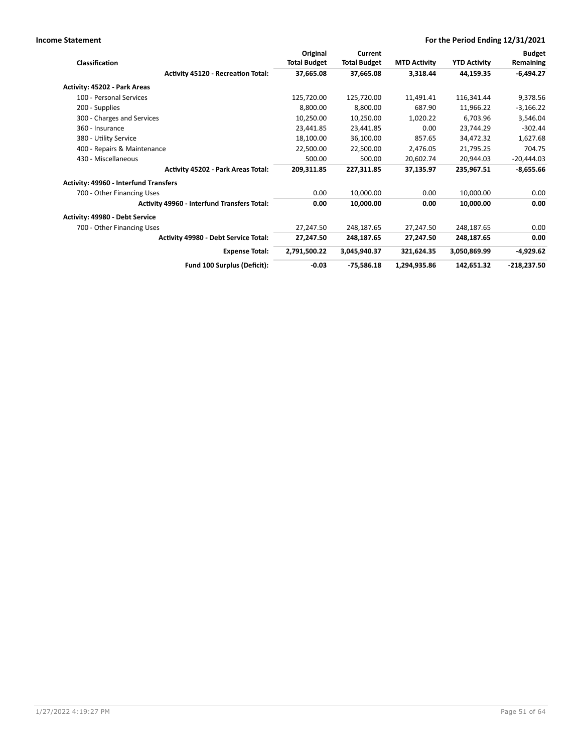**Income Statement** | **For the Period Ending 12/31/2021**

| Classification | Original Total Budget | Current Total Budget | MTD Activity | YTD Activity | Budget Remaining |
|---|---|---|---|---|---|
| **Activity 45120 - Recreation Total:** | **37,665.08** | **37,665.08** | **3,318.44** | **44,159.35** | **-6,494.27** |
| **Activity: 45202 - Park Areas** | | | | | |
| 100 - Personal Services | 125,720.00 | 125,720.00 | 11,491.41 | 116,341.44 | 9,378.56 |
| 200 - Supplies | 8,800.00 | 8,800.00 | 687.90 | 11,966.22 | -3,166.22 |
| 300 - Charges and Services | 10,250.00 | 10,250.00 | 1,020.22 | 6,703.96 | 3,546.04 |
| 360 - Insurance | 23,441.85 | 23,441.85 | 0.00 | 23,744.29 | -302.44 |
| 380 - Utility Service | 18,100.00 | 36,100.00 | 857.65 | 34,472.32 | 1,627.68 |
| 400 - Repairs & Maintenance | 22,500.00 | 22,500.00 | 2,476.05 | 21,795.25 | 704.75 |
| 430 - Miscellaneous | 500.00 | 500.00 | 20,602.74 | 20,944.03 | -20,444.03 |
| **Activity 45202 - Park Areas Total:** | **209,311.85** | **227,311.85** | **37,135.97** | **235,967.51** | **-8,655.66** |
| **Activity: 49960 - Interfund Transfers** | | | | | |
| 700 - Other Financing Uses | 0.00 | 10,000.00 | 0.00 | 10,000.00 | 0.00 |
| **Activity 49960 - Interfund Transfers Total:** | **0.00** | **10,000.00** | **0.00** | **10,000.00** | **0.00** |
| **Activity: 49980 - Debt Service** | | | | | |
| 700 - Other Financing Uses | 27,247.50 | 248,187.65 | 27,247.50 | 248,187.65 | 0.00 |
| **Activity 49980 - Debt Service Total:** | **27,247.50** | **248,187.65** | **27,247.50** | **248,187.65** | **0.00** |
| **Expense Total:** | **2,791,500.22** | **3,045,940.37** | **321,624.35** | **3,050,869.99** | **-4,929.62** |
| **Fund 100 Surplus (Deficit):** | **-0.03** | **-75,586.18** | **1,294,935.86** | **142,651.32** | **-218,237.50** |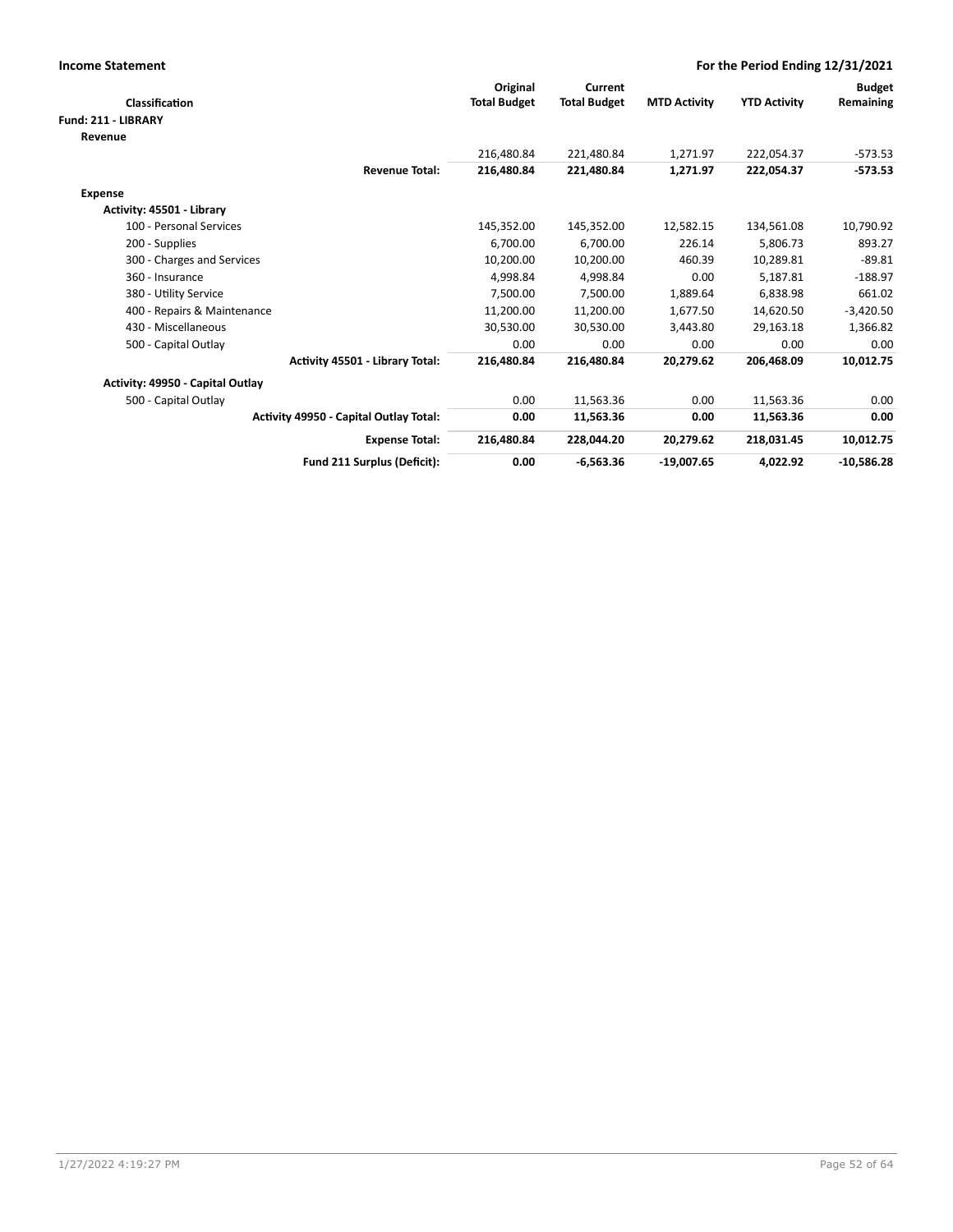**Income Statement** **For the Period Ending 12/31/2021**

| Classification | Original Total Budget | Current Total Budget | MTD Activity | YTD Activity | Budget Remaining |
|---|---|---|---|---|---|
| **Fund: 211 - LIBRARY** | | | | | |
| **Revenue** | | | | | |
| | 216,480.84 | 221,480.84 | 1,271.97 | 222,054.37 | -573.53 |
| **Revenue Total:** | **216,480.84** | **221,480.84** | **1,271.97** | **222,054.37** | **-573.53** |
| **Expense** | | | | | |
| **Activity: 45501 - Library** | | | | | |
| 100 - Personal Services | 145,352.00 | 145,352.00 | 12,582.15 | 134,561.08 | 10,790.92 |
| 200 - Supplies | 6,700.00 | 6,700.00 | 226.14 | 5,806.73 | 893.27 |
| 300 - Charges and Services | 10,200.00 | 10,200.00 | 460.39 | 10,289.81 | -89.81 |
| 360 - Insurance | 4,998.84 | 4,998.84 | 0.00 | 5,187.81 | -188.97 |
| 380 - Utility Service | 7,500.00 | 7,500.00 | 1,889.64 | 6,838.98 | 661.02 |
| 400 - Repairs & Maintenance | 11,200.00 | 11,200.00 | 1,677.50 | 14,620.50 | -3,420.50 |
| 430 - Miscellaneous | 30,530.00 | 30,530.00 | 3,443.80 | 29,163.18 | 1,366.82 |
| 500 - Capital Outlay | 0.00 | 0.00 | 0.00 | 0.00 | 0.00 |
| **Activity 45501 - Library Total:** | **216,480.84** | **216,480.84** | **20,279.62** | **206,468.09** | **10,012.75** |
| **Activity: 49950 - Capital Outlay** | | | | | |
| 500 - Capital Outlay | 0.00 | 11,563.36 | 0.00 | 11,563.36 | 0.00 |
| **Activity 49950 - Capital Outlay Total:** | **0.00** | **11,563.36** | **0.00** | **11,563.36** | **0.00** |
| **Expense Total:** | **216,480.84** | **228,044.20** | **20,279.62** | **218,031.45** | **10,012.75** |
| **Fund 211 Surplus (Deficit):** | **0.00** | **-6,563.36** | **-19,007.65** | **4,022.92** | **-10,586.28** |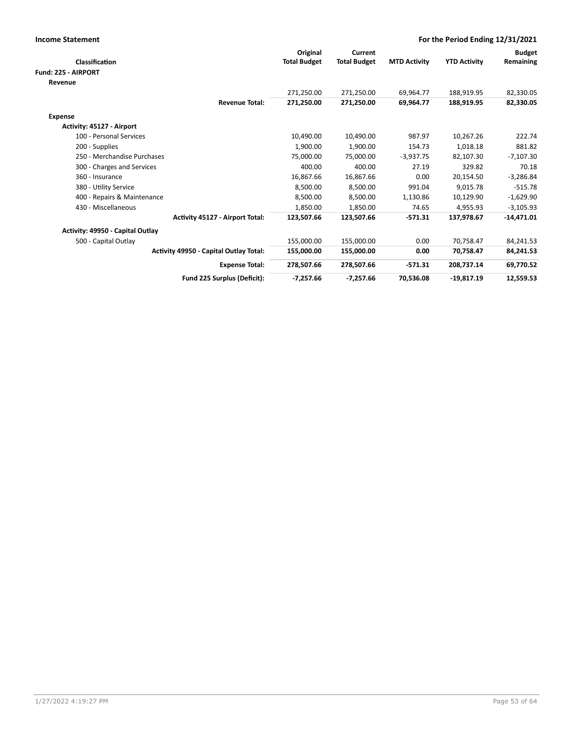**Income Statement** — For the Period Ending 12/31/2021

| Classification | Original Total Budget | Current Total Budget | MTD Activity | YTD Activity | Budget Remaining |
|---|---|---|---|---|---|
| **Fund: 225 - AIRPORT** | | | | | |
| **Revenue** | | | | | |
| | 271,250.00 | 271,250.00 | 69,964.77 | 188,919.95 | 82,330.05 |
| **Revenue Total:** | **271,250.00** | **271,250.00** | **69,964.77** | **188,919.95** | **82,330.05** |
| **Expense** | | | | | |
| **Activity: 45127 - Airport** | | | | | |
| 100 - Personal Services | 10,490.00 | 10,490.00 | 987.97 | 10,267.26 | 222.74 |
| 200 - Supplies | 1,900.00 | 1,900.00 | 154.73 | 1,018.18 | 881.82 |
| 250 - Merchandise Purchases | 75,000.00 | 75,000.00 | -3,937.75 | 82,107.30 | -7,107.30 |
| 300 - Charges and Services | 400.00 | 400.00 | 27.19 | 329.82 | 70.18 |
| 360 - Insurance | 16,867.66 | 16,867.66 | 0.00 | 20,154.50 | -3,286.84 |
| 380 - Utility Service | 8,500.00 | 8,500.00 | 991.04 | 9,015.78 | -515.78 |
| 400 - Repairs & Maintenance | 8,500.00 | 8,500.00 | 1,130.86 | 10,129.90 | -1,629.90 |
| 430 - Miscellaneous | 1,850.00 | 1,850.00 | 74.65 | 4,955.93 | -3,105.93 |
| **Activity 45127 - Airport Total:** | **123,507.66** | **123,507.66** | **-571.31** | **137,978.67** | **-14,471.01** |
| **Activity: 49950 - Capital Outlay** | | | | | |
| 500 - Capital Outlay | 155,000.00 | 155,000.00 | 0.00 | 70,758.47 | 84,241.53 |
| **Activity 49950 - Capital Outlay Total:** | **155,000.00** | **155,000.00** | **0.00** | **70,758.47** | **84,241.53** |
| **Expense Total:** | **278,507.66** | **278,507.66** | **-571.31** | **208,737.14** | **69,770.52** |
| **Fund 225 Surplus (Deficit):** | **-7,257.66** | **-7,257.66** | **70,536.08** | **-19,817.19** | **12,559.53** |

1/27/2022 4:19:27 PM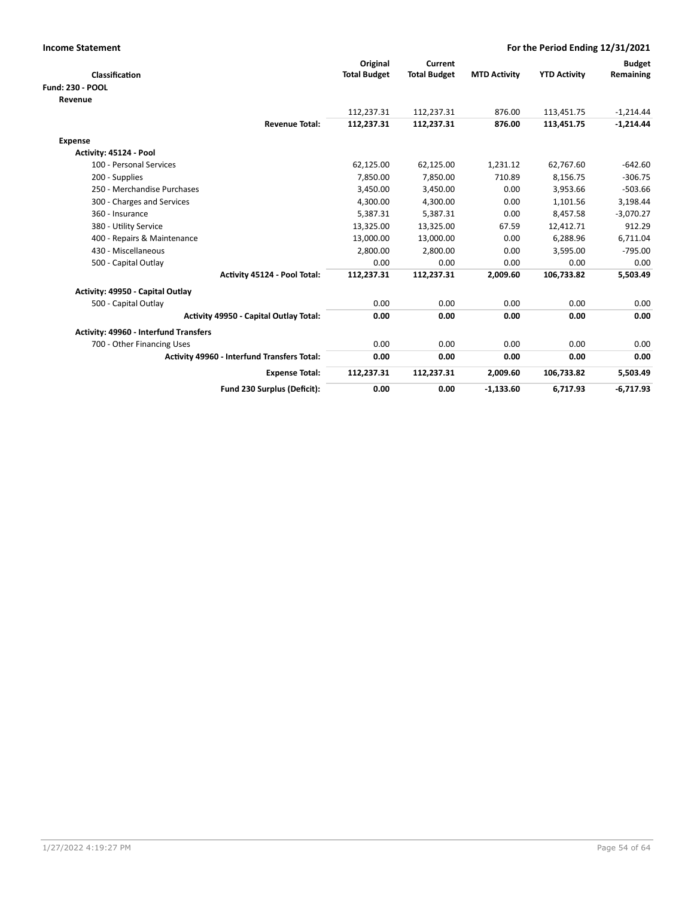**Income Statement** — **For the Period Ending 12/31/2021**

| Classification | Original Total Budget | Current Total Budget | MTD Activity | YTD Activity | Budget Remaining |
|---|---|---|---|---|---|
| **Fund: 230 - POOL** | | | | | |
| **Revenue** | | | | | |
| | 112,237.31 | 112,237.31 | 876.00 | 113,451.75 | -1,214.44 |
| **Revenue Total:** | **112,237.31** | **112,237.31** | **876.00** | **113,451.75** | **-1,214.44** |
| **Expense** | | | | | |
| **Activity: 45124 - Pool** | | | | | |
| 100 - Personal Services | 62,125.00 | 62,125.00 | 1,231.12 | 62,767.60 | -642.60 |
| 200 - Supplies | 7,850.00 | 7,850.00 | 710.89 | 8,156.75 | -306.75 |
| 250 - Merchandise Purchases | 3,450.00 | 3,450.00 | 0.00 | 3,953.66 | -503.66 |
| 300 - Charges and Services | 4,300.00 | 4,300.00 | 0.00 | 1,101.56 | 3,198.44 |
| 360 - Insurance | 5,387.31 | 5,387.31 | 0.00 | 8,457.58 | -3,070.27 |
| 380 - Utility Service | 13,325.00 | 13,325.00 | 67.59 | 12,412.71 | 912.29 |
| 400 - Repairs & Maintenance | 13,000.00 | 13,000.00 | 0.00 | 6,288.96 | 6,711.04 |
| 430 - Miscellaneous | 2,800.00 | 2,800.00 | 0.00 | 3,595.00 | -795.00 |
| 500 - Capital Outlay | 0.00 | 0.00 | 0.00 | 0.00 | 0.00 |
| **Activity 45124 - Pool Total:** | **112,237.31** | **112,237.31** | **2,009.60** | **106,733.82** | **5,503.49** |
| **Activity: 49950 - Capital Outlay** | | | | | |
| 500 - Capital Outlay | 0.00 | 0.00 | 0.00 | 0.00 | 0.00 |
| **Activity 49950 - Capital Outlay Total:** | **0.00** | **0.00** | **0.00** | **0.00** | **0.00** |
| **Activity: 49960 - Interfund Transfers** | | | | | |
| 700 - Other Financing Uses | 0.00 | 0.00 | 0.00 | 0.00 | 0.00 |
| **Activity 49960 - Interfund Transfers Total:** | **0.00** | **0.00** | **0.00** | **0.00** | **0.00** |
| **Expense Total:** | **112,237.31** | **112,237.31** | **2,009.60** | **106,733.82** | **5,503.49** |
| **Fund 230 Surplus (Deficit):** | **0.00** | **0.00** | **-1,133.60** | **6,717.93** | **-6,717.93** |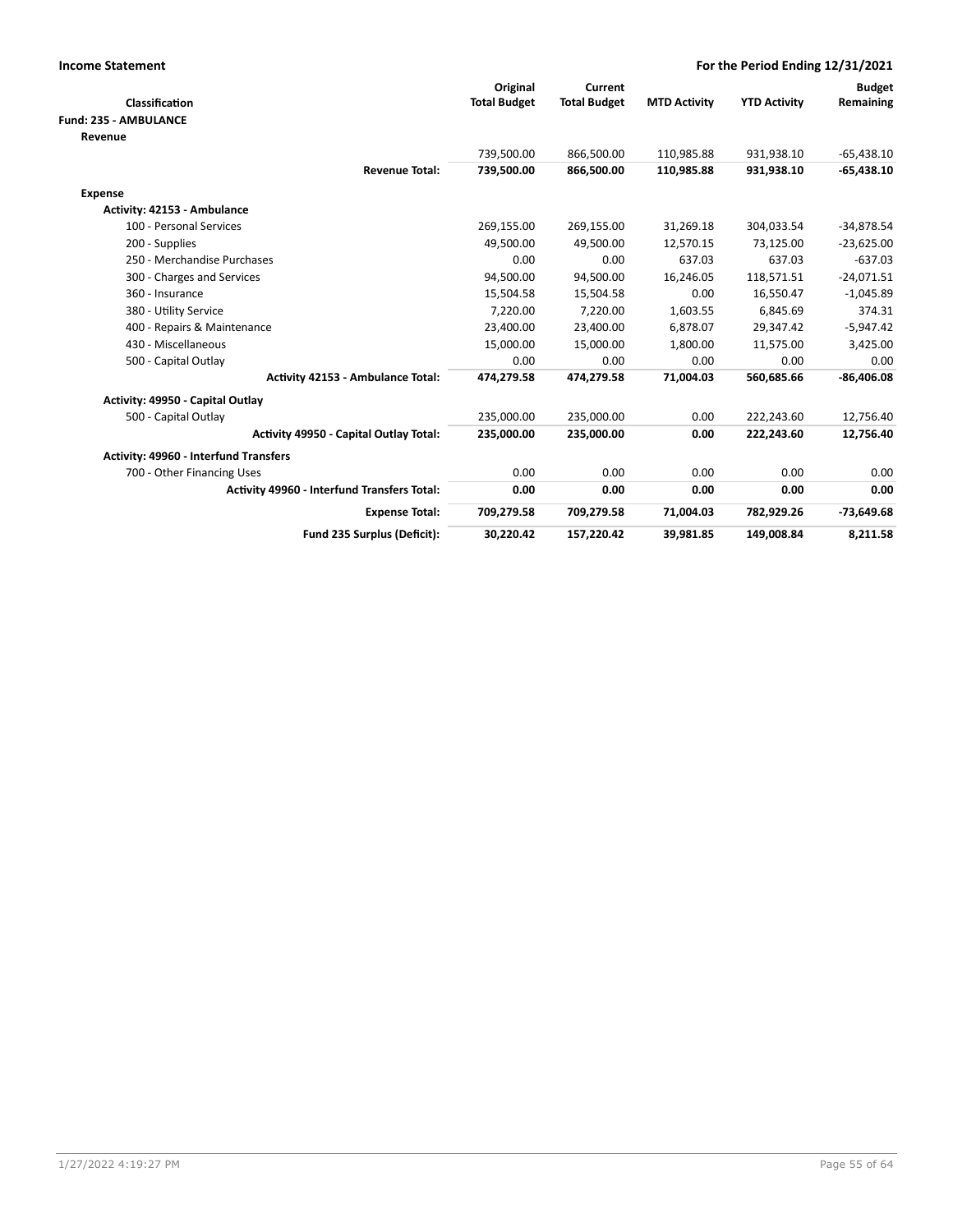**Income Statement** | **For the Period Ending 12/31/2021**

| Classification | Original Total Budget | Current Total Budget | MTD Activity | YTD Activity | Budget Remaining |
|---|---|---|---|---|---|
| **Fund: 235 - AMBULANCE** | | | | | |
| **Revenue** | | | | | |
| | 739,500.00 | 866,500.00 | 110,985.88 | 931,938.10 | -65,438.10 |
| **Revenue Total:** | **739,500.00** | **866,500.00** | **110,985.88** | **931,938.10** | **-65,438.10** |
| **Expense** | | | | | |
| **Activity: 42153 - Ambulance** | | | | | |
| 100 - Personal Services | 269,155.00 | 269,155.00 | 31,269.18 | 304,033.54 | -34,878.54 |
| 200 - Supplies | 49,500.00 | 49,500.00 | 12,570.15 | 73,125.00 | -23,625.00 |
| 250 - Merchandise Purchases | 0.00 | 0.00 | 637.03 | 637.03 | -637.03 |
| 300 - Charges and Services | 94,500.00 | 94,500.00 | 16,246.05 | 118,571.51 | -24,071.51 |
| 360 - Insurance | 15,504.58 | 15,504.58 | 0.00 | 16,550.47 | -1,045.89 |
| 380 - Utility Service | 7,220.00 | 7,220.00 | 1,603.55 | 6,845.69 | 374.31 |
| 400 - Repairs & Maintenance | 23,400.00 | 23,400.00 | 6,878.07 | 29,347.42 | -5,947.42 |
| 430 - Miscellaneous | 15,000.00 | 15,000.00 | 1,800.00 | 11,575.00 | 3,425.00 |
| 500 - Capital Outlay | 0.00 | 0.00 | 0.00 | 0.00 | 0.00 |
| **Activity 42153 - Ambulance Total:** | **474,279.58** | **474,279.58** | **71,004.03** | **560,685.66** | **-86,406.08** |
| **Activity: 49950 - Capital Outlay** | | | | | |
| 500 - Capital Outlay | 235,000.00 | 235,000.00 | 0.00 | 222,243.60 | 12,756.40 |
| **Activity 49950 - Capital Outlay Total:** | **235,000.00** | **235,000.00** | **0.00** | **222,243.60** | **12,756.40** |
| **Activity: 49960 - Interfund Transfers** | | | | | |
| 700 - Other Financing Uses | 0.00 | 0.00 | 0.00 | 0.00 | 0.00 |
| **Activity 49960 - Interfund Transfers Total:** | **0.00** | **0.00** | **0.00** | **0.00** | **0.00** |
| **Expense Total:** | **709,279.58** | **709,279.58** | **71,004.03** | **782,929.26** | **-73,649.68** |
| **Fund 235 Surplus (Deficit):** | **30,220.42** | **157,220.42** | **39,981.85** | **149,008.84** | **8,211.58** |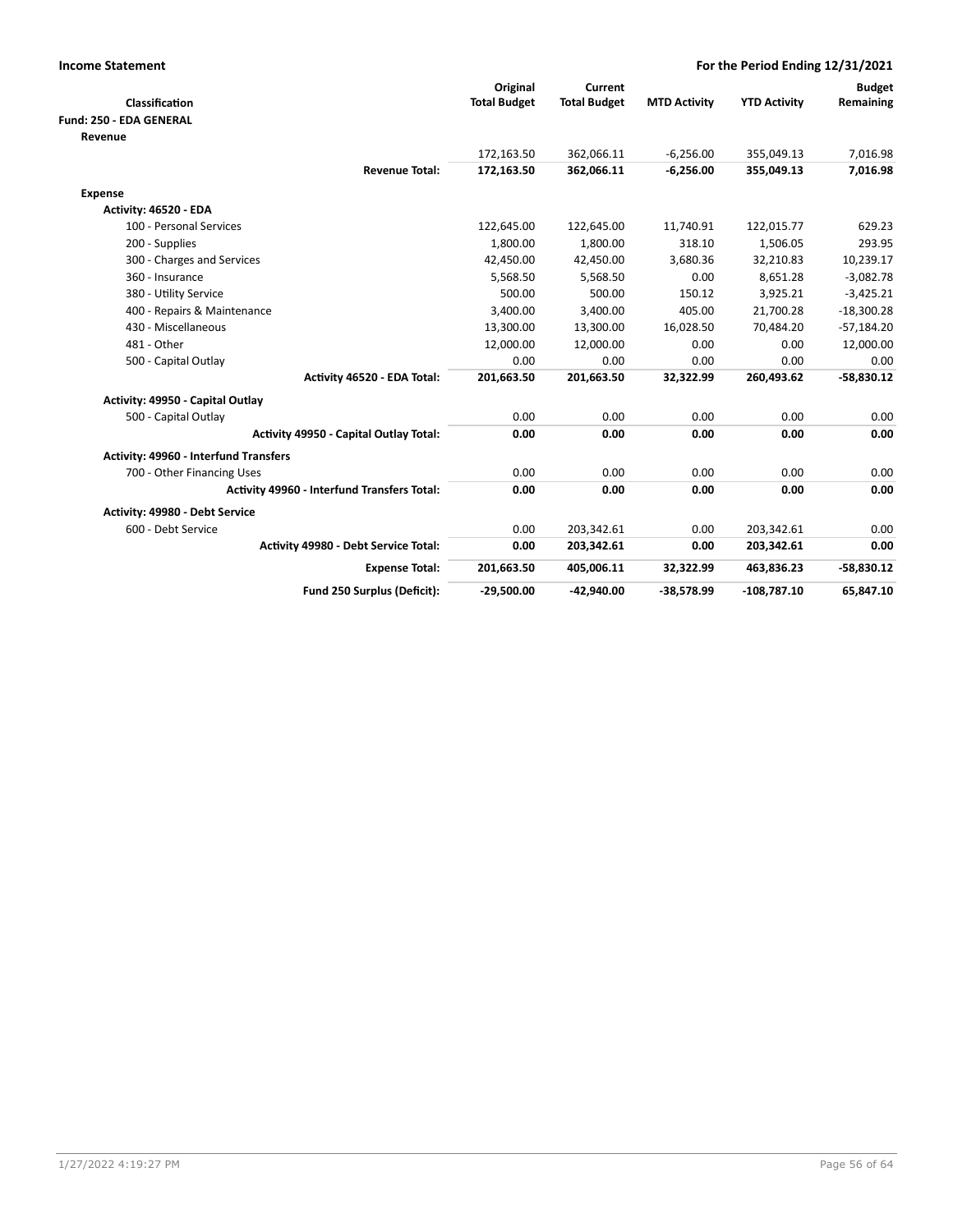**Income Statement** — **For the Period Ending 12/31/2021**

| Classification | Original Total Budget | Current Total Budget | MTD Activity | YTD Activity | Budget Remaining |
|---|---|---|---|---|---|
| **Fund: 250 - EDA GENERAL** | | | | | |
| **Revenue** | | | | | |
| | 172,163.50 | 362,066.11 | -6,256.00 | 355,049.13 | 7,016.98 |
| **Revenue Total:** | **172,163.50** | **362,066.11** | **-6,256.00** | **355,049.13** | **7,016.98** |
| **Expense** | | | | | |
| **Activity: 46520 - EDA** | | | | | |
| 100 - Personal Services | 122,645.00 | 122,645.00 | 11,740.91 | 122,015.77 | 629.23 |
| 200 - Supplies | 1,800.00 | 1,800.00 | 318.10 | 1,506.05 | 293.95 |
| 300 - Charges and Services | 42,450.00 | 42,450.00 | 3,680.36 | 32,210.83 | 10,239.17 |
| 360 - Insurance | 5,568.50 | 5,568.50 | 0.00 | 8,651.28 | -3,082.78 |
| 380 - Utility Service | 500.00 | 500.00 | 150.12 | 3,925.21 | -3,425.21 |
| 400 - Repairs & Maintenance | 3,400.00 | 3,400.00 | 405.00 | 21,700.28 | -18,300.28 |
| 430 - Miscellaneous | 13,300.00 | 13,300.00 | 16,028.50 | 70,484.20 | -57,184.20 |
| 481 - Other | 12,000.00 | 12,000.00 | 0.00 | 0.00 | 12,000.00 |
| 500 - Capital Outlay | 0.00 | 0.00 | 0.00 | 0.00 | 0.00 |
| **Activity 46520 - EDA Total:** | **201,663.50** | **201,663.50** | **32,322.99** | **260,493.62** | **-58,830.12** |
| **Activity: 49950 - Capital Outlay** | | | | | |
| 500 - Capital Outlay | 0.00 | 0.00 | 0.00 | 0.00 | 0.00 |
| **Activity 49950 - Capital Outlay Total:** | **0.00** | **0.00** | **0.00** | **0.00** | **0.00** |
| **Activity: 49960 - Interfund Transfers** | | | | | |
| 700 - Other Financing Uses | 0.00 | 0.00 | 0.00 | 0.00 | 0.00 |
| **Activity 49960 - Interfund Transfers Total:** | **0.00** | **0.00** | **0.00** | **0.00** | **0.00** |
| **Activity: 49980 - Debt Service** | | | | | |
| 600 - Debt Service | 0.00 | 203,342.61 | 0.00 | 203,342.61 | 0.00 |
| **Activity 49980 - Debt Service Total:** | **0.00** | **203,342.61** | **0.00** | **203,342.61** | **0.00** |
| **Expense Total:** | **201,663.50** | **405,006.11** | **32,322.99** | **463,836.23** | **-58,830.12** |
| **Fund 250 Surplus (Deficit):** | **-29,500.00** | **-42,940.00** | **-38,578.99** | **-108,787.10** | **65,847.10** |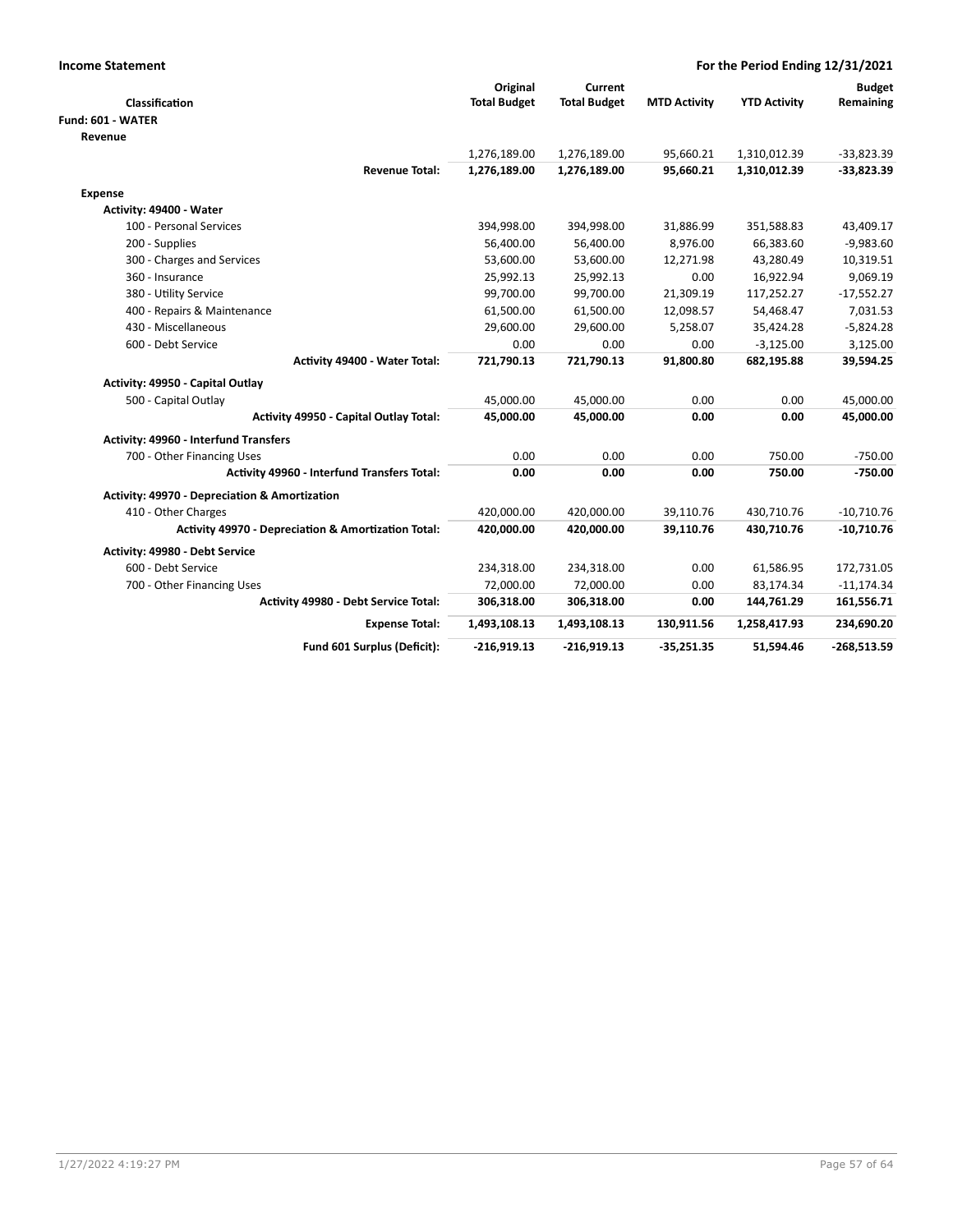**Income Statement** — For the Period Ending 12/31/2021

| Classification | Original Total Budget | Current Total Budget | MTD Activity | YTD Activity | Budget Remaining |
|---|---|---|---|---|---|
| **Fund: 601 - WATER** | | | | | |
| **Revenue** | | | | | |
| | 1,276,189.00 | 1,276,189.00 | 95,660.21 | 1,310,012.39 | -33,823.39 |
| **Revenue Total:** | **1,276,189.00** | **1,276,189.00** | **95,660.21** | **1,310,012.39** | **-33,823.39** |
| **Expense** | | | | | |
| **Activity: 49400 - Water** | | | | | |
| 100 - Personal Services | 394,998.00 | 394,998.00 | 31,886.99 | 351,588.83 | 43,409.17 |
| 200 - Supplies | 56,400.00 | 56,400.00 | 8,976.00 | 66,383.60 | -9,983.60 |
| 300 - Charges and Services | 53,600.00 | 53,600.00 | 12,271.98 | 43,280.49 | 10,319.51 |
| 360 - Insurance | 25,992.13 | 25,992.13 | 0.00 | 16,922.94 | 9,069.19 |
| 380 - Utility Service | 99,700.00 | 99,700.00 | 21,309.19 | 117,252.27 | -17,552.27 |
| 400 - Repairs & Maintenance | 61,500.00 | 61,500.00 | 12,098.57 | 54,468.47 | 7,031.53 |
| 430 - Miscellaneous | 29,600.00 | 29,600.00 | 5,258.07 | 35,424.28 | -5,824.28 |
| 600 - Debt Service | 0.00 | 0.00 | 0.00 | -3,125.00 | 3,125.00 |
| **Activity 49400 - Water Total:** | **721,790.13** | **721,790.13** | **91,800.80** | **682,195.88** | **39,594.25** |
| **Activity: 49950 - Capital Outlay** | | | | | |
| 500 - Capital Outlay | 45,000.00 | 45,000.00 | 0.00 | 0.00 | 45,000.00 |
| **Activity 49950 - Capital Outlay Total:** | **45,000.00** | **45,000.00** | **0.00** | **0.00** | **45,000.00** |
| **Activity: 49960 - Interfund Transfers** | | | | | |
| 700 - Other Financing Uses | 0.00 | 0.00 | 0.00 | 750.00 | -750.00 |
| **Activity 49960 - Interfund Transfers Total:** | **0.00** | **0.00** | **0.00** | **750.00** | **-750.00** |
| **Activity: 49970 - Depreciation & Amortization** | | | | | |
| 410 - Other Charges | 420,000.00 | 420,000.00 | 39,110.76 | 430,710.76 | -10,710.76 |
| **Activity 49970 - Depreciation & Amortization Total:** | **420,000.00** | **420,000.00** | **39,110.76** | **430,710.76** | **-10,710.76** |
| **Activity: 49980 - Debt Service** | | | | | |
| 600 - Debt Service | 234,318.00 | 234,318.00 | 0.00 | 61,586.95 | 172,731.05 |
| 700 - Other Financing Uses | 72,000.00 | 72,000.00 | 0.00 | 83,174.34 | -11,174.34 |
| **Activity 49980 - Debt Service Total:** | **306,318.00** | **306,318.00** | **0.00** | **144,761.29** | **161,556.71** |
| **Expense Total:** | **1,493,108.13** | **1,493,108.13** | **130,911.56** | **1,258,417.93** | **234,690.20** |
| **Fund 601 Surplus (Deficit):** | **-216,919.13** | **-216,919.13** | **-35,251.35** | **51,594.46** | **-268,513.59** |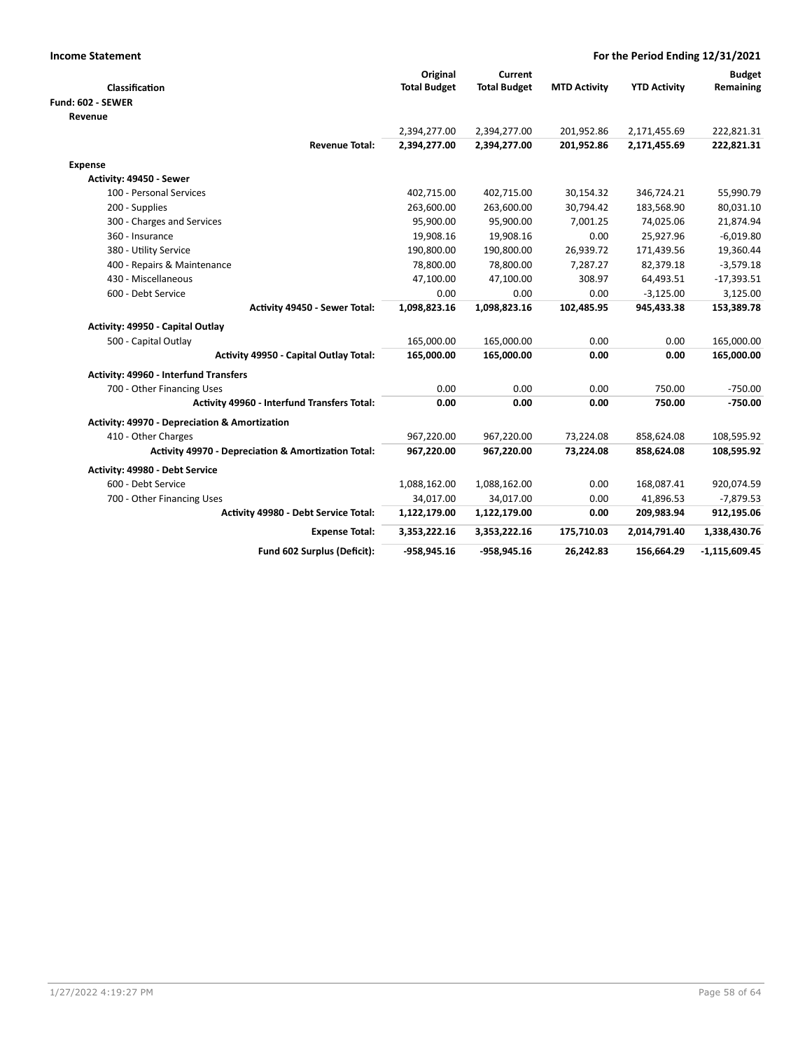**Income Statement** — For the Period Ending 12/31/2021

| Classification | Original Total Budget | Current Total Budget | MTD Activity | YTD Activity | Budget Remaining |
|---|---|---|---|---|---|
| **Fund: 602 - SEWER** | | | | | |
| **Revenue** | | | | | |
| | 2,394,277.00 | 2,394,277.00 | 201,952.86 | 2,171,455.69 | 222,821.31 |
| **Revenue Total:** | **2,394,277.00** | **2,394,277.00** | **201,952.86** | **2,171,455.69** | **222,821.31** |
| **Expense** | | | | | |
| **Activity: 49450 - Sewer** | | | | | |
| 100 - Personal Services | 402,715.00 | 402,715.00 | 30,154.32 | 346,724.21 | 55,990.79 |
| 200 - Supplies | 263,600.00 | 263,600.00 | 30,794.42 | 183,568.90 | 80,031.10 |
| 300 - Charges and Services | 95,900.00 | 95,900.00 | 7,001.25 | 74,025.06 | 21,874.94 |
| 360 - Insurance | 19,908.16 | 19,908.16 | 0.00 | 25,927.96 | -6,019.80 |
| 380 - Utility Service | 190,800.00 | 190,800.00 | 26,939.72 | 171,439.56 | 19,360.44 |
| 400 - Repairs & Maintenance | 78,800.00 | 78,800.00 | 7,287.27 | 82,379.18 | -3,579.18 |
| 430 - Miscellaneous | 47,100.00 | 47,100.00 | 308.97 | 64,493.51 | -17,393.51 |
| 600 - Debt Service | 0.00 | 0.00 | 0.00 | -3,125.00 | 3,125.00 |
| **Activity 49450 - Sewer Total:** | **1,098,823.16** | **1,098,823.16** | **102,485.95** | **945,433.38** | **153,389.78** |
| **Activity: 49950 - Capital Outlay** | | | | | |
| 500 - Capital Outlay | 165,000.00 | 165,000.00 | 0.00 | 0.00 | 165,000.00 |
| **Activity 49950 - Capital Outlay Total:** | **165,000.00** | **165,000.00** | **0.00** | **0.00** | **165,000.00** |
| **Activity: 49960 - Interfund Transfers** | | | | | |
| 700 - Other Financing Uses | 0.00 | 0.00 | 0.00 | 750.00 | -750.00 |
| **Activity 49960 - Interfund Transfers Total:** | **0.00** | **0.00** | **0.00** | **750.00** | **-750.00** |
| **Activity: 49970 - Depreciation & Amortization** | | | | | |
| 410 - Other Charges | 967,220.00 | 967,220.00 | 73,224.08 | 858,624.08 | 108,595.92 |
| **Activity 49970 - Depreciation & Amortization Total:** | **967,220.00** | **967,220.00** | **73,224.08** | **858,624.08** | **108,595.92** |
| **Activity: 49980 - Debt Service** | | | | | |
| 600 - Debt Service | 1,088,162.00 | 1,088,162.00 | 0.00 | 168,087.41 | 920,074.59 |
| 700 - Other Financing Uses | 34,017.00 | 34,017.00 | 0.00 | 41,896.53 | -7,879.53 |
| **Activity 49980 - Debt Service Total:** | **1,122,179.00** | **1,122,179.00** | **0.00** | **209,983.94** | **912,195.06** |
| **Expense Total:** | **3,353,222.16** | **3,353,222.16** | **175,710.03** | **2,014,791.40** | **1,338,430.76** |
| **Fund 602 Surplus (Deficit):** | **-958,945.16** | **-958,945.16** | **26,242.83** | **156,664.29** | **-1,115,609.45** |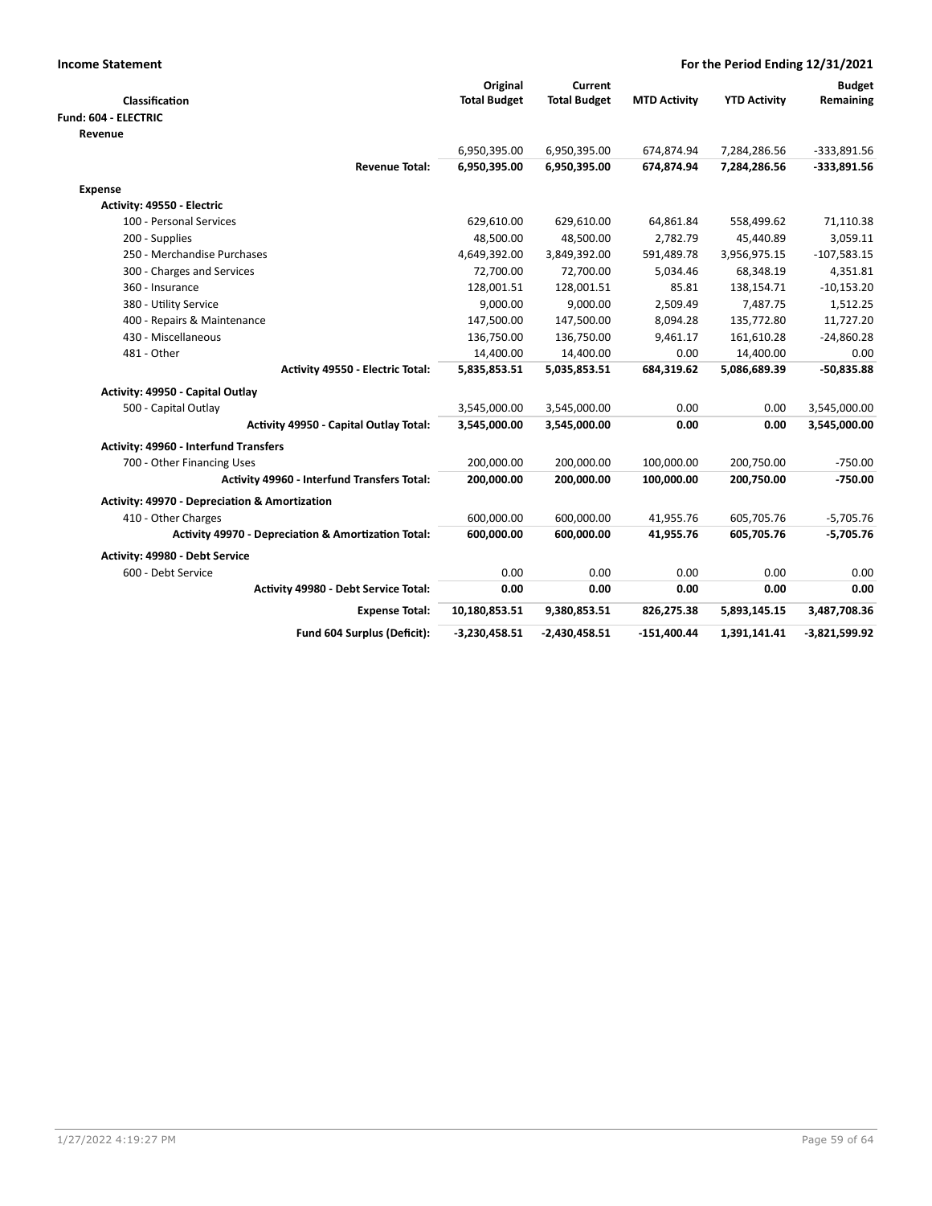**Income Statement** — For the Period Ending 12/31/2021

| Classification | Original Total Budget | Current Total Budget | MTD Activity | YTD Activity | Budget Remaining |
|---|---|---|---|---|---|
| **Fund: 604 - ELECTRIC** | | | | | |
| **Revenue** | | | | | |
| | 6,950,395.00 | 6,950,395.00 | 674,874.94 | 7,284,286.56 | -333,891.56 |
| **Revenue Total:** | **6,950,395.00** | **6,950,395.00** | **674,874.94** | **7,284,286.56** | **-333,891.56** |
| **Expense** | | | | | |
| **Activity: 49550 - Electric** | | | | | |
| 100 - Personal Services | 629,610.00 | 629,610.00 | 64,861.84 | 558,499.62 | 71,110.38 |
| 200 - Supplies | 48,500.00 | 48,500.00 | 2,782.79 | 45,440.89 | 3,059.11 |
| 250 - Merchandise Purchases | 4,649,392.00 | 3,849,392.00 | 591,489.78 | 3,956,975.15 | -107,583.15 |
| 300 - Charges and Services | 72,700.00 | 72,700.00 | 5,034.46 | 68,348.19 | 4,351.81 |
| 360 - Insurance | 128,001.51 | 128,001.51 | 85.81 | 138,154.71 | -10,153.20 |
| 380 - Utility Service | 9,000.00 | 9,000.00 | 2,509.49 | 7,487.75 | 1,512.25 |
| 400 - Repairs & Maintenance | 147,500.00 | 147,500.00 | 8,094.28 | 135,772.80 | 11,727.20 |
| 430 - Miscellaneous | 136,750.00 | 136,750.00 | 9,461.17 | 161,610.28 | -24,860.28 |
| 481 - Other | 14,400.00 | 14,400.00 | 0.00 | 14,400.00 | 0.00 |
| **Activity 49550 - Electric Total:** | **5,835,853.51** | **5,035,853.51** | **684,319.62** | **5,086,689.39** | **-50,835.88** |
| **Activity: 49950 - Capital Outlay** | | | | | |
| 500 - Capital Outlay | 3,545,000.00 | 3,545,000.00 | 0.00 | 0.00 | 3,545,000.00 |
| **Activity 49950 - Capital Outlay Total:** | **3,545,000.00** | **3,545,000.00** | **0.00** | **0.00** | **3,545,000.00** |
| **Activity: 49960 - Interfund Transfers** | | | | | |
| 700 - Other Financing Uses | 200,000.00 | 200,000.00 | 100,000.00 | 200,750.00 | -750.00 |
| **Activity 49960 - Interfund Transfers Total:** | **200,000.00** | **200,000.00** | **100,000.00** | **200,750.00** | **-750.00** |
| **Activity: 49970 - Depreciation & Amortization** | | | | | |
| 410 - Other Charges | 600,000.00 | 600,000.00 | 41,955.76 | 605,705.76 | -5,705.76 |
| **Activity 49970 - Depreciation & Amortization Total:** | **600,000.00** | **600,000.00** | **41,955.76** | **605,705.76** | **-5,705.76** |
| **Activity: 49980 - Debt Service** | | | | | |
| 600 - Debt Service | 0.00 | 0.00 | 0.00 | 0.00 | 0.00 |
| **Activity 49980 - Debt Service Total:** | **0.00** | **0.00** | **0.00** | **0.00** | **0.00** |
| **Expense Total:** | **10,180,853.51** | **9,380,853.51** | **826,275.38** | **5,893,145.15** | **3,487,708.36** |
| **Fund 604 Surplus (Deficit):** | **-3,230,458.51** | **-2,430,458.51** | **-151,400.44** | **1,391,141.41** | **-3,821,599.92** |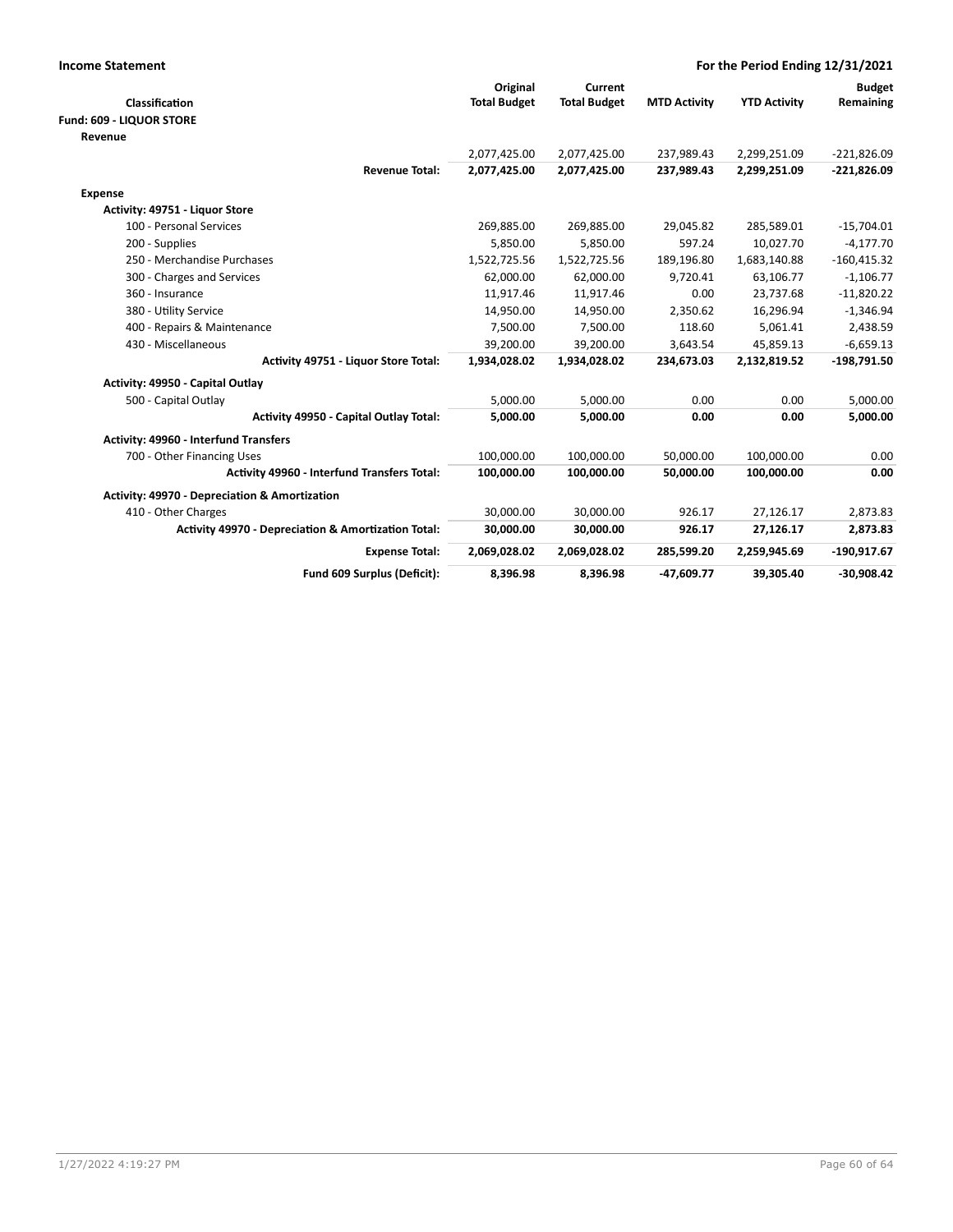**Income Statement** **For the Period Ending 12/31/2021**

| Classification | Original Total Budget | Current Total Budget | MTD Activity | YTD Activity | Budget Remaining |
|---|---|---|---|---|---|
| **Fund: 609 - LIQUOR STORE** | | | | | |
| **Revenue** | | | | | |
| | 2,077,425.00 | 2,077,425.00 | 237,989.43 | 2,299,251.09 | -221,826.09 |
| **Revenue Total:** | **2,077,425.00** | **2,077,425.00** | **237,989.43** | **2,299,251.09** | **-221,826.09** |
| **Expense** | | | | | |
| **Activity: 49751 - Liquor Store** | | | | | |
| 100 - Personal Services | 269,885.00 | 269,885.00 | 29,045.82 | 285,589.01 | -15,704.01 |
| 200 - Supplies | 5,850.00 | 5,850.00 | 597.24 | 10,027.70 | -4,177.70 |
| 250 - Merchandise Purchases | 1,522,725.56 | 1,522,725.56 | 189,196.80 | 1,683,140.88 | -160,415.32 |
| 300 - Charges and Services | 62,000.00 | 62,000.00 | 9,720.41 | 63,106.77 | -1,106.77 |
| 360 - Insurance | 11,917.46 | 11,917.46 | 0.00 | 23,737.68 | -11,820.22 |
| 380 - Utility Service | 14,950.00 | 14,950.00 | 2,350.62 | 16,296.94 | -1,346.94 |
| 400 - Repairs & Maintenance | 7,500.00 | 7,500.00 | 118.60 | 5,061.41 | 2,438.59 |
| 430 - Miscellaneous | 39,200.00 | 39,200.00 | 3,643.54 | 45,859.13 | -6,659.13 |
| **Activity 49751 - Liquor Store Total:** | **1,934,028.02** | **1,934,028.02** | **234,673.03** | **2,132,819.52** | **-198,791.50** |
| **Activity: 49950 - Capital Outlay** | | | | | |
| 500 - Capital Outlay | 5,000.00 | 5,000.00 | 0.00 | 0.00 | 5,000.00 |
| **Activity 49950 - Capital Outlay Total:** | **5,000.00** | **5,000.00** | **0.00** | **0.00** | **5,000.00** |
| **Activity: 49960 - Interfund Transfers** | | | | | |
| 700 - Other Financing Uses | 100,000.00 | 100,000.00 | 50,000.00 | 100,000.00 | 0.00 |
| **Activity 49960 - Interfund Transfers Total:** | **100,000.00** | **100,000.00** | **50,000.00** | **100,000.00** | **0.00** |
| **Activity: 49970 - Depreciation & Amortization** | | | | | |
| 410 - Other Charges | 30,000.00 | 30,000.00 | 926.17 | 27,126.17 | 2,873.83 |
| **Activity 49970 - Depreciation & Amortization Total:** | **30,000.00** | **30,000.00** | **926.17** | **27,126.17** | **2,873.83** |
| **Expense Total:** | **2,069,028.02** | **2,069,028.02** | **285,599.20** | **2,259,945.69** | **-190,917.67** |
| **Fund 609 Surplus (Deficit):** | **8,396.98** | **8,396.98** | **-47,609.77** | **39,305.40** | **-30,908.42** |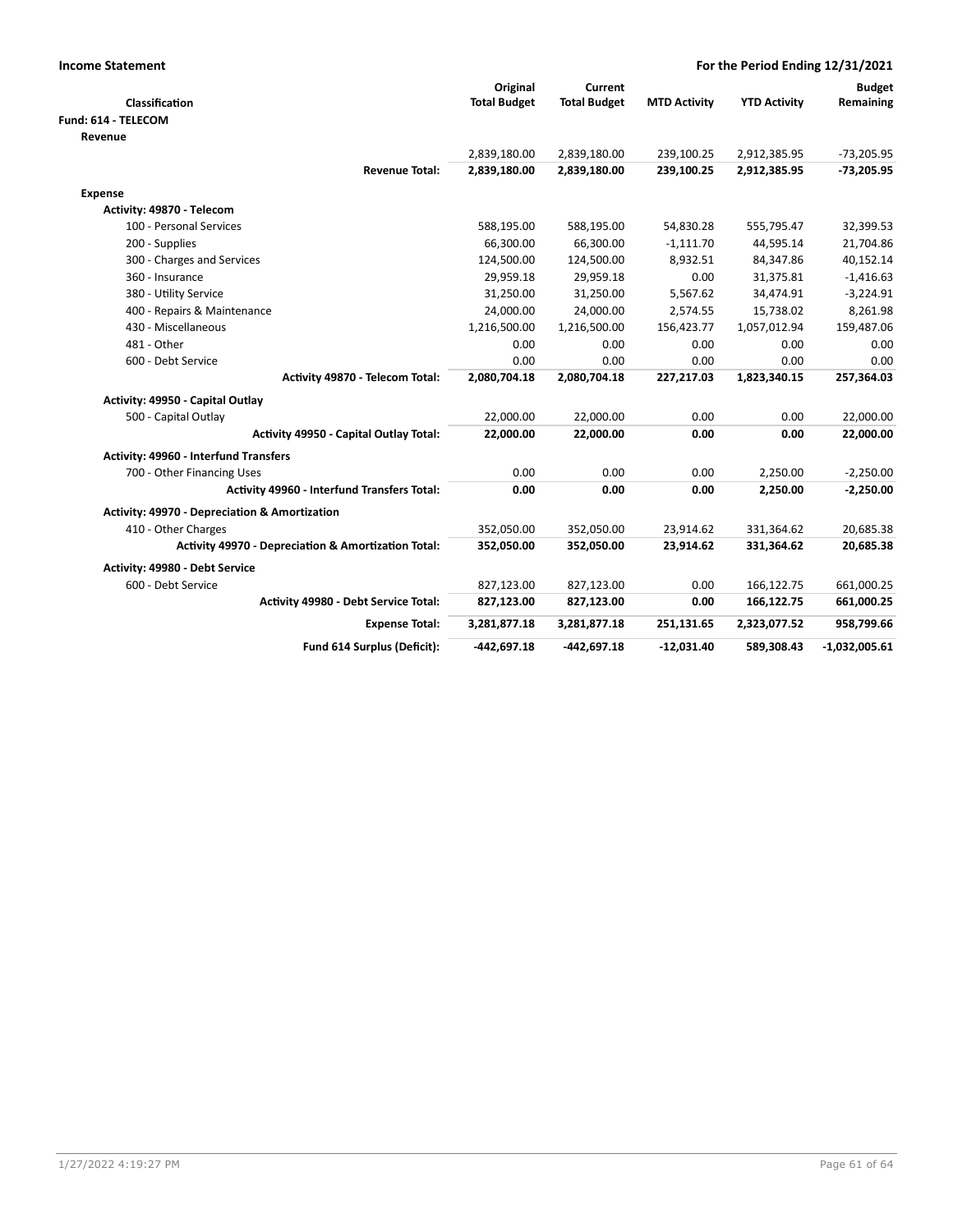**Income Statement** — For the Period Ending 12/31/2021

| Classification | Original Total Budget | Current Total Budget | MTD Activity | YTD Activity | Budget Remaining |
|---|---|---|---|---|---|
| **Fund: 614 - TELECOM** | | | | | |
| **Revenue** | | | | | |
| | 2,839,180.00 | 2,839,180.00 | 239,100.25 | 2,912,385.95 | -73,205.95 |
| **Revenue Total:** | **2,839,180.00** | **2,839,180.00** | **239,100.25** | **2,912,385.95** | **-73,205.95** |
| **Expense** | | | | | |
| **Activity: 49870 - Telecom** | | | | | |
| 100 - Personal Services | 588,195.00 | 588,195.00 | 54,830.28 | 555,795.47 | 32,399.53 |
| 200 - Supplies | 66,300.00 | 66,300.00 | -1,111.70 | 44,595.14 | 21,704.86 |
| 300 - Charges and Services | 124,500.00 | 124,500.00 | 8,932.51 | 84,347.86 | 40,152.14 |
| 360 - Insurance | 29,959.18 | 29,959.18 | 0.00 | 31,375.81 | -1,416.63 |
| 380 - Utility Service | 31,250.00 | 31,250.00 | 5,567.62 | 34,474.91 | -3,224.91 |
| 400 - Repairs & Maintenance | 24,000.00 | 24,000.00 | 2,574.55 | 15,738.02 | 8,261.98 |
| 430 - Miscellaneous | 1,216,500.00 | 1,216,500.00 | 156,423.77 | 1,057,012.94 | 159,487.06 |
| 481 - Other | 0.00 | 0.00 | 0.00 | 0.00 | 0.00 |
| 600 - Debt Service | 0.00 | 0.00 | 0.00 | 0.00 | 0.00 |
| **Activity 49870 - Telecom Total:** | **2,080,704.18** | **2,080,704.18** | **227,217.03** | **1,823,340.15** | **257,364.03** |
| **Activity: 49950 - Capital Outlay** | | | | | |
| 500 - Capital Outlay | 22,000.00 | 22,000.00 | 0.00 | 0.00 | 22,000.00 |
| **Activity 49950 - Capital Outlay Total:** | **22,000.00** | **22,000.00** | **0.00** | **0.00** | **22,000.00** |
| **Activity: 49960 - Interfund Transfers** | | | | | |
| 700 - Other Financing Uses | 0.00 | 0.00 | 0.00 | 2,250.00 | -2,250.00 |
| **Activity 49960 - Interfund Transfers Total:** | **0.00** | **0.00** | **0.00** | **2,250.00** | **-2,250.00** |
| **Activity: 49970 - Depreciation & Amortization** | | | | | |
| 410 - Other Charges | 352,050.00 | 352,050.00 | 23,914.62 | 331,364.62 | 20,685.38 |
| **Activity 49970 - Depreciation & Amortization Total:** | **352,050.00** | **352,050.00** | **23,914.62** | **331,364.62** | **20,685.38** |
| **Activity: 49980 - Debt Service** | | | | | |
| 600 - Debt Service | 827,123.00 | 827,123.00 | 0.00 | 166,122.75 | 661,000.25 |
| **Activity 49980 - Debt Service Total:** | **827,123.00** | **827,123.00** | **0.00** | **166,122.75** | **661,000.25** |
| **Expense Total:** | **3,281,877.18** | **3,281,877.18** | **251,131.65** | **2,323,077.52** | **958,799.66** |
| **Fund 614 Surplus (Deficit):** | **-442,697.18** | **-442,697.18** | **-12,031.40** | **589,308.43** | **-1,032,005.61** |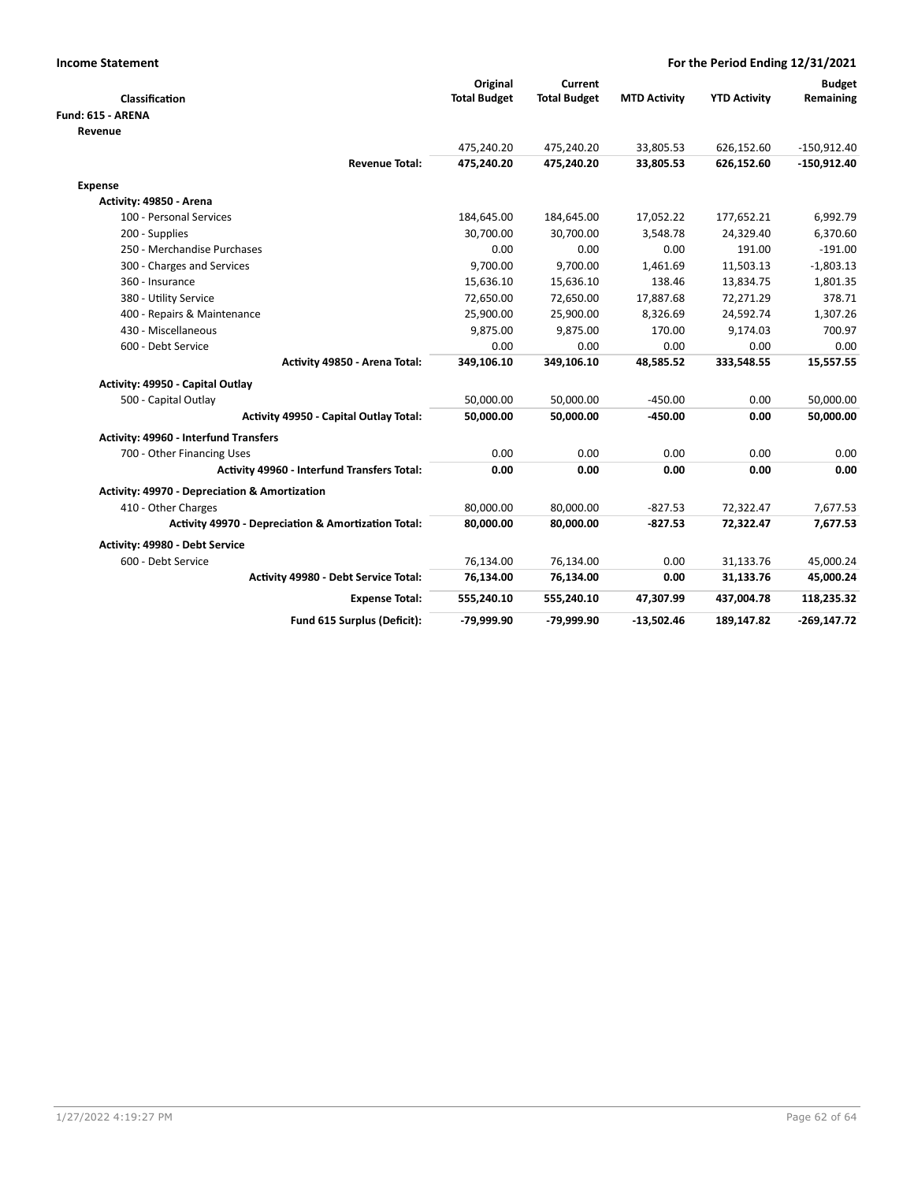**Income Statement** — **For the Period Ending 12/31/2021**

| Classification | Original Total Budget | Current Total Budget | MTD Activity | YTD Activity | Budget Remaining |
|---|---|---|---|---|---|
| **Fund: 615 - ARENA** | | | | | |
| **Revenue** | | | | | |
| | 475,240.20 | 475,240.20 | 33,805.53 | 626,152.60 | -150,912.40 |
| **Revenue Total:** | **475,240.20** | **475,240.20** | **33,805.53** | **626,152.60** | **-150,912.40** |
| **Expense** | | | | | |
| **Activity: 49850 - Arena** | | | | | |
| 100 - Personal Services | 184,645.00 | 184,645.00 | 17,052.22 | 177,652.21 | 6,992.79 |
| 200 - Supplies | 30,700.00 | 30,700.00 | 3,548.78 | 24,329.40 | 6,370.60 |
| 250 - Merchandise Purchases | 0.00 | 0.00 | 0.00 | 191.00 | -191.00 |
| 300 - Charges and Services | 9,700.00 | 9,700.00 | 1,461.69 | 11,503.13 | -1,803.13 |
| 360 - Insurance | 15,636.10 | 15,636.10 | 138.46 | 13,834.75 | 1,801.35 |
| 380 - Utility Service | 72,650.00 | 72,650.00 | 17,887.68 | 72,271.29 | 378.71 |
| 400 - Repairs & Maintenance | 25,900.00 | 25,900.00 | 8,326.69 | 24,592.74 | 1,307.26 |
| 430 - Miscellaneous | 9,875.00 | 9,875.00 | 170.00 | 9,174.03 | 700.97 |
| 600 - Debt Service | 0.00 | 0.00 | 0.00 | 0.00 | 0.00 |
| **Activity 49850 - Arena Total:** | **349,106.10** | **349,106.10** | **48,585.52** | **333,548.55** | **15,557.55** |
| **Activity: 49950 - Capital Outlay** | | | | | |
| 500 - Capital Outlay | 50,000.00 | 50,000.00 | -450.00 | 0.00 | 50,000.00 |
| **Activity 49950 - Capital Outlay Total:** | **50,000.00** | **50,000.00** | **-450.00** | **0.00** | **50,000.00** |
| **Activity: 49960 - Interfund Transfers** | | | | | |
| 700 - Other Financing Uses | 0.00 | 0.00 | 0.00 | 0.00 | 0.00 |
| **Activity 49960 - Interfund Transfers Total:** | **0.00** | **0.00** | **0.00** | **0.00** | **0.00** |
| **Activity: 49970 - Depreciation & Amortization** | | | | | |
| 410 - Other Charges | 80,000.00 | 80,000.00 | -827.53 | 72,322.47 | 7,677.53 |
| **Activity 49970 - Depreciation & Amortization Total:** | **80,000.00** | **80,000.00** | **-827.53** | **72,322.47** | **7,677.53** |
| **Activity: 49980 - Debt Service** | | | | | |
| 600 - Debt Service | 76,134.00 | 76,134.00 | 0.00 | 31,133.76 | 45,000.24 |
| **Activity 49980 - Debt Service Total:** | **76,134.00** | **76,134.00** | **0.00** | **31,133.76** | **45,000.24** |
| **Expense Total:** | **555,240.10** | **555,240.10** | **47,307.99** | **437,004.78** | **118,235.32** |
| **Fund 615 Surplus (Deficit):** | **-79,999.90** | **-79,999.90** | **-13,502.46** | **189,147.82** | **-269,147.72** |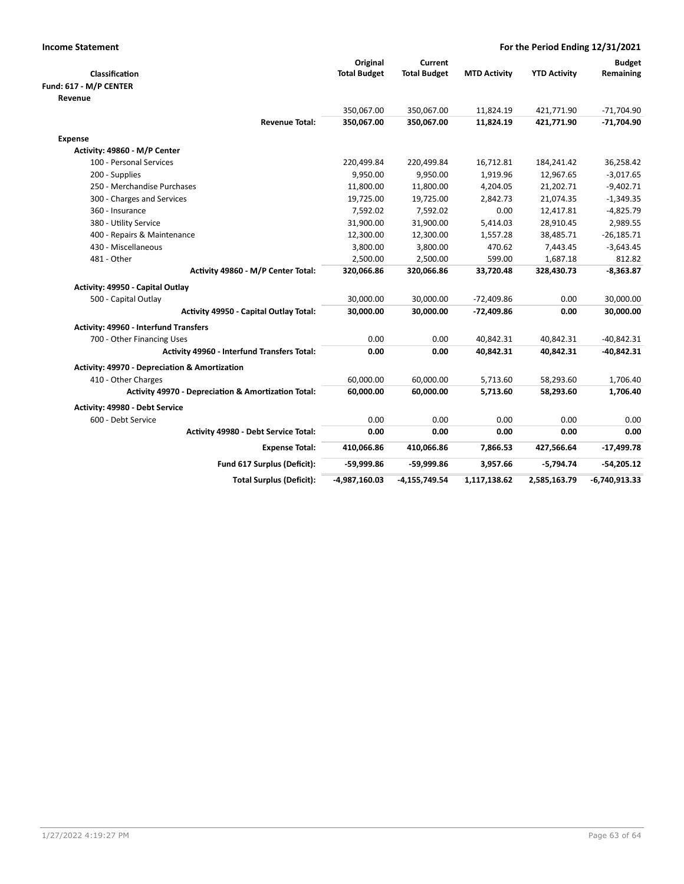**Income Statement** — For the Period Ending 12/31/2021

| Classification | Original Total Budget | Current Total Budget | MTD Activity | YTD Activity | Budget Remaining |
|---|---|---|---|---|---|
| **Fund: 617 - M/P CENTER** | | | | | |
| **Revenue** | | | | | |
| | 350,067.00 | 350,067.00 | 11,824.19 | 421,771.90 | -71,704.90 |
| **Revenue Total:** | **350,067.00** | **350,067.00** | **11,824.19** | **421,771.90** | **-71,704.90** |
| **Expense** | | | | | |
| **Activity: 49860 - M/P Center** | | | | | |
| 100 - Personal Services | 220,499.84 | 220,499.84 | 16,712.81 | 184,241.42 | 36,258.42 |
| 200 - Supplies | 9,950.00 | 9,950.00 | 1,919.96 | 12,967.65 | -3,017.65 |
| 250 - Merchandise Purchases | 11,800.00 | 11,800.00 | 4,204.05 | 21,202.71 | -9,402.71 |
| 300 - Charges and Services | 19,725.00 | 19,725.00 | 2,842.73 | 21,074.35 | -1,349.35 |
| 360 - Insurance | 7,592.02 | 7,592.02 | 0.00 | 12,417.81 | -4,825.79 |
| 380 - Utility Service | 31,900.00 | 31,900.00 | 5,414.03 | 28,910.45 | 2,989.55 |
| 400 - Repairs & Maintenance | 12,300.00 | 12,300.00 | 1,557.28 | 38,485.71 | -26,185.71 |
| 430 - Miscellaneous | 3,800.00 | 3,800.00 | 470.62 | 7,443.45 | -3,643.45 |
| 481 - Other | 2,500.00 | 2,500.00 | 599.00 | 1,687.18 | 812.82 |
| **Activity 49860 - M/P Center Total:** | **320,066.86** | **320,066.86** | **33,720.48** | **328,430.73** | **-8,363.87** |
| **Activity: 49950 - Capital Outlay** | | | | | |
| 500 - Capital Outlay | 30,000.00 | 30,000.00 | -72,409.86 | 0.00 | 30,000.00 |
| **Activity 49950 - Capital Outlay Total:** | **30,000.00** | **30,000.00** | **-72,409.86** | **0.00** | **30,000.00** |
| **Activity: 49960 - Interfund Transfers** | | | | | |
| 700 - Other Financing Uses | 0.00 | 0.00 | 40,842.31 | 40,842.31 | -40,842.31 |
| **Activity 49960 - Interfund Transfers Total:** | **0.00** | **0.00** | **40,842.31** | **40,842.31** | **-40,842.31** |
| **Activity: 49970 - Depreciation & Amortization** | | | | | |
| 410 - Other Charges | 60,000.00 | 60,000.00 | 5,713.60 | 58,293.60 | 1,706.40 |
| **Activity 49970 - Depreciation & Amortization Total:** | **60,000.00** | **60,000.00** | **5,713.60** | **58,293.60** | **1,706.40** |
| **Activity: 49980 - Debt Service** | | | | | |
| 600 - Debt Service | 0.00 | 0.00 | 0.00 | 0.00 | 0.00 |
| **Activity 49980 - Debt Service Total:** | **0.00** | **0.00** | **0.00** | **0.00** | **0.00** |
| **Expense Total:** | **410,066.86** | **410,066.86** | **7,866.53** | **427,566.64** | **-17,499.78** |
| **Fund 617 Surplus (Deficit):** | **-59,999.86** | **-59,999.86** | **3,957.66** | **-5,794.74** | **-54,205.12** |
| **Total Surplus (Deficit):** | **-4,987,160.03** | **-4,155,749.54** | **1,117,138.62** | **2,585,163.79** | **-6,740,913.33** |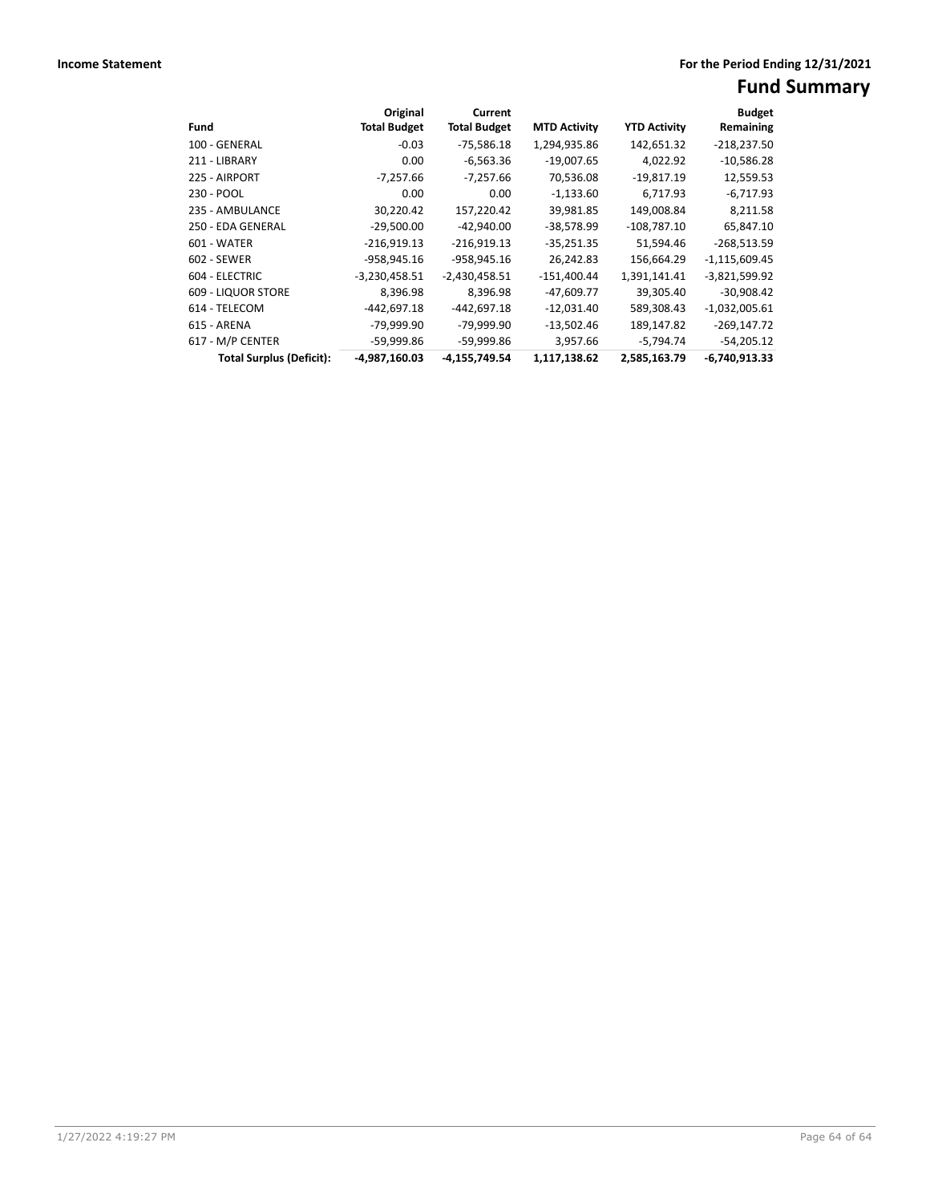**Income Statement** **For the Period Ending 12/31/2021**

# Fund Summary

| Fund | Original Total Budget | Current Total Budget | MTD Activity | YTD Activity | Budget Remaining |
|---|---|---|---|---|---|
| 100 - GENERAL | -0.03 | -75,586.18 | 1,294,935.86 | 142,651.32 | -218,237.50 |
| 211 - LIBRARY | 0.00 | -6,563.36 | -19,007.65 | 4,022.92 | -10,586.28 |
| 225 - AIRPORT | -7,257.66 | -7,257.66 | 70,536.08 | -19,817.19 | 12,559.53 |
| 230 - POOL | 0.00 | 0.00 | -1,133.60 | 6,717.93 | -6,717.93 |
| 235 - AMBULANCE | 30,220.42 | 157,220.42 | 39,981.85 | 149,008.84 | 8,211.58 |
| 250 - EDA GENERAL | -29,500.00 | -42,940.00 | -38,578.99 | -108,787.10 | 65,847.10 |
| 601 - WATER | -216,919.13 | -216,919.13 | -35,251.35 | 51,594.46 | -268,513.59 |
| 602 - SEWER | -958,945.16 | -958,945.16 | 26,242.83 | 156,664.29 | -1,115,609.45 |
| 604 - ELECTRIC | -3,230,458.51 | -2,430,458.51 | -151,400.44 | 1,391,141.41 | -3,821,599.92 |
| 609 - LIQUOR STORE | 8,396.98 | 8,396.98 | -47,609.77 | 39,305.40 | -30,908.42 |
| 614 - TELECOM | -442,697.18 | -442,697.18 | -12,031.40 | 589,308.43 | -1,032,005.61 |
| 615 - ARENA | -79,999.90 | -79,999.90 | -13,502.46 | 189,147.82 | -269,147.72 |
| 617 - M/P CENTER | -59,999.86 | -59,999.86 | 3,957.66 | -5,794.74 | -54,205.12 |
| **Total Surplus (Deficit):** | **-4,987,160.03** | **-4,155,749.54** | **1,117,138.62** | **2,585,163.79** | **-6,740,913.33** |